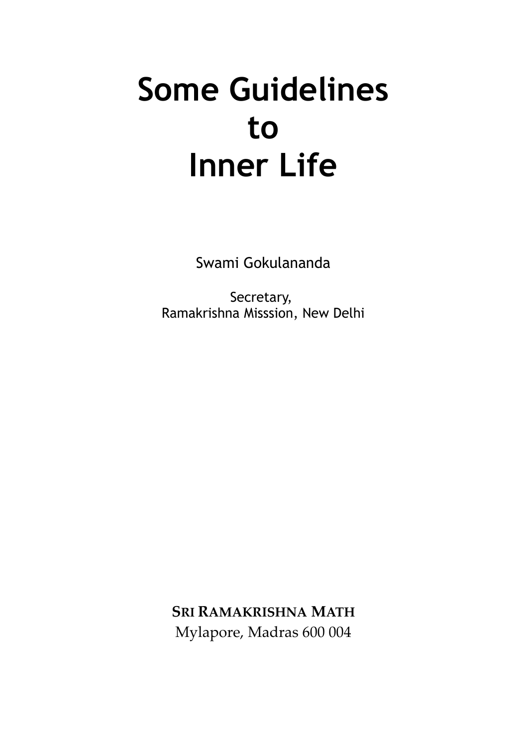# Some Guidelines to Inner Life

Swami Gokulananda

Secretary,
Ramakrishna Misssion, New Delhi

**SRI RAMAKRISHNA MATH**
Mylapore, Madras 600 004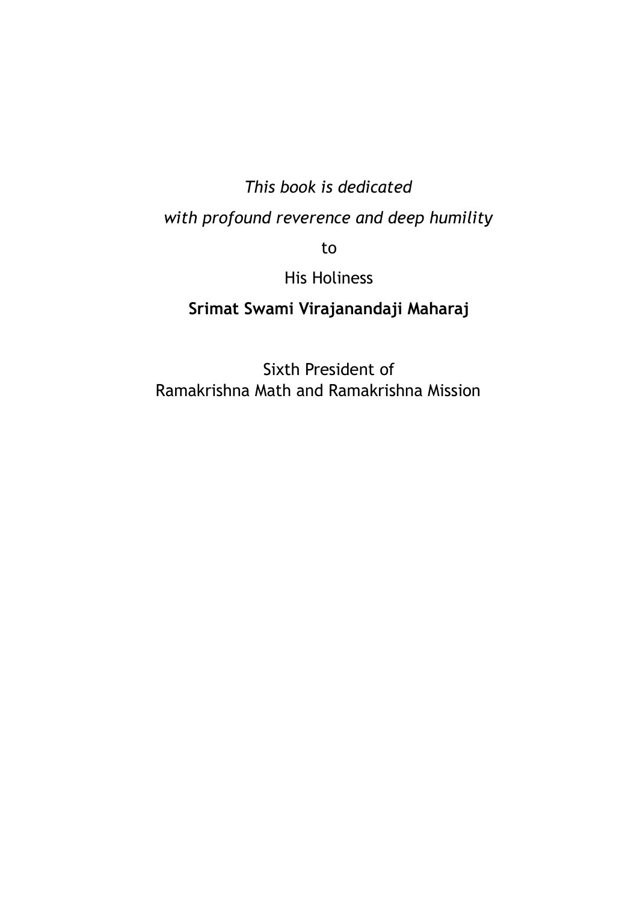*This book is dedicated*

*with profound reverence and deep humility*

to

His Holiness

**Srimat Swami Virajanandaji Maharaj**

Sixth President of
Ramakrishna Math and Ramakrishna Mission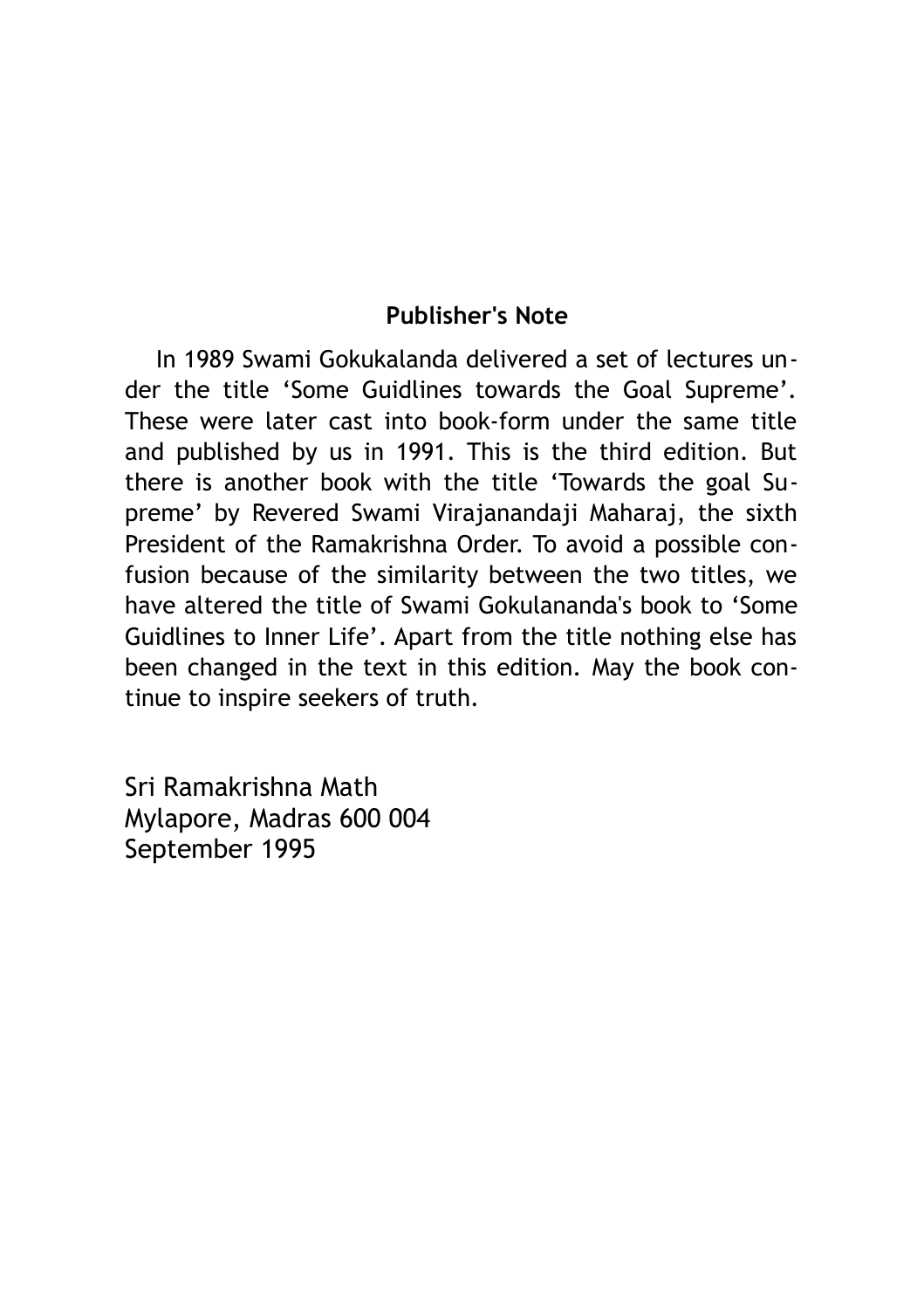## Publisher's Note

In 1989 Swami Gokukalanda delivered a set of lectures under the title 'Some Guidlines towards the Goal Supreme'. These were later cast into book-form under the same title and published by us in 1991. This is the third edition. But there is another book with the title 'Towards the goal Supreme' by Revered Swami Virajanandaji Maharaj, the sixth President of the Ramakrishna Order. To avoid a possible confusion because of the similarity between the two titles, we have altered the title of Swami Gokulananda's book to 'Some Guidlines to Inner Life'. Apart from the title nothing else has been changed in the text in this edition. May the book continue to inspire seekers of truth.

Sri Ramakrishna Math
Mylapore, Madras 600 004
September 1995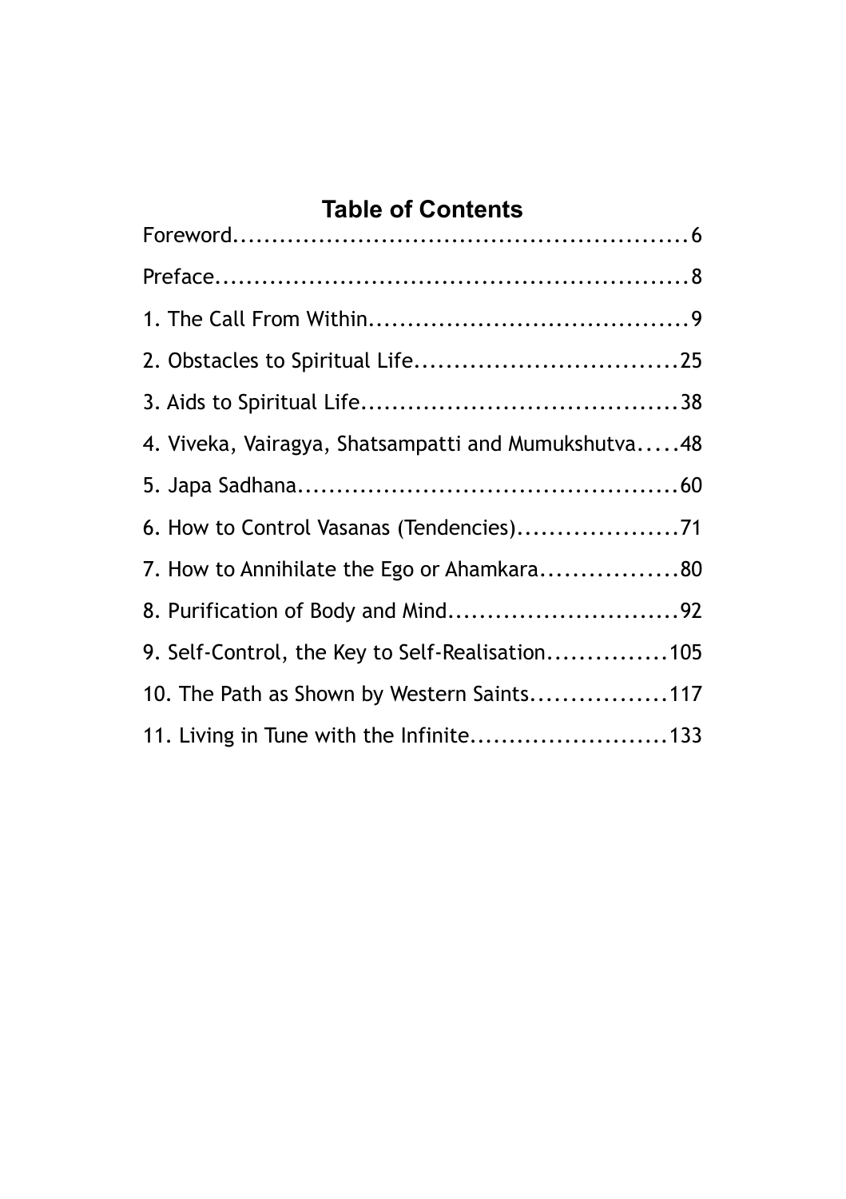## Table of Contents

Foreword.........................................................6

Preface..........................................................8

1. The Call From Within.........................................9

2. Obstacles to Spiritual Life.................................25

3. Aids to Spiritual Life........................................38

4. Viveka, Vairagya, Shatsampatti and Mumukshutva.....48

5. Japa Sadhana................................................60

6. How to Control Vasanas (Tendencies)....................71

7. How to Annihilate the Ego or Ahamkara.................80

8. Purification of Body and Mind.............................92

9. Self-Control, the Key to Self-Realisation...............105

10. The Path as Shown by Western Saints.................117

11. Living in Tune with the Infinite.........................133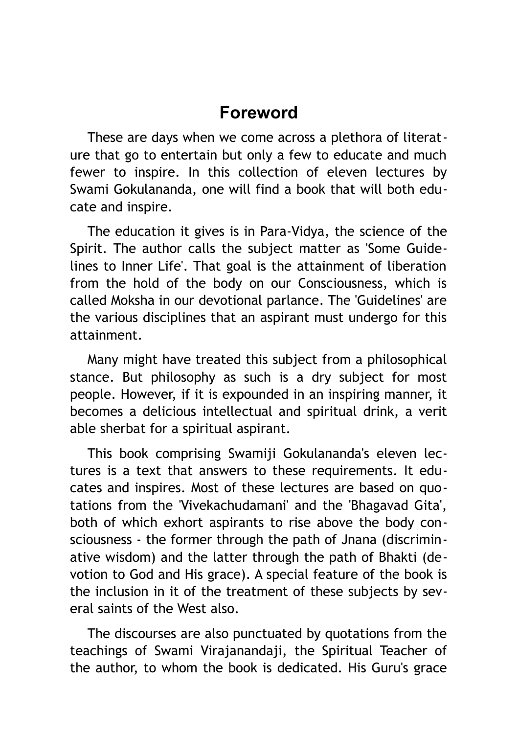## Foreword

These are days when we come across a plethora of literature that go to entertain but only a few to educate and much fewer to inspire. In this collection of eleven lectures by Swami Gokulananda, one will find a book that will both educate and inspire.

The education it gives is in Para-Vidya, the science of the Spirit. The author calls the subject matter as 'Some Guidelines to Inner Life'. That goal is the attainment of liberation from the hold of the body on our Consciousness, which is called Moksha in our devotional parlance. The 'Guidelines' are the various disciplines that an aspirant must undergo for this attainment.

Many might have treated this subject from a philosophical stance. But philosophy as such is a dry subject for most people. However, if it is expounded in an inspiring manner, it becomes a delicious intellectual and spiritual drink, a verit able sherbat for a spiritual aspirant.

This book comprising Swamiji Gokulananda's eleven lectures is a text that answers to these requirements. It educates and inspires. Most of these lectures are based on quotations from the 'Vivekachudamani' and the 'Bhagavad Gita', both of which exhort aspirants to rise above the body consciousness - the former through the path of Jnana (discriminative wisdom) and the latter through the path of Bhakti (devotion to God and His grace). A special feature of the book is the inclusion in it of the treatment of these subjects by several saints of the West also.

The discourses are also punctuated by quotations from the teachings of Swami Virajanandaji, the Spiritual Teacher of the author, to whom the book is dedicated. His Guru's grace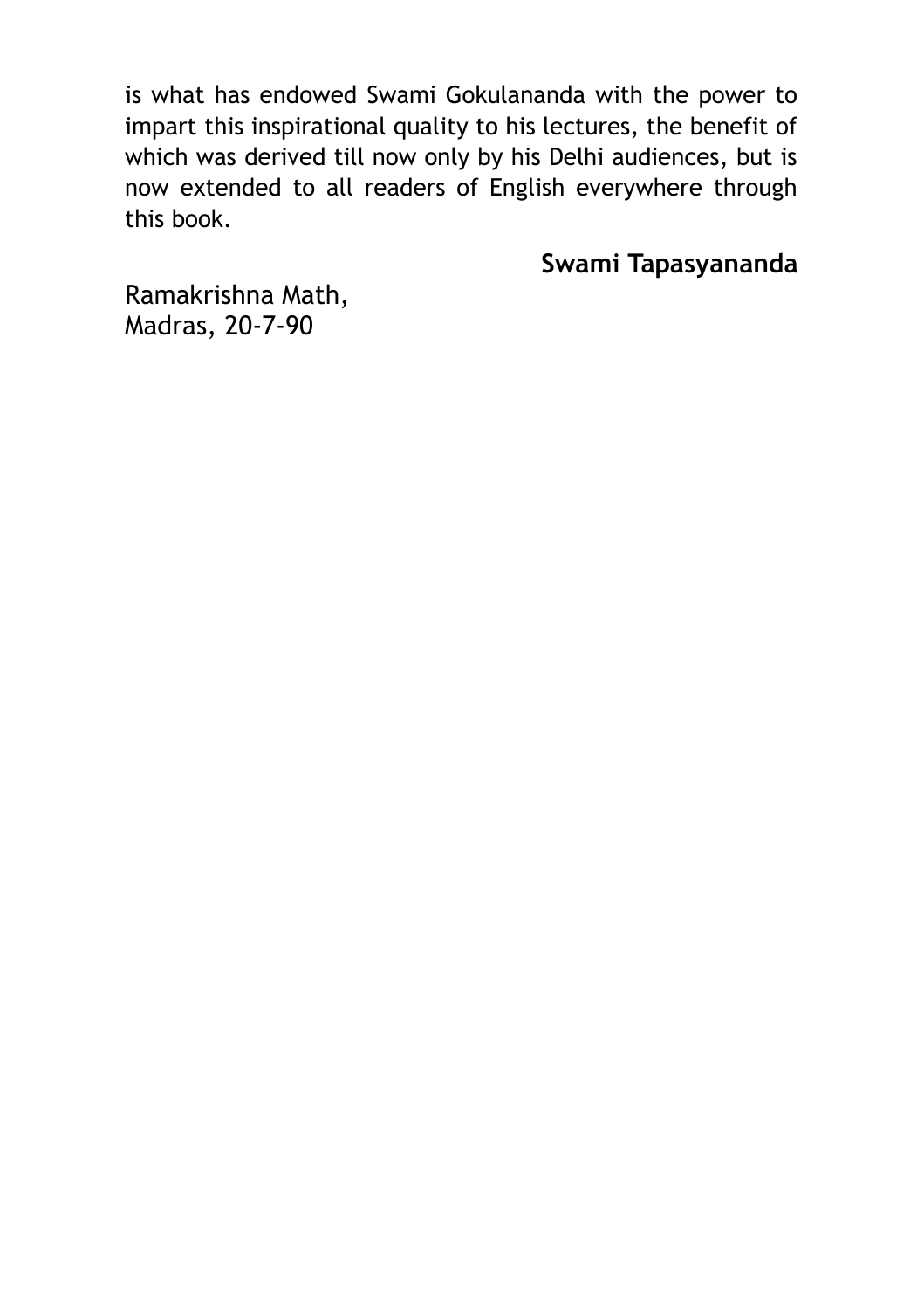is what has endowed Swami Gokulananda with the power to impart this inspirational quality to his lectures, the benefit of which was derived till now only by his Delhi audiences, but is now extended to all readers of English everywhere through this book.

**Swami Tapasyananda**

Ramakrishna Math,
Madras, 20-7-90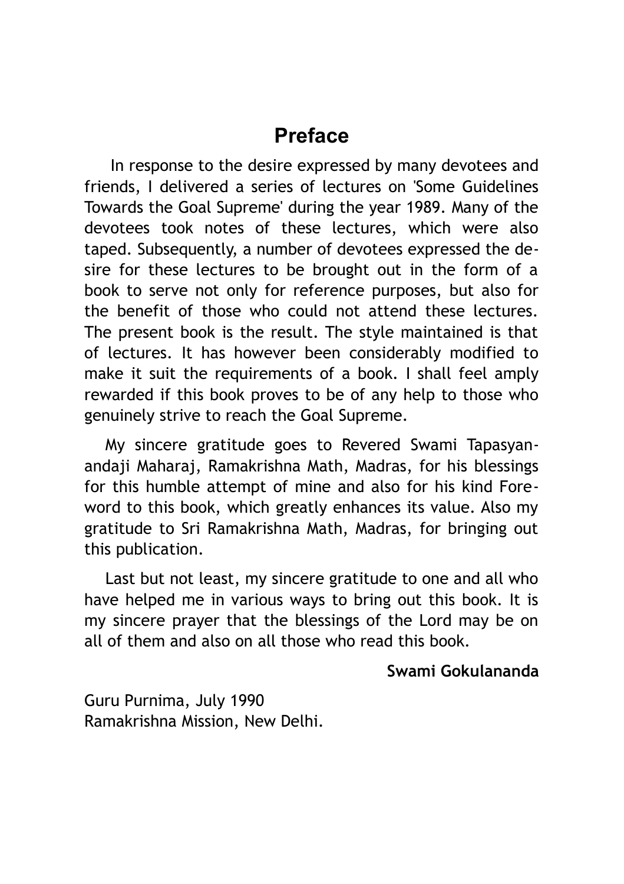# Preface

In response to the desire expressed by many devotees and friends, I delivered a series of lectures on 'Some Guidelines Towards the Goal Supreme' during the year 1989. Many of the devotees took notes of these lectures, which were also taped. Subsequently, a number of devotees expressed the desire for these lectures to be brought out in the form of a book to serve not only for reference purposes, but also for the benefit of those who could not attend these lectures. The present book is the result. The style maintained is that of lectures. It has however been considerably modified to make it suit the requirements of a book. I shall feel amply rewarded if this book proves to be of any help to those who genuinely strive to reach the Goal Supreme.

My sincere gratitude goes to Revered Swami Tapasyanandaji Maharaj, Ramakrishna Math, Madras, for his blessings for this humble attempt of mine and also for his kind Foreword to this book, which greatly enhances its value. Also my gratitude to Sri Ramakrishna Math, Madras, for bringing out this publication.

Last but not least, my sincere gratitude to one and all who have helped me in various ways to bring out this book. It is my sincere prayer that the blessings of the Lord may be on all of them and also on all those who read this book.

**Swami Gokulananda**

Guru Purnima, July 1990
Ramakrishna Mission, New Delhi.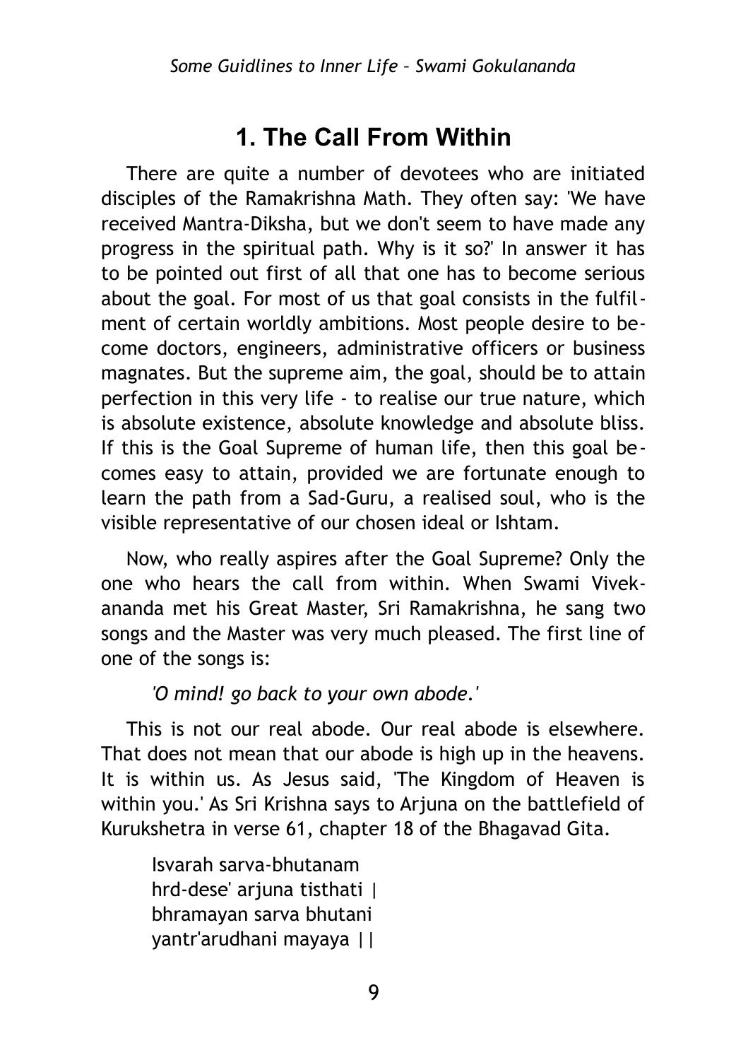# 1. The Call From Within

There are quite a number of devotees who are initiated disciples of the Ramakrishna Math. They often say: 'We have received Mantra-Diksha, but we don't seem to have made any progress in the spiritual path. Why is it so?' In answer it has to be pointed out first of all that one has to become serious about the goal. For most of us that goal consists in the fulfilment of certain worldly ambitions. Most people desire to become doctors, engineers, administrative officers or business magnates. But the supreme aim, the goal, should be to attain perfection in this very life - to realise our true nature, which is absolute existence, absolute knowledge and absolute bliss. If this is the Goal Supreme of human life, then this goal becomes easy to attain, provided we are fortunate enough to learn the path from a Sad-Guru, a realised soul, who is the visible representative of our chosen ideal or Ishtam.

Now, who really aspires after the Goal Supreme? Only the one who hears the call from within. When Swami Vivekananda met his Great Master, Sri Ramakrishna, he sang two songs and the Master was very much pleased. The first line of one of the songs is:

*'O mind! go back to your own abode.'*

This is not our real abode. Our real abode is elsewhere. That does not mean that our abode is high up in the heavens. It is within us. As Jesus said, 'The Kingdom of Heaven is within you.' As Sri Krishna says to Arjuna on the battlefield of Kurukshetra in verse 61, chapter 18 of the Bhagavad Gita.

> Isvarah sarva-bhutanam
> hrd-dese' arjuna tisthati |
> bhramayan sarva bhutani
> yantr'arudhani mayaya ||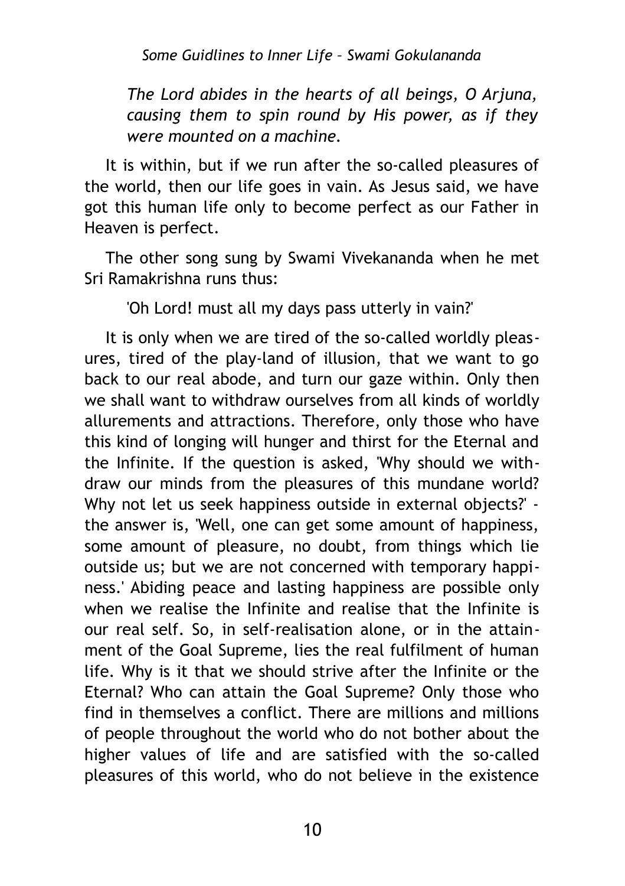*The Lord abides in the hearts of all beings, O Arjuna, causing them to spin round by His power, as if they were mounted on a machine.*

It is within, but if we run after the so-called pleasures of the world, then our life goes in vain. As Jesus said, we have got this human life only to become perfect as our Father in Heaven is perfect.

The other song sung by Swami Vivekananda when he met Sri Ramakrishna runs thus:

'Oh Lord! must all my days pass utterly in vain?'

It is only when we are tired of the so-called worldly pleasures, tired of the play-land of illusion, that we want to go back to our real abode, and turn our gaze within. Only then we shall want to withdraw ourselves from all kinds of worldly allurements and attractions. Therefore, only those who have this kind of longing will hunger and thirst for the Eternal and the Infinite. If the question is asked, 'Why should we withdraw our minds from the pleasures of this mundane world? Why not let us seek happiness outside in external objects?' - the answer is, 'Well, one can get some amount of happiness, some amount of pleasure, no doubt, from things which lie outside us; but we are not concerned with temporary happiness.' Abiding peace and lasting happiness are possible only when we realise the Infinite and realise that the Infinite is our real self. So, in self-realisation alone, or in the attainment of the Goal Supreme, lies the real fulfilment of human life. Why is it that we should strive after the Infinite or the Eternal? Who can attain the Goal Supreme? Only those who find in themselves a conflict. There are millions and millions of people throughout the world who do not bother about the higher values of life and are satisfied with the so-called pleasures of this world, who do not believe in the existence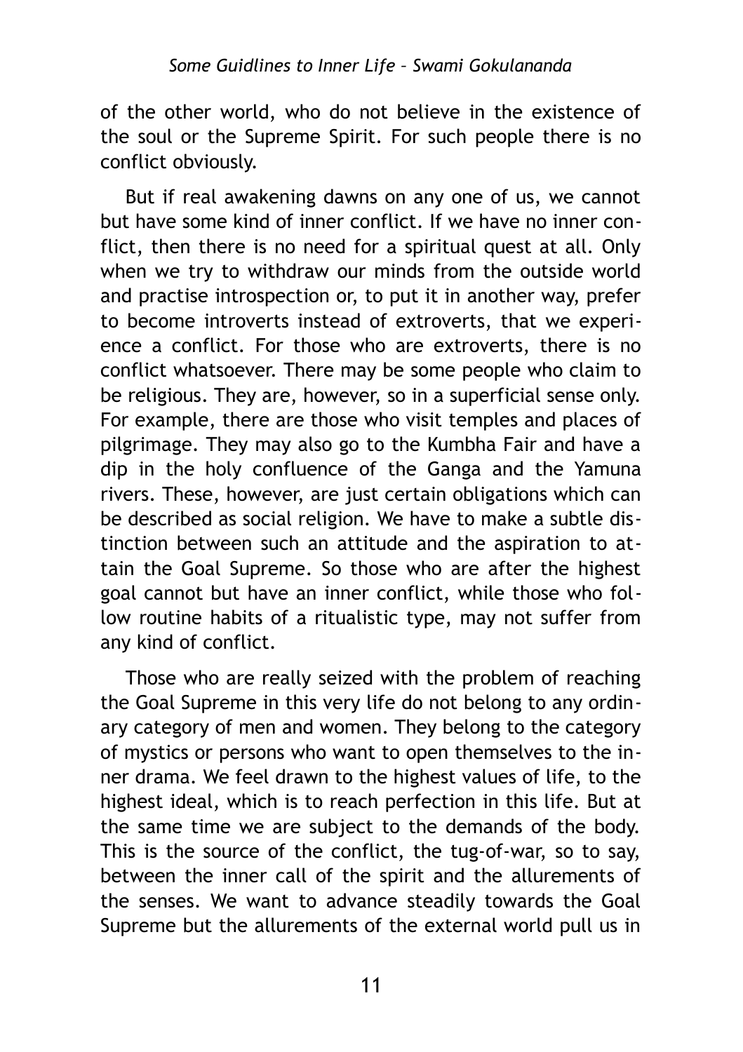of the other world, who do not believe in the existence of the soul or the Supreme Spirit. For such people there is no conflict obviously.

But if real awakening dawns on any one of us, we cannot but have some kind of inner conflict. If we have no inner conflict, then there is no need for a spiritual quest at all. Only when we try to withdraw our minds from the outside world and practise introspection or, to put it in another way, prefer to become introverts instead of extroverts, that we experience a conflict. For those who are extroverts, there is no conflict whatsoever. There may be some people who claim to be religious. They are, however, so in a superficial sense only. For example, there are those who visit temples and places of pilgrimage. They may also go to the Kumbha Fair and have a dip in the holy confluence of the Ganga and the Yamuna rivers. These, however, are just certain obligations which can be described as social religion. We have to make a subtle distinction between such an attitude and the aspiration to attain the Goal Supreme. So those who are after the highest goal cannot but have an inner conflict, while those who follow routine habits of a ritualistic type, may not suffer from any kind of conflict.

Those who are really seized with the problem of reaching the Goal Supreme in this very life do not belong to any ordinary category of men and women. They belong to the category of mystics or persons who want to open themselves to the inner drama. We feel drawn to the highest values of life, to the highest ideal, which is to reach perfection in this life. But at the same time we are subject to the demands of the body. This is the source of the conflict, the tug-of-war, so to say, between the inner call of the spirit and the allurements of the senses. We want to advance steadily towards the Goal Supreme but the allurements of the external world pull us in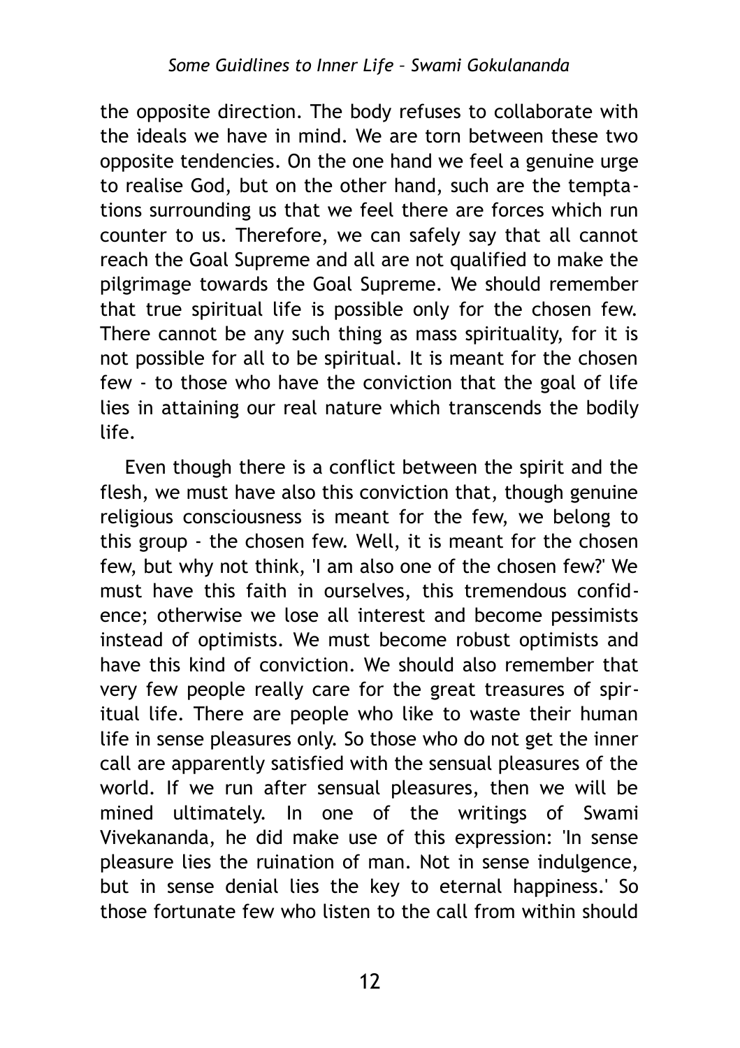the opposite direction. The body refuses to collaborate with the ideals we have in mind. We are torn between these two opposite tendencies. On the one hand we feel a genuine urge to realise God, but on the other hand, such are the temptations surrounding us that we feel there are forces which run counter to us. Therefore, we can safely say that all cannot reach the Goal Supreme and all are not qualified to make the pilgrimage towards the Goal Supreme. We should remember that true spiritual life is possible only for the chosen few. There cannot be any such thing as mass spirituality, for it is not possible for all to be spiritual. It is meant for the chosen few - to those who have the conviction that the goal of life lies in attaining our real nature which transcends the bodily life.

Even though there is a conflict between the spirit and the flesh, we must have also this conviction that, though genuine religious consciousness is meant for the few, we belong to this group - the chosen few. Well, it is meant for the chosen few, but why not think, 'I am also one of the chosen few?' We must have this faith in ourselves, this tremendous confidence; otherwise we lose all interest and become pessimists instead of optimists. We must become robust optimists and have this kind of conviction. We should also remember that very few people really care for the great treasures of spiritual life. There are people who like to waste their human life in sense pleasures only. So those who do not get the inner call are apparently satisfied with the sensual pleasures of the world. If we run after sensual pleasures, then we will be mined ultimately. In one of the writings of Swami Vivekananda, he did make use of this expression: 'In sense pleasure lies the ruination of man. Not in sense indulgence, but in sense denial lies the key to eternal happiness.' So those fortunate few who listen to the call from within should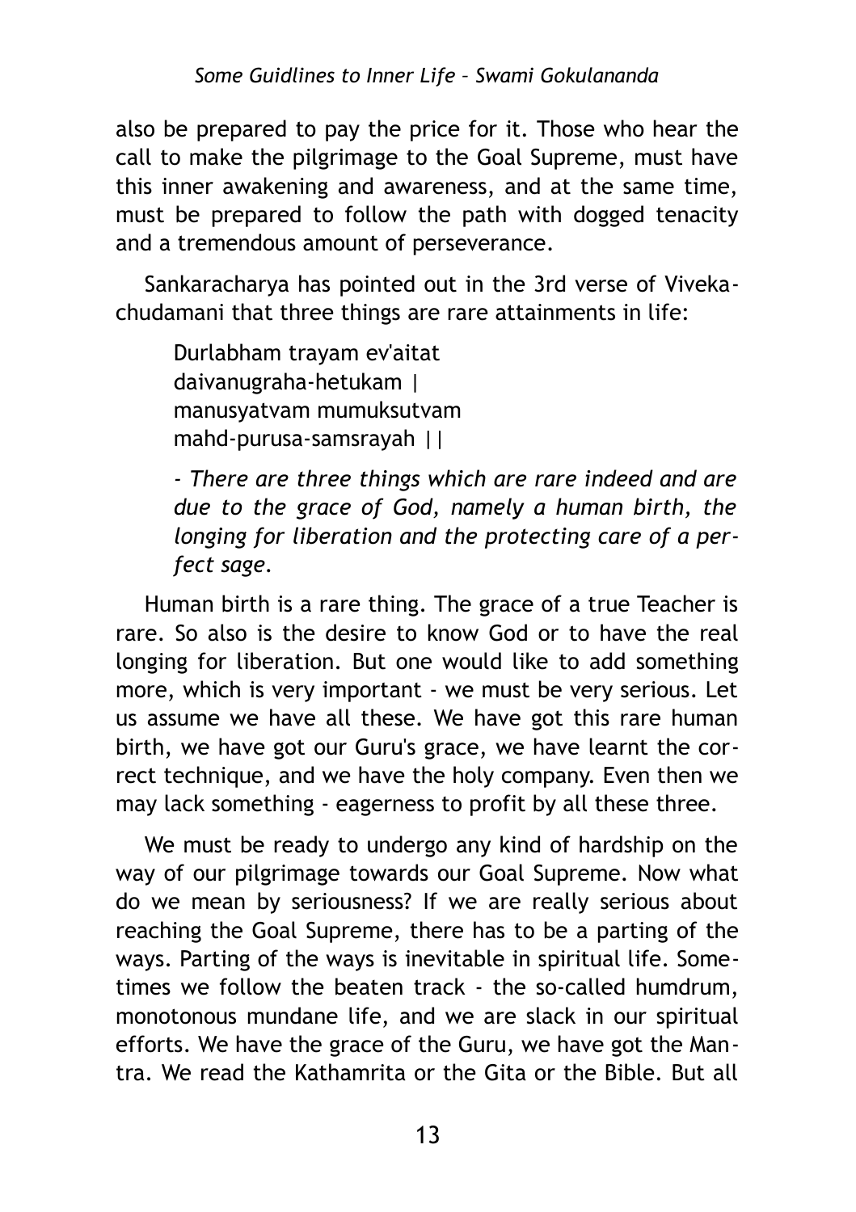also be prepared to pay the price for it. Those who hear the call to make the pilgrimage to the Goal Supreme, must have this inner awakening and awareness, and at the same time, must be prepared to follow the path with dogged tenacity and a tremendous amount of perseverance.

Sankaracharya has pointed out in the 3rd verse of Viveka-chudamani that three things are rare attainments in life:

> Durlabham trayam ev'aitat
> daivanugraha-hetukam |
> manusyatvam mumuksutvam
> mahd-purusa-samsrayah ||
>
> *- There are three things which are rare indeed and are due to the grace of God, namely a human birth, the longing for liberation and the protecting care of a perfect sage.*

Human birth is a rare thing. The grace of a true Teacher is rare. So also is the desire to know God or to have the real longing for liberation. But one would like to add something more, which is very important - we must be very serious. Let us assume we have all these. We have got this rare human birth, we have got our Guru's grace, we have learnt the correct technique, and we have the holy company. Even then we may lack something - eagerness to profit by all these three.

We must be ready to undergo any kind of hardship on the way of our pilgrimage towards our Goal Supreme. Now what do we mean by seriousness? If we are really serious about reaching the Goal Supreme, there has to be a parting of the ways. Parting of the ways is inevitable in spiritual life. Sometimes we follow the beaten track - the so-called humdrum, monotonous mundane life, and we are slack in our spiritual efforts. We have the grace of the Guru, we have got the Mantra. We read the Kathamrita or the Gita or the Bible. But all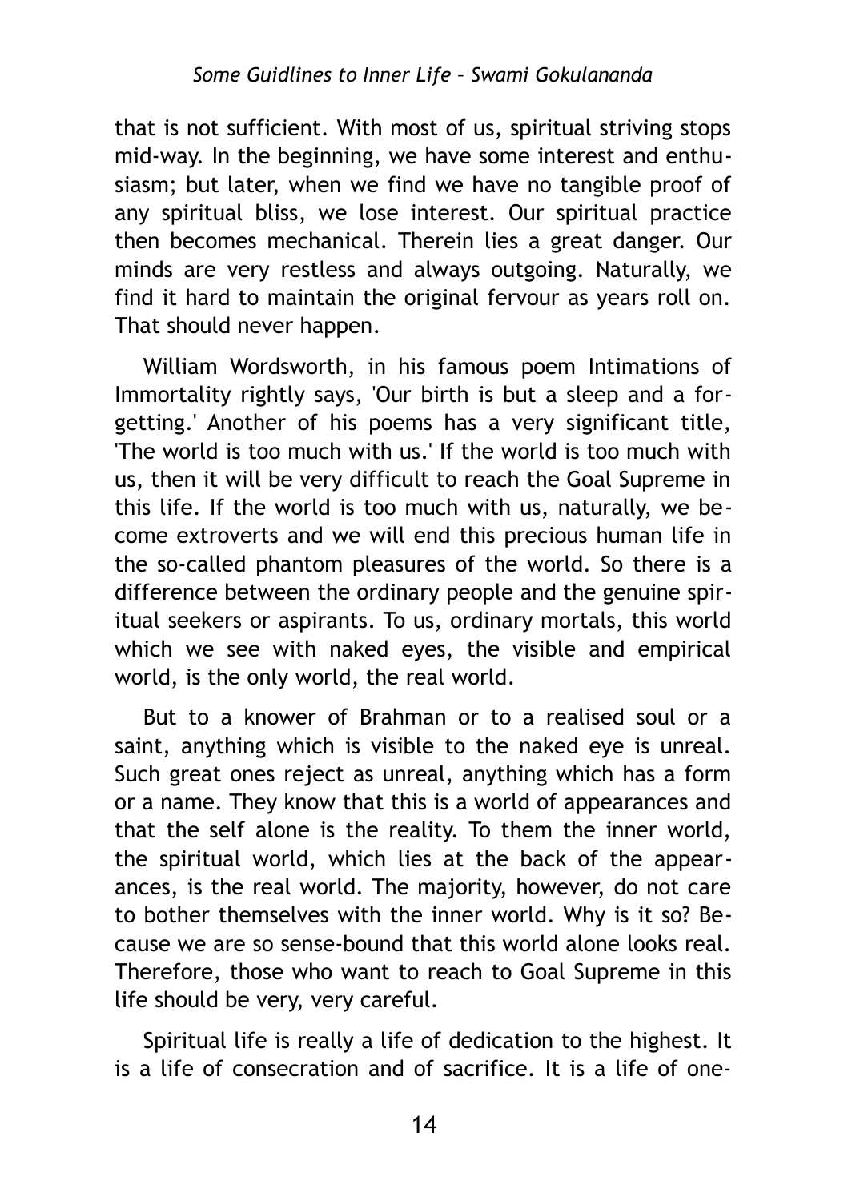that is not sufficient. With most of us, spiritual striving stops mid-way. In the beginning, we have some interest and enthusiasm; but later, when we find we have no tangible proof of any spiritual bliss, we lose interest. Our spiritual practice then becomes mechanical. Therein lies a great danger. Our minds are very restless and always outgoing. Naturally, we find it hard to maintain the original fervour as years roll on. That should never happen.

William Wordsworth, in his famous poem Intimations of Immortality rightly says, 'Our birth is but a sleep and a forgetting.' Another of his poems has a very significant title, 'The world is too much with us.' If the world is too much with us, then it will be very difficult to reach the Goal Supreme in this life. If the world is too much with us, naturally, we become extroverts and we will end this precious human life in the so-called phantom pleasures of the world. So there is a difference between the ordinary people and the genuine spiritual seekers or aspirants. To us, ordinary mortals, this world which we see with naked eyes, the visible and empirical world, is the only world, the real world.

But to a knower of Brahman or to a realised soul or a saint, anything which is visible to the naked eye is unreal. Such great ones reject as unreal, anything which has a form or a name. They know that this is a world of appearances and that the self alone is the reality. To them the inner world, the spiritual world, which lies at the back of the appearances, is the real world. The majority, however, do not care to bother themselves with the inner world. Why is it so? Because we are so sense-bound that this world alone looks real. Therefore, those who want to reach to Goal Supreme in this life should be very, very careful.

Spiritual life is really a life of dedication to the highest. It is a life of consecration and of sacrifice. It is a life of one-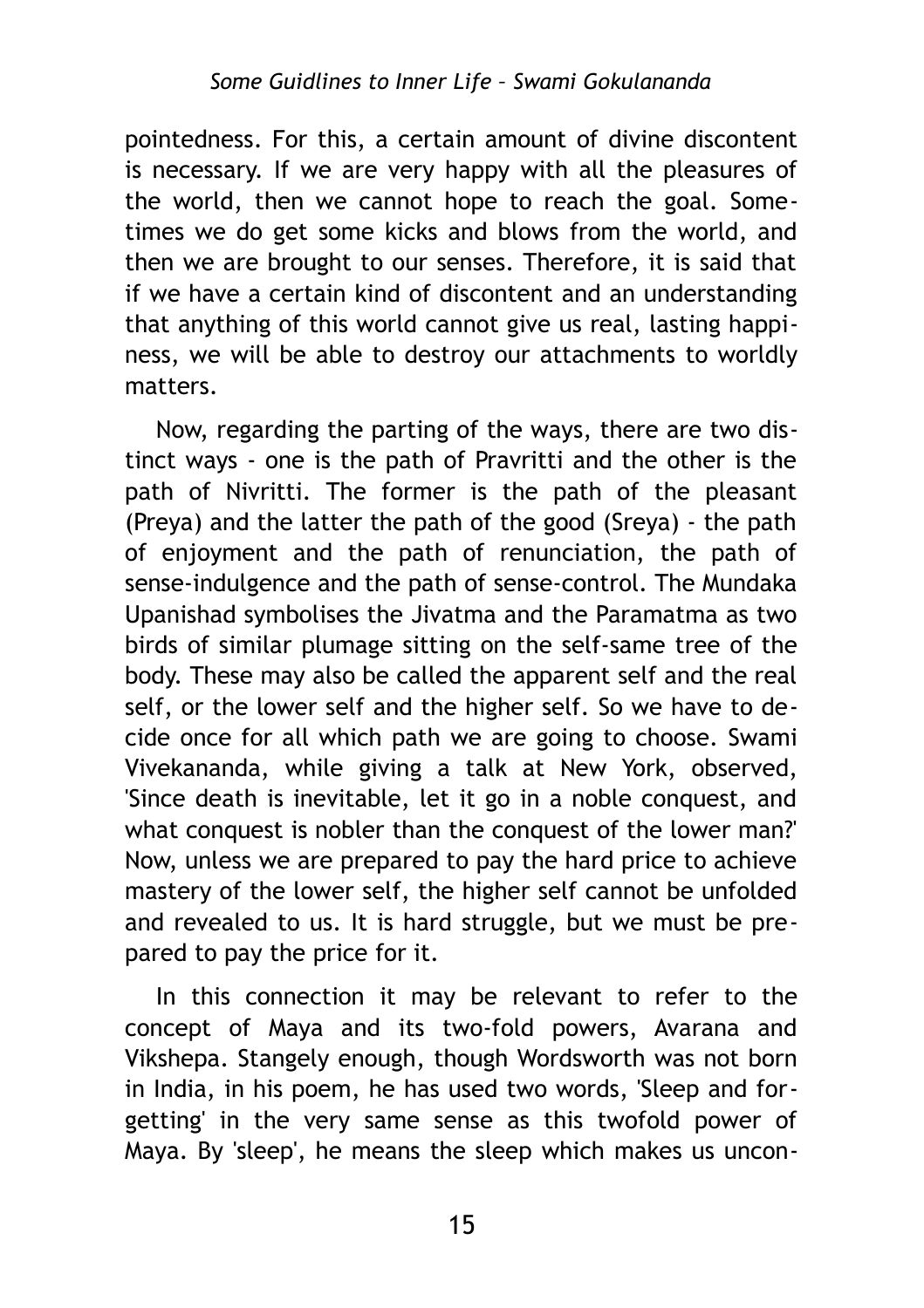pointedness. For this, a certain amount of divine discontent is necessary. If we are very happy with all the pleasures of the world, then we cannot hope to reach the goal. Sometimes we do get some kicks and blows from the world, and then we are brought to our senses. Therefore, it is said that if we have a certain kind of discontent and an understanding that anything of this world cannot give us real, lasting happiness, we will be able to destroy our attachments to worldly matters.

Now, regarding the parting of the ways, there are two distinct ways - one is the path of Pravritti and the other is the path of Nivritti. The former is the path of the pleasant (Preya) and the latter the path of the good (Sreya) - the path of enjoyment and the path of renunciation, the path of sense-indulgence and the path of sense-control. The Mundaka Upanishad symbolises the Jivatma and the Paramatma as two birds of similar plumage sitting on the self-same tree of the body. These may also be called the apparent self and the real self, or the lower self and the higher self. So we have to decide once for all which path we are going to choose. Swami Vivekananda, while giving a talk at New York, observed, 'Since death is inevitable, let it go in a noble conquest, and what conquest is nobler than the conquest of the lower man?' Now, unless we are prepared to pay the hard price to achieve mastery of the lower self, the higher self cannot be unfolded and revealed to us. It is hard struggle, but we must be prepared to pay the price for it.

In this connection it may be relevant to refer to the concept of Maya and its two-fold powers, Avarana and Vikshepa. Stangely enough, though Wordsworth was not born in India, in his poem, he has used two words, 'Sleep and forgetting' in the very same sense as this twofold power of Maya. By 'sleep', he means the sleep which makes us uncon-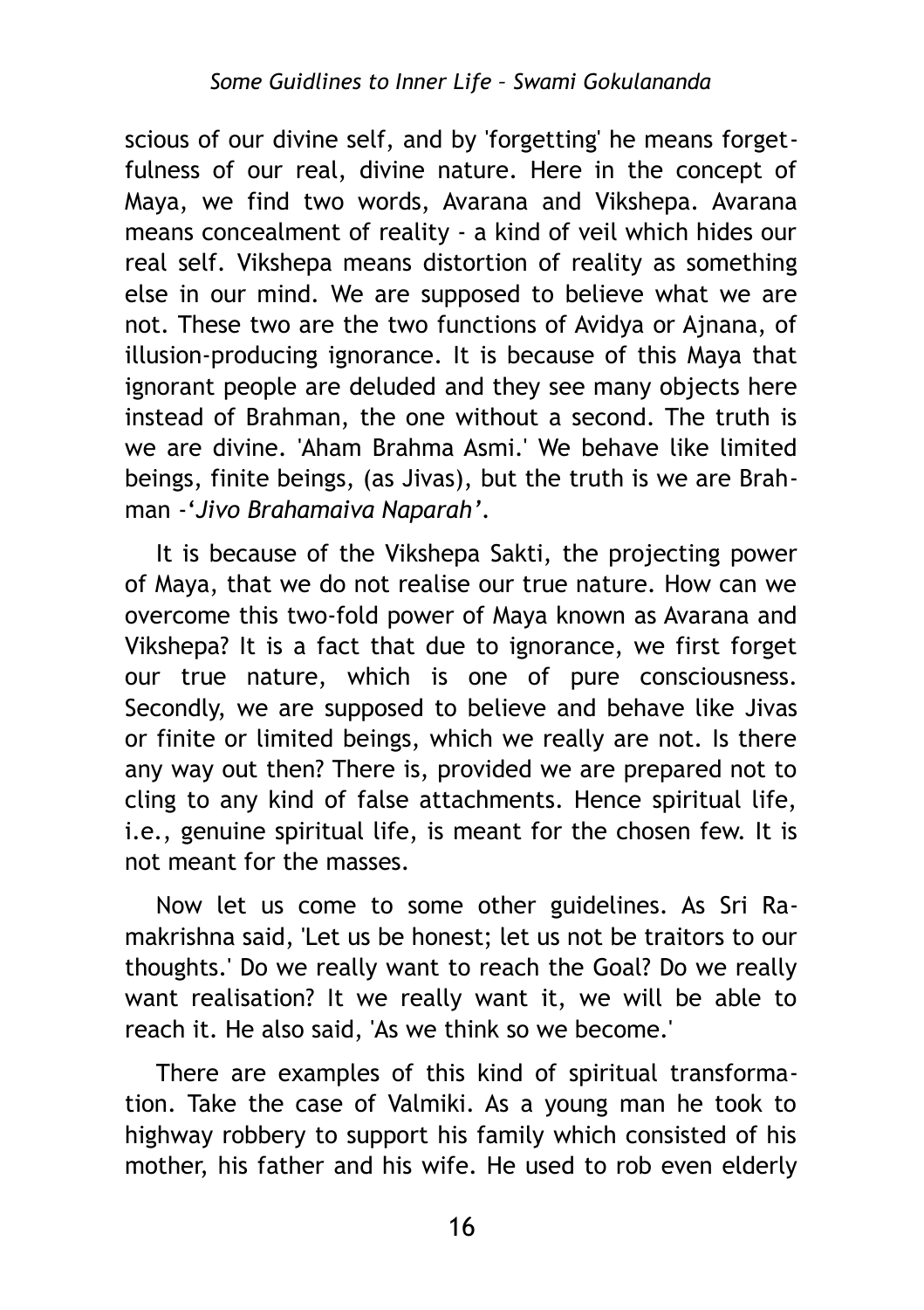scious of our divine self, and by 'forgetting' he means forgetfulness of our real, divine nature. Here in the concept of Maya, we find two words, Avarana and Vikshepa. Avarana means concealment of reality - a kind of veil which hides our real self. Vikshepa means distortion of reality as something else in our mind. We are supposed to believe what we are not. These two are the two functions of Avidya or Ajnana, of illusion-producing ignorance. It is because of this Maya that ignorant people are deluded and they see many objects here instead of Brahman, the one without a second. The truth is we are divine. 'Aham Brahma Asmi.' We behave like limited beings, finite beings, (as Jivas), but the truth is we are Brahman -*'Jivo Brahamaiva Naparah'*.

It is because of the Vikshepa Sakti, the projecting power of Maya, that we do not realise our true nature. How can we overcome this two-fold power of Maya known as Avarana and Vikshepa? It is a fact that due to ignorance, we first forget our true nature, which is one of pure consciousness. Secondly, we are supposed to believe and behave like Jivas or finite or limited beings, which we really are not. Is there any way out then? There is, provided we are prepared not to cling to any kind of false attachments. Hence spiritual life, i.e., genuine spiritual life, is meant for the chosen few. It is not meant for the masses.

Now let us come to some other guidelines. As Sri Ramakrishna said, 'Let us be honest; let us not be traitors to our thoughts.' Do we really want to reach the Goal? Do we really want realisation? It we really want it, we will be able to reach it. He also said, 'As we think so we become.'

There are examples of this kind of spiritual transformation. Take the case of Valmiki. As a young man he took to highway robbery to support his family which consisted of his mother, his father and his wife. He used to rob even elderly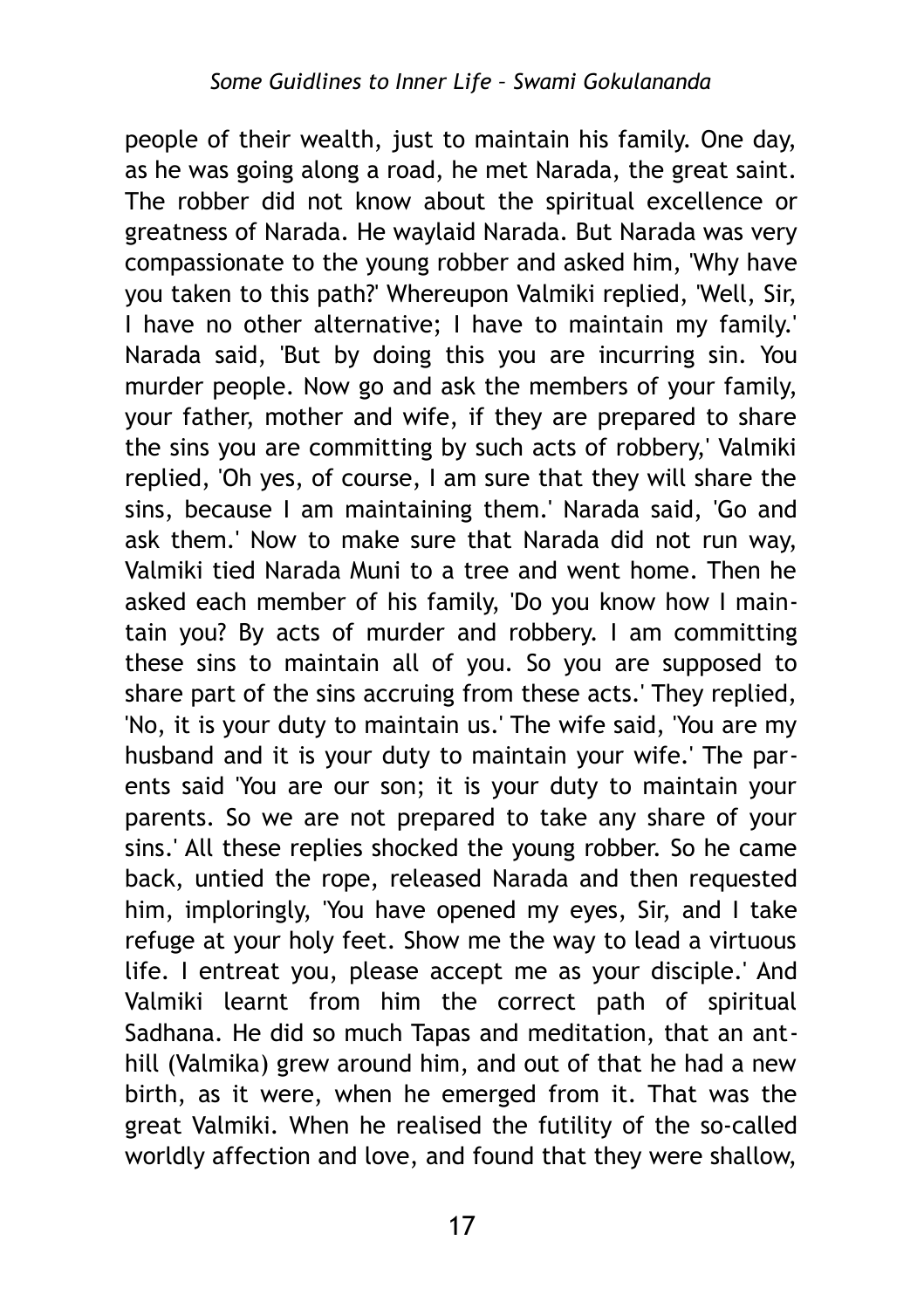people of their wealth, just to maintain his family. One day, as he was going along a road, he met Narada, the great saint. The robber did not know about the spiritual excellence or greatness of Narada. He waylaid Narada. But Narada was very compassionate to the young robber and asked him, 'Why have you taken to this path?' Whereupon Valmiki replied, 'Well, Sir, I have no other alternative; I have to maintain my family.' Narada said, 'But by doing this you are incurring sin. You murder people. Now go and ask the members of your family, your father, mother and wife, if they are prepared to share the sins you are committing by such acts of robbery,' Valmiki replied, 'Oh yes, of course, I am sure that they will share the sins, because I am maintaining them.' Narada said, 'Go and ask them.' Now to make sure that Narada did not run way, Valmiki tied Narada Muni to a tree and went home. Then he asked each member of his family, 'Do you know how I maintain you? By acts of murder and robbery. I am committing these sins to maintain all of you. So you are supposed to share part of the sins accruing from these acts.' They replied, 'No, it is your duty to maintain us.' The wife said, 'You are my husband and it is your duty to maintain your wife.' The parents said 'You are our son; it is your duty to maintain your parents. So we are not prepared to take any share of your sins.' All these replies shocked the young robber. So he came back, untied the rope, released Narada and then requested him, imploringly, 'You have opened my eyes, Sir, and I take refuge at your holy feet. Show me the way to lead a virtuous life. I entreat you, please accept me as your disciple.' And Valmiki learnt from him the correct path of spiritual Sadhana. He did so much Tapas and meditation, that an anthill (Valmika) grew around him, and out of that he had a new birth, as it were, when he emerged from it. That was the great Valmiki. When he realised the futility of the so-called worldly affection and love, and found that they were shallow,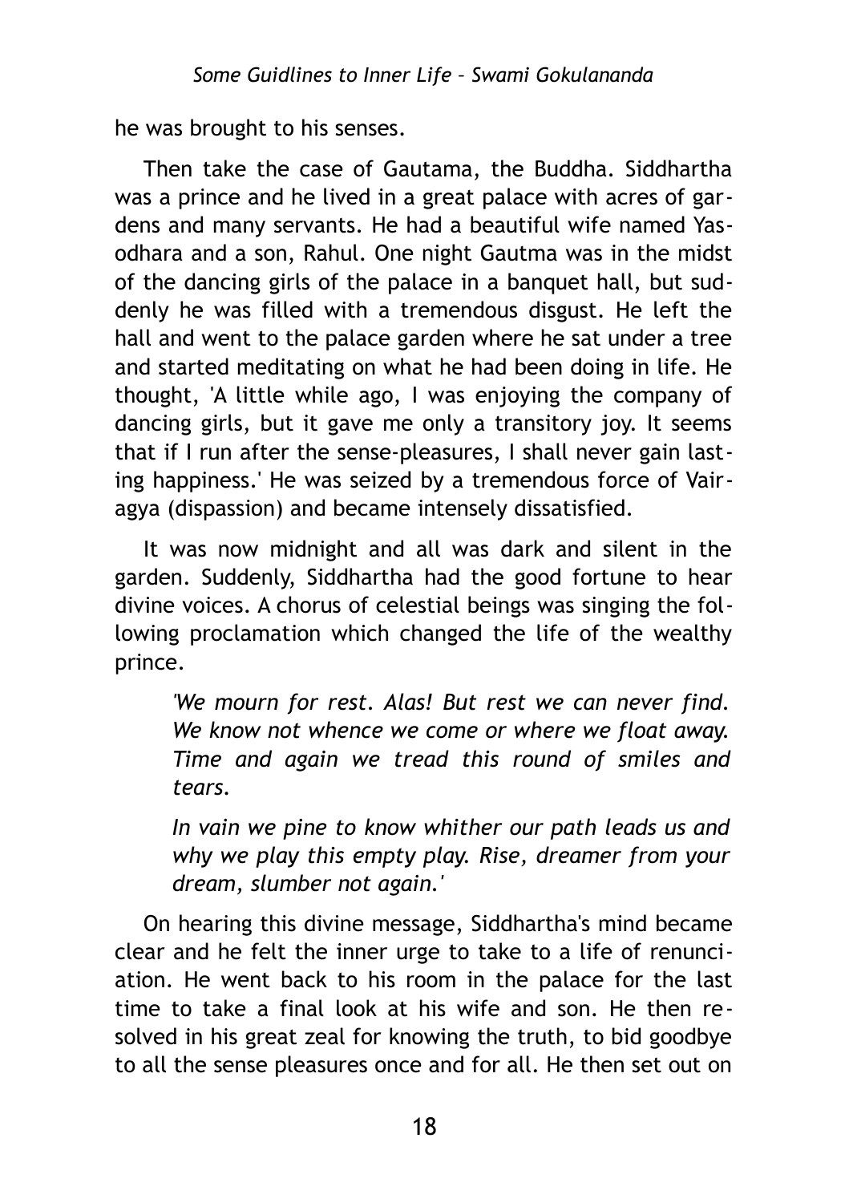he was brought to his senses.

Then take the case of Gautama, the Buddha. Siddhartha was a prince and he lived in a great palace with acres of gardens and many servants. He had a beautiful wife named Yasodhara and a son, Rahul. One night Gautma was in the midst of the dancing girls of the palace in a banquet hall, but suddenly he was filled with a tremendous disgust. He left the hall and went to the palace garden where he sat under a tree and started meditating on what he had been doing in life. He thought, 'A little while ago, I was enjoying the company of dancing girls, but it gave me only a transitory joy. It seems that if I run after the sense-pleasures, I shall never gain lasting happiness.' He was seized by a tremendous force of Vairagya (dispassion) and became intensely dissatisfied.

It was now midnight and all was dark and silent in the garden. Suddenly, Siddhartha had the good fortune to hear divine voices. A chorus of celestial beings was singing the following proclamation which changed the life of the wealthy prince.

> *'We mourn for rest. Alas! But rest we can never find. We know not whence we come or where we float away. Time and again we tread this round of smiles and tears.*
>
> *In vain we pine to know whither our path leads us and why we play this empty play. Rise, dreamer from your dream, slumber not again.'*

On hearing this divine message, Siddhartha's mind became clear and he felt the inner urge to take to a life of renunciation. He went back to his room in the palace for the last time to take a final look at his wife and son. He then resolved in his great zeal for knowing the truth, to bid goodbye to all the sense pleasures once and for all. He then set out on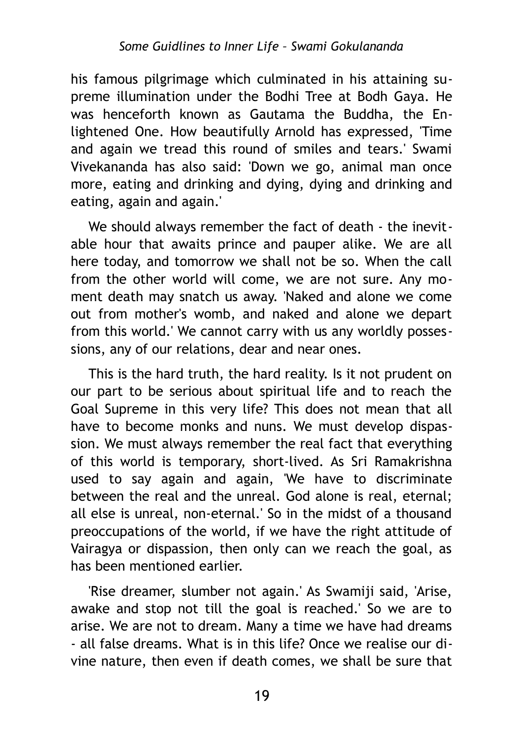his famous pilgrimage which culminated in his attaining supreme illumination under the Bodhi Tree at Bodh Gaya. He was henceforth known as Gautama the Buddha, the Enlightened One. How beautifully Arnold has expressed, 'Time and again we tread this round of smiles and tears.' Swami Vivekananda has also said: 'Down we go, animal man once more, eating and drinking and dying, dying and drinking and eating, again and again.'

We should always remember the fact of death - the inevitable hour that awaits prince and pauper alike. We are all here today, and tomorrow we shall not be so. When the call from the other world will come, we are not sure. Any moment death may snatch us away. 'Naked and alone we come out from mother's womb, and naked and alone we depart from this world.' We cannot carry with us any worldly possessions, any of our relations, dear and near ones.

This is the hard truth, the hard reality. Is it not prudent on our part to be serious about spiritual life and to reach the Goal Supreme in this very life? This does not mean that all have to become monks and nuns. We must develop dispassion. We must always remember the real fact that everything of this world is temporary, short-lived. As Sri Ramakrishna used to say again and again, 'We have to discriminate between the real and the unreal. God alone is real, eternal; all else is unreal, non-eternal.' So in the midst of a thousand preoccupations of the world, if we have the right attitude of Vairagya or dispassion, then only can we reach the goal, as has been mentioned earlier.

'Rise dreamer, slumber not again.' As Swamiji said, 'Arise, awake and stop not till the goal is reached.' So we are to arise. We are not to dream. Many a time we have had dreams - all false dreams. What is in this life? Once we realise our divine nature, then even if death comes, we shall be sure that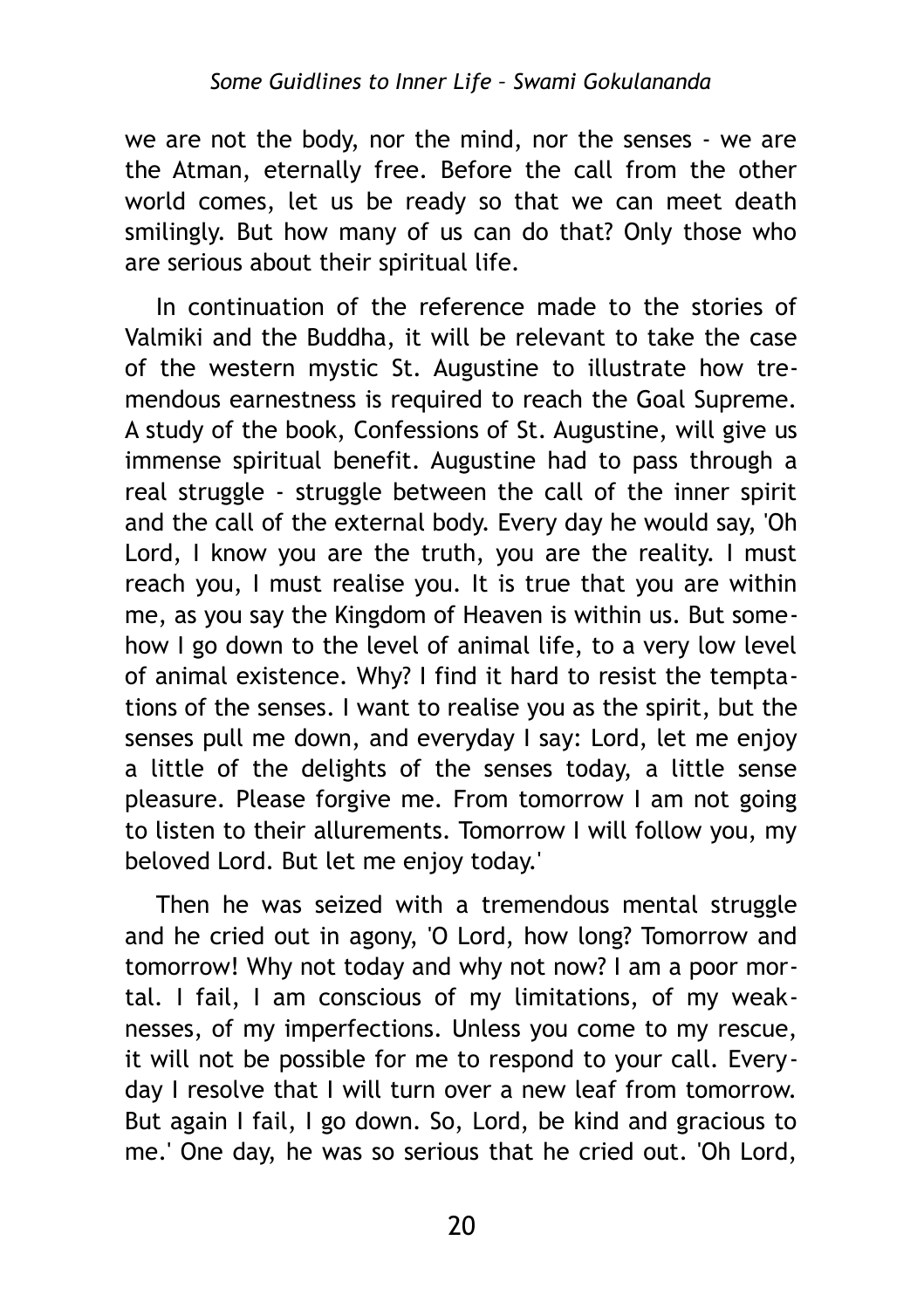we are not the body, nor the mind, nor the senses - we are the Atman, eternally free. Before the call from the other world comes, let us be ready so that we can meet death smilingly. But how many of us can do that? Only those who are serious about their spiritual life.

In continuation of the reference made to the stories of Valmiki and the Buddha, it will be relevant to take the case of the western mystic St. Augustine to illustrate how tremendous earnestness is required to reach the Goal Supreme. A study of the book, Confessions of St. Augustine, will give us immense spiritual benefit. Augustine had to pass through a real struggle - struggle between the call of the inner spirit and the call of the external body. Every day he would say, 'Oh Lord, I know you are the truth, you are the reality. I must reach you, I must realise you. It is true that you are within me, as you say the Kingdom of Heaven is within us. But somehow I go down to the level of animal life, to a very low level of animal existence. Why? I find it hard to resist the temptations of the senses. I want to realise you as the spirit, but the senses pull me down, and everyday I say: Lord, let me enjoy a little of the delights of the senses today, a little sense pleasure. Please forgive me. From tomorrow I am not going to listen to their allurements. Tomorrow I will follow you, my beloved Lord. But let me enjoy today.'

Then he was seized with a tremendous mental struggle and he cried out in agony, 'O Lord, how long? Tomorrow and tomorrow! Why not today and why not now? I am a poor mortal. I fail, I am conscious of my limitations, of my weaknesses, of my imperfections. Unless you come to my rescue, it will not be possible for me to respond to your call. Everyday I resolve that I will turn over a new leaf from tomorrow. But again I fail, I go down. So, Lord, be kind and gracious to me.' One day, he was so serious that he cried out. 'Oh Lord,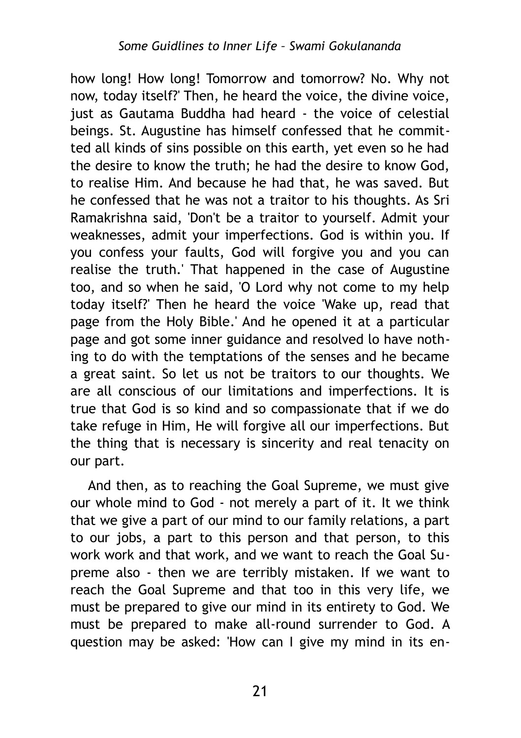how long! How long! Tomorrow and tomorrow? No. Why not now, today itself?' Then, he heard the voice, the divine voice, just as Gautama Buddha had heard - the voice of celestial beings. St. Augustine has himself confessed that he committed all kinds of sins possible on this earth, yet even so he had the desire to know the truth; he had the desire to know God, to realise Him. And because he had that, he was saved. But he confessed that he was not a traitor to his thoughts. As Sri Ramakrishna said, 'Don't be a traitor to yourself. Admit your weaknesses, admit your imperfections. God is within you. If you confess your faults, God will forgive you and you can realise the truth.' That happened in the case of Augustine too, and so when he said, 'O Lord why not come to my help today itself?' Then he heard the voice 'Wake up, read that page from the Holy Bible.' And he opened it at a particular page and got some inner guidance and resolved lo have nothing to do with the temptations of the senses and he became a great saint. So let us not be traitors to our thoughts. We are all conscious of our limitations and imperfections. It is true that God is so kind and so compassionate that if we do take refuge in Him, He will forgive all our imperfections. But the thing that is necessary is sincerity and real tenacity on our part.

And then, as to reaching the Goal Supreme, we must give our whole mind to God - not merely a part of it. It we think that we give a part of our mind to our family relations, a part to our jobs, a part to this person and that person, to this work work and that work, and we want to reach the Goal Supreme also - then we are terribly mistaken. If we want to reach the Goal Supreme and that too in this very life, we must be prepared to give our mind in its entirety to God. We must be prepared to make all-round surrender to God. A question may be asked: 'How can I give my mind in its en-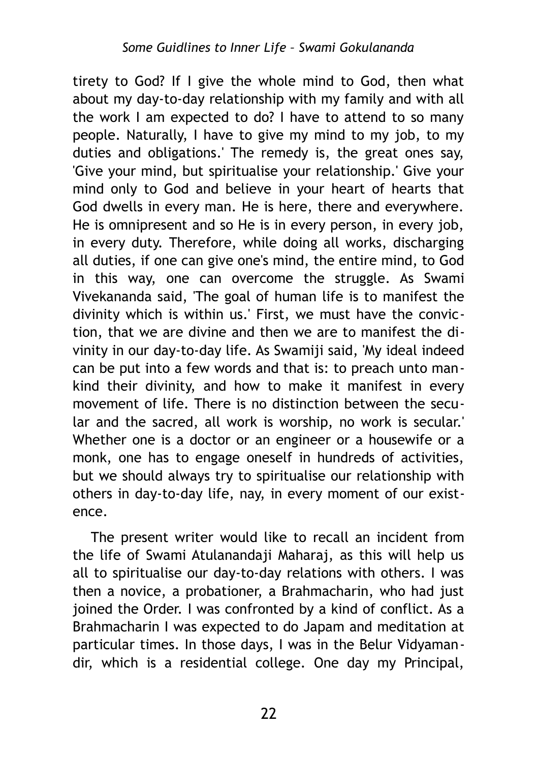tirety to God? If I give the whole mind to God, then what about my day-to-day relationship with my family and with all the work I am expected to do? I have to attend to so many people. Naturally, I have to give my mind to my job, to my duties and obligations.' The remedy is, the great ones say, 'Give your mind, but spiritualise your relationship.' Give your mind only to God and believe in your heart of hearts that God dwells in every man. He is here, there and everywhere. He is omnipresent and so He is in every person, in every job, in every duty. Therefore, while doing all works, discharging all duties, if one can give one's mind, the entire mind, to God in this way, one can overcome the struggle. As Swami Vivekananda said, 'The goal of human life is to manifest the divinity which is within us.' First, we must have the conviction, that we are divine and then we are to manifest the divinity in our day-to-day life. As Swamiji said, 'My ideal indeed can be put into a few words and that is: to preach unto mankind their divinity, and how to make it manifest in every movement of life. There is no distinction between the secular and the sacred, all work is worship, no work is secular.' Whether one is a doctor or an engineer or a housewife or a monk, one has to engage oneself in hundreds of activities, but we should always try to spiritualise our relationship with others in day-to-day life, nay, in every moment of our existence.

The present writer would like to recall an incident from the life of Swami Atulanandaji Maharaj, as this will help us all to spiritualise our day-to-day relations with others. I was then a novice, a probationer, a Brahmacharin, who had just joined the Order. I was confronted by a kind of conflict. As a Brahmacharin I was expected to do Japam and meditation at particular times. In those days, I was in the Belur Vidyamandir, which is a residential college. One day my Principal,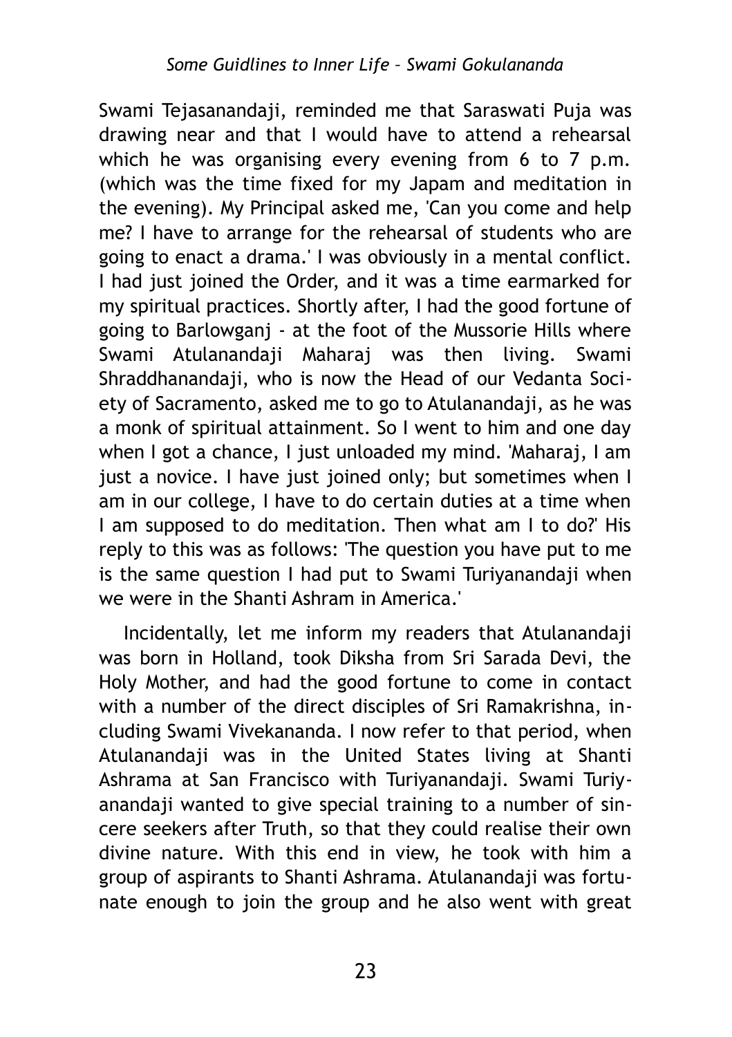Swami Tejasanandaji, reminded me that Saraswati Puja was drawing near and that I would have to attend a rehearsal which he was organising every evening from 6 to 7 p.m. (which was the time fixed for my Japam and meditation in the evening). My Principal asked me, 'Can you come and help me? I have to arrange for the rehearsal of students who are going to enact a drama.' I was obviously in a mental conflict. I had just joined the Order, and it was a time earmarked for my spiritual practices. Shortly after, I had the good fortune of going to Barlowganj - at the foot of the Mussorie Hills where Swami Atulanandaji Maharaj was then living. Swami Shraddhanandaji, who is now the Head of our Vedanta Society of Sacramento, asked me to go to Atulanandaji, as he was a monk of spiritual attainment. So I went to him and one day when I got a chance, I just unloaded my mind. 'Maharaj, I am just a novice. I have just joined only; but sometimes when I am in our college, I have to do certain duties at a time when I am supposed to do meditation. Then what am I to do?' His reply to this was as follows: 'The question you have put to me is the same question I had put to Swami Turiyanandaji when we were in the Shanti Ashram in America.'

Incidentally, let me inform my readers that Atulanandaji was born in Holland, took Diksha from Sri Sarada Devi, the Holy Mother, and had the good fortune to come in contact with a number of the direct disciples of Sri Ramakrishna, including Swami Vivekananda. I now refer to that period, when Atulanandaji was in the United States living at Shanti Ashrama at San Francisco with Turiyanandaji. Swami Turiyanandaji wanted to give special training to a number of sincere seekers after Truth, so that they could realise their own divine nature. With this end in view, he took with him a group of aspirants to Shanti Ashrama. Atulanandaji was fortunate enough to join the group and he also went with great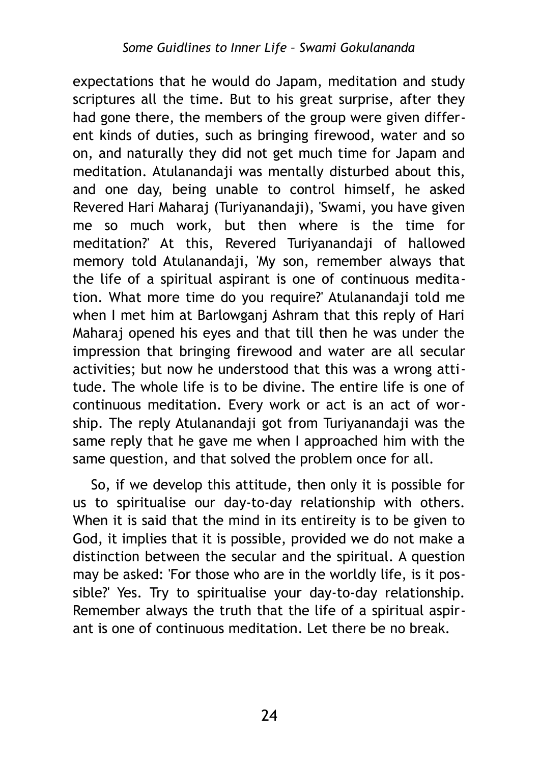expectations that he would do Japam, meditation and study scriptures all the time. But to his great surprise, after they had gone there, the members of the group were given different kinds of duties, such as bringing firewood, water and so on, and naturally they did not get much time for Japam and meditation. Atulanandaji was mentally disturbed about this, and one day, being unable to control himself, he asked Revered Hari Maharaj (Turiyanandaji), 'Swami, you have given me so much work, but then where is the time for meditation?' At this, Revered Turiyanandaji of hallowed memory told Atulanandaji, 'My son, remember always that the life of a spiritual aspirant is one of continuous meditation. What more time do you require?' Atulanandaji told me when I met him at Barlowganj Ashram that this reply of Hari Maharaj opened his eyes and that till then he was under the impression that bringing firewood and water are all secular activities; but now he understood that this was a wrong attitude. The whole life is to be divine. The entire life is one of continuous meditation. Every work or act is an act of worship. The reply Atulanandaji got from Turiyanandaji was the same reply that he gave me when I approached him with the same question, and that solved the problem once for all.

So, if we develop this attitude, then only it is possible for us to spiritualise our day-to-day relationship with others. When it is said that the mind in its entireity is to be given to God, it implies that it is possible, provided we do not make a distinction between the secular and the spiritual. A question may be asked: 'For those who are in the worldly life, is it possible?' Yes. Try to spiritualise your day-to-day relationship. Remember always the truth that the life of a spiritual aspirant is one of continuous meditation. Let there be no break.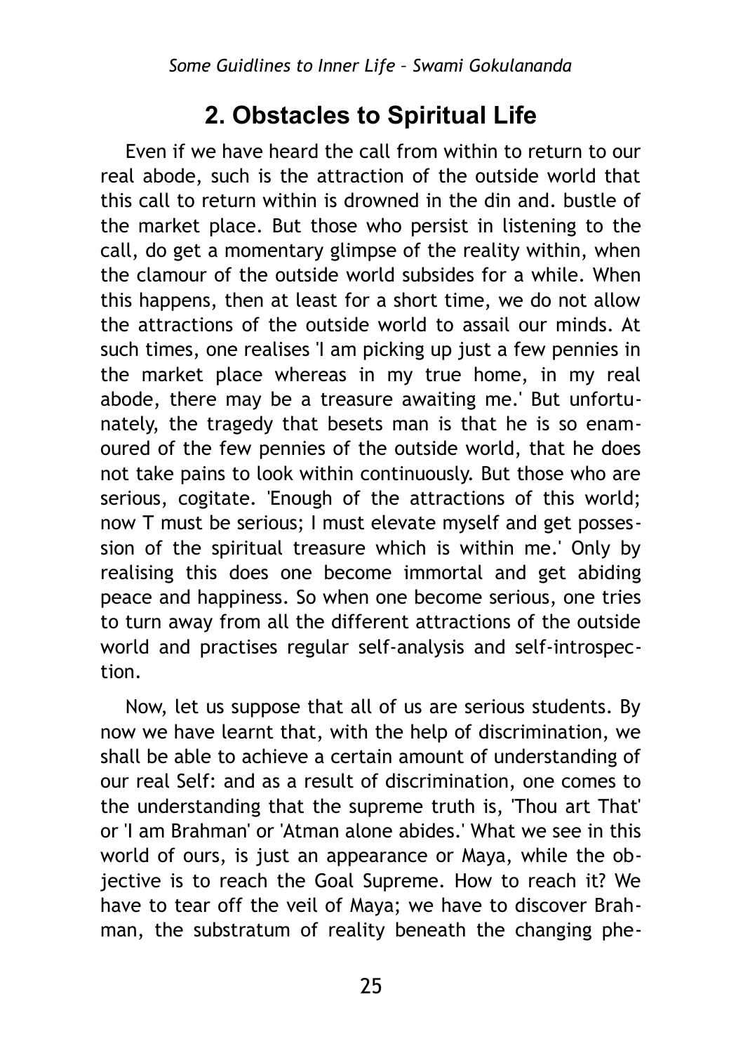## 2. Obstacles to Spiritual Life

Even if we have heard the call from within to return to our real abode, such is the attraction of the outside world that this call to return within is drowned in the din and. bustle of the market place. But those who persist in listening to the call, do get a momentary glimpse of the reality within, when the clamour of the outside world subsides for a while. When this happens, then at least for a short time, we do not allow the attractions of the outside world to assail our minds. At such times, one realises 'I am picking up just a few pennies in the market place whereas in my true home, in my real abode, there may be a treasure awaiting me.' But unfortunately, the tragedy that besets man is that he is so enamoured of the few pennies of the outside world, that he does not take pains to look within continuously. But those who are serious, cogitate. 'Enough of the attractions of this world; now T must be serious; I must elevate myself and get possession of the spiritual treasure which is within me.' Only by realising this does one become immortal and get abiding peace and happiness. So when one become serious, one tries to turn away from all the different attractions of the outside world and practises regular self-analysis and self-introspection.

Now, let us suppose that all of us are serious students. By now we have learnt that, with the help of discrimination, we shall be able to achieve a certain amount of understanding of our real Self: and as a result of discrimination, one comes to the understanding that the supreme truth is, 'Thou art That' or 'I am Brahman' or 'Atman alone abides.' What we see in this world of ours, is just an appearance or Maya, while the objective is to reach the Goal Supreme. How to reach it? We have to tear off the veil of Maya; we have to discover Brahman, the substratum of reality beneath the changing phe-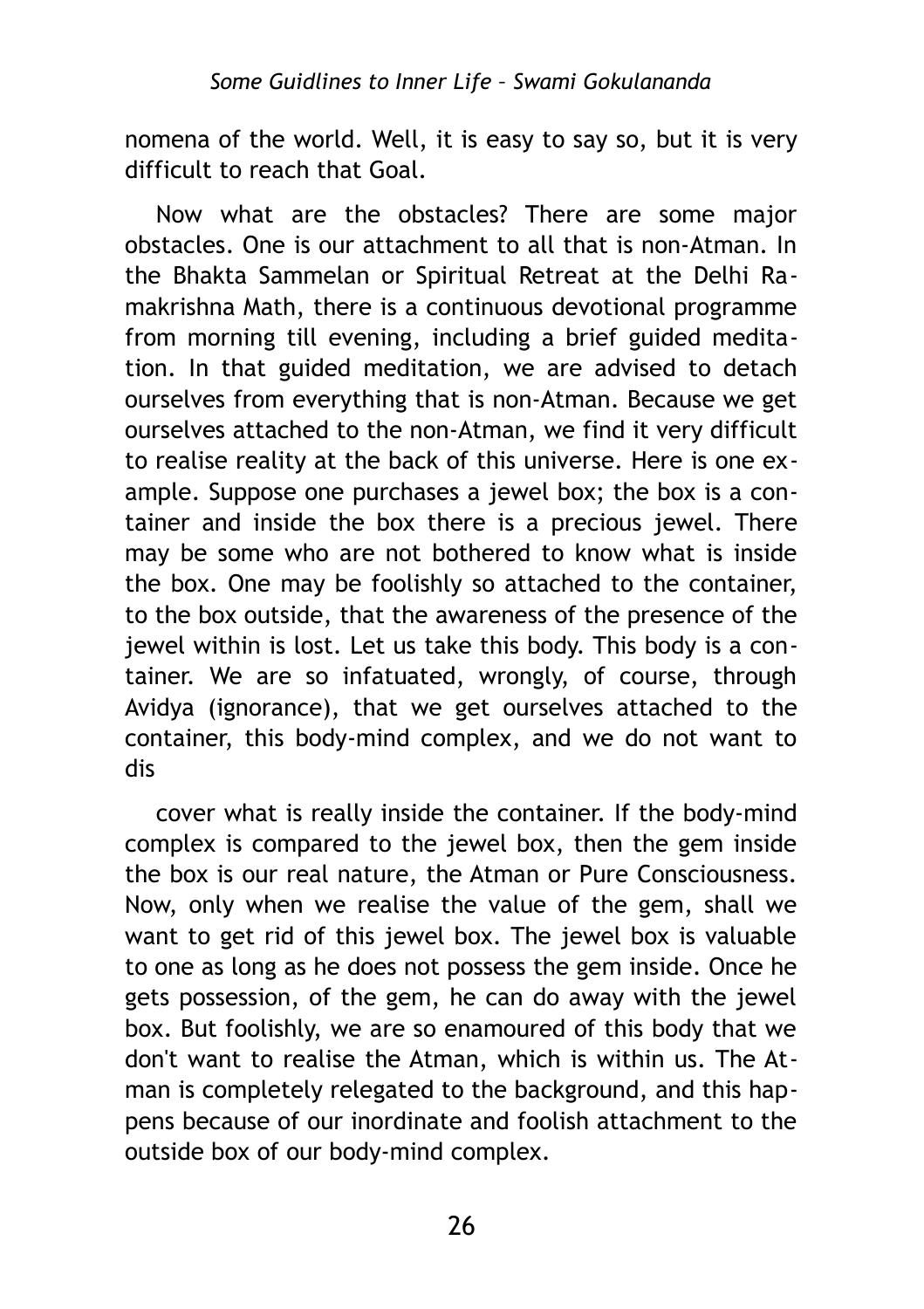nomena of the world. Well, it is easy to say so, but it is very difficult to reach that Goal.

Now what are the obstacles? There are some major obstacles. One is our attachment to all that is non-Atman. In the Bhakta Sammelan or Spiritual Retreat at the Delhi Ramakrishna Math, there is a continuous devotional programme from morning till evening, including a brief guided meditation. In that guided meditation, we are advised to detach ourselves from everything that is non-Atman. Because we get ourselves attached to the non-Atman, we find it very difficult to realise reality at the back of this universe. Here is one example. Suppose one purchases a jewel box; the box is a container and inside the box there is a precious jewel. There may be some who are not bothered to know what is inside the box. One may be foolishly so attached to the container, to the box outside, that the awareness of the presence of the jewel within is lost. Let us take this body. This body is a container. We are so infatuated, wrongly, of course, through Avidya (ignorance), that we get ourselves attached to the container, this body-mind complex, and we do not want to discover what is really inside the container. If the body-mind complex is compared to the jewel box, then the gem inside the box is our real nature, the Atman or Pure Consciousness. Now, only when we realise the value of the gem, shall we want to get rid of this jewel box. The jewel box is valuable to one as long as he does not possess the gem inside. Once he gets possession, of the gem, he can do away with the jewel box. But foolishly, we are so enamoured of this body that we don't want to realise the Atman, which is within us. The Atman is completely relegated to the background, and this happens because of our inordinate and foolish attachment to the outside box of our body-mind complex.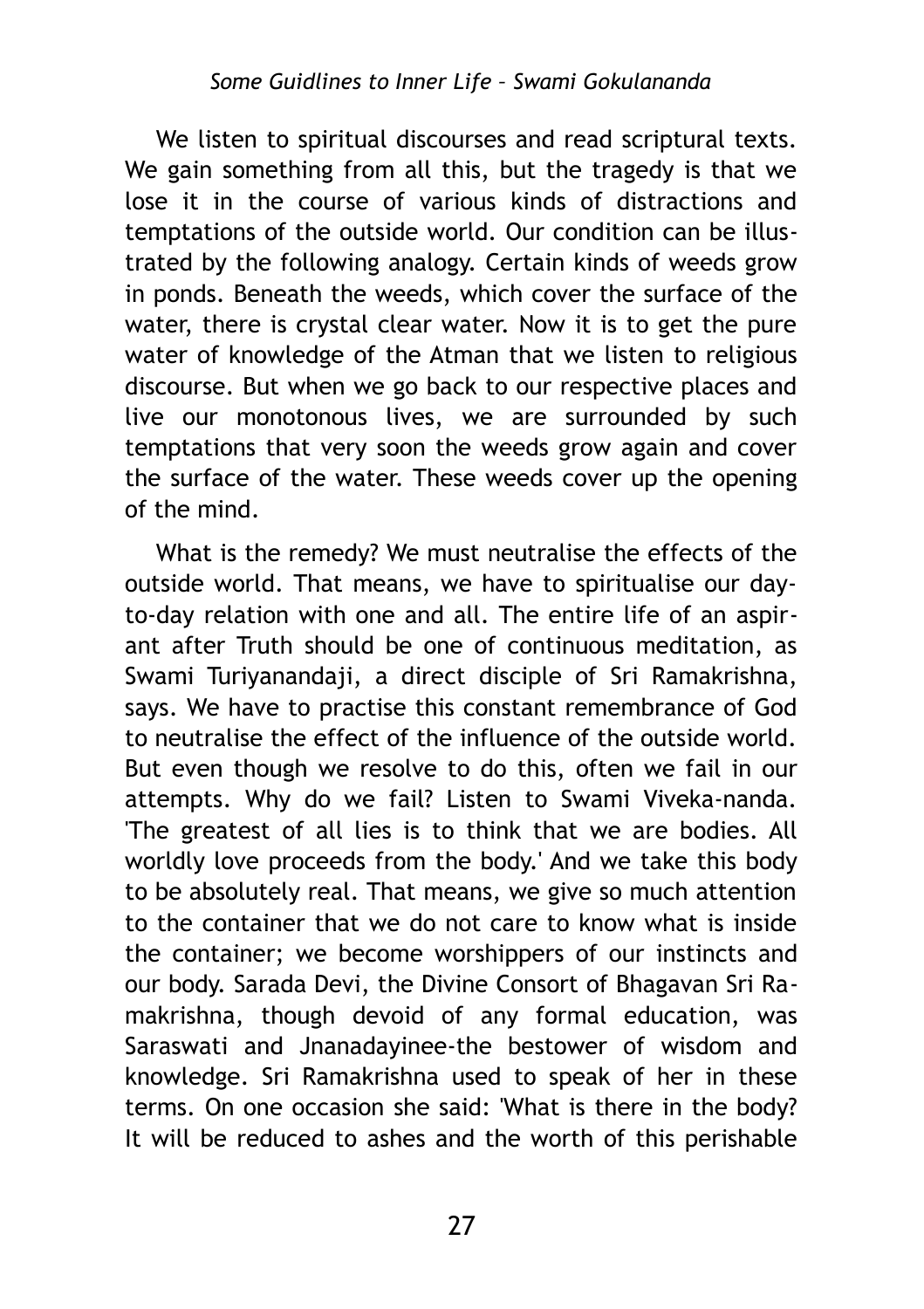We listen to spiritual discourses and read scriptural texts. We gain something from all this, but the tragedy is that we lose it in the course of various kinds of distractions and temptations of the outside world. Our condition can be illustrated by the following analogy. Certain kinds of weeds grow in ponds. Beneath the weeds, which cover the surface of the water, there is crystal clear water. Now it is to get the pure water of knowledge of the Atman that we listen to religious discourse. But when we go back to our respective places and live our monotonous lives, we are surrounded by such temptations that very soon the weeds grow again and cover the surface of the water. These weeds cover up the opening of the mind.

What is the remedy? We must neutralise the effects of the outside world. That means, we have to spiritualise our day-to-day relation with one and all. The entire life of an aspirant after Truth should be one of continuous meditation, as Swami Turiyanandaji, a direct disciple of Sri Ramakrishna, says. We have to practise this constant remembrance of God to neutralise the effect of the influence of the outside world. But even though we resolve to do this, often we fail in our attempts. Why do we fail? Listen to Swami Viveka-nanda. 'The greatest of all lies is to think that we are bodies. All worldly love proceeds from the body.' And we take this body to be absolutely real. That means, we give so much attention to the container that we do not care to know what is inside the container; we become worshippers of our instincts and our body. Sarada Devi, the Divine Consort of Bhagavan Sri Ramakrishna, though devoid of any formal education, was Saraswati and Jnanadayinee-the bestower of wisdom and knowledge. Sri Ramakrishna used to speak of her in these terms. On one occasion she said: 'What is there in the body? It will be reduced to ashes and the worth of this perishable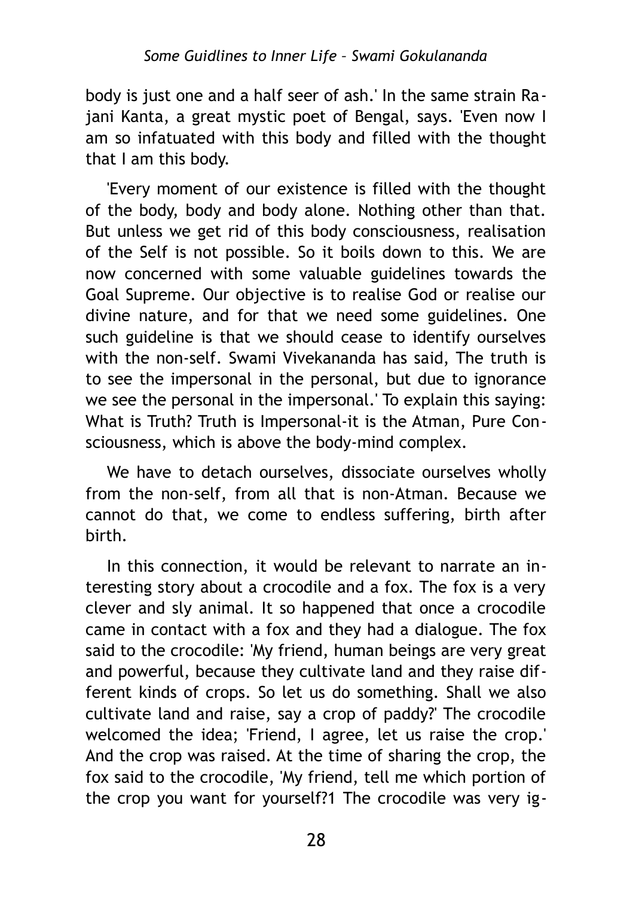body is just one and a half seer of ash.' In the same strain Rajani Kanta, a great mystic poet of Bengal, says. 'Even now I am so infatuated with this body and filled with the thought that I am this body.

'Every moment of our existence is filled with the thought of the body, body and body alone. Nothing other than that. But unless we get rid of this body consciousness, realisation of the Self is not possible. So it boils down to this. We are now concerned with some valuable guidelines towards the Goal Supreme. Our objective is to realise God or realise our divine nature, and for that we need some guidelines. One such guideline is that we should cease to identify ourselves with the non-self. Swami Vivekananda has said, The truth is to see the impersonal in the personal, but due to ignorance we see the personal in the impersonal.' To explain this saying: What is Truth? Truth is Impersonal-it is the Atman, Pure Consciousness, which is above the body-mind complex.

We have to detach ourselves, dissociate ourselves wholly from the non-self, from all that is non-Atman. Because we cannot do that, we come to endless suffering, birth after birth.

In this connection, it would be relevant to narrate an interesting story about a crocodile and a fox. The fox is a very clever and sly animal. It so happened that once a crocodile came in contact with a fox and they had a dialogue. The fox said to the crocodile: 'My friend, human beings are very great and powerful, because they cultivate land and they raise different kinds of crops. So let us do something. Shall we also cultivate land and raise, say a crop of paddy?' The crocodile welcomed the idea; 'Friend, I agree, let us raise the crop.' And the crop was raised. At the time of sharing the crop, the fox said to the crocodile, 'My friend, tell me which portion of the crop you want for yourself?1 The crocodile was very ig-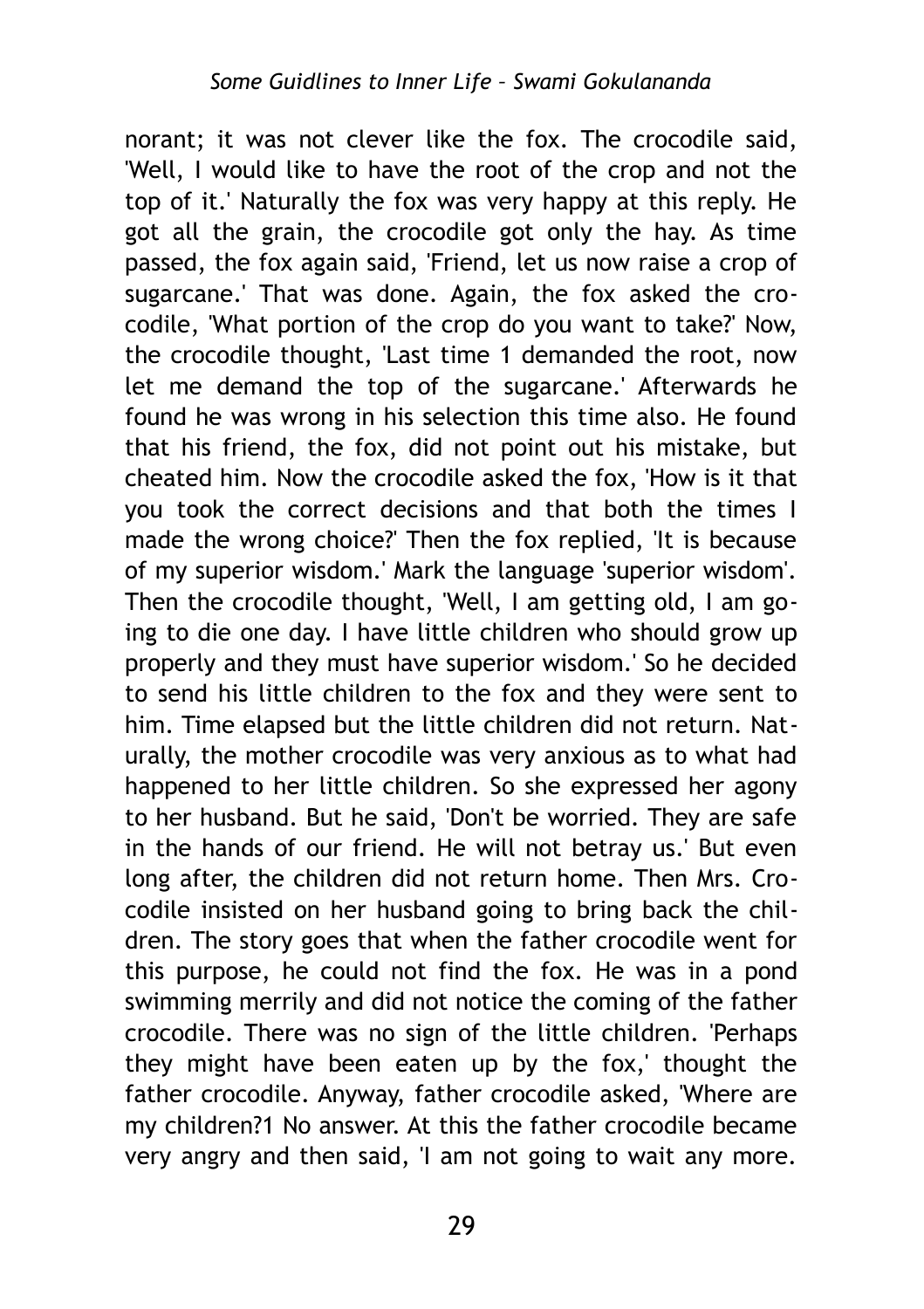norant; it was not clever like the fox. The crocodile said, 'Well, I would like to have the root of the crop and not the top of it.' Naturally the fox was very happy at this reply. He got all the grain, the crocodile got only the hay. As time passed, the fox again said, 'Friend, let us now raise a crop of sugarcane.' That was done. Again, the fox asked the crocodile, 'What portion of the crop do you want to take?' Now, the crocodile thought, 'Last time 1 demanded the root, now let me demand the top of the sugarcane.' Afterwards he found he was wrong in his selection this time also. He found that his friend, the fox, did not point out his mistake, but cheated him. Now the crocodile asked the fox, 'How is it that you took the correct decisions and that both the times I made the wrong choice?' Then the fox replied, 'It is because of my superior wisdom.' Mark the language 'superior wisdom'. Then the crocodile thought, 'Well, I am getting old, I am going to die one day. I have little children who should grow up properly and they must have superior wisdom.' So he decided to send his little children to the fox and they were sent to him. Time elapsed but the little children did not return. Naturally, the mother crocodile was very anxious as to what had happened to her little children. So she expressed her agony to her husband. But he said, 'Don't be worried. They are safe in the hands of our friend. He will not betray us.' But even long after, the children did not return home. Then Mrs. Crocodile insisted on her husband going to bring back the children. The story goes that when the father crocodile went for this purpose, he could not find the fox. He was in a pond swimming merrily and did not notice the coming of the father crocodile. There was no sign of the little children. 'Perhaps they might have been eaten up by the fox,' thought the father crocodile. Anyway, father crocodile asked, 'Where are my children?1 No answer. At this the father crocodile became very angry and then said, 'I am not going to wait any more.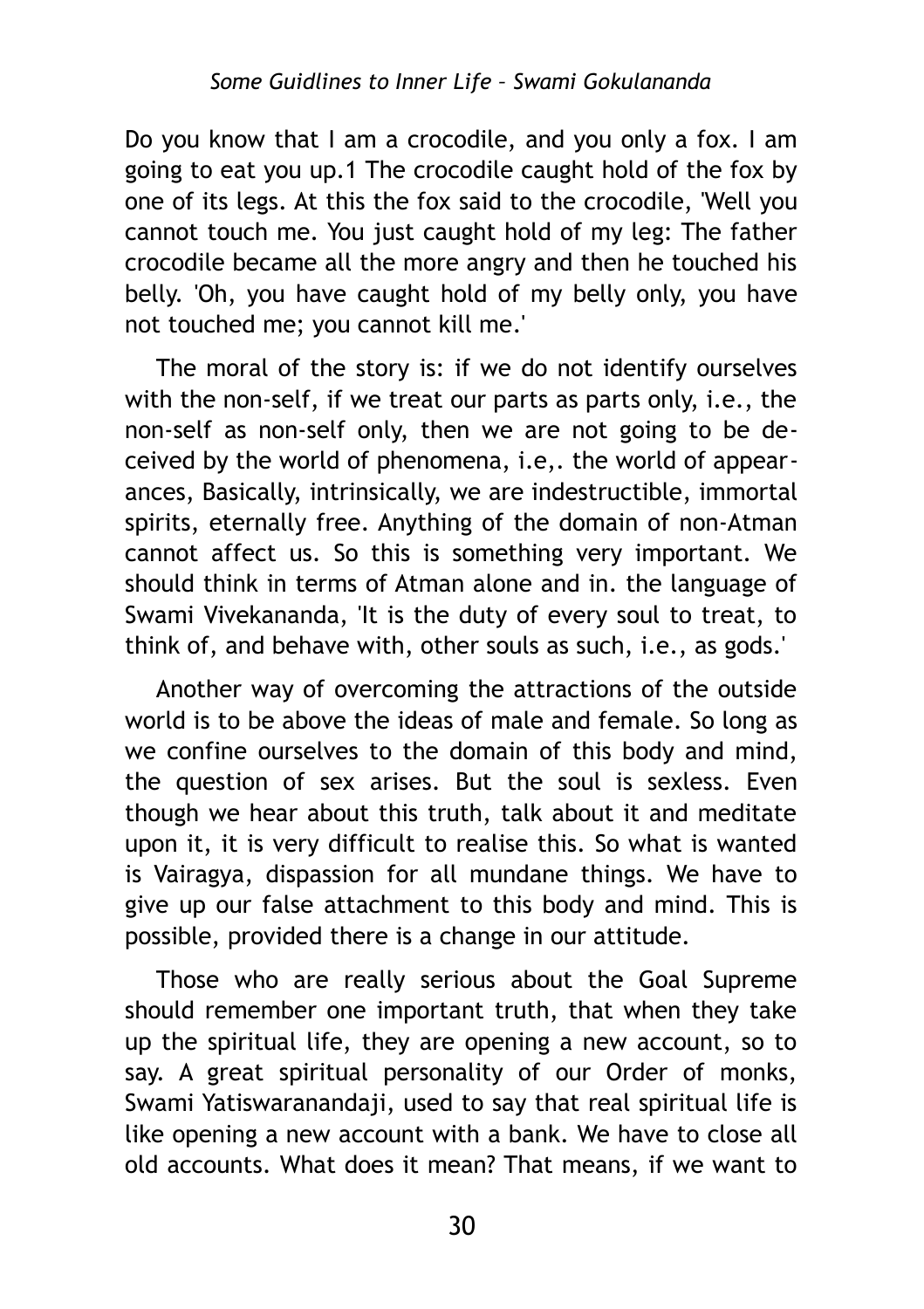Do you know that I am a crocodile, and you only a fox. I am going to eat you up.1 The crocodile caught hold of the fox by one of its legs. At this the fox said to the crocodile, 'Well you cannot touch me. You just caught hold of my leg: The father crocodile became all the more angry and then he touched his belly. 'Oh, you have caught hold of my belly only, you have not touched me; you cannot kill me.'

The moral of the story is: if we do not identify ourselves with the non-self, if we treat our parts as parts only, i.e., the non-self as non-self only, then we are not going to be deceived by the world of phenomena, i.e,. the world of appearances, Basically, intrinsically, we are indestructible, immortal spirits, eternally free. Anything of the domain of non-Atman cannot affect us. So this is something very important. We should think in terms of Atman alone and in. the language of Swami Vivekananda, 'It is the duty of every soul to treat, to think of, and behave with, other souls as such, i.e., as gods.'

Another way of overcoming the attractions of the outside world is to be above the ideas of male and female. So long as we confine ourselves to the domain of this body and mind, the question of sex arises. But the soul is sexless. Even though we hear about this truth, talk about it and meditate upon it, it is very difficult to realise this. So what is wanted is Vairagya, dispassion for all mundane things. We have to give up our false attachment to this body and mind. This is possible, provided there is a change in our attitude.

Those who are really serious about the Goal Supreme should remember one important truth, that when they take up the spiritual life, they are opening a new account, so to say. A great spiritual personality of our Order of monks, Swami Yatiswaranandaji, used to say that real spiritual life is like opening a new account with a bank. We have to close all old accounts. What does it mean? That means, if we want to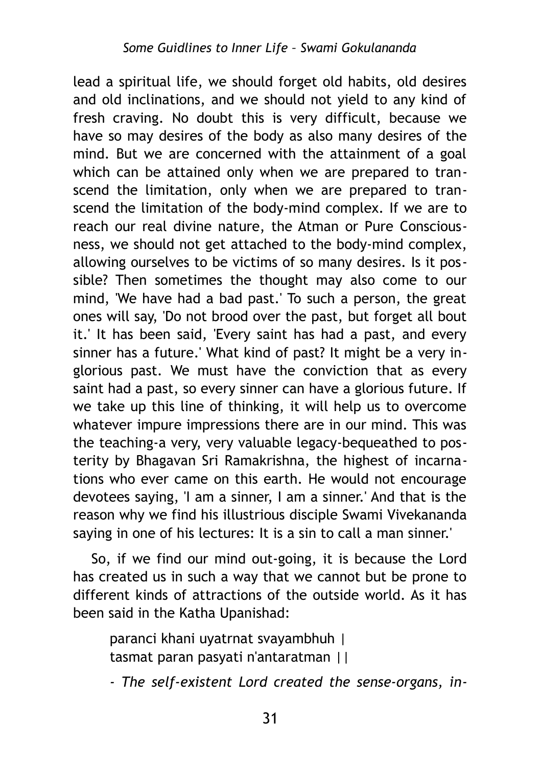lead a spiritual life, we should forget old habits, old desires and old inclinations, and we should not yield to any kind of fresh craving. No doubt this is very difficult, because we have so may desires of the body as also many desires of the mind. But we are concerned with the attainment of a goal which can be attained only when we are prepared to transcend the limitation, only when we are prepared to transcend the limitation of the body-mind complex. If we are to reach our real divine nature, the Atman or Pure Consciousness, we should not get attached to the body-mind complex, allowing ourselves to be victims of so many desires. Is it possible? Then sometimes the thought may also come to our mind, 'We have had a bad past.' To such a person, the great ones will say, 'Do not brood over the past, but forget all bout it.' It has been said, 'Every saint has had a past, and every sinner has a future.' What kind of past? It might be a very inglorious past. We must have the conviction that as every saint had a past, so every sinner can have a glorious future. If we take up this line of thinking, it will help us to overcome whatever impure impressions there are in our mind. This was the teaching-a very, very valuable legacy-bequeathed to posterity by Bhagavan Sri Ramakrishna, the highest of incarnations who ever came on this earth. He would not encourage devotees saying, 'I am a sinner, I am a sinner.' And that is the reason why we find his illustrious disciple Swami Vivekananda saying in one of his lectures: It is a sin to call a man sinner.'

So, if we find our mind out-going, it is because the Lord has created us in such a way that we cannot but be prone to different kinds of attractions of the outside world. As it has been said in the Katha Upanishad:

> paranci khani uyatrnat svayambhuh |
> tasmat paran pasyati n'antaratman ||
>
> - *The self-existent Lord created the sense-organs, in-*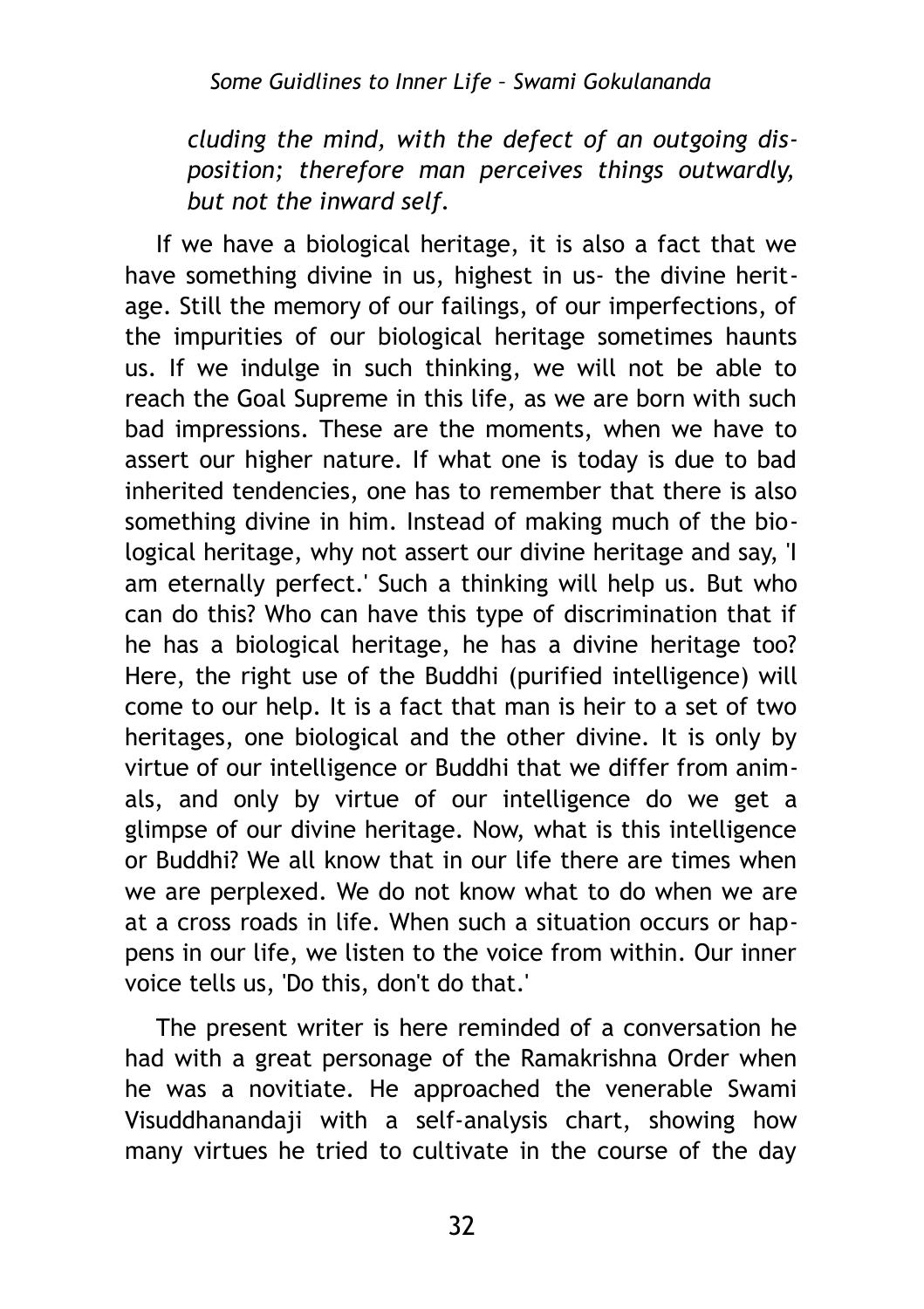*cluding the mind, with the defect of an outgoing disposition; therefore man perceives things outwardly, but not the inward self.*

If we have a biological heritage, it is also a fact that we have something divine in us, highest in us- the divine heritage. Still the memory of our failings, of our imperfections, of the impurities of our biological heritage sometimes haunts us. If we indulge in such thinking, we will not be able to reach the Goal Supreme in this life, as we are born with such bad impressions. These are the moments, when we have to assert our higher nature. If what one is today is due to bad inherited tendencies, one has to remember that there is also something divine in him. Instead of making much of the biological heritage, why not assert our divine heritage and say, 'I am eternally perfect.' Such a thinking will help us. But who can do this? Who can have this type of discrimination that if he has a biological heritage, he has a divine heritage too? Here, the right use of the Buddhi (purified intelligence) will come to our help. It is a fact that man is heir to a set of two heritages, one biological and the other divine. It is only by virtue of our intelligence or Buddhi that we differ from animals, and only by virtue of our intelligence do we get a glimpse of our divine heritage. Now, what is this intelligence or Buddhi? We all know that in our life there are times when we are perplexed. We do not know what to do when we are at a cross roads in life. When such a situation occurs or happens in our life, we listen to the voice from within. Our inner voice tells us, 'Do this, don't do that.'

The present writer is here reminded of a conversation he had with a great personage of the Ramakrishna Order when he was a novitiate. He approached the venerable Swami Visuddhanandaji with a self-analysis chart, showing how many virtues he tried to cultivate in the course of the day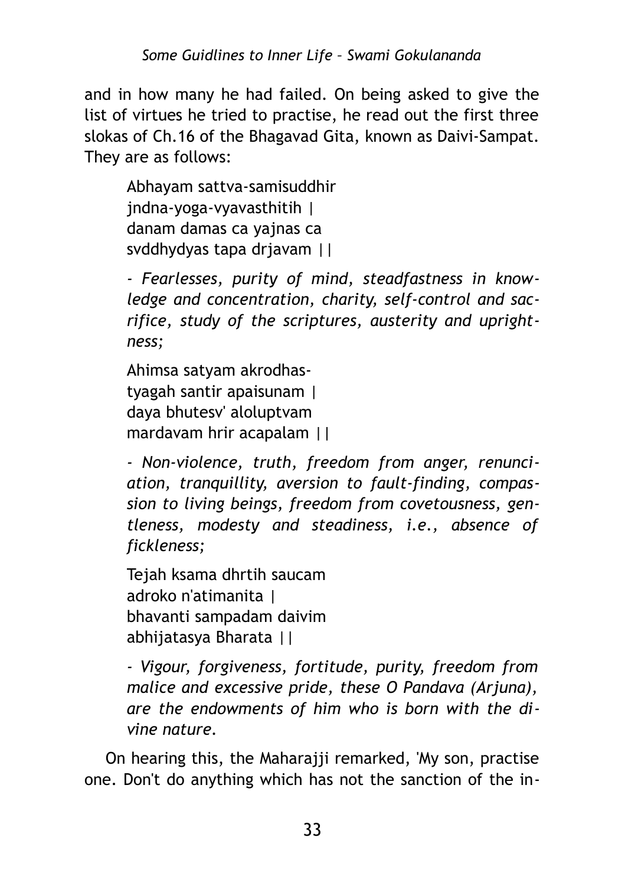and in how many he had failed. On being asked to give the list of virtues he tried to practise, he read out the first three slokas of Ch.16 of the Bhagavad Gita, known as Daivi-Sampat. They are as follows:

> Abhayam sattva-samisuddhir
> jndna-yoga-vyavasthitih |
> danam damas ca yajnas ca
> svddhydyas tapa drjavam ||
>
> *- Fearlesses, purity of mind, steadfastness in knowledge and concentration, charity, self-control and sacrifice, study of the scriptures, austerity and uprightness;*
>
> Ahimsa satyam akrodhas-
> tyagah santir apaisunam |
> daya bhutesv' aloluptvam
> mardavam hrir acapalam ||
>
> *- Non-violence, truth, freedom from anger, renunciation, tranquillity, aversion to fault-finding, compassion to living beings, freedom from covetousness, gentleness, modesty and steadiness, i.e., absence of fickleness;*
>
> Tejah ksama dhrtih saucam
> adroko n'atimanita |
> bhavanti sampadam daivim
> abhijatasya Bharata ||
>
> *- Vigour, forgiveness, fortitude, purity, freedom from malice and excessive pride, these O Pandava (Arjuna), are the endowments of him who is born with the divine nature.*

On hearing this, the Maharajji remarked, 'My son, practise one. Don't do anything which has not the sanction of the in-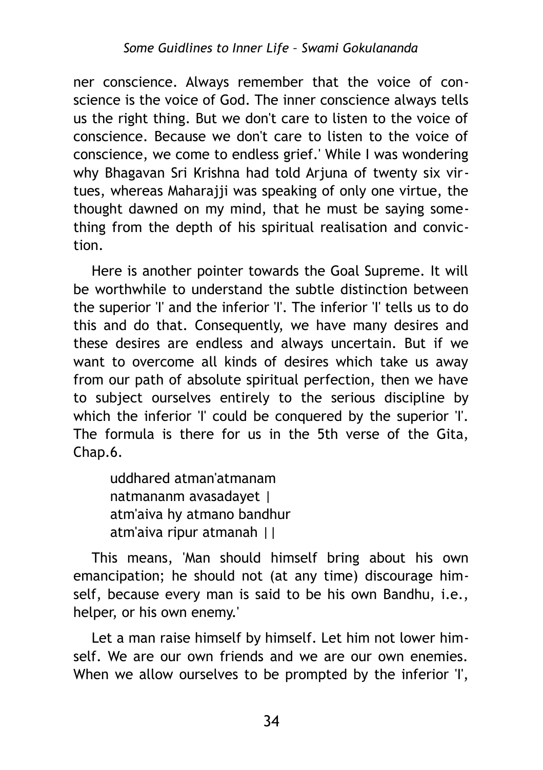ner conscience. Always remember that the voice of conscience is the voice of God. The inner conscience always tells us the right thing. But we don't care to listen to the voice of conscience. Because we don't care to listen to the voice of conscience, we come to endless grief.' While I was wondering why Bhagavan Sri Krishna had told Arjuna of twenty six virtues, whereas Maharajji was speaking of only one virtue, the thought dawned on my mind, that he must be saying something from the depth of his spiritual realisation and conviction.

Here is another pointer towards the Goal Supreme. It will be worthwhile to understand the subtle distinction between the superior 'I' and the inferior 'I'. The inferior 'I' tells us to do this and do that. Consequently, we have many desires and these desires are endless and always uncertain. But if we want to overcome all kinds of desires which take us away from our path of absolute spiritual perfection, then we have to subject ourselves entirely to the serious discipline by which the inferior 'I' could be conquered by the superior 'I'. The formula is there for us in the 5th verse of the Gita, Chap.6.

> uddhared atman'atmanam
> natmananm avasadayet |
> atm'aiva hy atmano bandhur
> atm'aiva ripur atmanah ||

This means, 'Man should himself bring about his own emancipation; he should not (at any time) discourage himself, because every man is said to be his own Bandhu, i.e., helper, or his own enemy.'

Let a man raise himself by himself. Let him not lower himself. We are our own friends and we are our own enemies. When we allow ourselves to be prompted by the inferior 'I',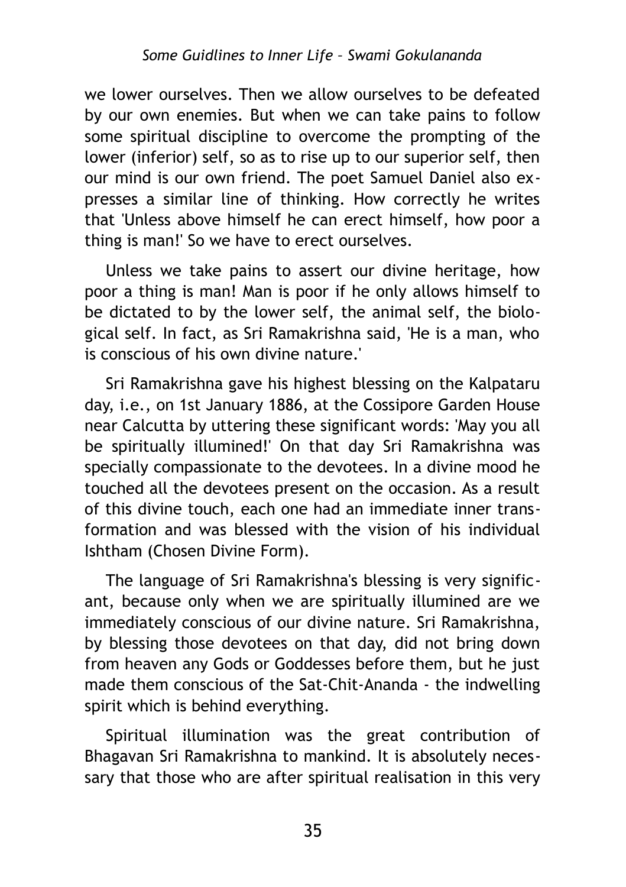we lower ourselves. Then we allow ourselves to be defeated by our own enemies. But when we can take pains to follow some spiritual discipline to overcome the prompting of the lower (inferior) self, so as to rise up to our superior self, then our mind is our own friend. The poet Samuel Daniel also expresses a similar line of thinking. How correctly he writes that 'Unless above himself he can erect himself, how poor a thing is man!' So we have to erect ourselves.

Unless we take pains to assert our divine heritage, how poor a thing is man! Man is poor if he only allows himself to be dictated to by the lower self, the animal self, the biological self. In fact, as Sri Ramakrishna said, 'He is a man, who is conscious of his own divine nature.'

Sri Ramakrishna gave his highest blessing on the Kalpataru day, i.e., on 1st January 1886, at the Cossipore Garden House near Calcutta by uttering these significant words: 'May you all be spiritually illumined!' On that day Sri Ramakrishna was specially compassionate to the devotees. In a divine mood he touched all the devotees present on the occasion. As a result of this divine touch, each one had an immediate inner transformation and was blessed with the vision of his individual Ishtham (Chosen Divine Form).

The language of Sri Ramakrishna's blessing is very significant, because only when we are spiritually illumined are we immediately conscious of our divine nature. Sri Ramakrishna, by blessing those devotees on that day, did not bring down from heaven any Gods or Goddesses before them, but he just made them conscious of the Sat-Chit-Ananda - the indwelling spirit which is behind everything.

Spiritual illumination was the great contribution of Bhagavan Sri Ramakrishna to mankind. It is absolutely necessary that those who are after spiritual realisation in this very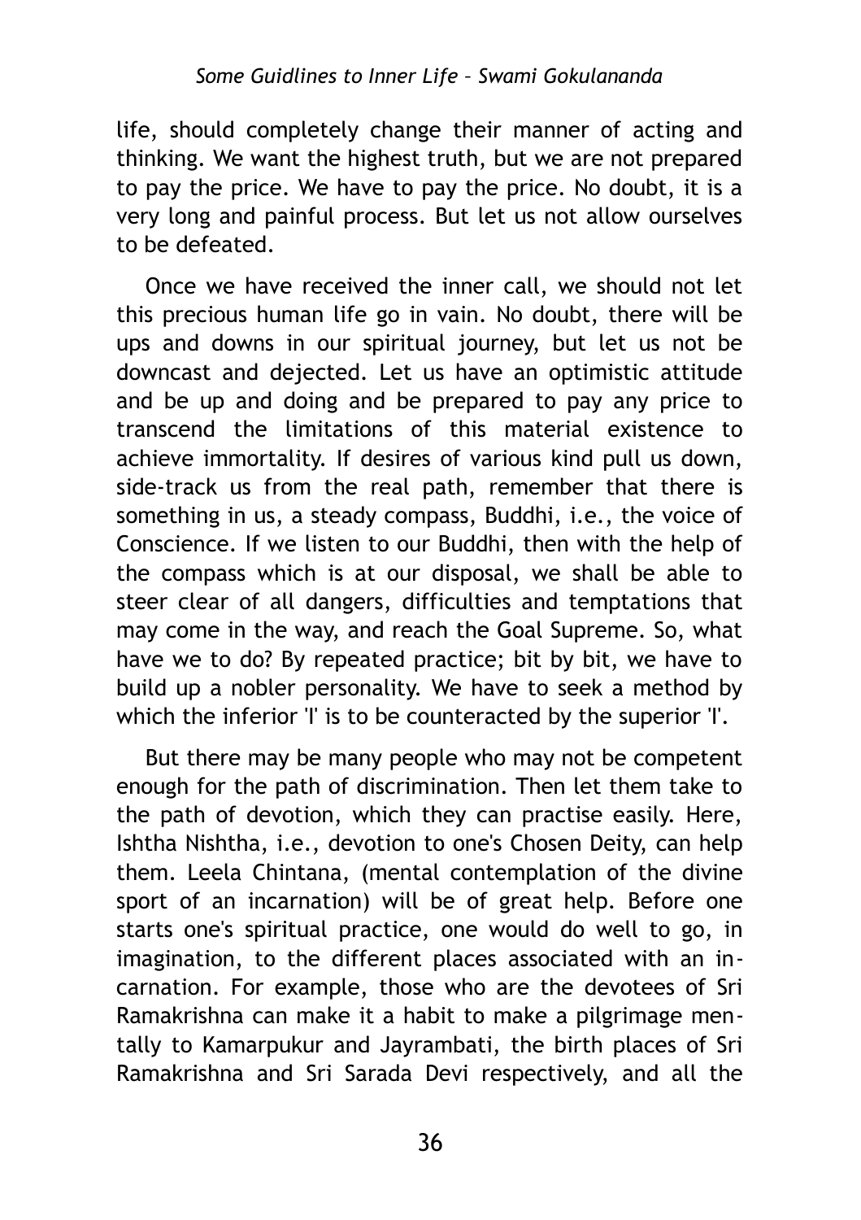life, should completely change their manner of acting and thinking. We want the highest truth, but we are not prepared to pay the price. We have to pay the price. No doubt, it is a very long and painful process. But let us not allow ourselves to be defeated.

Once we have received the inner call, we should not let this precious human life go in vain. No doubt, there will be ups and downs in our spiritual journey, but let us not be downcast and dejected. Let us have an optimistic attitude and be up and doing and be prepared to pay any price to transcend the limitations of this material existence to achieve immortality. If desires of various kind pull us down, side-track us from the real path, remember that there is something in us, a steady compass, Buddhi, i.e., the voice of Conscience. If we listen to our Buddhi, then with the help of the compass which is at our disposal, we shall be able to steer clear of all dangers, difficulties and temptations that may come in the way, and reach the Goal Supreme. So, what have we to do? By repeated practice; bit by bit, we have to build up a nobler personality. We have to seek a method by which the inferior 'I' is to be counteracted by the superior 'I'.

But there may be many people who may not be competent enough for the path of discrimination. Then let them take to the path of devotion, which they can practise easily. Here, Ishtha Nishtha, i.e., devotion to one's Chosen Deity, can help them. Leela Chintana, (mental contemplation of the divine sport of an incarnation) will be of great help. Before one starts one's spiritual practice, one would do well to go, in imagination, to the different places associated with an incarnation. For example, those who are the devotees of Sri Ramakrishna can make it a habit to make a pilgrimage mentally to Kamarpukur and Jayrambati, the birth places of Sri Ramakrishna and Sri Sarada Devi respectively, and all the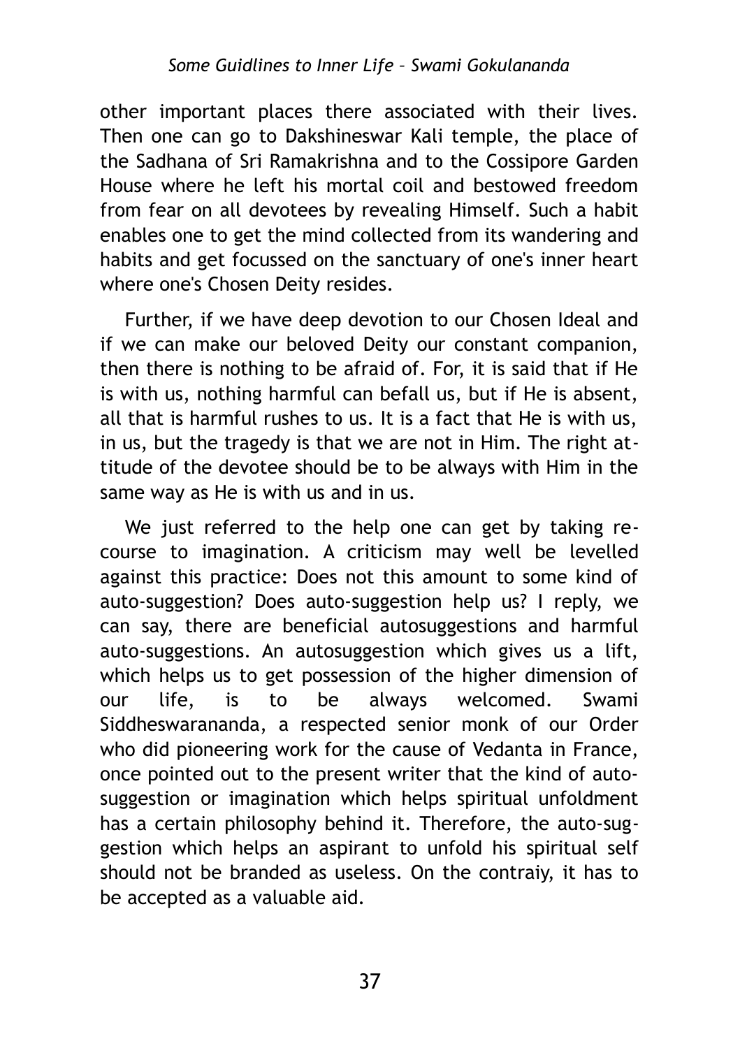other important places there associated with their lives. Then one can go to Dakshineswar Kali temple, the place of the Sadhana of Sri Ramakrishna and to the Cossipore Garden House where he left his mortal coil and bestowed freedom from fear on all devotees by revealing Himself. Such a habit enables one to get the mind collected from its wandering and habits and get focussed on the sanctuary of one's inner heart where one's Chosen Deity resides.

Further, if we have deep devotion to our Chosen Ideal and if we can make our beloved Deity our constant companion, then there is nothing to be afraid of. For, it is said that if He is with us, nothing harmful can befall us, but if He is absent, all that is harmful rushes to us. It is a fact that He is with us, in us, but the tragedy is that we are not in Him. The right attitude of the devotee should be to be always with Him in the same way as He is with us and in us.

We just referred to the help one can get by taking recourse to imagination. A criticism may well be levelled against this practice: Does not this amount to some kind of auto-suggestion? Does auto-suggestion help us? I reply, we can say, there are beneficial autosuggestions and harmful auto-suggestions. An autosuggestion which gives us a lift, which helps us to get possession of the higher dimension of our life, is to be always welcomed. Swami Siddheswarananda, a respected senior monk of our Order who did pioneering work for the cause of Vedanta in France, once pointed out to the present writer that the kind of auto-suggestion or imagination which helps spiritual unfoldment has a certain philosophy behind it. Therefore, the auto-suggestion which helps an aspirant to unfold his spiritual self should not be branded as useless. On the contraiy, it has to be accepted as a valuable aid.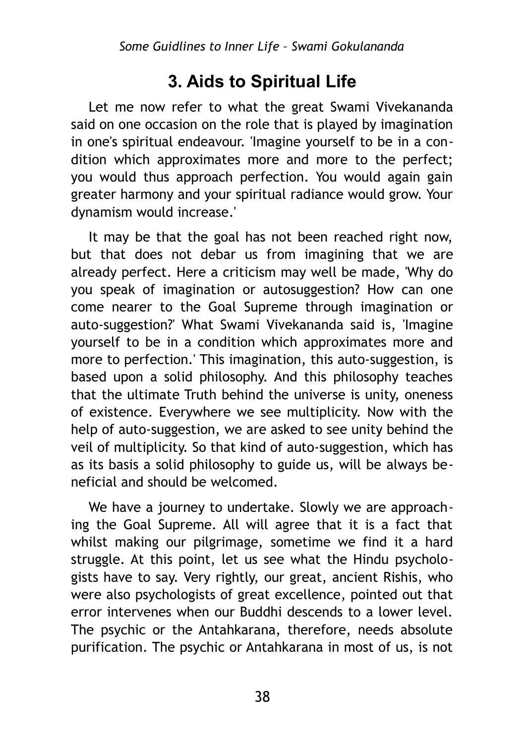## 3. Aids to Spiritual Life

Let me now refer to what the great Swami Vivekananda said on one occasion on the role that is played by imagination in one's spiritual endeavour. 'Imagine yourself to be in a condition which approximates more and more to the perfect; you would thus approach perfection. You would again gain greater harmony and your spiritual radiance would grow. Your dynamism would increase.'

It may be that the goal has not been reached right now, but that does not debar us from imagining that we are already perfect. Here a criticism may well be made, 'Why do you speak of imagination or autosuggestion? How can one come nearer to the Goal Supreme through imagination or auto-suggestion?' What Swami Vivekananda said is, 'Imagine yourself to be in a condition which approximates more and more to perfection.' This imagination, this auto-suggestion, is based upon a solid philosophy. And this philosophy teaches that the ultimate Truth behind the universe is unity, oneness of existence. Everywhere we see multiplicity. Now with the help of auto-suggestion, we are asked to see unity behind the veil of multiplicity. So that kind of auto-suggestion, which has as its basis a solid philosophy to guide us, will be always beneficial and should be welcomed.

We have a journey to undertake. Slowly we are approaching the Goal Supreme. All will agree that it is a fact that whilst making our pilgrimage, sometime we find it a hard struggle. At this point, let us see what the Hindu psychologists have to say. Very rightly, our great, ancient Rishis, who were also psychologists of great excellence, pointed out that error intervenes when our Buddhi descends to a lower level. The psychic or the Antahkarana, therefore, needs absolute purification. The psychic or Antahkarana in most of us, is not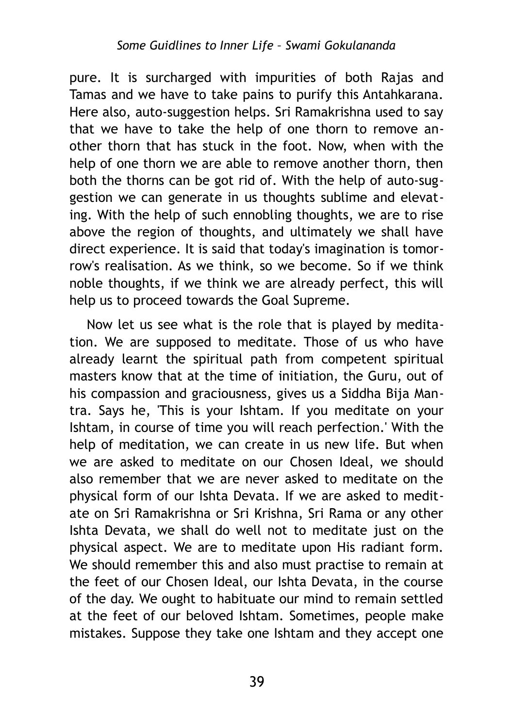pure. It is surcharged with impurities of both Rajas and Tamas and we have to take pains to purify this Antahkarana. Here also, auto-suggestion helps. Sri Ramakrishna used to say that we have to take the help of one thorn to remove another thorn that has stuck in the foot. Now, when with the help of one thorn we are able to remove another thorn, then both the thorns can be got rid of. With the help of auto-suggestion we can generate in us thoughts sublime and elevating. With the help of such ennobling thoughts, we are to rise above the region of thoughts, and ultimately we shall have direct experience. It is said that today's imagination is tomorrow's realisation. As we think, so we become. So if we think noble thoughts, if we think we are already perfect, this will help us to proceed towards the Goal Supreme.

Now let us see what is the role that is played by meditation. We are supposed to meditate. Those of us who have already learnt the spiritual path from competent spiritual masters know that at the time of initiation, the Guru, out of his compassion and graciousness, gives us a Siddha Bija Mantra. Says he, 'This is your Ishtam. If you meditate on your Ishtam, in course of time you will reach perfection.' With the help of meditation, we can create in us new life. But when we are asked to meditate on our Chosen Ideal, we should also remember that we are never asked to meditate on the physical form of our Ishta Devata. If we are asked to meditate on Sri Ramakrishna or Sri Krishna, Sri Rama or any other Ishta Devata, we shall do well not to meditate just on the physical aspect. We are to meditate upon His radiant form. We should remember this and also must practise to remain at the feet of our Chosen Ideal, our Ishta Devata, in the course of the day. We ought to habituate our mind to remain settled at the feet of our beloved Ishtam. Sometimes, people make mistakes. Suppose they take one Ishtam and they accept one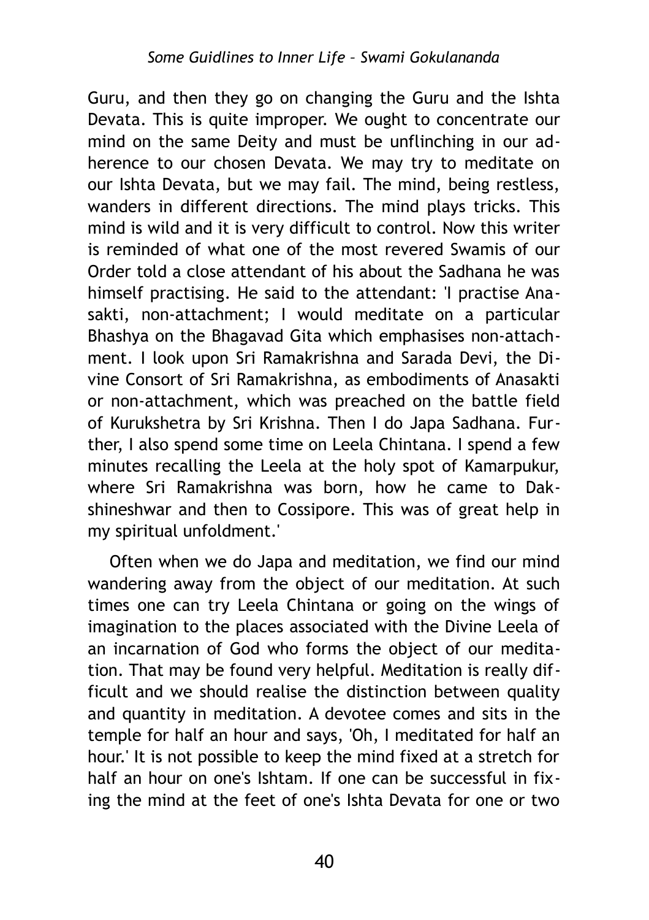Guru, and then they go on changing the Guru and the Ishta Devata. This is quite improper. We ought to concentrate our mind on the same Deity and must be unflinching in our adherence to our chosen Devata. We may try to meditate on our Ishta Devata, but we may fail. The mind, being restless, wanders in different directions. The mind plays tricks. This mind is wild and it is very difficult to control. Now this writer is reminded of what one of the most revered Swamis of our Order told a close attendant of his about the Sadhana he was himself practising. He said to the attendant: 'I practise Anasakti, non-attachment; I would meditate on a particular Bhashya on the Bhagavad Gita which emphasises non-attachment. I look upon Sri Ramakrishna and Sarada Devi, the Divine Consort of Sri Ramakrishna, as embodiments of Anasakti or non-attachment, which was preached on the battle field of Kurukshetra by Sri Krishna. Then I do Japa Sadhana. Further, I also spend some time on Leela Chintana. I spend a few minutes recalling the Leela at the holy spot of Kamarpukur, where Sri Ramakrishna was born, how he came to Dakshineshwar and then to Cossipore. This was of great help in my spiritual unfoldment.'

Often when we do Japa and meditation, we find our mind wandering away from the object of our meditation. At such times one can try Leela Chintana or going on the wings of imagination to the places associated with the Divine Leela of an incarnation of God who forms the object of our meditation. That may be found very helpful. Meditation is really difficult and we should realise the distinction between quality and quantity in meditation. A devotee comes and sits in the temple for half an hour and says, 'Oh, I meditated for half an hour.' It is not possible to keep the mind fixed at a stretch for half an hour on one's Ishtam. If one can be successful in fixing the mind at the feet of one's Ishta Devata for one or two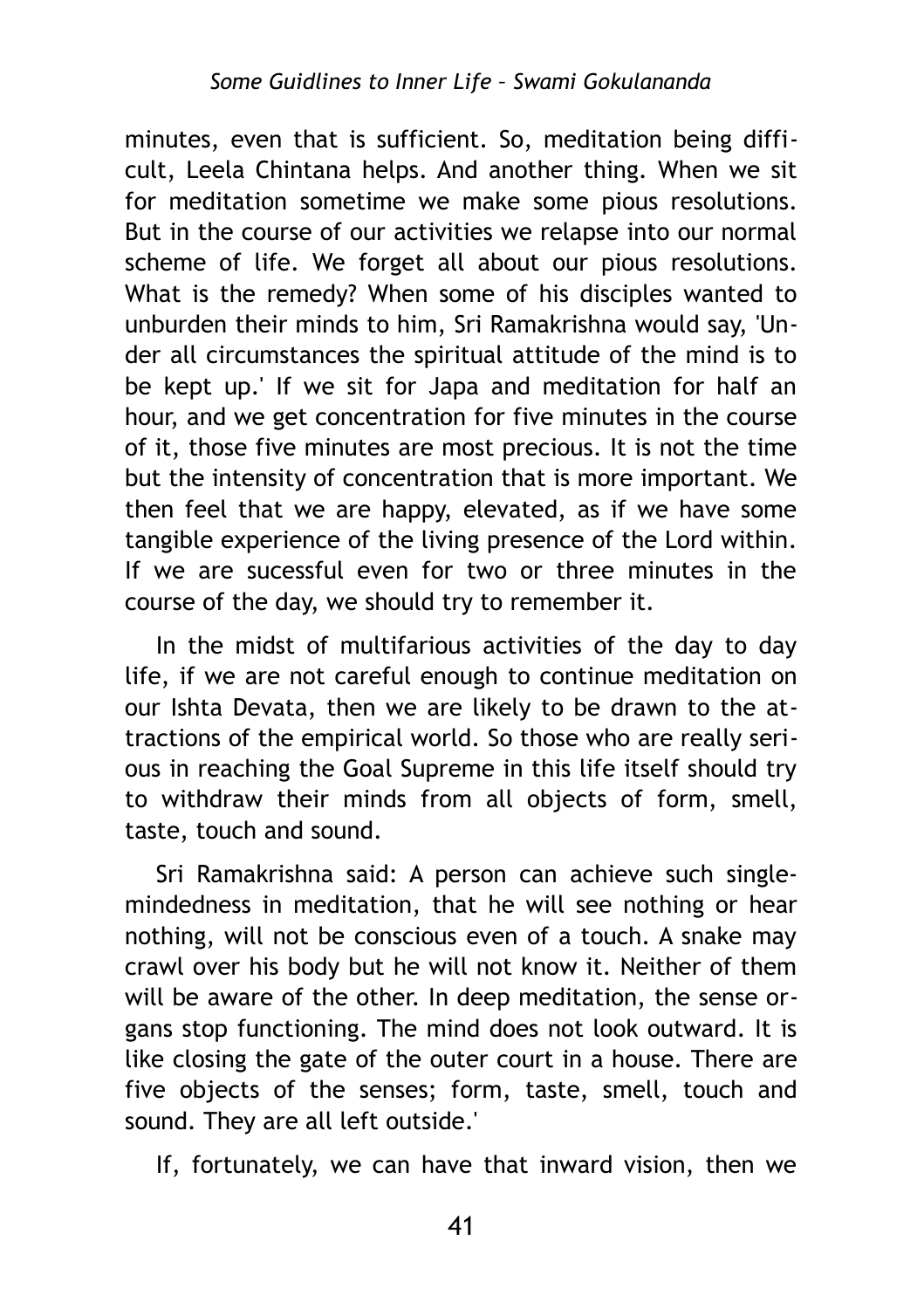minutes, even that is sufficient. So, meditation being difficult, Leela Chintana helps. And another thing. When we sit for meditation sometime we make some pious resolutions. But in the course of our activities we relapse into our normal scheme of life. We forget all about our pious resolutions. What is the remedy? When some of his disciples wanted to unburden their minds to him, Sri Ramakrishna would say, 'Under all circumstances the spiritual attitude of the mind is to be kept up.' If we sit for Japa and meditation for half an hour, and we get concentration for five minutes in the course of it, those five minutes are most precious. It is not the time but the intensity of concentration that is more important. We then feel that we are happy, elevated, as if we have some tangible experience of the living presence of the Lord within. If we are sucessful even for two or three minutes in the course of the day, we should try to remember it.

In the midst of multifarious activities of the day to day life, if we are not careful enough to continue meditation on our Ishta Devata, then we are likely to be drawn to the attractions of the empirical world. So those who are really serious in reaching the Goal Supreme in this life itself should try to withdraw their minds from all objects of form, smell, taste, touch and sound.

Sri Ramakrishna said: A person can achieve such single-mindedness in meditation, that he will see nothing or hear nothing, will not be conscious even of a touch. A snake may crawl over his body but he will not know it. Neither of them will be aware of the other. In deep meditation, the sense organs stop functioning. The mind does not look outward. It is like closing the gate of the outer court in a house. There are five objects of the senses; form, taste, smell, touch and sound. They are all left outside.'

If, fortunately, we can have that inward vision, then we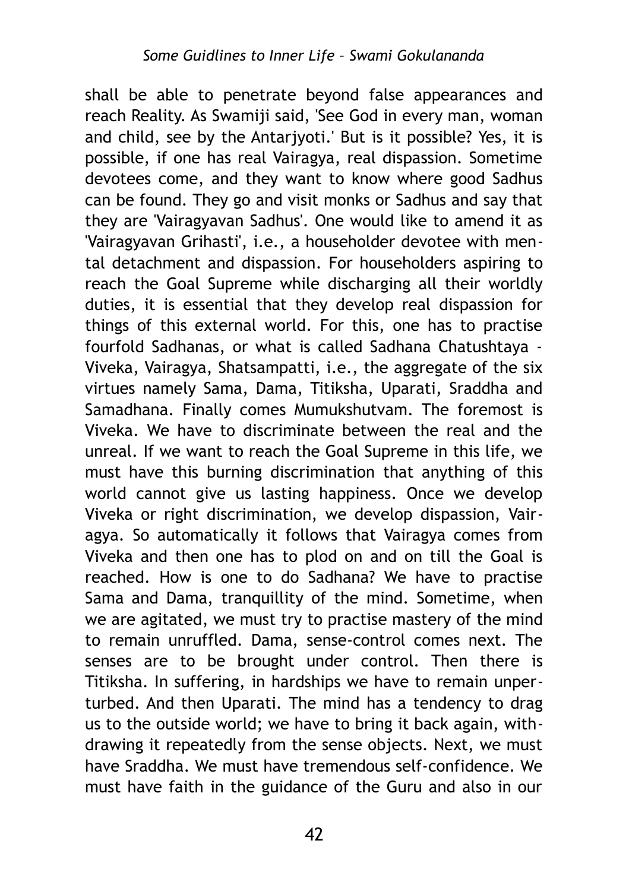shall be able to penetrate beyond false appearances and reach Reality. As Swamiji said, 'See God in every man, woman and child, see by the Antarjyoti.' But is it possible? Yes, it is possible, if one has real Vairagya, real dispassion. Sometime devotees come, and they want to know where good Sadhus can be found. They go and visit monks or Sadhus and say that they are 'Vairagyavan Sadhus'. One would like to amend it as 'Vairagyavan Grihasti', i.e., a householder devotee with mental detachment and dispassion. For householders aspiring to reach the Goal Supreme while discharging all their worldly duties, it is essential that they develop real dispassion for things of this external world. For this, one has to practise fourfold Sadhanas, or what is called Sadhana Chatushtaya - Viveka, Vairagya, Shatsampatti, i.e., the aggregate of the six virtues namely Sama, Dama, Titiksha, Uparati, Sraddha and Samadhana. Finally comes Mumukshutvam. The foremost is Viveka. We have to discriminate between the real and the unreal. If we want to reach the Goal Supreme in this life, we must have this burning discrimination that anything of this world cannot give us lasting happiness. Once we develop Viveka or right discrimination, we develop dispassion, Vairagya. So automatically it follows that Vairagya comes from Viveka and then one has to plod on and on till the Goal is reached. How is one to do Sadhana? We have to practise Sama and Dama, tranquillity of the mind. Sometime, when we are agitated, we must try to practise mastery of the mind to remain unruffled. Dama, sense-control comes next. The senses are to be brought under control. Then there is Titiksha. In suffering, in hardships we have to remain unperturbed. And then Uparati. The mind has a tendency to drag us to the outside world; we have to bring it back again, withdrawing it repeatedly from the sense objects. Next, we must have Sraddha. We must have tremendous self-confidence. We must have faith in the guidance of the Guru and also in our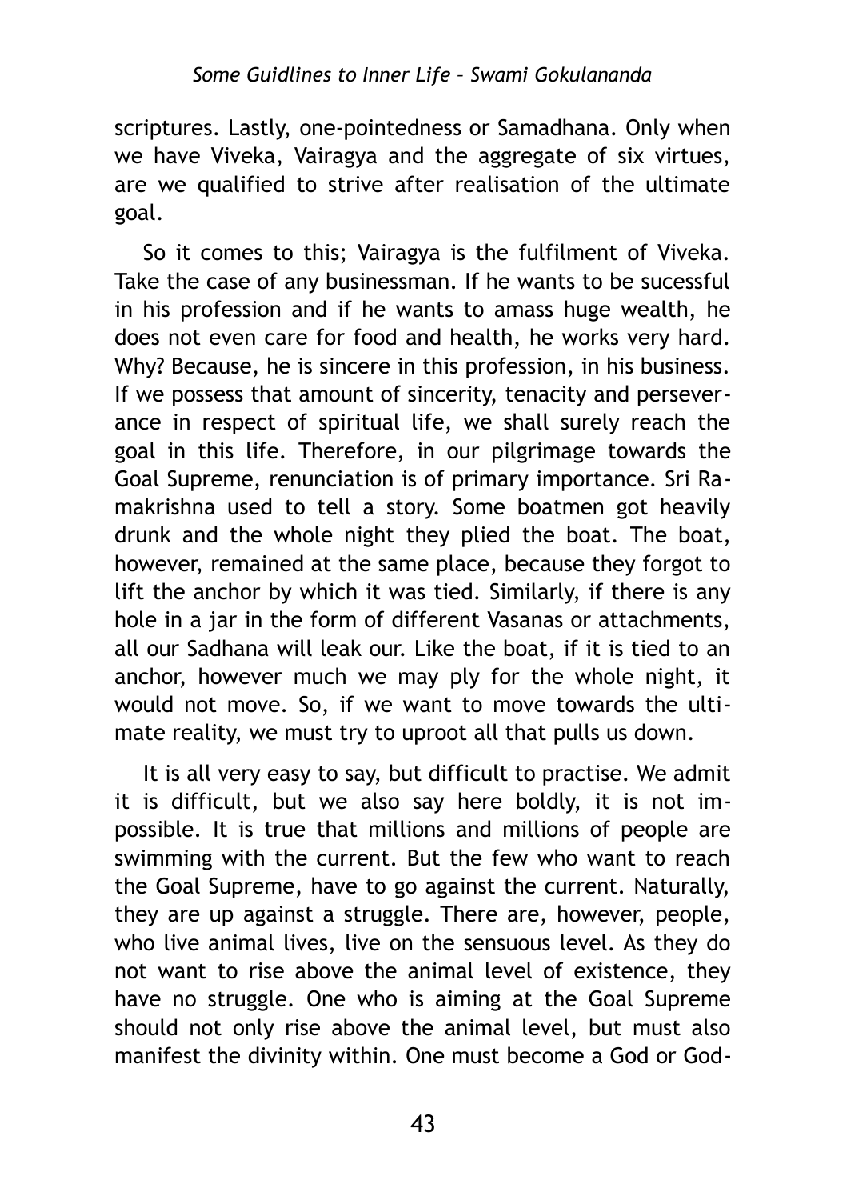scriptures. Lastly, one-pointedness or Samadhana. Only when we have Viveka, Vairagya and the aggregate of six virtues, are we qualified to strive after realisation of the ultimate goal.

So it comes to this; Vairagya is the fulfilment of Viveka. Take the case of any businessman. If he wants to be sucessful in his profession and if he wants to amass huge wealth, he does not even care for food and health, he works very hard. Why? Because, he is sincere in this profession, in his business. If we possess that amount of sincerity, tenacity and perseverance in respect of spiritual life, we shall surely reach the goal in this life. Therefore, in our pilgrimage towards the Goal Supreme, renunciation is of primary importance. Sri Ramakrishna used to tell a story. Some boatmen got heavily drunk and the whole night they plied the boat. The boat, however, remained at the same place, because they forgot to lift the anchor by which it was tied. Similarly, if there is any hole in a jar in the form of different Vasanas or attachments, all our Sadhana will leak our. Like the boat, if it is tied to an anchor, however much we may ply for the whole night, it would not move. So, if we want to move towards the ultimate reality, we must try to uproot all that pulls us down.

It is all very easy to say, but difficult to practise. We admit it is difficult, but we also say here boldly, it is not impossible. It is true that millions and millions of people are swimming with the current. But the few who want to reach the Goal Supreme, have to go against the current. Naturally, they are up against a struggle. There are, however, people, who live animal lives, live on the sensuous level. As they do not want to rise above the animal level of existence, they have no struggle. One who is aiming at the Goal Supreme should not only rise above the animal level, but must also manifest the divinity within. One must become a God or God-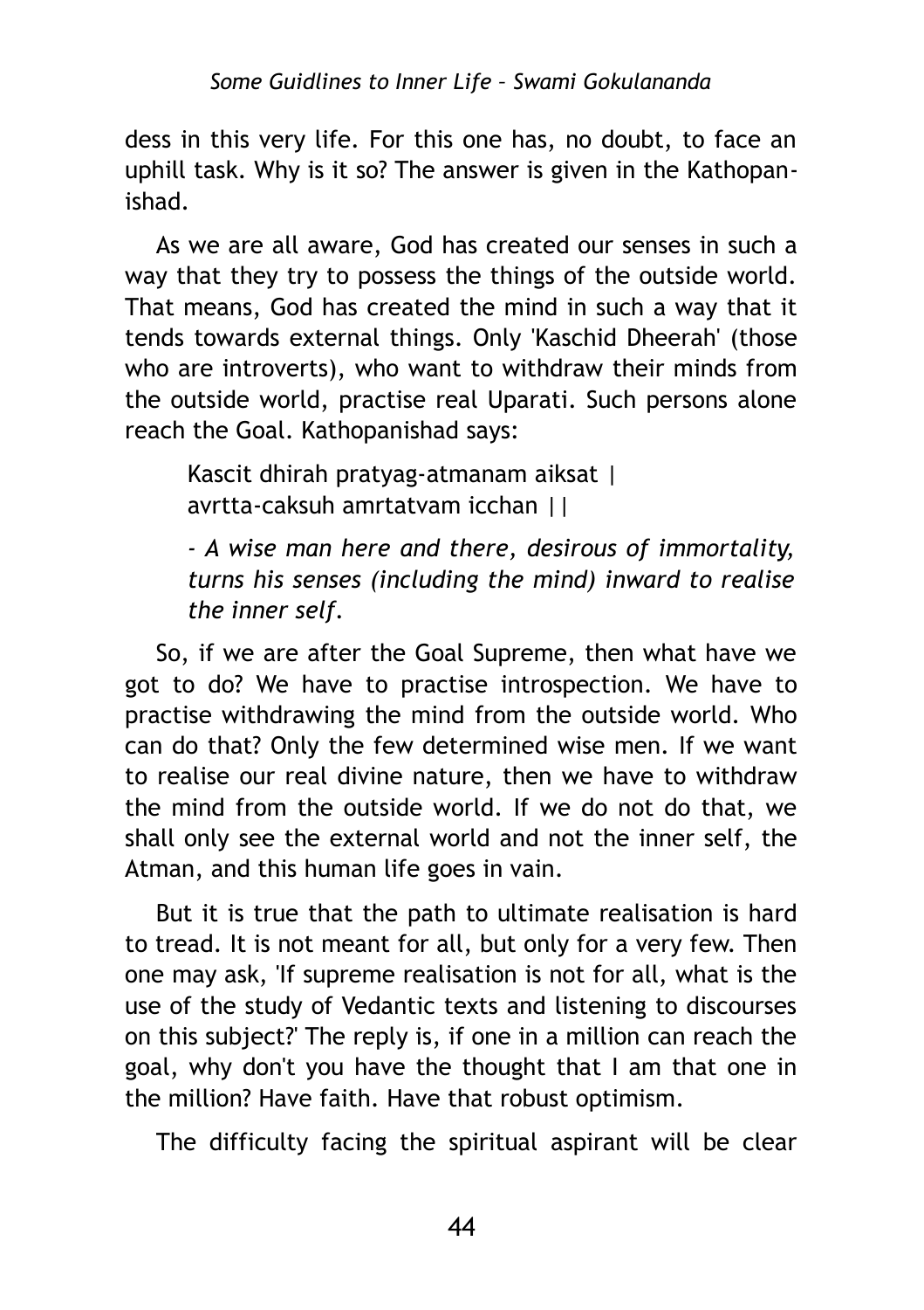dess in this very life. For this one has, no doubt, to face an uphill task. Why is it so? The answer is given in the Kathopanishad.

As we are all aware, God has created our senses in such a way that they try to possess the things of the outside world. That means, God has created the mind in such a way that it tends towards external things. Only 'Kaschid Dheerah' (those who are introverts), who want to withdraw their minds from the outside world, practise real Uparati. Such persons alone reach the Goal. Kathopanishad says:

> Kascit dhirah pratyag-atmanam aiksat |
> avrtta-caksuh amrtatvam icchan ||
>
> *- A wise man here and there, desirous of immortality, turns his senses (including the mind) inward to realise the inner self.*

So, if we are after the Goal Supreme, then what have we got to do? We have to practise introspection. We have to practise withdrawing the mind from the outside world. Who can do that? Only the few determined wise men. If we want to realise our real divine nature, then we have to withdraw the mind from the outside world. If we do not do that, we shall only see the external world and not the inner self, the Atman, and this human life goes in vain.

But it is true that the path to ultimate realisation is hard to tread. It is not meant for all, but only for a very few. Then one may ask, 'If supreme realisation is not for all, what is the use of the study of Vedantic texts and listening to discourses on this subject?' The reply is, if one in a million can reach the goal, why don't you have the thought that I am that one in the million? Have faith. Have that robust optimism.

The difficulty facing the spiritual aspirant will be clear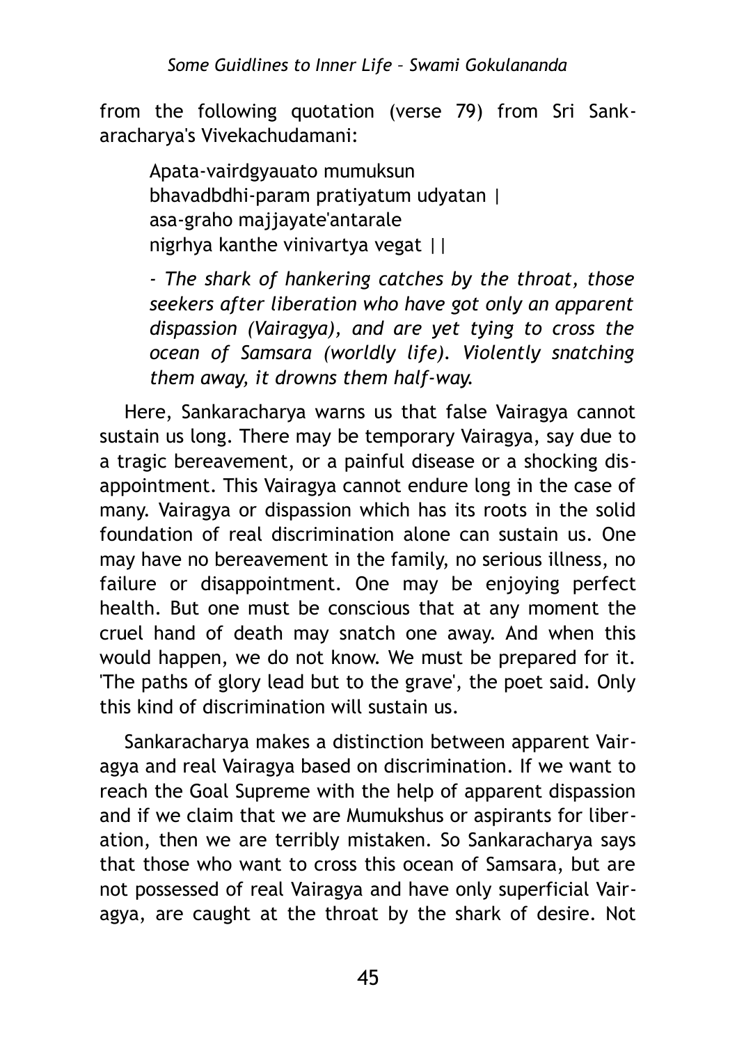from the following quotation (verse 79) from Sri Sankaracharya's Vivekachudamani:

> Apata-vairdgyauato mumuksun
> bhavadbdhi-param pratiyatum udyatan |
> asa-graho majjayate'antarale
> nigrhya kanthe vinivartya vegat ||
>
> - *The shark of hankering catches by the throat, those seekers after liberation who have got only an apparent dispassion (Vairagya), and are yet tying to cross the ocean of Samsara (worldly life). Violently snatching them away, it drowns them half-way.*

Here, Sankaracharya warns us that false Vairagya cannot sustain us long. There may be temporary Vairagya, say due to a tragic bereavement, or a painful disease or a shocking disappointment. This Vairagya cannot endure long in the case of many. Vairagya or dispassion which has its roots in the solid foundation of real discrimination alone can sustain us. One may have no bereavement in the family, no serious illness, no failure or disappointment. One may be enjoying perfect health. But one must be conscious that at any moment the cruel hand of death may snatch one away. And when this would happen, we do not know. We must be prepared for it. 'The paths of glory lead but to the grave', the poet said. Only this kind of discrimination will sustain us.

Sankaracharya makes a distinction between apparent Vairagya and real Vairagya based on discrimination. If we want to reach the Goal Supreme with the help of apparent dispassion and if we claim that we are Mumukshus or aspirants for liberation, then we are terribly mistaken. So Sankaracharya says that those who want to cross this ocean of Samsara, but are not possessed of real Vairagya and have only superficial Vairagya, are caught at the throat by the shark of desire. Not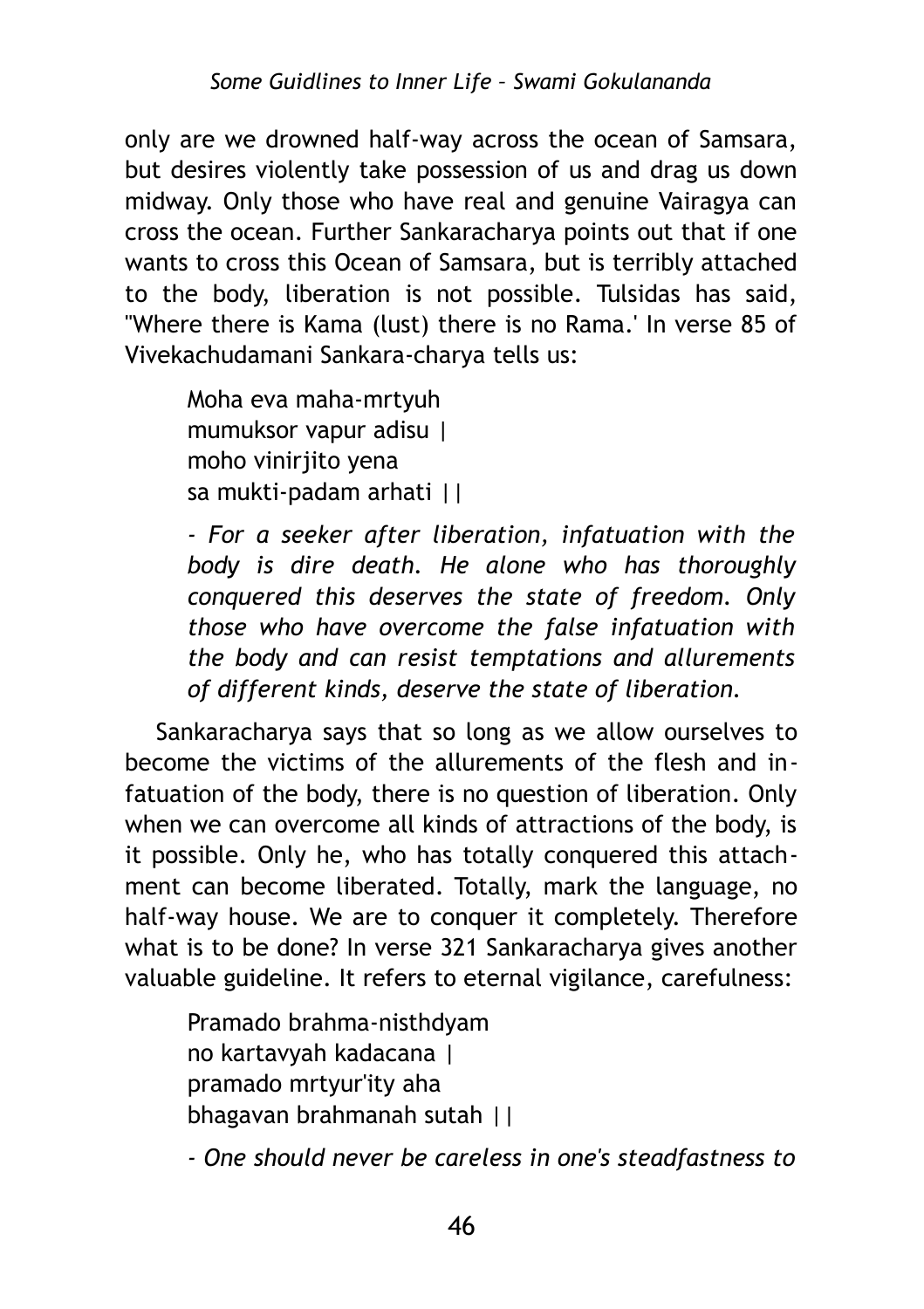only are we drowned half-way across the ocean of Samsara, but desires violently take possession of us and drag us down midway. Only those who have real and genuine Vairagya can cross the ocean. Further Sankaracharya points out that if one wants to cross this Ocean of Samsara, but is terribly attached to the body, liberation is not possible. Tulsidas has said, "Where there is Kama (lust) there is no Rama.' In verse 85 of Vivekachudamani Sankara-charya tells us:

> Moha eva maha-mrtyuh
> mumuksor vapur adisu |
> moho vinirjito yena
> sa mukti-padam arhati ||
>
> *- For a seeker after liberation, infatuation with the body is dire death. He alone who has thoroughly conquered this deserves the state of freedom. Only those who have overcome the false infatuation with the body and can resist temptations and allurements of different kinds, deserve the state of liberation.*

Sankaracharya says that so long as we allow ourselves to become the victims of the allurements of the flesh and infatuation of the body, there is no question of liberation. Only when we can overcome all kinds of attractions of the body, is it possible. Only he, who has totally conquered this attachment can become liberated. Totally, mark the language, no half-way house. We are to conquer it completely. Therefore what is to be done? In verse 321 Sankaracharya gives another valuable guideline. It refers to eternal vigilance, carefulness:

> Pramado brahma-nisthdyam
> no kartavyah kadacana |
> pramado mrtyur'ity aha
> bhagavan brahmanah sutah ||
>
> *- One should never be careless in one's steadfastness to*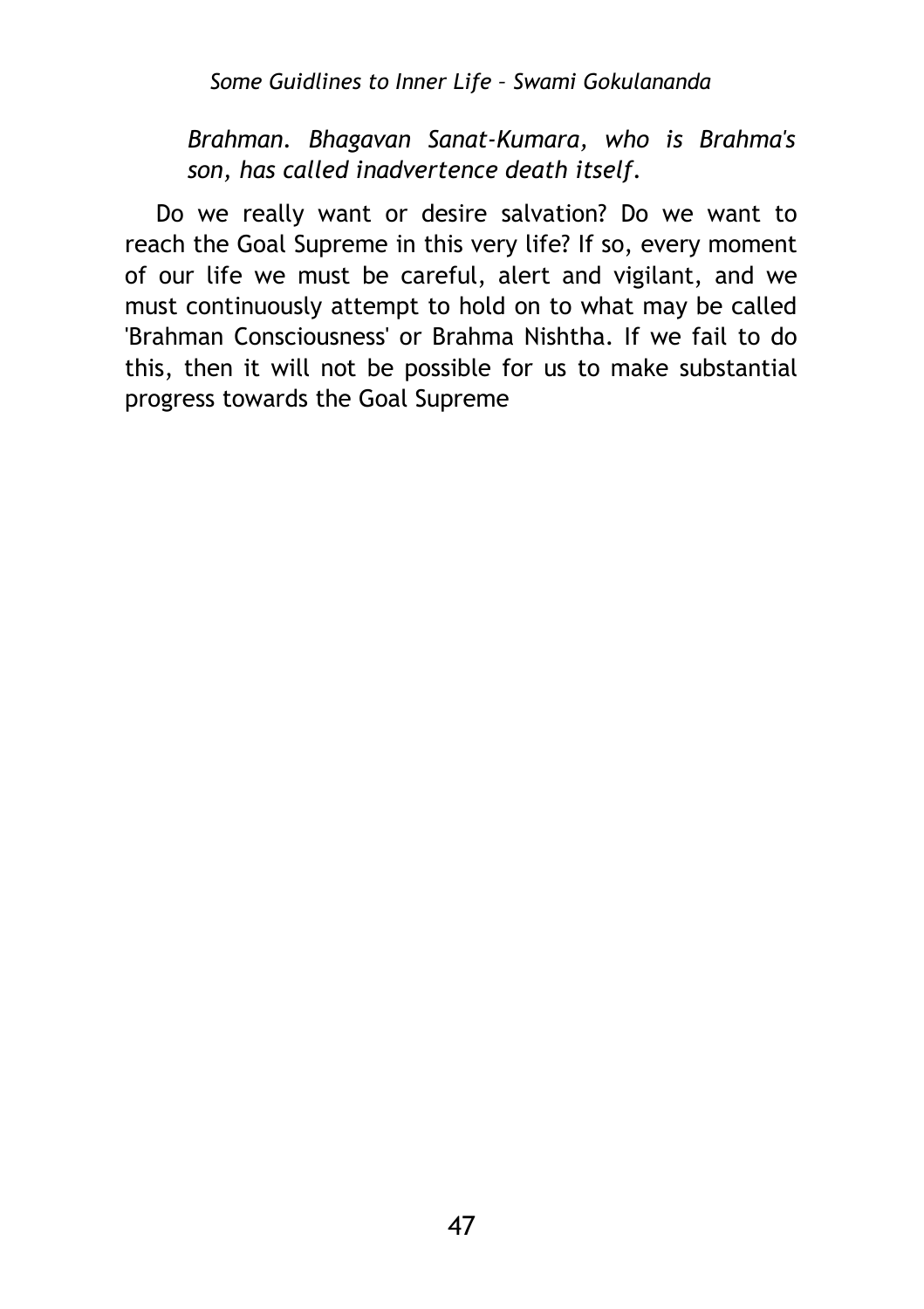*Brahman. Bhagavan Sanat-Kumara, who is Brahma's son, has called inadvertence death itself.*

Do we really want or desire salvation? Do we want to reach the Goal Supreme in this very life? If so, every moment of our life we must be careful, alert and vigilant, and we must continuously attempt to hold on to what may be called 'Brahman Consciousness' or Brahma Nishtha. If we fail to do this, then it will not be possible for us to make substantial progress towards the Goal Supreme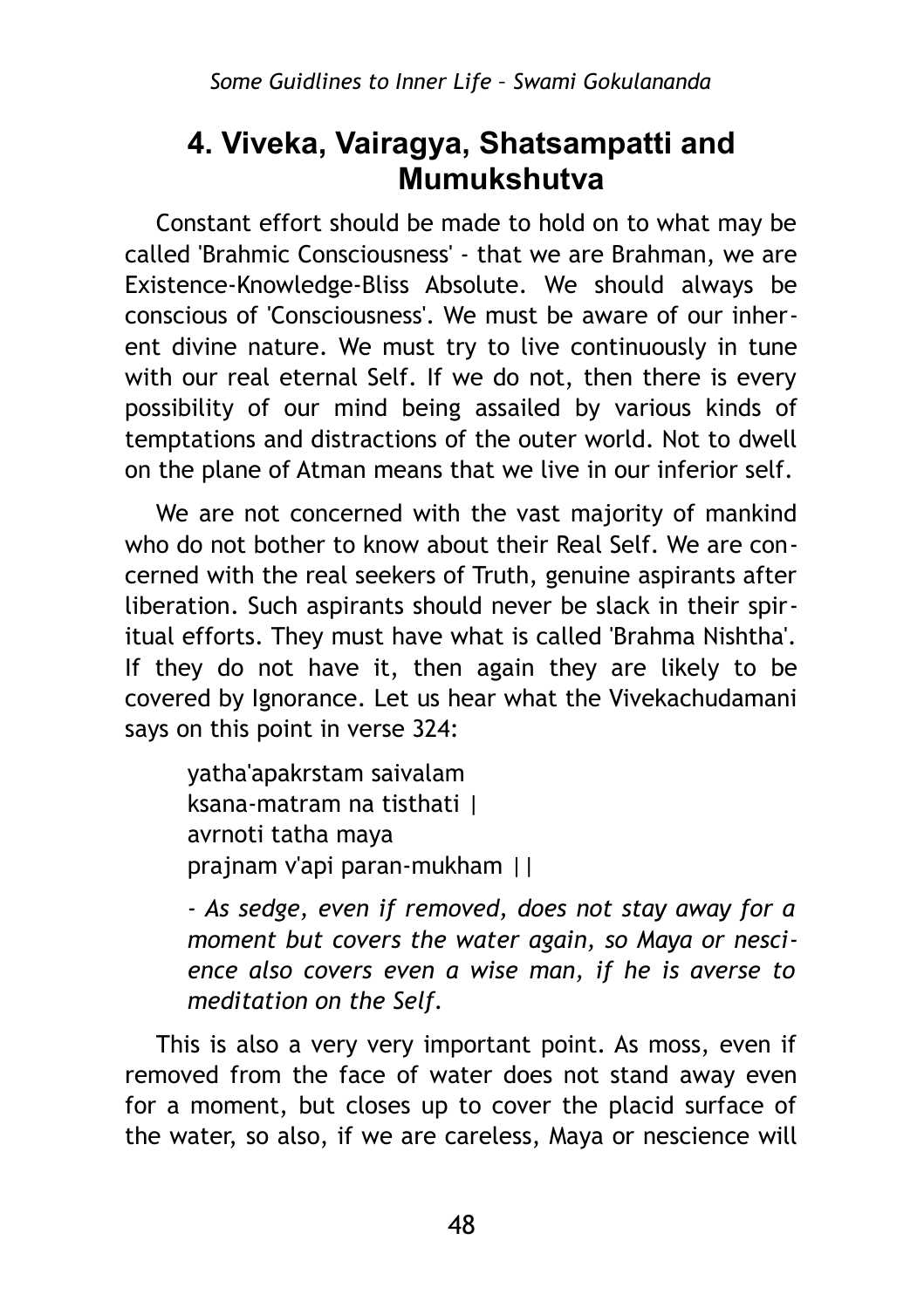## 4. Viveka, Vairagya, Shatsampatti and Mumukshutva

Constant effort should be made to hold on to what may be called 'Brahmic Consciousness' - that we are Brahman, we are Existence-Knowledge-Bliss Absolute. We should always be conscious of 'Consciousness'. We must be aware of our inherent divine nature. We must try to live continuously in tune with our real eternal Self. If we do not, then there is every possibility of our mind being assailed by various kinds of temptations and distractions of the outer world. Not to dwell on the plane of Atman means that we live in our inferior self.

We are not concerned with the vast majority of mankind who do not bother to know about their Real Self. We are concerned with the real seekers of Truth, genuine aspirants after liberation. Such aspirants should never be slack in their spiritual efforts. They must have what is called 'Brahma Nishtha'. If they do not have it, then again they are likely to be covered by Ignorance. Let us hear what the Vivekachudamani says on this point in verse 324:

> yatha'apakrstam saivalam  
> ksana-matram na tisthati |  
> avrnoti tatha maya  
> prajnam v'api paran-mukham ||
>
> *- As sedge, even if removed, does not stay away for a moment but covers the water again, so Maya or nescience also covers even a wise man, if he is averse to meditation on the Self.*

This is also a very very important point. As moss, even if removed from the face of water does not stand away even for a moment, but closes up to cover the placid surface of the water, so also, if we are careless, Maya or nescience will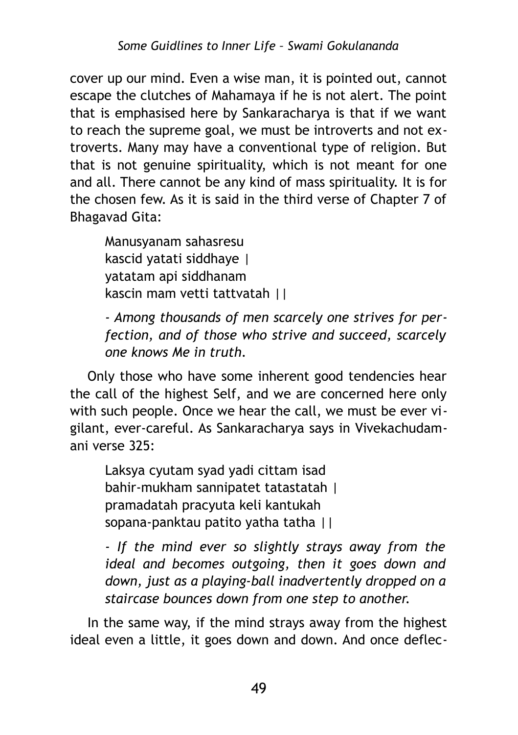cover up our mind. Even a wise man, it is pointed out, cannot escape the clutches of Mahamaya if he is not alert. The point that is emphasised here by Sankaracharya is that if we want to reach the supreme goal, we must be introverts and not extroverts. Many may have a conventional type of religion. But that is not genuine spirituality, which is not meant for one and all. There cannot be any kind of mass spirituality. It is for the chosen few. As it is said in the third verse of Chapter 7 of Bhagavad Gita:

> Manusyanam sahasresu
> kascid yatati siddhaye |
> yatatam api siddhanam
> kascin mam vetti tattvatah ||
>
> *- Among thousands of men scarcely one strives for perfection, and of those who strive and succeed, scarcely one knows Me in truth.*

Only those who have some inherent good tendencies hear the call of the highest Self, and we are concerned here only with such people. Once we hear the call, we must be ever vigilant, ever-careful. As Sankaracharya says in Vivekachudamani verse 325:

> Laksya cyutam syad yadi cittam isad
> bahir-mukham sannipatet tatastatah |
> pramadatah pracyuta keli kantukah
> sopana-panktau patito yatha tatha ||
>
> *- If the mind ever so slightly strays away from the ideal and becomes outgoing, then it goes down and down, just as a playing-ball inadvertently dropped on a staircase bounces down from one step to another.*

In the same way, if the mind strays away from the highest ideal even a little, it goes down and down. And once deflec-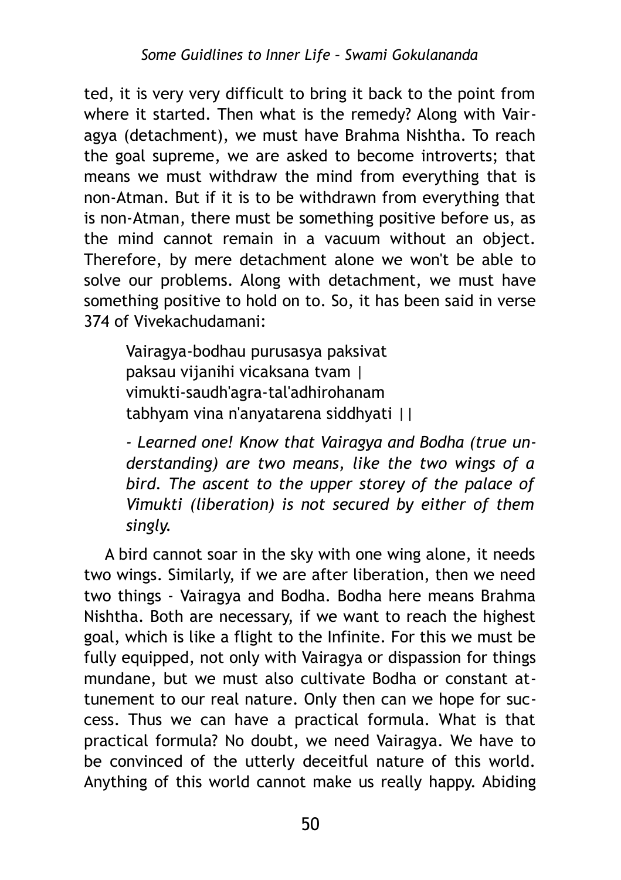ted, it is very very difficult to bring it back to the point from where it started. Then what is the remedy? Along with Vairagya (detachment), we must have Brahma Nishtha. To reach the goal supreme, we are asked to become introverts; that means we must withdraw the mind from everything that is non-Atman. But if it is to be withdrawn from everything that is non-Atman, there must be something positive before us, as the mind cannot remain in a vacuum without an object. Therefore, by mere detachment alone we won't be able to solve our problems. Along with detachment, we must have something positive to hold on to. So, it has been said in verse 374 of Vivekachudamani:

> Vairagya-bodhau purusasya paksivat
> paksau vijanihi vicaksana tvam |
> vimukti-saudh'agra-tal'adhirohanam
> tabhyam vina n'anyatarena siddhyati ||
>
> *- Learned one! Know that Vairagya and Bodha (true understanding) are two means, like the two wings of a bird. The ascent to the upper storey of the palace of Vimukti (liberation) is not secured by either of them singly.*

A bird cannot soar in the sky with one wing alone, it needs two wings. Similarly, if we are after liberation, then we need two things - Vairagya and Bodha. Bodha here means Brahma Nishtha. Both are necessary, if we want to reach the highest goal, which is like a flight to the Infinite. For this we must be fully equipped, not only with Vairagya or dispassion for things mundane, but we must also cultivate Bodha or constant attunement to our real nature. Only then can we hope for success. Thus we can have a practical formula. What is that practical formula? No doubt, we need Vairagya. We have to be convinced of the utterly deceitful nature of this world. Anything of this world cannot make us really happy. Abiding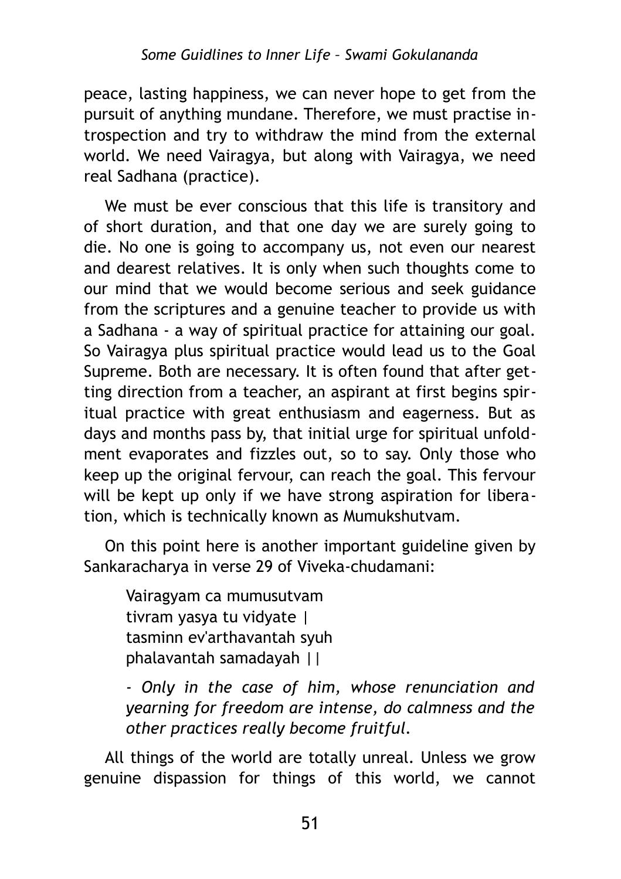peace, lasting happiness, we can never hope to get from the pursuit of anything mundane. Therefore, we must practise introspection and try to withdraw the mind from the external world. We need Vairagya, but along with Vairagya, we need real Sadhana (practice).

We must be ever conscious that this life is transitory and of short duration, and that one day we are surely going to die. No one is going to accompany us, not even our nearest and dearest relatives. It is only when such thoughts come to our mind that we would become serious and seek guidance from the scriptures and a genuine teacher to provide us with a Sadhana - a way of spiritual practice for attaining our goal. So Vairagya plus spiritual practice would lead us to the Goal Supreme. Both are necessary. It is often found that after getting direction from a teacher, an aspirant at first begins spiritual practice with great enthusiasm and eagerness. But as days and months pass by, that initial urge for spiritual unfoldment evaporates and fizzles out, so to say. Only those who keep up the original fervour, can reach the goal. This fervour will be kept up only if we have strong aspiration for liberation, which is technically known as Mumukshutvam.

On this point here is another important guideline given by Sankaracharya in verse 29 of Viveka-chudamani:

> Vairagyam ca mumusutvam
> tivram yasya tu vidyate |
> tasminn ev'arthavantah syuh
> phalavantah samadayah ||
>
> *- Only in the case of him, whose renunciation and yearning for freedom are intense, do calmness and the other practices really become fruitful.*

All things of the world are totally unreal. Unless we grow genuine dispassion for things of this world, we cannot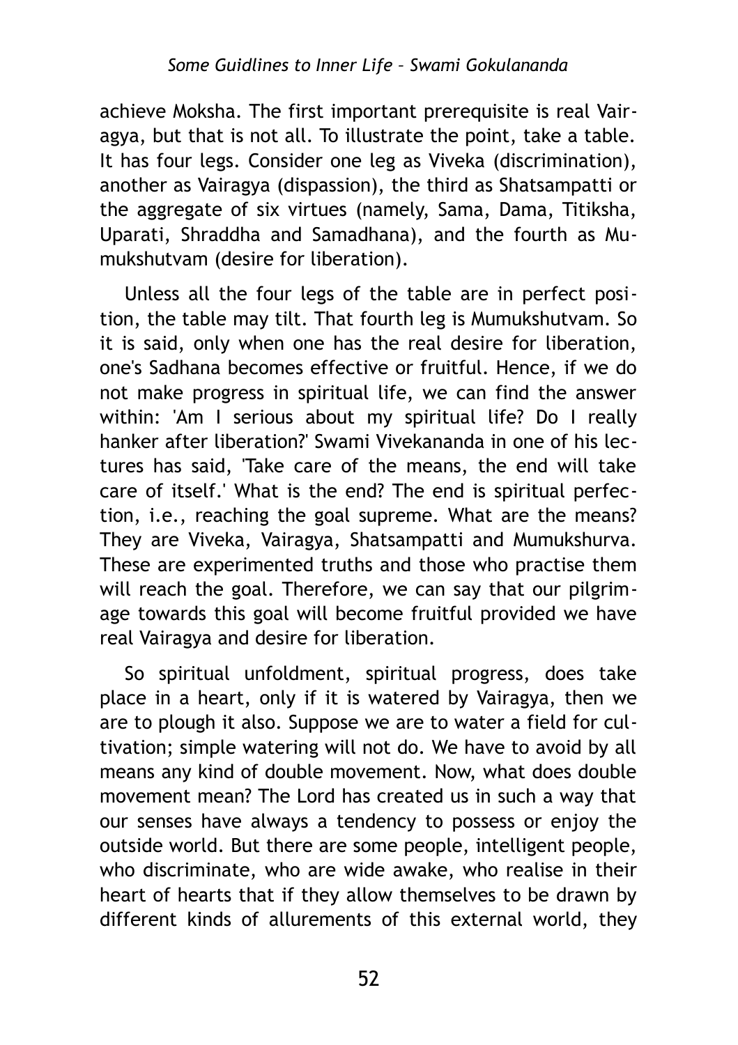achieve Moksha. The first important prerequisite is real Vairagya, but that is not all. To illustrate the point, take a table. It has four legs. Consider one leg as Viveka (discrimination), another as Vairagya (dispassion), the third as Shatsampatti or the aggregate of six virtues (namely, Sama, Dama, Titiksha, Uparati, Shraddha and Samadhana), and the fourth as Mumukshutvam (desire for liberation).

Unless all the four legs of the table are in perfect position, the table may tilt. That fourth leg is Mumukshutvam. So it is said, only when one has the real desire for liberation, one's Sadhana becomes effective or fruitful. Hence, if we do not make progress in spiritual life, we can find the answer within: 'Am I serious about my spiritual life? Do I really hanker after liberation?' Swami Vivekananda in one of his lectures has said, 'Take care of the means, the end will take care of itself.' What is the end? The end is spiritual perfection, i.e., reaching the goal supreme. What are the means? They are Viveka, Vairagya, Shatsampatti and Mumukshurva. These are experimented truths and those who practise them will reach the goal. Therefore, we can say that our pilgrimage towards this goal will become fruitful provided we have real Vairagya and desire for liberation.

So spiritual unfoldment, spiritual progress, does take place in a heart, only if it is watered by Vairagya, then we are to plough it also. Suppose we are to water a field for cultivation; simple watering will not do. We have to avoid by all means any kind of double movement. Now, what does double movement mean? The Lord has created us in such a way that our senses have always a tendency to possess or enjoy the outside world. But there are some people, intelligent people, who discriminate, who are wide awake, who realise in their heart of hearts that if they allow themselves to be drawn by different kinds of allurements of this external world, they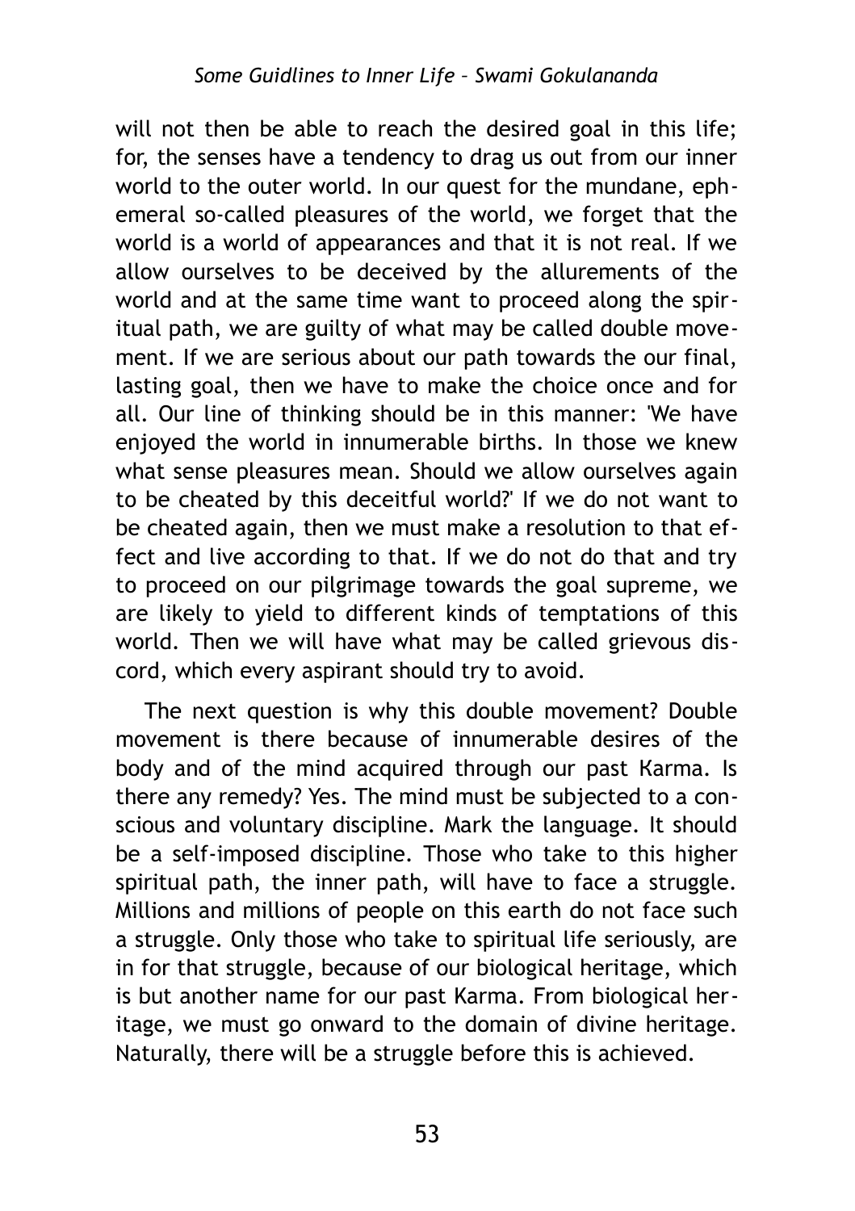will not then be able to reach the desired goal in this life; for, the senses have a tendency to drag us out from our inner world to the outer world. In our quest for the mundane, ephemeral so-called pleasures of the world, we forget that the world is a world of appearances and that it is not real. If we allow ourselves to be deceived by the allurements of the world and at the same time want to proceed along the spiritual path, we are guilty of what may be called double movement. If we are serious about our path towards the our final, lasting goal, then we have to make the choice once and for all. Our line of thinking should be in this manner: 'We have enjoyed the world in innumerable births. In those we knew what sense pleasures mean. Should we allow ourselves again to be cheated by this deceitful world?' If we do not want to be cheated again, then we must make a resolution to that effect and live according to that. If we do not do that and try to proceed on our pilgrimage towards the goal supreme, we are likely to yield to different kinds of temptations of this world. Then we will have what may be called grievous discord, which every aspirant should try to avoid.

The next question is why this double movement? Double movement is there because of innumerable desires of the body and of the mind acquired through our past Karma. Is there any remedy? Yes. The mind must be subjected to a conscious and voluntary discipline. Mark the language. It should be a self-imposed discipline. Those who take to this higher spiritual path, the inner path, will have to face a struggle. Millions and millions of people on this earth do not face such a struggle. Only those who take to spiritual life seriously, are in for that struggle, because of our biological heritage, which is but another name for our past Karma. From biological heritage, we must go onward to the domain of divine heritage. Naturally, there will be a struggle before this is achieved.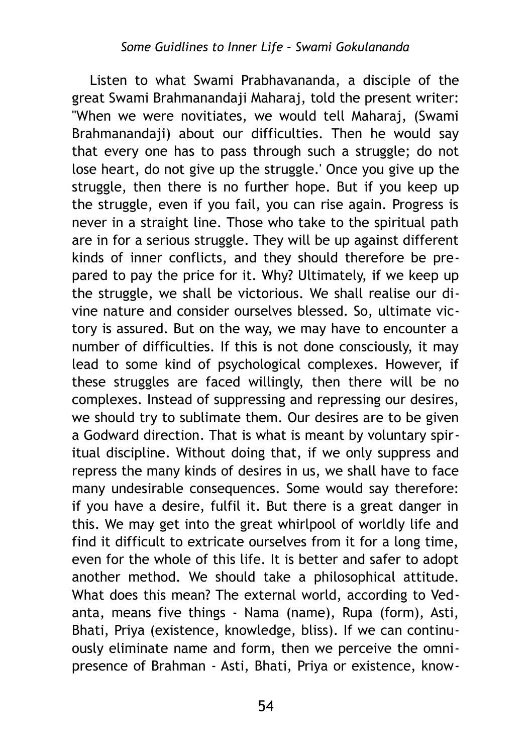Listen to what Swami Prabhavananda, a disciple of the great Swami Brahmanandaji Maharaj, told the present writer: "When we were novitiates, we would tell Maharaj, (Swami Brahmanandaji) about our difficulties. Then he would say that every one has to pass through such a struggle; do not lose heart, do not give up the struggle.' Once you give up the struggle, then there is no further hope. But if you keep up the struggle, even if you fail, you can rise again. Progress is never in a straight line. Those who take to the spiritual path are in for a serious struggle. They will be up against different kinds of inner conflicts, and they should therefore be prepared to pay the price for it. Why? Ultimately, if we keep up the struggle, we shall be victorious. We shall realise our divine nature and consider ourselves blessed. So, ultimate victory is assured. But on the way, we may have to encounter a number of difficulties. If this is not done consciously, it may lead to some kind of psychological complexes. However, if these struggles are faced willingly, then there will be no complexes. Instead of suppressing and repressing our desires, we should try to sublimate them. Our desires are to be given a Godward direction. That is what is meant by voluntary spiritual discipline. Without doing that, if we only suppress and repress the many kinds of desires in us, we shall have to face many undesirable consequences. Some would say therefore: if you have a desire, fulfil it. But there is a great danger in this. We may get into the great whirlpool of worldly life and find it difficult to extricate ourselves from it for a long time, even for the whole of this life. It is better and safer to adopt another method. We should take a philosophical attitude. What does this mean? The external world, according to Vedanta, means five things - Nama (name), Rupa (form), Asti, Bhati, Priya (existence, knowledge, bliss). If we can continuously eliminate name and form, then we perceive the omnipresence of Brahman - Asti, Bhati, Priya or existence, know-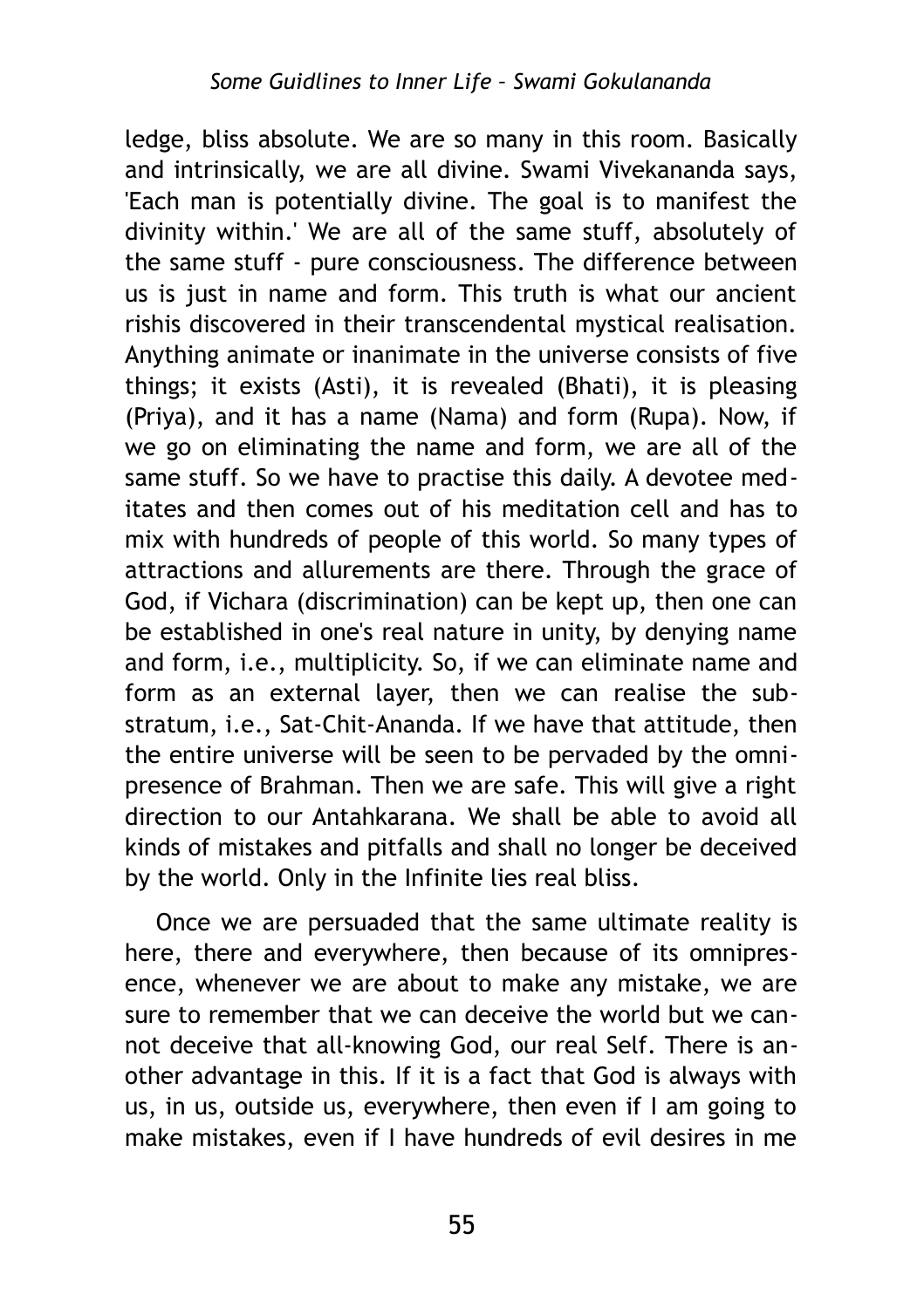ledge, bliss absolute. We are so many in this room. Basically and intrinsically, we are all divine. Swami Vivekananda says, 'Each man is potentially divine. The goal is to manifest the divinity within.' We are all of the same stuff, absolutely of the same stuff - pure consciousness. The difference between us is just in name and form. This truth is what our ancient rishis discovered in their transcendental mystical realisation. Anything animate or inanimate in the universe consists of five things; it exists (Asti), it is revealed (Bhati), it is pleasing (Priya), and it has a name (Nama) and form (Rupa). Now, if we go on eliminating the name and form, we are all of the same stuff. So we have to practise this daily. A devotee meditates and then comes out of his meditation cell and has to mix with hundreds of people of this world. So many types of attractions and allurements are there. Through the grace of God, if Vichara (discrimination) can be kept up, then one can be established in one's real nature in unity, by denying name and form, i.e., multiplicity. So, if we can eliminate name and form as an external layer, then we can realise the substratum, i.e., Sat-Chit-Ananda. If we have that attitude, then the entire universe will be seen to be pervaded by the omnipresence of Brahman. Then we are safe. This will give a right direction to our Antahkarana. We shall be able to avoid all kinds of mistakes and pitfalls and shall no longer be deceived by the world. Only in the Infinite lies real bliss.

Once we are persuaded that the same ultimate reality is here, there and everywhere, then because of its omnipresence, whenever we are about to make any mistake, we are sure to remember that we can deceive the world but we cannot deceive that all-knowing God, our real Self. There is another advantage in this. If it is a fact that God is always with us, in us, outside us, everywhere, then even if I am going to make mistakes, even if I have hundreds of evil desires in me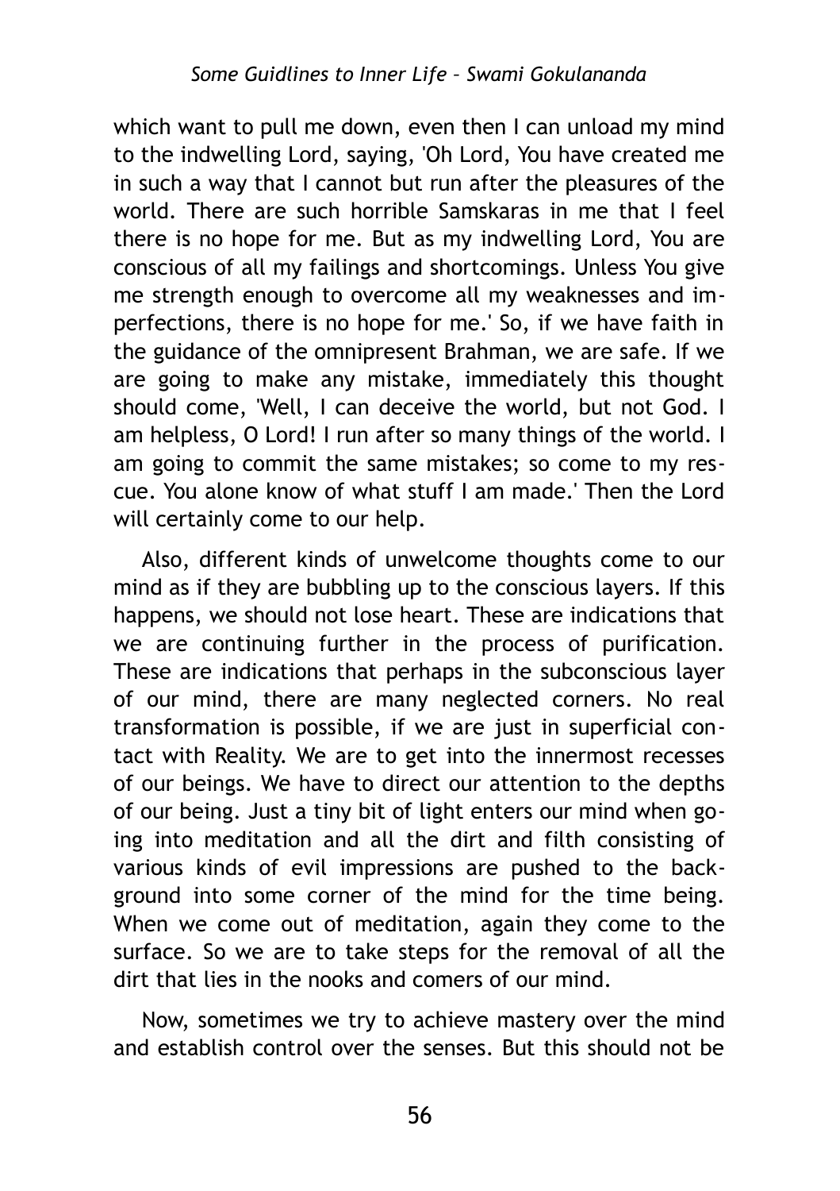which want to pull me down, even then I can unload my mind to the indwelling Lord, saying, 'Oh Lord, You have created me in such a way that I cannot but run after the pleasures of the world. There are such horrible Samskaras in me that I feel there is no hope for me. But as my indwelling Lord, You are conscious of all my failings and shortcomings. Unless You give me strength enough to overcome all my weaknesses and imperfections, there is no hope for me.' So, if we have faith in the guidance of the omnipresent Brahman, we are safe. If we are going to make any mistake, immediately this thought should come, 'Well, I can deceive the world, but not God. I am helpless, O Lord! I run after so many things of the world. I am going to commit the same mistakes; so come to my rescue. You alone know of what stuff I am made.' Then the Lord will certainly come to our help.

Also, different kinds of unwelcome thoughts come to our mind as if they are bubbling up to the conscious layers. If this happens, we should not lose heart. These are indications that we are continuing further in the process of purification. These are indications that perhaps in the subconscious layer of our mind, there are many neglected corners. No real transformation is possible, if we are just in superficial contact with Reality. We are to get into the innermost recesses of our beings. We have to direct our attention to the depths of our being. Just a tiny bit of light enters our mind when going into meditation and all the dirt and filth consisting of various kinds of evil impressions are pushed to the background into some corner of the mind for the time being. When we come out of meditation, again they come to the surface. So we are to take steps for the removal of all the dirt that lies in the nooks and comers of our mind.

Now, sometimes we try to achieve mastery over the mind and establish control over the senses. But this should not be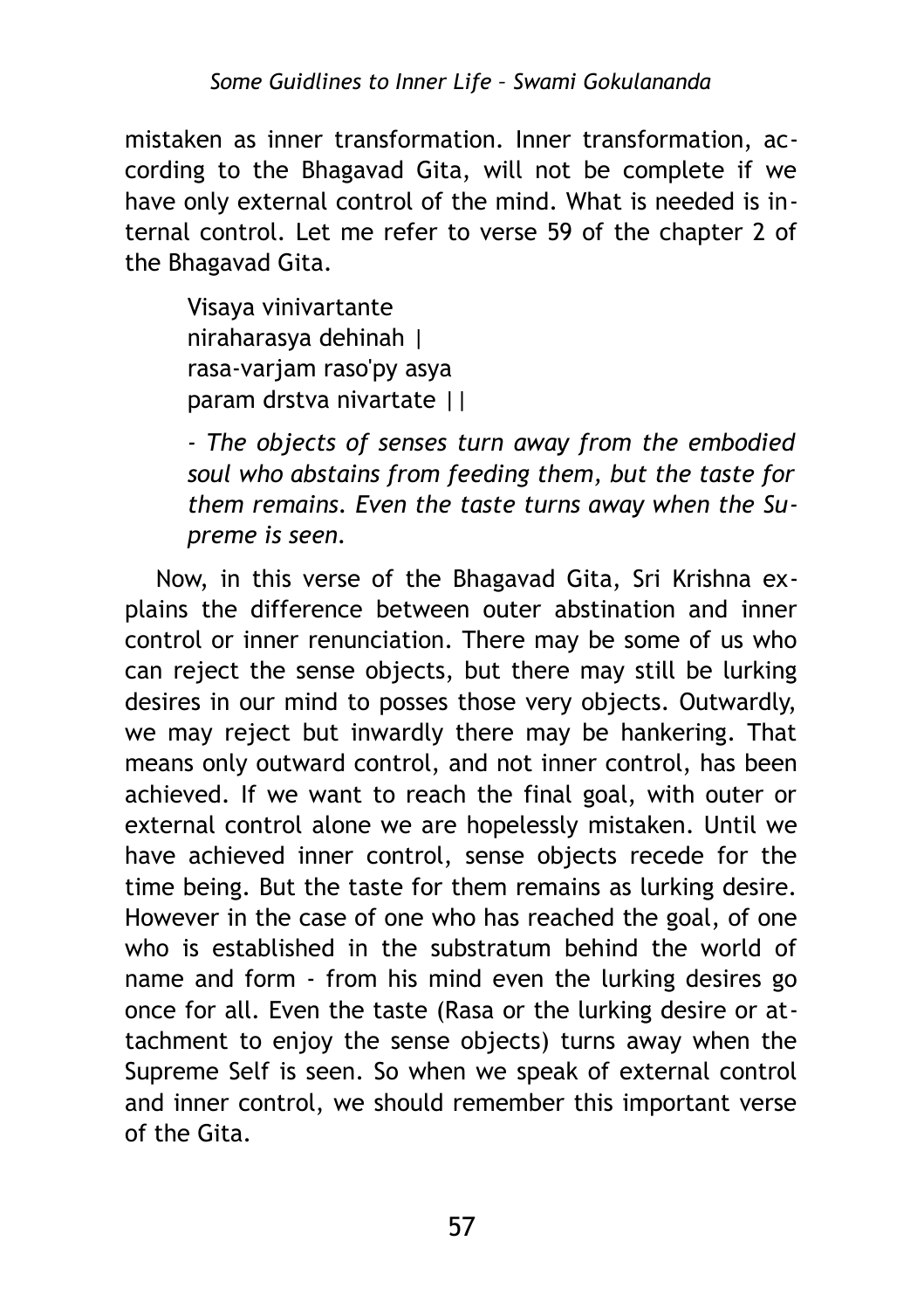mistaken as inner transformation. Inner transformation, according to the Bhagavad Gita, will not be complete if we have only external control of the mind. What is needed is internal control. Let me refer to verse 59 of the chapter 2 of the Bhagavad Gita.

> Visaya vinivartante
> niraharasya dehinah |
> rasa-varjam raso'py asya
> param drstva nivartate ||
>
> *- The objects of senses turn away from the embodied soul who abstains from feeding them, but the taste for them remains. Even the taste turns away when the Supreme is seen.*

Now, in this verse of the Bhagavad Gita, Sri Krishna explains the difference between outer abstination and inner control or inner renunciation. There may be some of us who can reject the sense objects, but there may still be lurking desires in our mind to posses those very objects. Outwardly, we may reject but inwardly there may be hankering. That means only outward control, and not inner control, has been achieved. If we want to reach the final goal, with outer or external control alone we are hopelessly mistaken. Until we have achieved inner control, sense objects recede for the time being. But the taste for them remains as lurking desire. However in the case of one who has reached the goal, of one who is established in the substratum behind the world of name and form - from his mind even the lurking desires go once for all. Even the taste (Rasa or the lurking desire or attachment to enjoy the sense objects) turns away when the Supreme Self is seen. So when we speak of external control and inner control, we should remember this important verse of the Gita.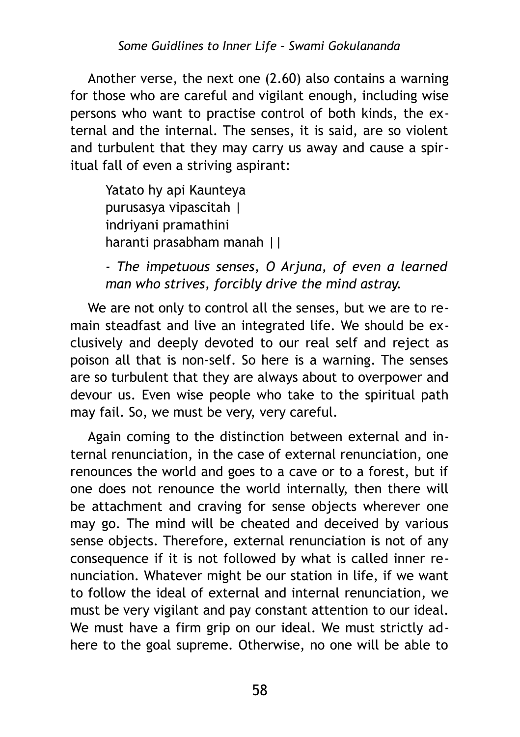Another verse, the next one (2.60) also contains a warning for those who are careful and vigilant enough, including wise persons who want to practise control of both kinds, the external and the internal. The senses, it is said, are so violent and turbulent that they may carry us away and cause a spiritual fall of even a striving aspirant:

> Yatato hy api Kaunteya
> purusasya vipascitah |
> indriyani pramathini
> haranti prasabham manah ||
>
> *- The impetuous senses, O Arjuna, of even a learned man who strives, forcibly drive the mind astray.*

We are not only to control all the senses, but we are to remain steadfast and live an integrated life. We should be exclusively and deeply devoted to our real self and reject as poison all that is non-self. So here is a warning. The senses are so turbulent that they are always about to overpower and devour us. Even wise people who take to the spiritual path may fail. So, we must be very, very careful.

Again coming to the distinction between external and internal renunciation, in the case of external renunciation, one renounces the world and goes to a cave or to a forest, but if one does not renounce the world internally, then there will be attachment and craving for sense objects wherever one may go. The mind will be cheated and deceived by various sense objects. Therefore, external renunciation is not of any consequence if it is not followed by what is called inner renunciation. Whatever might be our station in life, if we want to follow the ideal of external and internal renunciation, we must be very vigilant and pay constant attention to our ideal. We must have a firm grip on our ideal. We must strictly adhere to the goal supreme. Otherwise, no one will be able to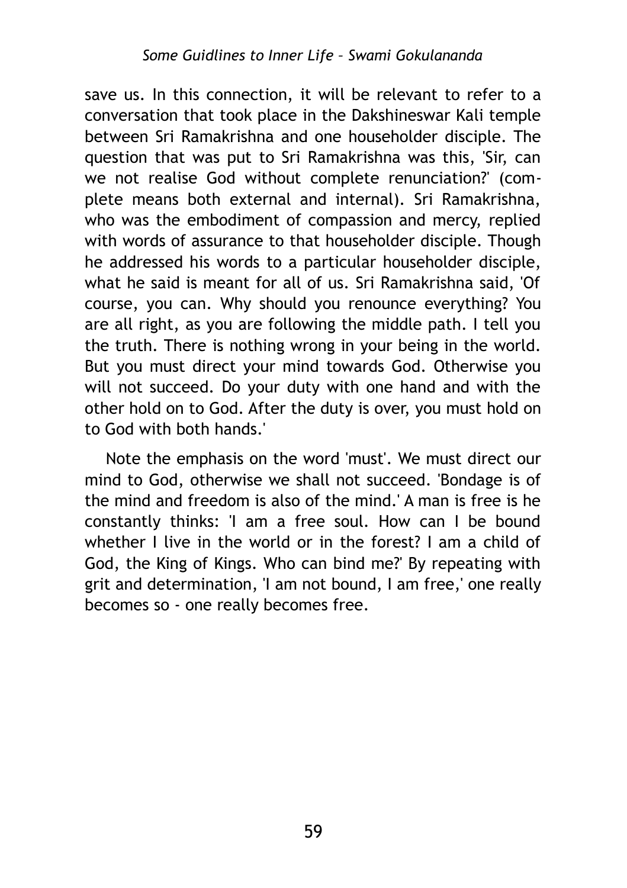save us. In this connection, it will be relevant to refer to a conversation that took place in the Dakshineswar Kali temple between Sri Ramakrishna and one householder disciple. The question that was put to Sri Ramakrishna was this, 'Sir, can we not realise God without complete renunciation?' (complete means both external and internal). Sri Ramakrishna, who was the embodiment of compassion and mercy, replied with words of assurance to that householder disciple. Though he addressed his words to a particular householder disciple, what he said is meant for all of us. Sri Ramakrishna said, 'Of course, you can. Why should you renounce everything? You are all right, as you are following the middle path. I tell you the truth. There is nothing wrong in your being in the world. But you must direct your mind towards God. Otherwise you will not succeed. Do your duty with one hand and with the other hold on to God. After the duty is over, you must hold on to God with both hands.'

Note the emphasis on the word 'must'. We must direct our mind to God, otherwise we shall not succeed. 'Bondage is of the mind and freedom is also of the mind.' A man is free is he constantly thinks: 'I am a free soul. How can I be bound whether I live in the world or in the forest? I am a child of God, the King of Kings. Who can bind me?' By repeating with grit and determination, 'I am not bound, I am free,' one really becomes so - one really becomes free.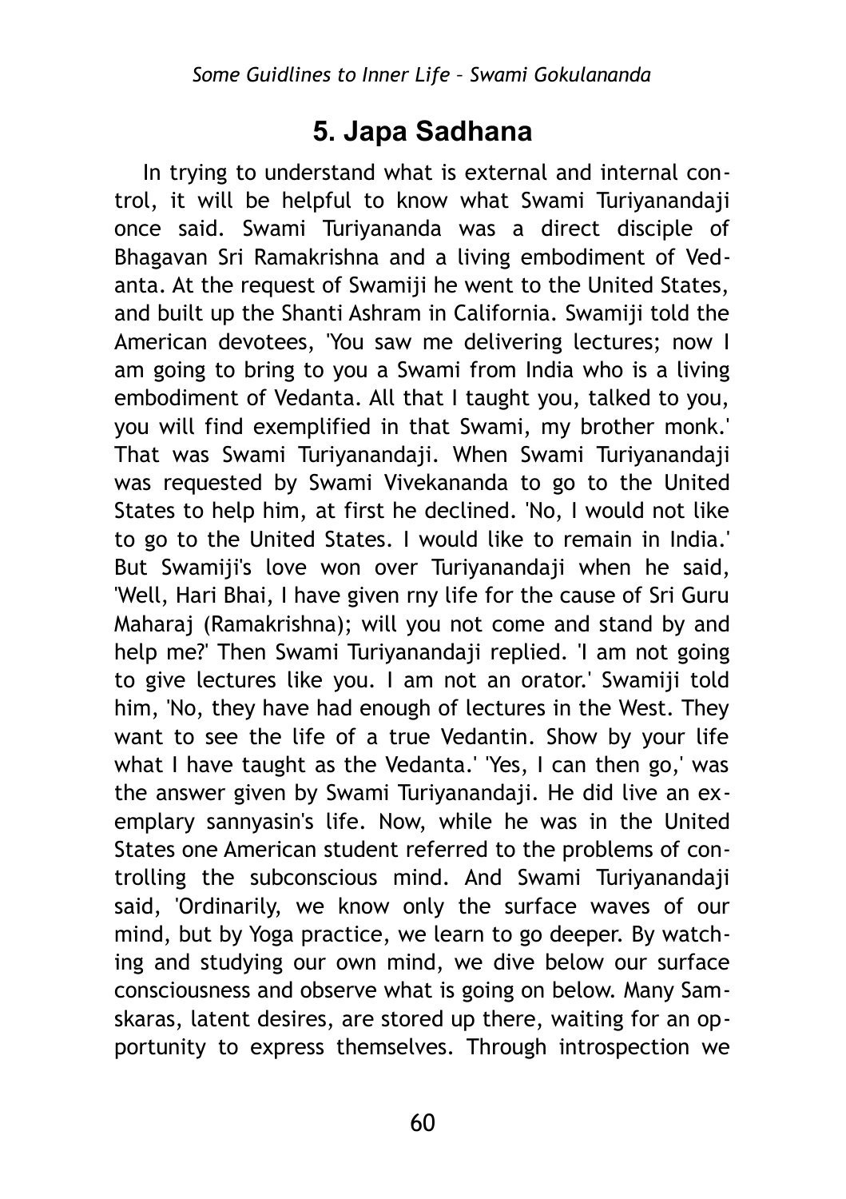## 5. Japa Sadhana

In trying to understand what is external and internal control, it will be helpful to know what Swami Turiyanandaji once said. Swami Turiyananda was a direct disciple of Bhagavan Sri Ramakrishna and a living embodiment of Vedanta. At the request of Swamiji he went to the United States, and built up the Shanti Ashram in California. Swamiji told the American devotees, 'You saw me delivering lectures; now I am going to bring to you a Swami from India who is a living embodiment of Vedanta. All that I taught you, talked to you, you will find exemplified in that Swami, my brother monk.' That was Swami Turiyanandaji. When Swami Turiyanandaji was requested by Swami Vivekananda to go to the United States to help him, at first he declined. 'No, I would not like to go to the United States. I would like to remain in India.' But Swamiji's love won over Turiyanandaji when he said, 'Well, Hari Bhai, I have given rny life for the cause of Sri Guru Maharaj (Ramakrishna); will you not come and stand by and help me?' Then Swami Turiyanandaji replied. 'I am not going to give lectures like you. I am not an orator.' Swamiji told him, 'No, they have had enough of lectures in the West. They want to see the life of a true Vedantin. Show by your life what I have taught as the Vedanta.' 'Yes, I can then go,' was the answer given by Swami Turiyanandaji. He did live an exemplary sannyasin's life. Now, while he was in the United States one American student referred to the problems of controlling the subconscious mind. And Swami Turiyanandaji said, 'Ordinarily, we know only the surface waves of our mind, but by Yoga practice, we learn to go deeper. By watching and studying our own mind, we dive below our surface consciousness and observe what is going on below. Many Samskaras, latent desires, are stored up there, waiting for an opportunity to express themselves. Through introspection we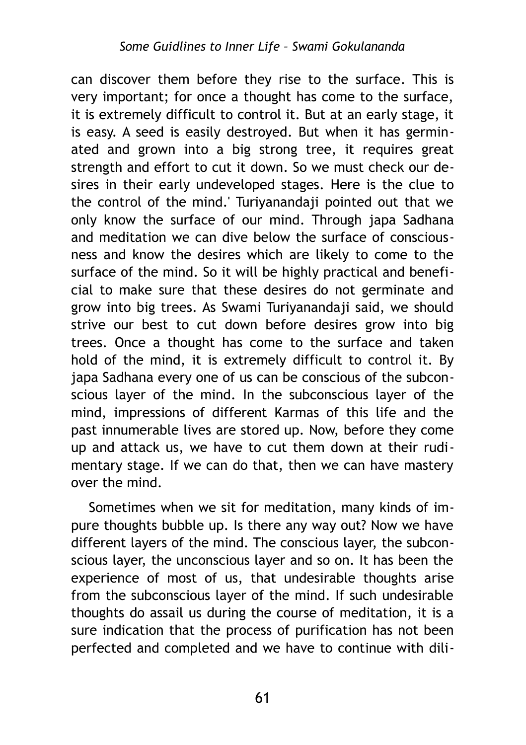can discover them before they rise to the surface. This is very important; for once a thought has come to the surface, it is extremely difficult to control it. But at an early stage, it is easy. A seed is easily destroyed. But when it has germinated and grown into a big strong tree, it requires great strength and effort to cut it down. So we must check our desires in their early undeveloped stages. Here is the clue to the control of the mind.' Turiyanandaji pointed out that we only know the surface of our mind. Through japa Sadhana and meditation we can dive below the surface of consciousness and know the desires which are likely to come to the surface of the mind. So it will be highly practical and beneficial to make sure that these desires do not germinate and grow into big trees. As Swami Turiyanandaji said, we should strive our best to cut down before desires grow into big trees. Once a thought has come to the surface and taken hold of the mind, it is extremely difficult to control it. By japa Sadhana every one of us can be conscious of the subconscious layer of the mind. In the subconscious layer of the mind, impressions of different Karmas of this life and the past innumerable lives are stored up. Now, before they come up and attack us, we have to cut them down at their rudimentary stage. If we can do that, then we can have mastery over the mind.

Sometimes when we sit for meditation, many kinds of impure thoughts bubble up. Is there any way out? Now we have different layers of the mind. The conscious layer, the subconscious layer, the unconscious layer and so on. It has been the experience of most of us, that undesirable thoughts arise from the subconscious layer of the mind. If such undesirable thoughts do assail us during the course of meditation, it is a sure indication that the process of purification has not been perfected and completed and we have to continue with dili-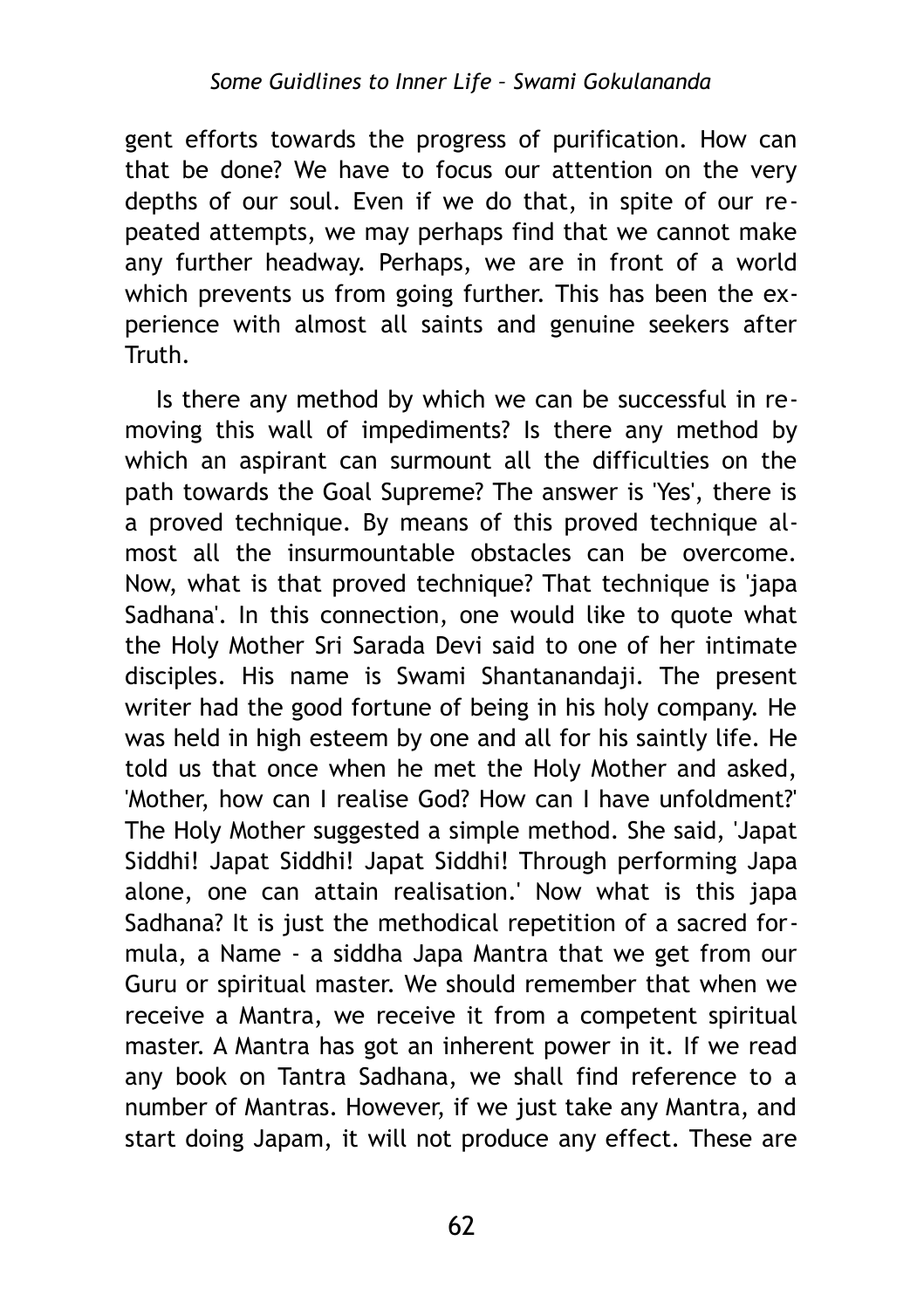gent efforts towards the progress of purification. How can that be done? We have to focus our attention on the very depths of our soul. Even if we do that, in spite of our repeated attempts, we may perhaps find that we cannot make any further headway. Perhaps, we are in front of a world which prevents us from going further. This has been the experience with almost all saints and genuine seekers after Truth.

Is there any method by which we can be successful in removing this wall of impediments? Is there any method by which an aspirant can surmount all the difficulties on the path towards the Goal Supreme? The answer is 'Yes', there is a proved technique. By means of this proved technique almost all the insurmountable obstacles can be overcome. Now, what is that proved technique? That technique is 'japa Sadhana'. In this connection, one would like to quote what the Holy Mother Sri Sarada Devi said to one of her intimate disciples. His name is Swami Shantanandaji. The present writer had the good fortune of being in his holy company. He was held in high esteem by one and all for his saintly life. He told us that once when he met the Holy Mother and asked, 'Mother, how can I realise God? How can I have unfoldment?' The Holy Mother suggested a simple method. She said, 'Japat Siddhi! Japat Siddhi! Japat Siddhi! Through performing Japa alone, one can attain realisation.' Now what is this japa Sadhana? It is just the methodical repetition of a sacred formula, a Name - a siddha Japa Mantra that we get from our Guru or spiritual master. We should remember that when we receive a Mantra, we receive it from a competent spiritual master. A Mantra has got an inherent power in it. If we read any book on Tantra Sadhana, we shall find reference to a number of Mantras. However, if we just take any Mantra, and start doing Japam, it will not produce any effect. These are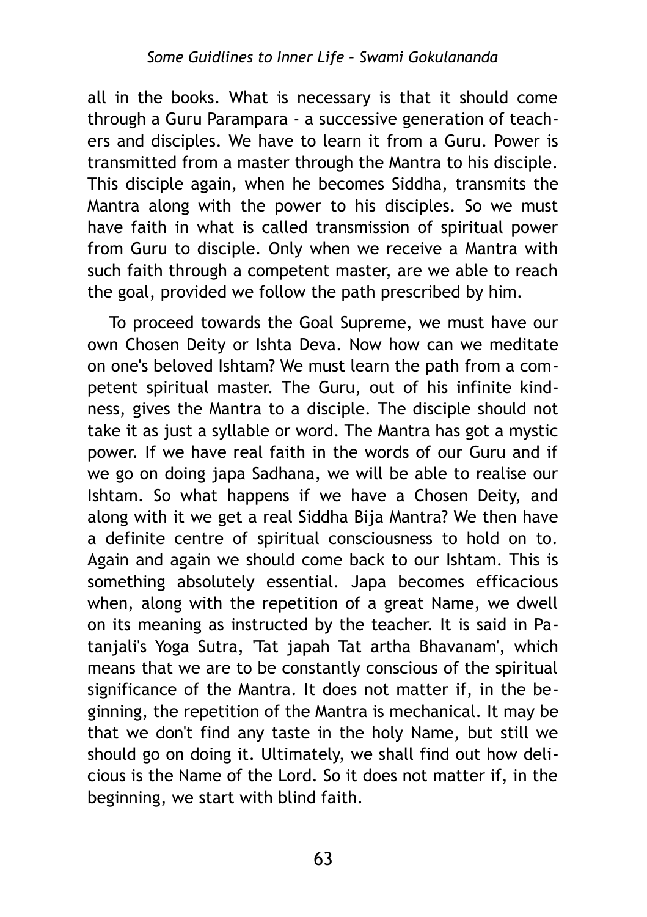all in the books. What is necessary is that it should come through a Guru Parampara - a successive generation of teachers and disciples. We have to learn it from a Guru. Power is transmitted from a master through the Mantra to his disciple. This disciple again, when he becomes Siddha, transmits the Mantra along with the power to his disciples. So we must have faith in what is called transmission of spiritual power from Guru to disciple. Only when we receive a Mantra with such faith through a competent master, are we able to reach the goal, provided we follow the path prescribed by him.

To proceed towards the Goal Supreme, we must have our own Chosen Deity or Ishta Deva. Now how can we meditate on one's beloved Ishtam? We must learn the path from a competent spiritual master. The Guru, out of his infinite kindness, gives the Mantra to a disciple. The disciple should not take it as just a syllable or word. The Mantra has got a mystic power. If we have real faith in the words of our Guru and if we go on doing japa Sadhana, we will be able to realise our Ishtam. So what happens if we have a Chosen Deity, and along with it we get a real Siddha Bija Mantra? We then have a definite centre of spiritual consciousness to hold on to. Again and again we should come back to our Ishtam. This is something absolutely essential. Japa becomes efficacious when, along with the repetition of a great Name, we dwell on its meaning as instructed by the teacher. It is said in Patanjali's Yoga Sutra, 'Tat japah Tat artha Bhavanam', which means that we are to be constantly conscious of the spiritual significance of the Mantra. It does not matter if, in the beginning, the repetition of the Mantra is mechanical. It may be that we don't find any taste in the holy Name, but still we should go on doing it. Ultimately, we shall find out how delicious is the Name of the Lord. So it does not matter if, in the beginning, we start with blind faith.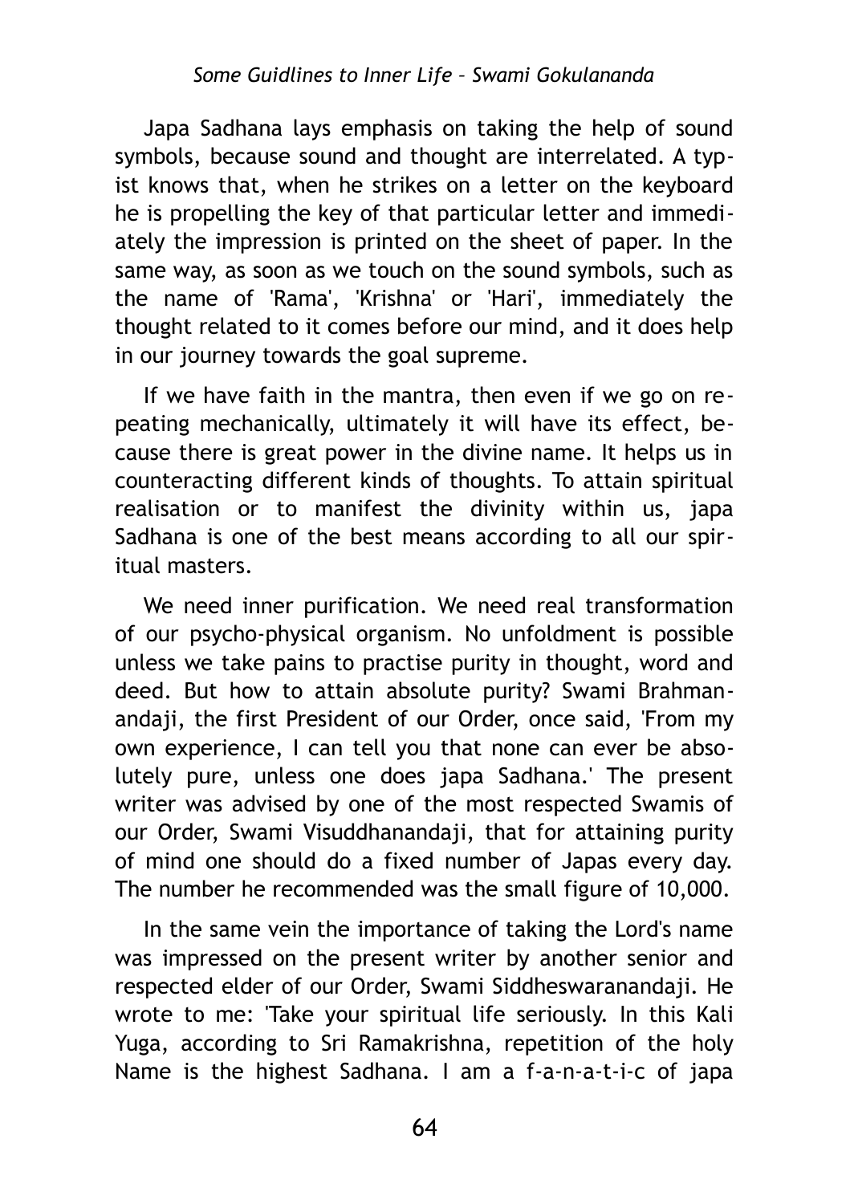Japa Sadhana lays emphasis on taking the help of sound symbols, because sound and thought are interrelated. A typist knows that, when he strikes on a letter on the keyboard he is propelling the key of that particular letter and immediately the impression is printed on the sheet of paper. In the same way, as soon as we touch on the sound symbols, such as the name of 'Rama', 'Krishna' or 'Hari', immediately the thought related to it comes before our mind, and it does help in our journey towards the goal supreme.

If we have faith in the mantra, then even if we go on repeating mechanically, ultimately it will have its effect, because there is great power in the divine name. It helps us in counteracting different kinds of thoughts. To attain spiritual realisation or to manifest the divinity within us, japa Sadhana is one of the best means according to all our spiritual masters.

We need inner purification. We need real transformation of our psycho-physical organism. No unfoldment is possible unless we take pains to practise purity in thought, word and deed. But how to attain absolute purity? Swami Brahmanandaji, the first President of our Order, once said, 'From my own experience, I can tell you that none can ever be absolutely pure, unless one does japa Sadhana.' The present writer was advised by one of the most respected Swamis of our Order, Swami Visuddhanandaji, that for attaining purity of mind one should do a fixed number of Japas every day. The number he recommended was the small figure of 10,000.

In the same vein the importance of taking the Lord's name was impressed on the present writer by another senior and respected elder of our Order, Swami Siddheswaranandaji. He wrote to me: 'Take your spiritual life seriously. In this Kali Yuga, according to Sri Ramakrishna, repetition of the holy Name is the highest Sadhana. I am a f-a-n-a-t-i-c of japa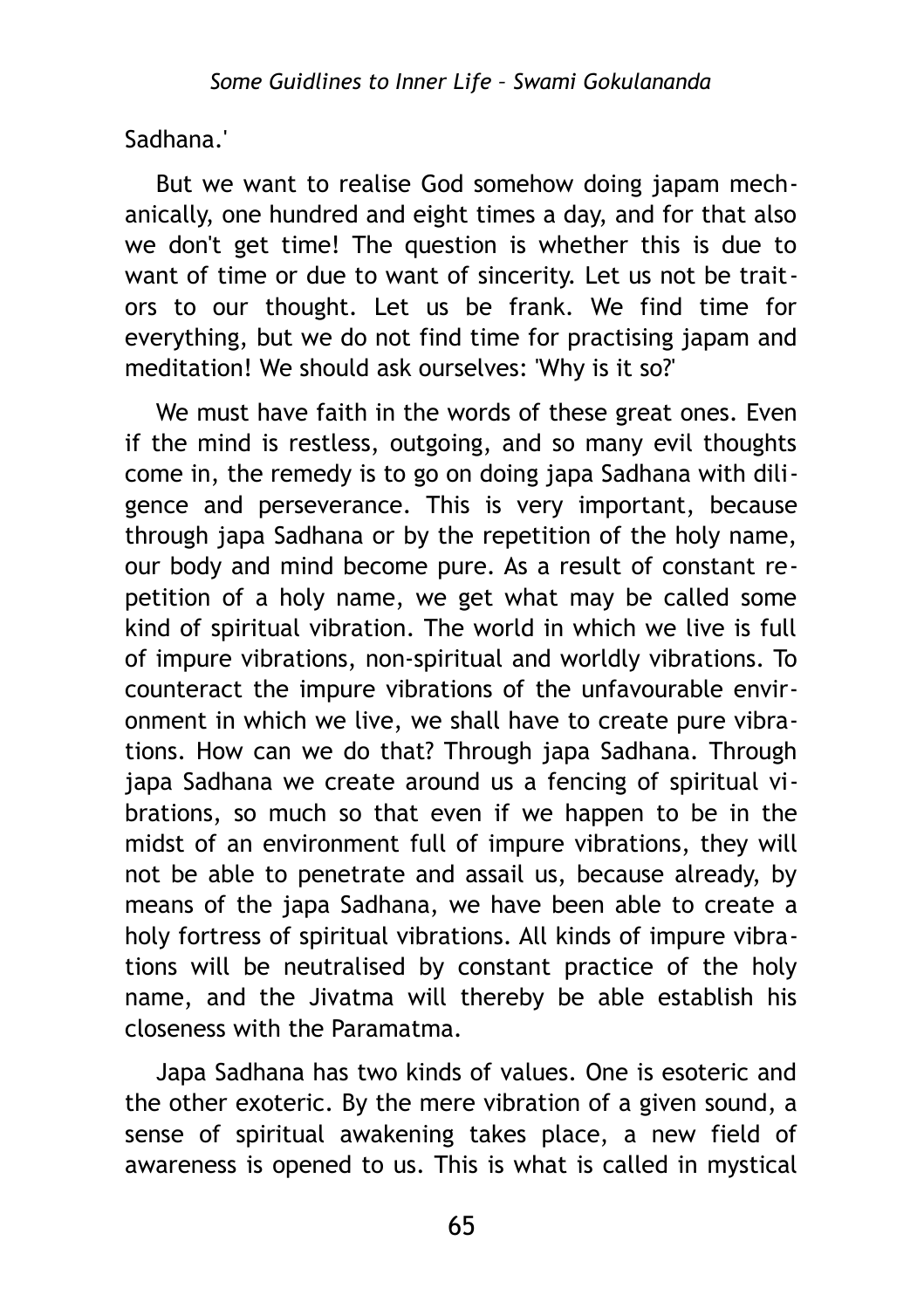Sadhana.'

But we want to realise God somehow doing japam mechanically, one hundred and eight times a day, and for that also we don't get time! The question is whether this is due to want of time or due to want of sincerity. Let us not be traitors to our thought. Let us be frank. We find time for everything, but we do not find time for practising japam and meditation! We should ask ourselves: 'Why is it so?'

We must have faith in the words of these great ones. Even if the mind is restless, outgoing, and so many evil thoughts come in, the remedy is to go on doing japa Sadhana with diligence and perseverance. This is very important, because through japa Sadhana or by the repetition of the holy name, our body and mind become pure. As a result of constant repetition of a holy name, we get what may be called some kind of spiritual vibration. The world in which we live is full of impure vibrations, non-spiritual and worldly vibrations. To counteract the impure vibrations of the unfavourable environment in which we live, we shall have to create pure vibrations. How can we do that? Through japa Sadhana. Through japa Sadhana we create around us a fencing of spiritual vibrations, so much so that even if we happen to be in the midst of an environment full of impure vibrations, they will not be able to penetrate and assail us, because already, by means of the japa Sadhana, we have been able to create a holy fortress of spiritual vibrations. All kinds of impure vibrations will be neutralised by constant practice of the holy name, and the Jivatma will thereby be able establish his closeness with the Paramatma.

Japa Sadhana has two kinds of values. One is esoteric and the other exoteric. By the mere vibration of a given sound, a sense of spiritual awakening takes place, a new field of awareness is opened to us. This is what is called in mystical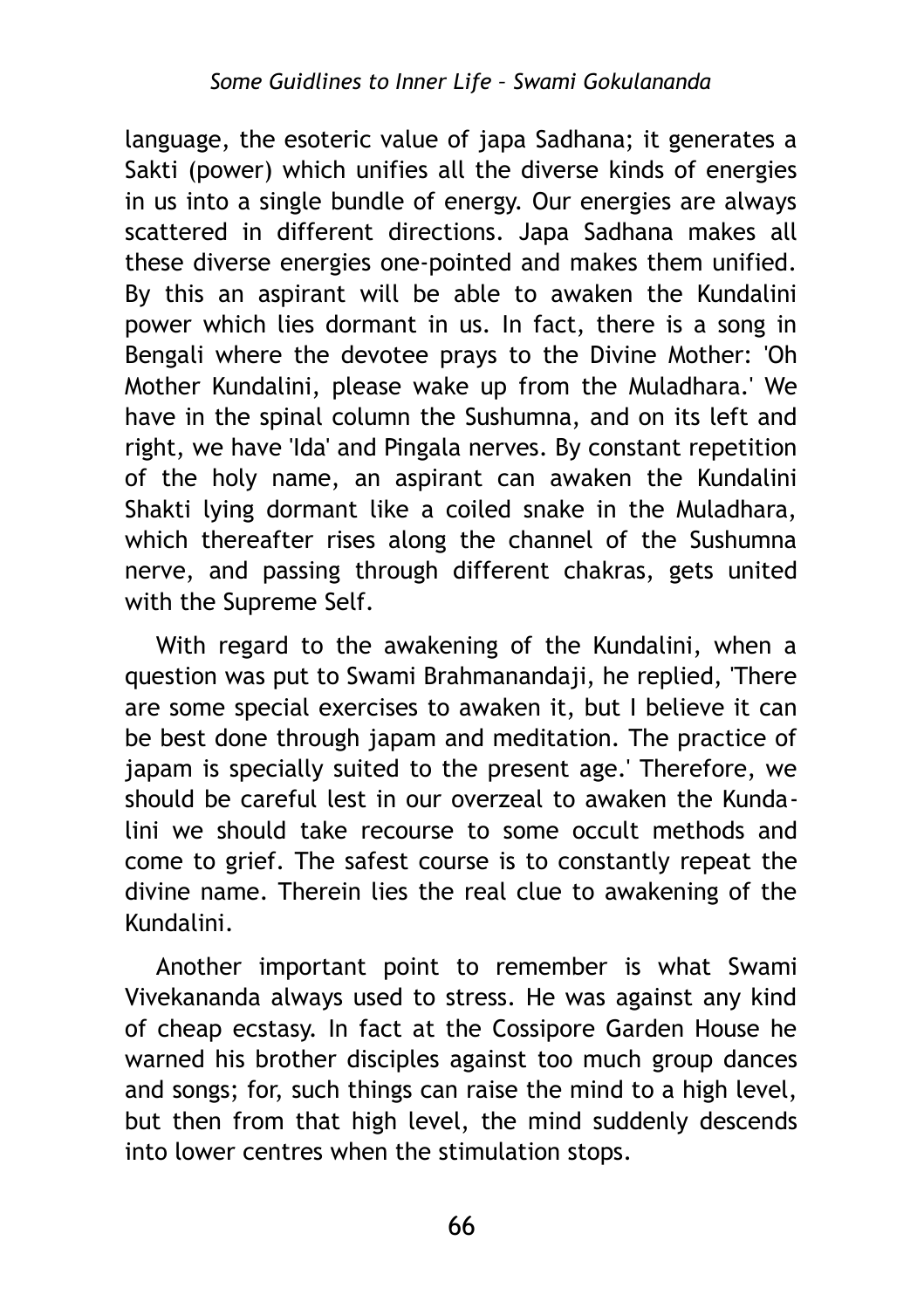language, the esoteric value of japa Sadhana; it generates a Sakti (power) which unifies all the diverse kinds of energies in us into a single bundle of energy. Our energies are always scattered in different directions. Japa Sadhana makes all these diverse energies one-pointed and makes them unified. By this an aspirant will be able to awaken the Kundalini power which lies dormant in us. In fact, there is a song in Bengali where the devotee prays to the Divine Mother: 'Oh Mother Kundalini, please wake up from the Muladhara.' We have in the spinal column the Sushumna, and on its left and right, we have 'Ida' and Pingala nerves. By constant repetition of the holy name, an aspirant can awaken the Kundalini Shakti lying dormant like a coiled snake in the Muladhara, which thereafter rises along the channel of the Sushumna nerve, and passing through different chakras, gets united with the Supreme Self.

With regard to the awakening of the Kundalini, when a question was put to Swami Brahmanandaji, he replied, 'There are some special exercises to awaken it, but I believe it can be best done through japam and meditation. The practice of japam is specially suited to the present age.' Therefore, we should be careful lest in our overzeal to awaken the Kundalini we should take recourse to some occult methods and come to grief. The safest course is to constantly repeat the divine name. Therein lies the real clue to awakening of the Kundalini.

Another important point to remember is what Swami Vivekananda always used to stress. He was against any kind of cheap ecstasy. In fact at the Cossipore Garden House he warned his brother disciples against too much group dances and songs; for, such things can raise the mind to a high level, but then from that high level, the mind suddenly descends into lower centres when the stimulation stops.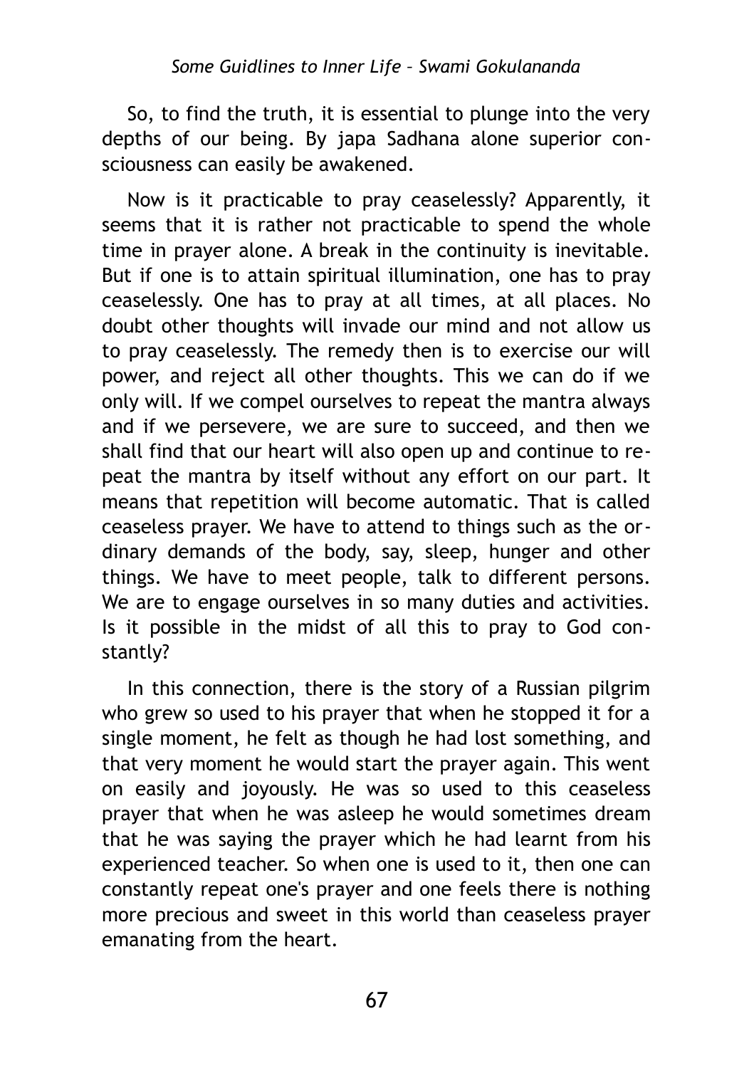So, to find the truth, it is essential to plunge into the very depths of our being. By japa Sadhana alone superior consciousness can easily be awakened.

Now is it practicable to pray ceaselessly? Apparently, it seems that it is rather not practicable to spend the whole time in prayer alone. A break in the continuity is inevitable. But if one is to attain spiritual illumination, one has to pray ceaselessly. One has to pray at all times, at all places. No doubt other thoughts will invade our mind and not allow us to pray ceaselessly. The remedy then is to exercise our will power, and reject all other thoughts. This we can do if we only will. If we compel ourselves to repeat the mantra always and if we persevere, we are sure to succeed, and then we shall find that our heart will also open up and continue to repeat the mantra by itself without any effort on our part. It means that repetition will become automatic. That is called ceaseless prayer. We have to attend to things such as the ordinary demands of the body, say, sleep, hunger and other things. We have to meet people, talk to different persons. We are to engage ourselves in so many duties and activities. Is it possible in the midst of all this to pray to God constantly?

In this connection, there is the story of a Russian pilgrim who grew so used to his prayer that when he stopped it for a single moment, he felt as though he had lost something, and that very moment he would start the prayer again. This went on easily and joyously. He was so used to this ceaseless prayer that when he was asleep he would sometimes dream that he was saying the prayer which he had learnt from his experienced teacher. So when one is used to it, then one can constantly repeat one's prayer and one feels there is nothing more precious and sweet in this world than ceaseless prayer emanating from the heart.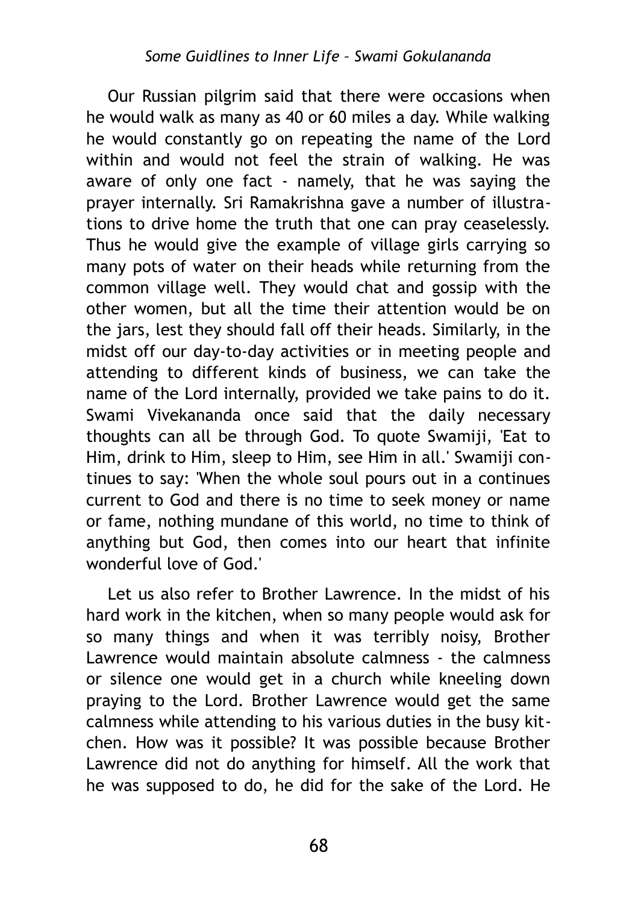Our Russian pilgrim said that there were occasions when he would walk as many as 40 or 60 miles a day. While walking he would constantly go on repeating the name of the Lord within and would not feel the strain of walking. He was aware of only one fact - namely, that he was saying the prayer internally. Sri Ramakrishna gave a number of illustrations to drive home the truth that one can pray ceaselessly. Thus he would give the example of village girls carrying so many pots of water on their heads while returning from the common village well. They would chat and gossip with the other women, but all the time their attention would be on the jars, lest they should fall off their heads. Similarly, in the midst off our day-to-day activities or in meeting people and attending to different kinds of business, we can take the name of the Lord internally, provided we take pains to do it. Swami Vivekananda once said that the daily necessary thoughts can all be through God. To quote Swamiji, 'Eat to Him, drink to Him, sleep to Him, see Him in all.' Swamiji continues to say: 'When the whole soul pours out in a continues current to God and there is no time to seek money or name or fame, nothing mundane of this world, no time to think of anything but God, then comes into our heart that infinite wonderful love of God.'

Let us also refer to Brother Lawrence. In the midst of his hard work in the kitchen, when so many people would ask for so many things and when it was terribly noisy, Brother Lawrence would maintain absolute calmness - the calmness or silence one would get in a church while kneeling down praying to the Lord. Brother Lawrence would get the same calmness while attending to his various duties in the busy kitchen. How was it possible? It was possible because Brother Lawrence did not do anything for himself. All the work that he was supposed to do, he did for the sake of the Lord. He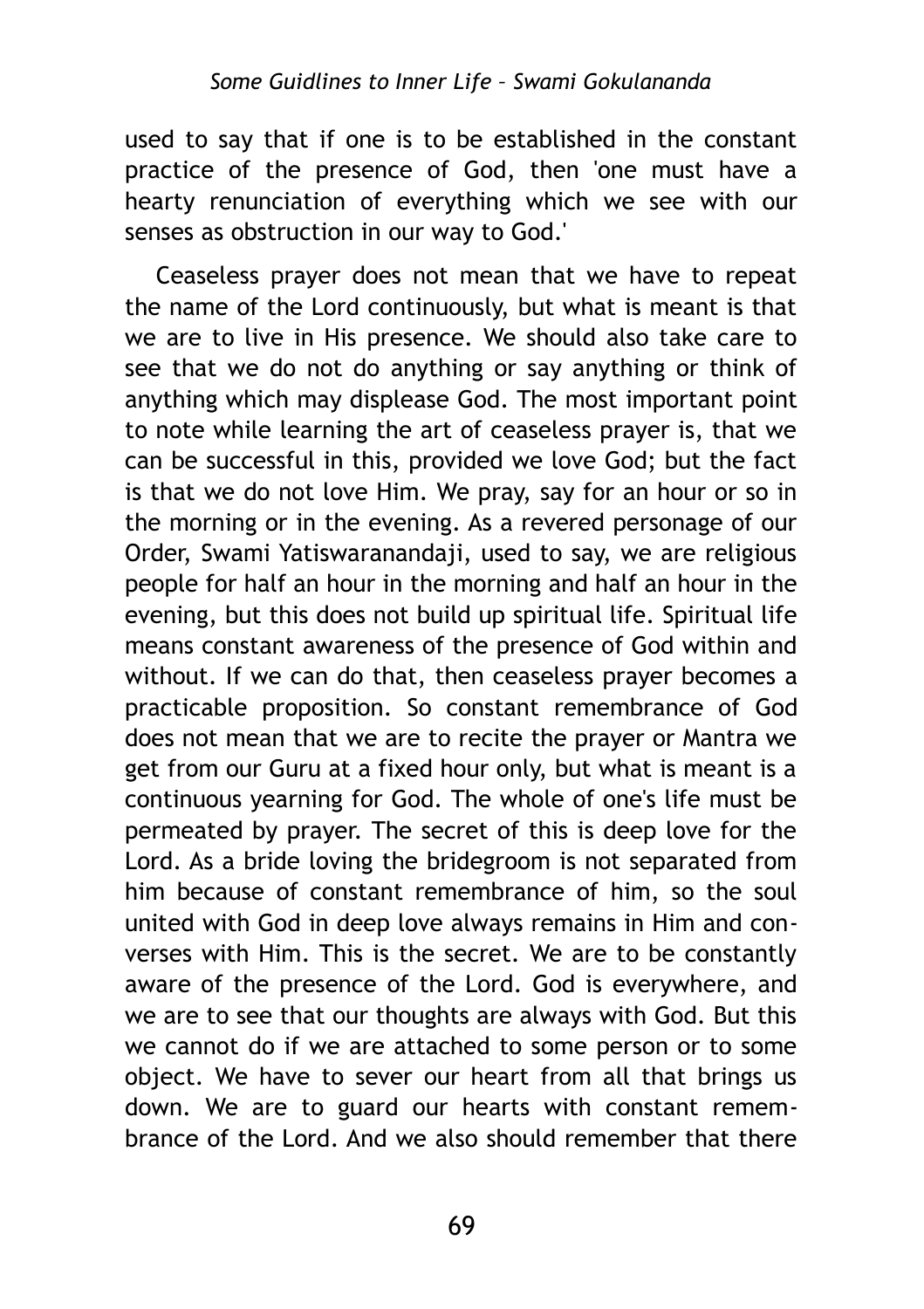used to say that if one is to be established in the constant practice of the presence of God, then 'one must have a hearty renunciation of everything which we see with our senses as obstruction in our way to God.'

Ceaseless prayer does not mean that we have to repeat the name of the Lord continuously, but what is meant is that we are to live in His presence. We should also take care to see that we do not do anything or say anything or think of anything which may displease God. The most important point to note while learning the art of ceaseless prayer is, that we can be successful in this, provided we love God; but the fact is that we do not love Him. We pray, say for an hour or so in the morning or in the evening. As a revered personage of our Order, Swami Yatiswaranandaji, used to say, we are religious people for half an hour in the morning and half an hour in the evening, but this does not build up spiritual life. Spiritual life means constant awareness of the presence of God within and without. If we can do that, then ceaseless prayer becomes a practicable proposition. So constant remembrance of God does not mean that we are to recite the prayer or Mantra we get from our Guru at a fixed hour only, but what is meant is a continuous yearning for God. The whole of one's life must be permeated by prayer. The secret of this is deep love for the Lord. As a bride loving the bridegroom is not separated from him because of constant remembrance of him, so the soul united with God in deep love always remains in Him and converses with Him. This is the secret. We are to be constantly aware of the presence of the Lord. God is everywhere, and we are to see that our thoughts are always with God. But this we cannot do if we are attached to some person or to some object. We have to sever our heart from all that brings us down. We are to guard our hearts with constant remembrance of the Lord. And we also should remember that there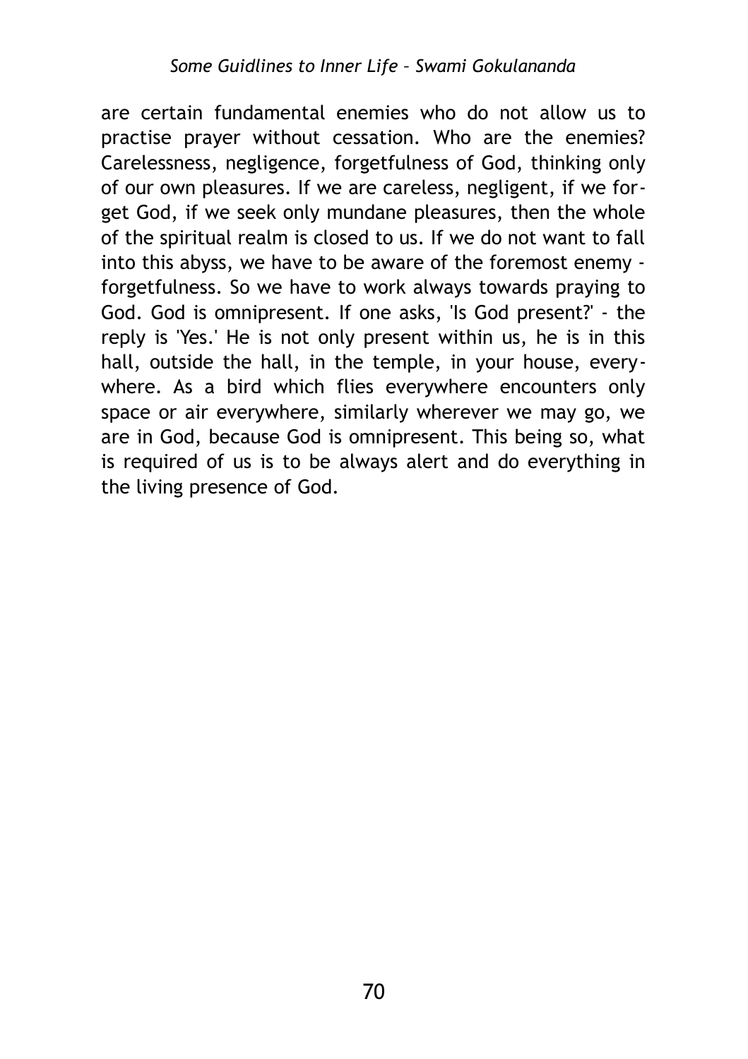are certain fundamental enemies who do not allow us to practise prayer without cessation. Who are the enemies? Carelessness, negligence, forgetfulness of God, thinking only of our own pleasures. If we are careless, negligent, if we forget God, if we seek only mundane pleasures, then the whole of the spiritual realm is closed to us. If we do not want to fall into this abyss, we have to be aware of the foremost enemy - forgetfulness. So we have to work always towards praying to God. God is omnipresent. If one asks, 'Is God present?' - the reply is 'Yes.' He is not only present within us, he is in this hall, outside the hall, in the temple, in your house, everywhere. As a bird which flies everywhere encounters only space or air everywhere, similarly wherever we may go, we are in God, because God is omnipresent. This being so, what is required of us is to be always alert and do everything in the living presence of God.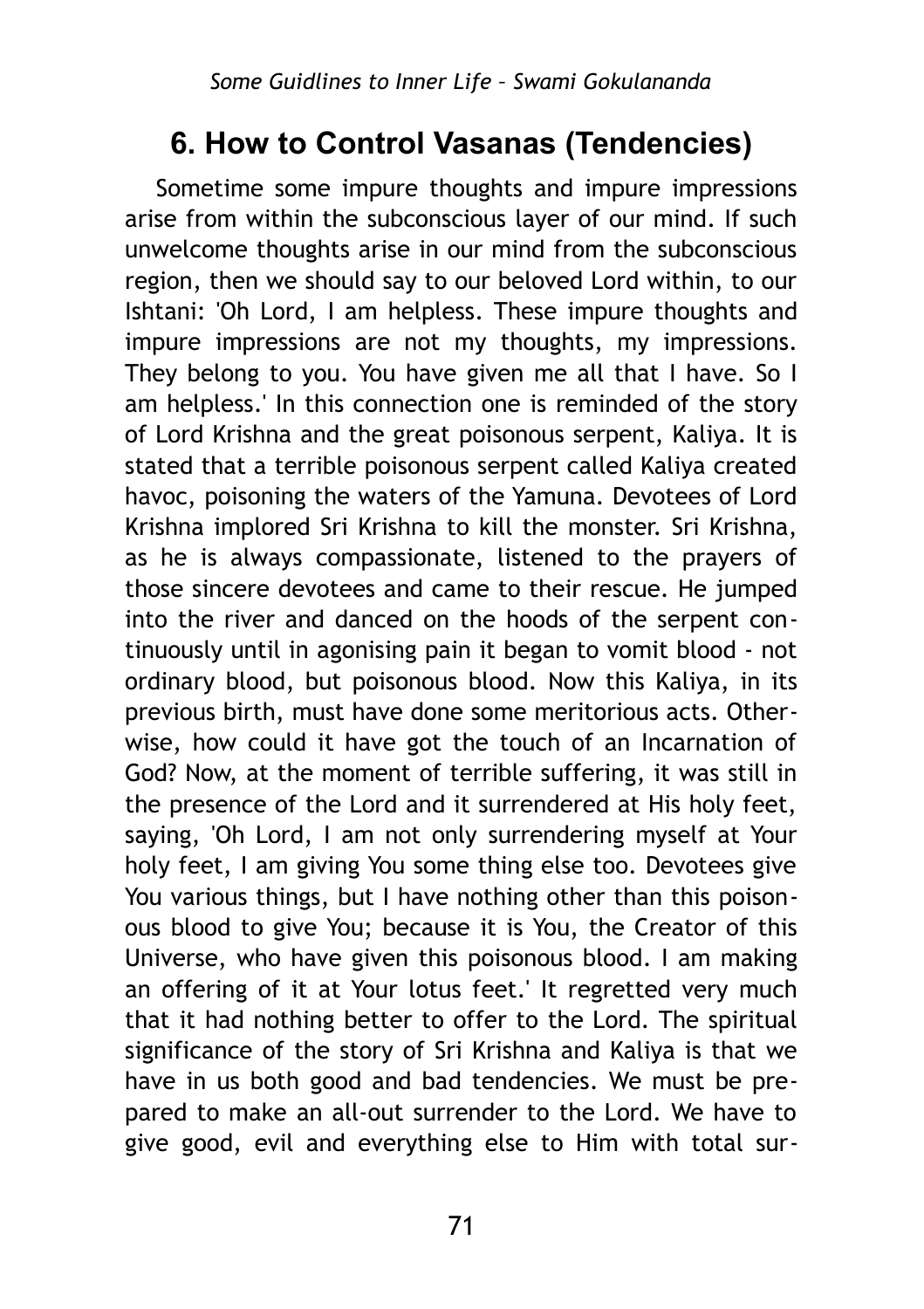## 6. How to Control Vasanas (Tendencies)

Sometime some impure thoughts and impure impressions arise from within the subconscious layer of our mind. If such unwelcome thoughts arise in our mind from the subconscious region, then we should say to our beloved Lord within, to our Ishtani: 'Oh Lord, I am helpless. These impure thoughts and impure impressions are not my thoughts, my impressions. They belong to you. You have given me all that I have. So I am helpless.' In this connection one is reminded of the story of Lord Krishna and the great poisonous serpent, Kaliya. It is stated that a terrible poisonous serpent called Kaliya created havoc, poisoning the waters of the Yamuna. Devotees of Lord Krishna implored Sri Krishna to kill the monster. Sri Krishna, as he is always compassionate, listened to the prayers of those sincere devotees and came to their rescue. He jumped into the river and danced on the hoods of the serpent continuously until in agonising pain it began to vomit blood - not ordinary blood, but poisonous blood. Now this Kaliya, in its previous birth, must have done some meritorious acts. Otherwise, how could it have got the touch of an Incarnation of God? Now, at the moment of terrible suffering, it was still in the presence of the Lord and it surrendered at His holy feet, saying, 'Oh Lord, I am not only surrendering myself at Your holy feet, I am giving You some thing else too. Devotees give You various things, but I have nothing other than this poisonous blood to give You; because it is You, the Creator of this Universe, who have given this poisonous blood. I am making an offering of it at Your lotus feet.' It regretted very much that it had nothing better to offer to the Lord. The spiritual significance of the story of Sri Krishna and Kaliya is that we have in us both good and bad tendencies. We must be prepared to make an all-out surrender to the Lord. We have to give good, evil and everything else to Him with total sur-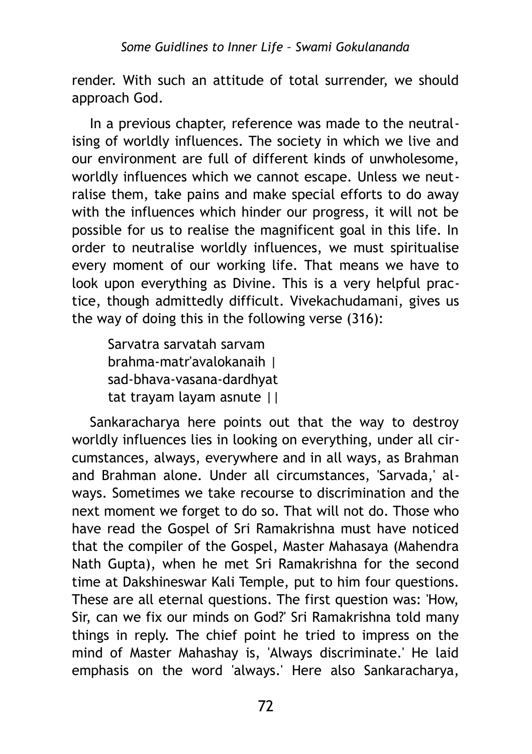render. With such an attitude of total surrender, we should approach God.

In a previous chapter, reference was made to the neutralising of worldly influences. The society in which we live and our environment are full of different kinds of unwholesome, worldly influences which we cannot escape. Unless we neutralise them, take pains and make special efforts to do away with the influences which hinder our progress, it will not be possible for us to realise the magnificent goal in this life. In order to neutralise worldly influences, we must spiritualise every moment of our working life. That means we have to look upon everything as Divine. This is a very helpful practice, though admittedly difficult. Vivekachudamani, gives us the way of doing this in the following verse (316):

> Sarvatra sarvatah sarvam
> brahma-matr'avalokanaih |
> sad-bhava-vasana-dardhyat
> tat trayam layam asnute ||

Sankaracharya here points out that the way to destroy worldly influences lies in looking on everything, under all circumstances, always, everywhere and in all ways, as Brahman and Brahman alone. Under all circumstances, 'Sarvada,' always. Sometimes we take recourse to discrimination and the next moment we forget to do so. That will not do. Those who have read the Gospel of Sri Ramakrishna must have noticed that the compiler of the Gospel, Master Mahasaya (Mahendra Nath Gupta), when he met Sri Ramakrishna for the second time at Dakshineswar Kali Temple, put to him four questions. These are all eternal questions. The first question was: 'How, Sir, can we fix our minds on God?' Sri Ramakrishna told many things in reply. The chief point he tried to impress on the mind of Master Mahashay is, 'Always discriminate.' He laid emphasis on the word 'always.' Here also Sankaracharya,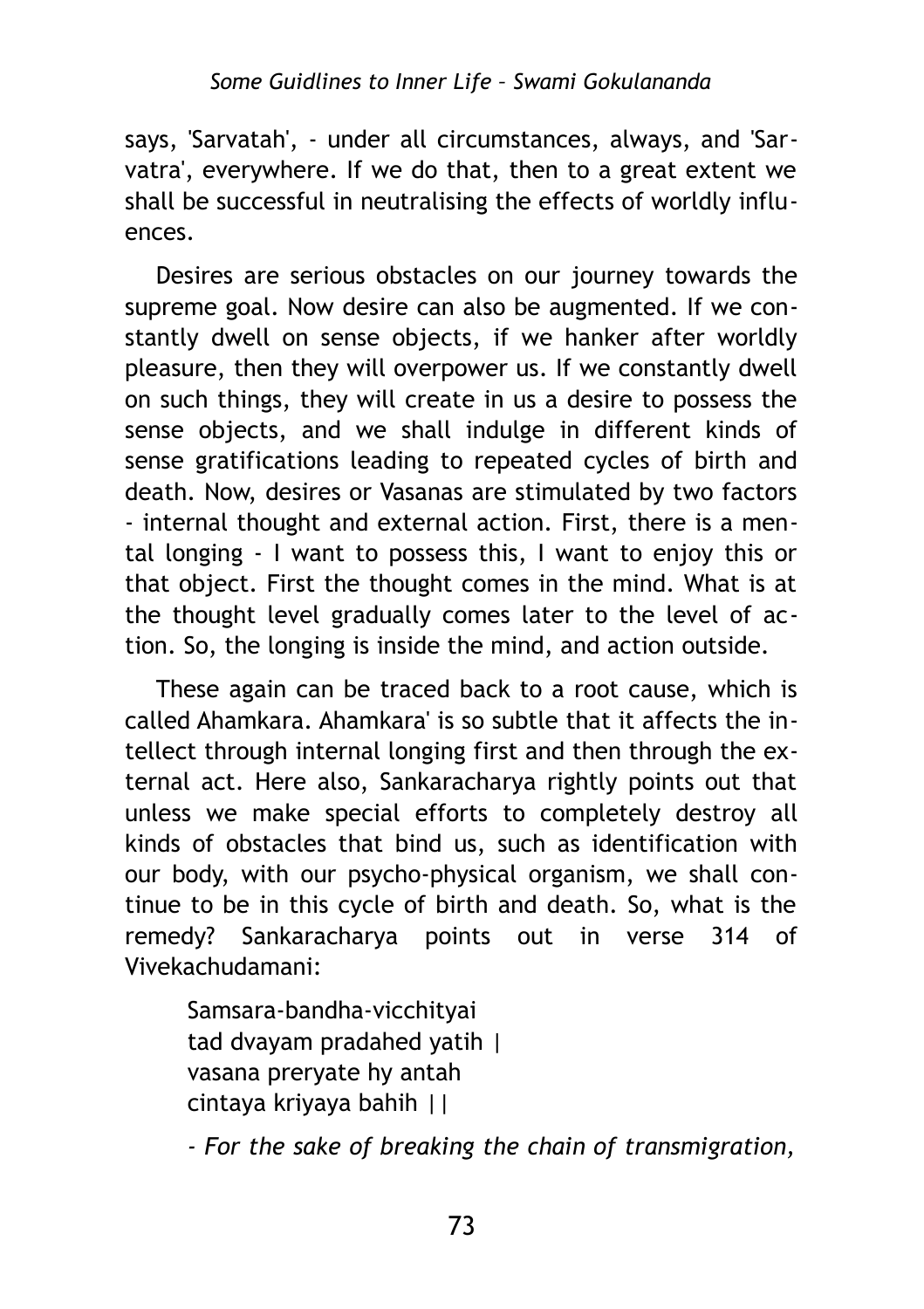says, 'Sarvatah', - under all circumstances, always, and 'Sarvatra', everywhere. If we do that, then to a great extent we shall be successful in neutralising the effects of worldly influences.

Desires are serious obstacles on our journey towards the supreme goal. Now desire can also be augmented. If we constantly dwell on sense objects, if we hanker after worldly pleasure, then they will overpower us. If we constantly dwell on such things, they will create in us a desire to possess the sense objects, and we shall indulge in different kinds of sense gratifications leading to repeated cycles of birth and death. Now, desires or Vasanas are stimulated by two factors - internal thought and external action. First, there is a mental longing - I want to possess this, I want to enjoy this or that object. First the thought comes in the mind. What is at the thought level gradually comes later to the level of action. So, the longing is inside the mind, and action outside.

These again can be traced back to a root cause, which is called Ahamkara. Ahamkara' is so subtle that it affects the intellect through internal longing first and then through the external act. Here also, Sankaracharya rightly points out that unless we make special efforts to completely destroy all kinds of obstacles that bind us, such as identification with our body, with our psycho-physical organism, we shall continue to be in this cycle of birth and death. So, what is the remedy? Sankaracharya points out in verse 314 of Vivekachudamani:

> Samsara-bandha-vicchityai
> tad dvayam pradahed yatih |
> vasana preryate hy antah
> cintaya kriyaya bahih ||
>
> *- For the sake of breaking the chain of transmigration,*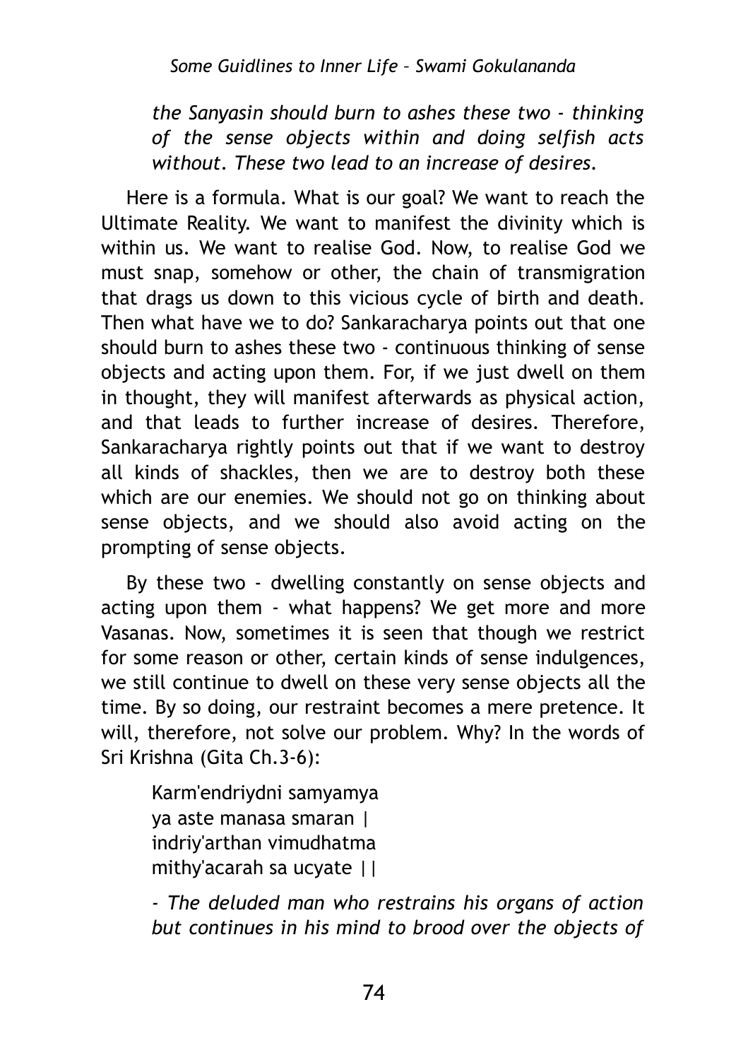*the Sanyasin should burn to ashes these two - thinking of the sense objects within and doing selfish acts without. These two lead to an increase of desires.*

Here is a formula. What is our goal? We want to reach the Ultimate Reality. We want to manifest the divinity which is within us. We want to realise God. Now, to realise God we must snap, somehow or other, the chain of transmigration that drags us down to this vicious cycle of birth and death. Then what have we to do? Sankaracharya points out that one should burn to ashes these two - continuous thinking of sense objects and acting upon them. For, if we just dwell on them in thought, they will manifest afterwards as physical action, and that leads to further increase of desires. Therefore, Sankaracharya rightly points out that if we want to destroy all kinds of shackles, then we are to destroy both these which are our enemies. We should not go on thinking about sense objects, and we should also avoid acting on the prompting of sense objects.

By these two - dwelling constantly on sense objects and acting upon them - what happens? We get more and more Vasanas. Now, sometimes it is seen that though we restrict for some reason or other, certain kinds of sense indulgences, we still continue to dwell on these very sense objects all the time. By so doing, our restraint becomes a mere pretence. It will, therefore, not solve our problem. Why? In the words of Sri Krishna (Gita Ch.3-6):

> Karm'endriydni samyamya
> ya aste manasa smaran |
> indriy'arthan vimudhatma
> mithy'acarah sa ucyate ||

> *- The deluded man who restrains his organs of action but continues in his mind to brood over the objects of*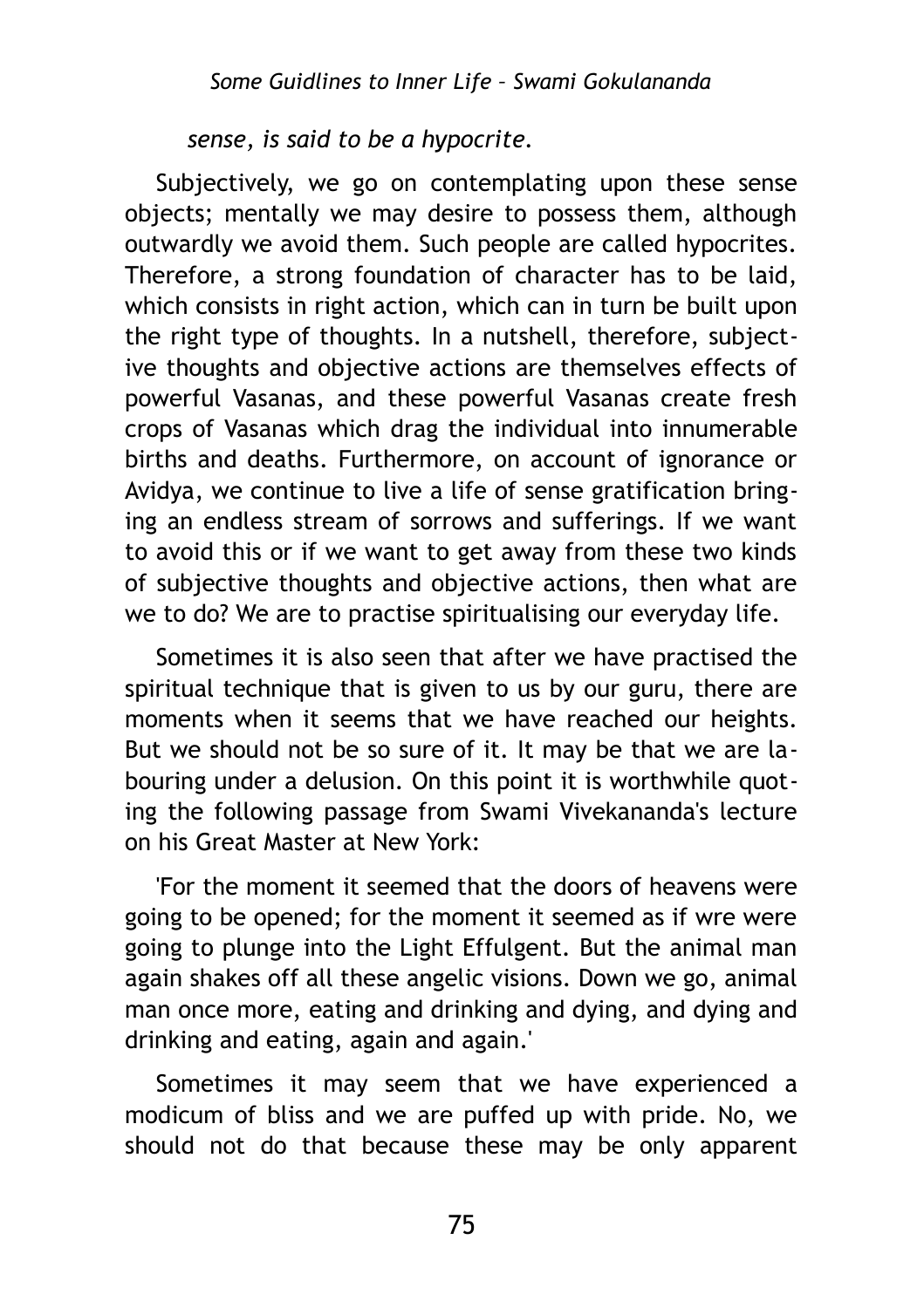*sense, is said to be a hypocrite.*

Subjectively, we go on contemplating upon these sense objects; mentally we may desire to possess them, although outwardly we avoid them. Such people are called hypocrites. Therefore, a strong foundation of character has to be laid, which consists in right action, which can in turn be built upon the right type of thoughts. In a nutshell, therefore, subjective thoughts and objective actions are themselves effects of powerful Vasanas, and these powerful Vasanas create fresh crops of Vasanas which drag the individual into innumerable births and deaths. Furthermore, on account of ignorance or Avidya, we continue to live a life of sense gratification bringing an endless stream of sorrows and sufferings. If we want to avoid this or if we want to get away from these two kinds of subjective thoughts and objective actions, then what are we to do? We are to practise spiritualising our everyday life.

Sometimes it is also seen that after we have practised the spiritual technique that is given to us by our guru, there are moments when it seems that we have reached our heights. But we should not be so sure of it. It may be that we are labouring under a delusion. On this point it is worthwhile quoting the following passage from Swami Vivekananda's lecture on his Great Master at New York:

'For the moment it seemed that the doors of heavens were going to be opened; for the moment it seemed as if wre were going to plunge into the Light Effulgent. But the animal man again shakes off all these angelic visions. Down we go, animal man once more, eating and drinking and dying, and dying and drinking and eating, again and again.'

Sometimes it may seem that we have experienced a modicum of bliss and we are puffed up with pride. No, we should not do that because these may be only apparent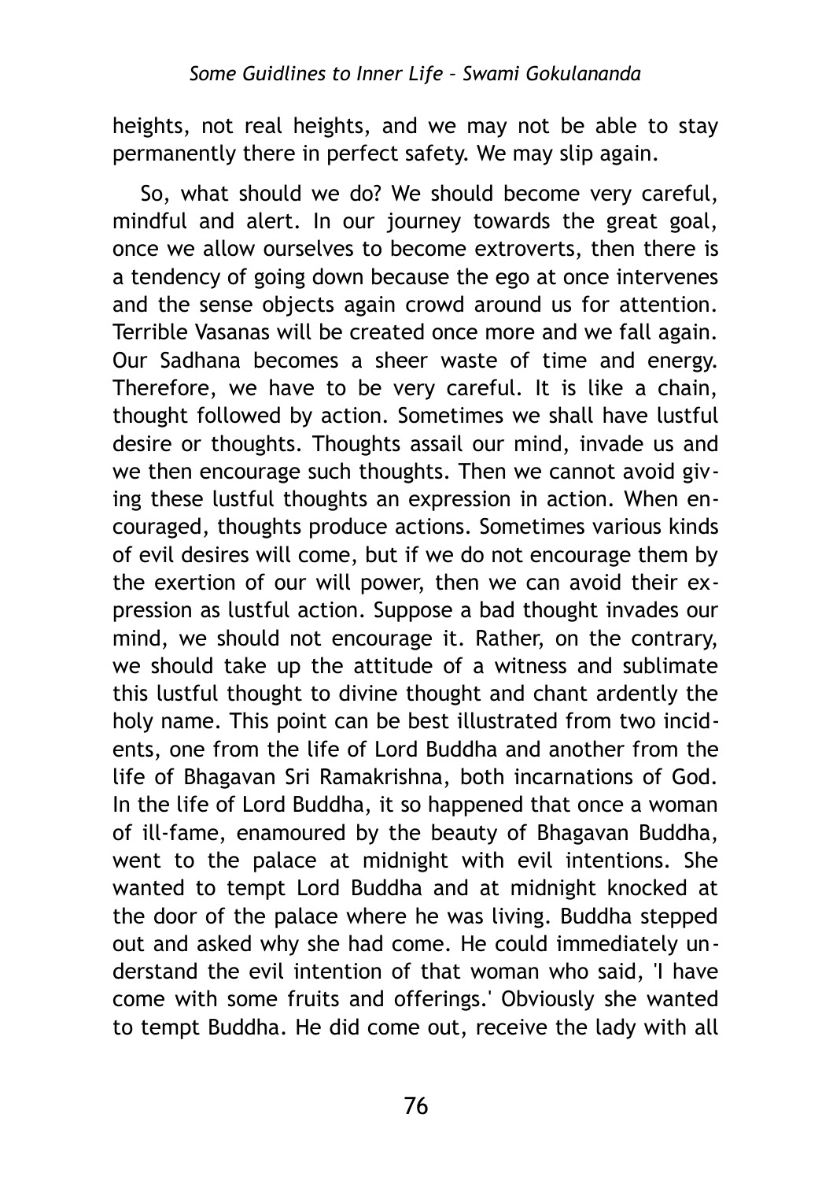heights, not real heights, and we may not be able to stay permanently there in perfect safety. We may slip again.

So, what should we do? We should become very careful, mindful and alert. In our journey towards the great goal, once we allow ourselves to become extroverts, then there is a tendency of going down because the ego at once intervenes and the sense objects again crowd around us for attention. Terrible Vasanas will be created once more and we fall again. Our Sadhana becomes a sheer waste of time and energy. Therefore, we have to be very careful. It is like a chain, thought followed by action. Sometimes we shall have lustful desire or thoughts. Thoughts assail our mind, invade us and we then encourage such thoughts. Then we cannot avoid giving these lustful thoughts an expression in action. When encouraged, thoughts produce actions. Sometimes various kinds of evil desires will come, but if we do not encourage them by the exertion of our will power, then we can avoid their expression as lustful action. Suppose a bad thought invades our mind, we should not encourage it. Rather, on the contrary, we should take up the attitude of a witness and sublimate this lustful thought to divine thought and chant ardently the holy name. This point can be best illustrated from two incidents, one from the life of Lord Buddha and another from the life of Bhagavan Sri Ramakrishna, both incarnations of God. In the life of Lord Buddha, it so happened that once a woman of ill-fame, enamoured by the beauty of Bhagavan Buddha, went to the palace at midnight with evil intentions. She wanted to tempt Lord Buddha and at midnight knocked at the door of the palace where he was living. Buddha stepped out and asked why she had come. He could immediately understand the evil intention of that woman who said, 'I have come with some fruits and offerings.' Obviously she wanted to tempt Buddha. He did come out, receive the lady with all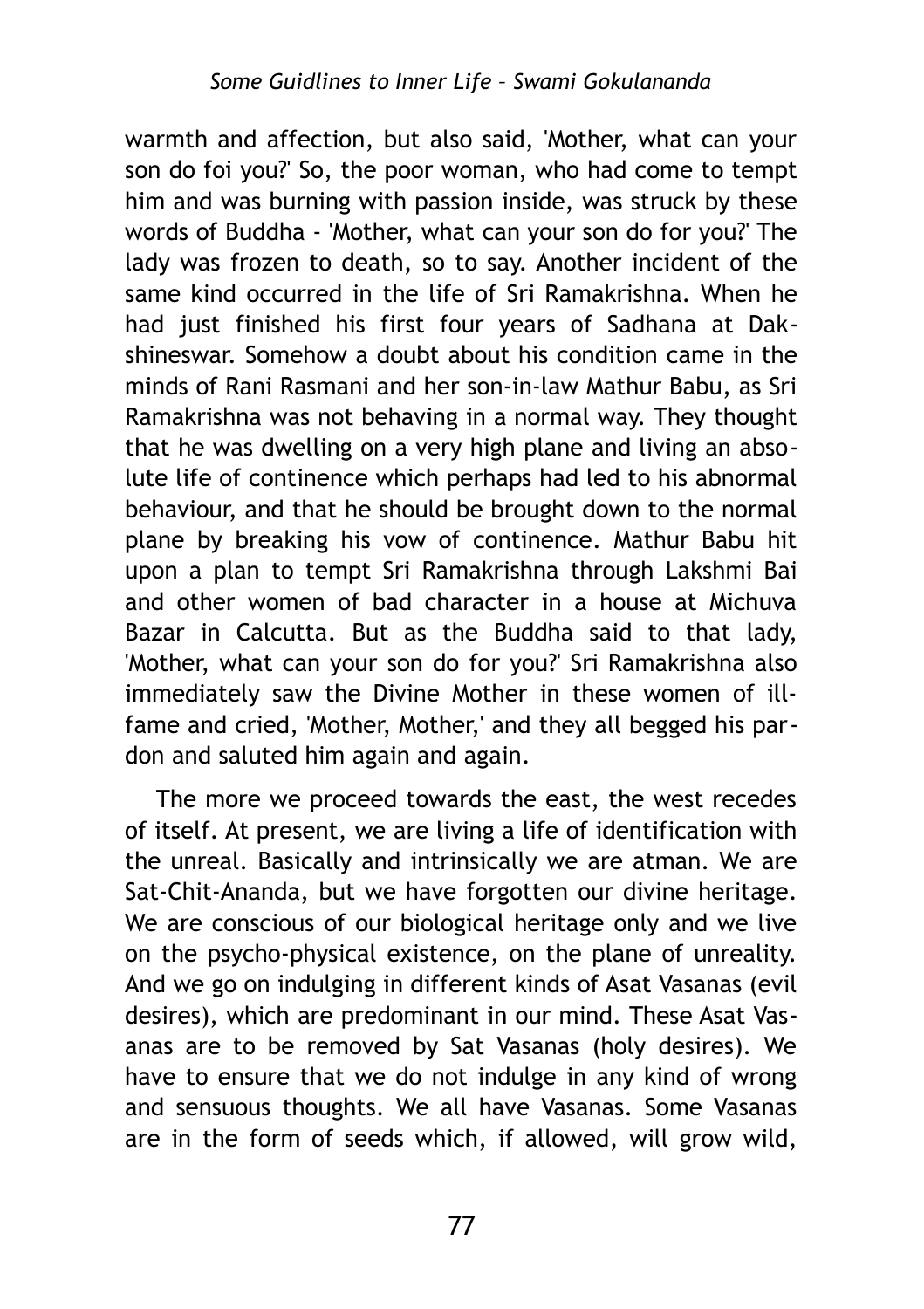warmth and affection, but also said, 'Mother, what can your son do foi you?' So, the poor woman, who had come to tempt him and was burning with passion inside, was struck by these words of Buddha - 'Mother, what can your son do for you?' The lady was frozen to death, so to say. Another incident of the same kind occurred in the life of Sri Ramakrishna. When he had just finished his first four years of Sadhana at Dakshineswar. Somehow a doubt about his condition came in the minds of Rani Rasmani and her son-in-law Mathur Babu, as Sri Ramakrishna was not behaving in a normal way. They thought that he was dwelling on a very high plane and living an absolute life of continence which perhaps had led to his abnormal behaviour, and that he should be brought down to the normal plane by breaking his vow of continence. Mathur Babu hit upon a plan to tempt Sri Ramakrishna through Lakshmi Bai and other women of bad character in a house at Michuva Bazar in Calcutta. But as the Buddha said to that lady, 'Mother, what can your son do for you?' Sri Ramakrishna also immediately saw the Divine Mother in these women of ill-fame and cried, 'Mother, Mother,' and they all begged his pardon and saluted him again and again.

The more we proceed towards the east, the west recedes of itself. At present, we are living a life of identification with the unreal. Basically and intrinsically we are atman. We are Sat-Chit-Ananda, but we have forgotten our divine heritage. We are conscious of our biological heritage only and we live on the psycho-physical existence, on the plane of unreality. And we go on indulging in different kinds of Asat Vasanas (evil desires), which are predominant in our mind. These Asat Vasanas are to be removed by Sat Vasanas (holy desires). We have to ensure that we do not indulge in any kind of wrong and sensuous thoughts. We all have Vasanas. Some Vasanas are in the form of seeds which, if allowed, will grow wild,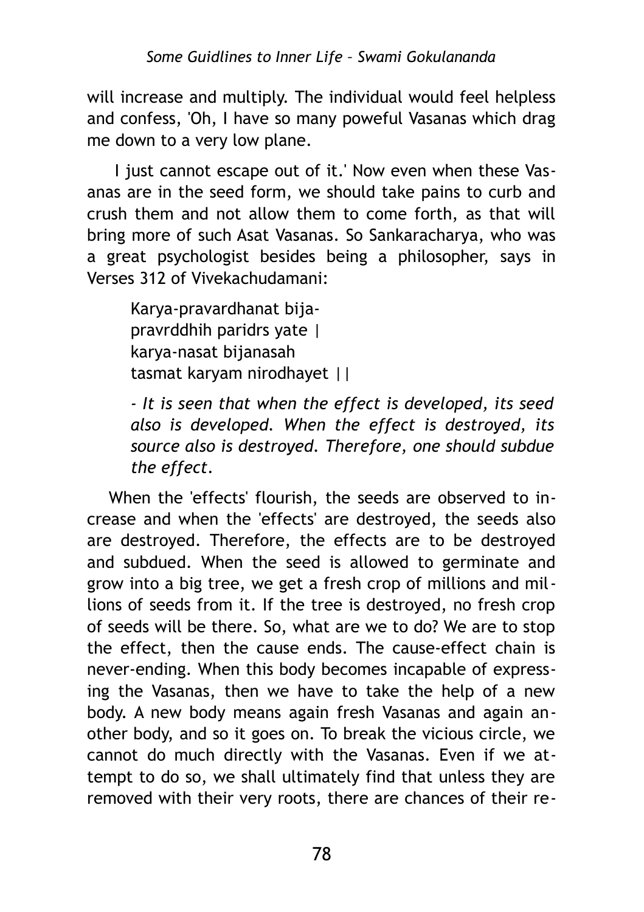will increase and multiply. The individual would feel helpless and confess, 'Oh, I have so many poweful Vasanas which drag me down to a very low plane.

I just cannot escape out of it.' Now even when these Vasanas are in the seed form, we should take pains to curb and crush them and not allow them to come forth, as that will bring more of such Asat Vasanas. So Sankaracharya, who was a great psychologist besides being a philosopher, says in Verses 312 of Vivekachudamani:

> Karya-pravardhanat bija-
> pravrddhih paridrs yate |
> karya-nasat bijanasah
> tasmat karyam nirodhayet ||
>
> *- It is seen that when the effect is developed, its seed also is developed. When the effect is destroyed, its source also is destroyed. Therefore, one should subdue the effect.*

When the 'effects' flourish, the seeds are observed to increase and when the 'effects' are destroyed, the seeds also are destroyed. Therefore, the effects are to be destroyed and subdued. When the seed is allowed to germinate and grow into a big tree, we get a fresh crop of millions and millions of seeds from it. If the tree is destroyed, no fresh crop of seeds will be there. So, what are we to do? We are to stop the effect, then the cause ends. The cause-effect chain is never-ending. When this body becomes incapable of expressing the Vasanas, then we have to take the help of a new body. A new body means again fresh Vasanas and again another body, and so it goes on. To break the vicious circle, we cannot do much directly with the Vasanas. Even if we attempt to do so, we shall ultimately find that unless they are removed with their very roots, there are chances of their re-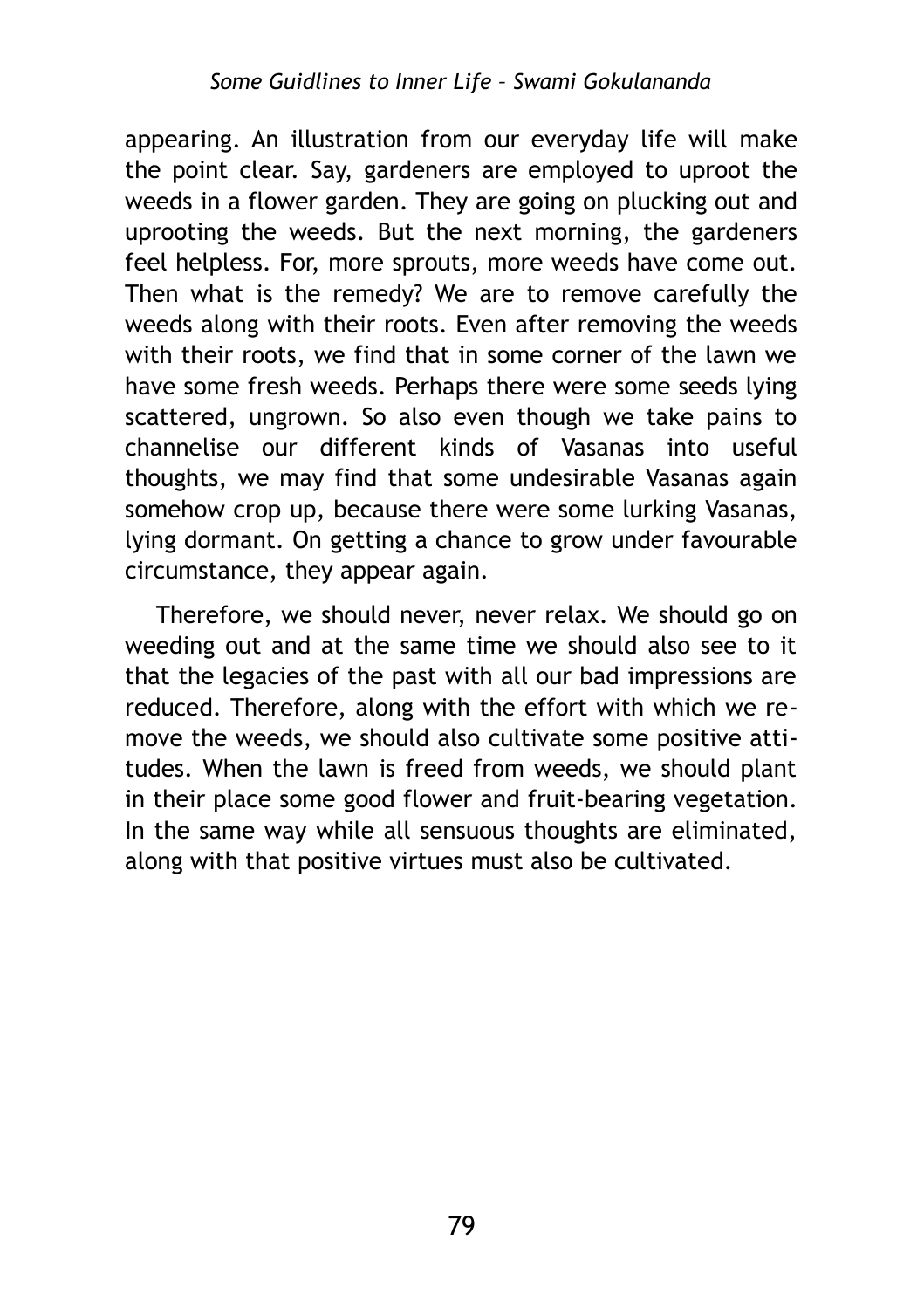appearing. An illustration from our everyday life will make the point clear. Say, gardeners are employed to uproot the weeds in a flower garden. They are going on plucking out and uprooting the weeds. But the next morning, the gardeners feel helpless. For, more sprouts, more weeds have come out. Then what is the remedy? We are to remove carefully the weeds along with their roots. Even after removing the weeds with their roots, we find that in some corner of the lawn we have some fresh weeds. Perhaps there were some seeds lying scattered, ungrown. So also even though we take pains to channelise our different kinds of Vasanas into useful thoughts, we may find that some undesirable Vasanas again somehow crop up, because there were some lurking Vasanas, lying dormant. On getting a chance to grow under favourable circumstance, they appear again.

Therefore, we should never, never relax. We should go on weeding out and at the same time we should also see to it that the legacies of the past with all our bad impressions are reduced. Therefore, along with the effort with which we remove the weeds, we should also cultivate some positive attitudes. When the lawn is freed from weeds, we should plant in their place some good flower and fruit-bearing vegetation. In the same way while all sensuous thoughts are eliminated, along with that positive virtues must also be cultivated.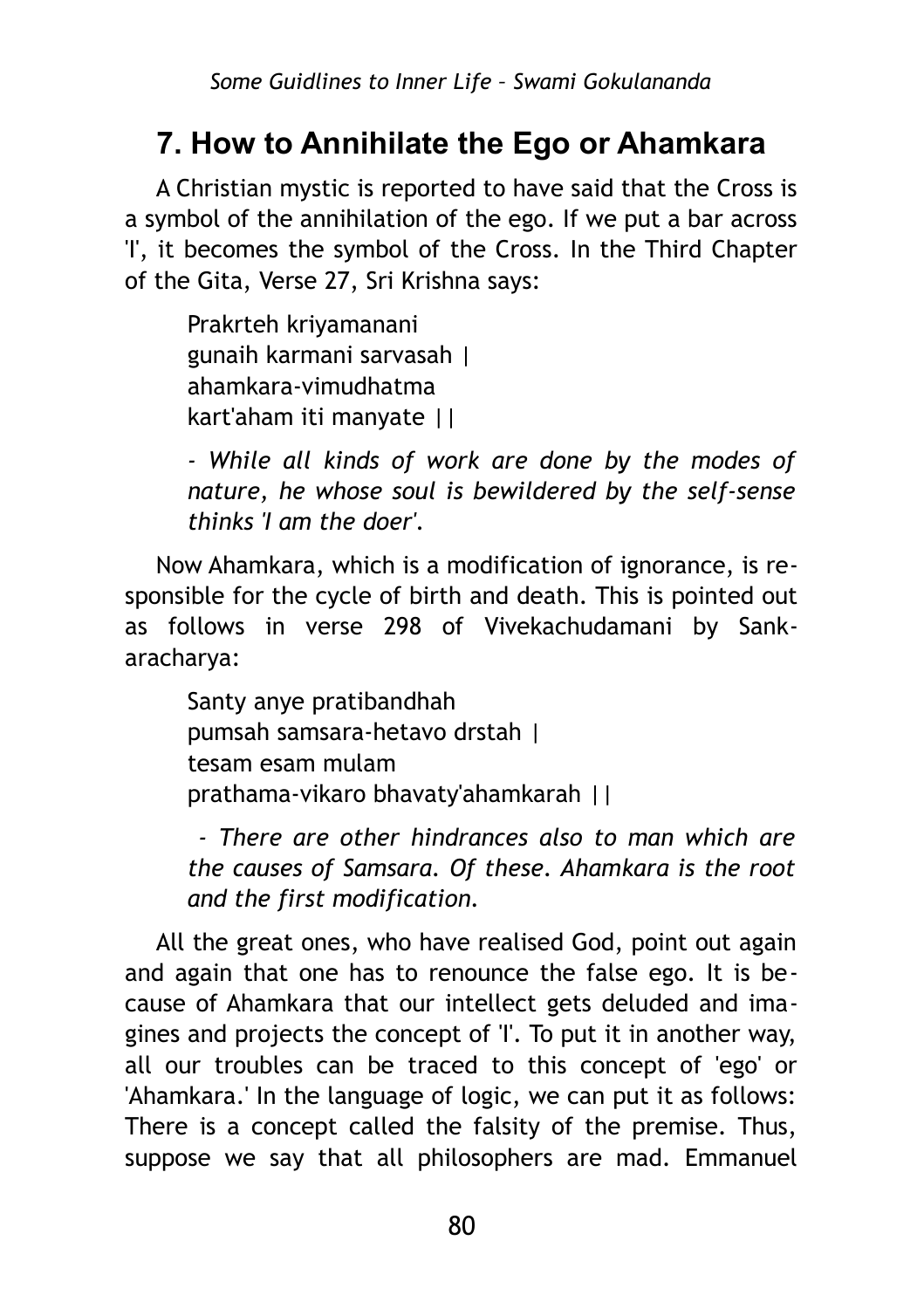## 7. How to Annihilate the Ego or Ahamkara

A Christian mystic is reported to have said that the Cross is a symbol of the annihilation of the ego. If we put a bar across 'I', it becomes the symbol of the Cross. In the Third Chapter of the Gita, Verse 27, Sri Krishna says:

> Prakrteh kriyamanani
> gunaih karmani sarvasah |
> ahamkara-vimudhatma
> kart'aham iti manyate ||
>
> *- While all kinds of work are done by the modes of nature, he whose soul is bewildered by the self-sense thinks 'I am the doer'.*

Now Ahamkara, which is a modification of ignorance, is responsible for the cycle of birth and death. This is pointed out as follows in verse 298 of Vivekachudamani by Sankaracharya:

> Santy anye pratibandhah
> pumsah samsara-hetavo drstah |
> tesam esam mulam
> prathama-vikaro bhavaty'ahamkarah ||
>
> *- There are other hindrances also to man which are the causes of Samsara. Of these. Ahamkara is the root and the first modification.*

All the great ones, who have realised God, point out again and again that one has to renounce the false ego. It is because of Ahamkara that our intellect gets deluded and imagines and projects the concept of 'I'. To put it in another way, all our troubles can be traced to this concept of 'ego' or 'Ahamkara.' In the language of logic, we can put it as follows: There is a concept called the falsity of the premise. Thus, suppose we say that all philosophers are mad. Emmanuel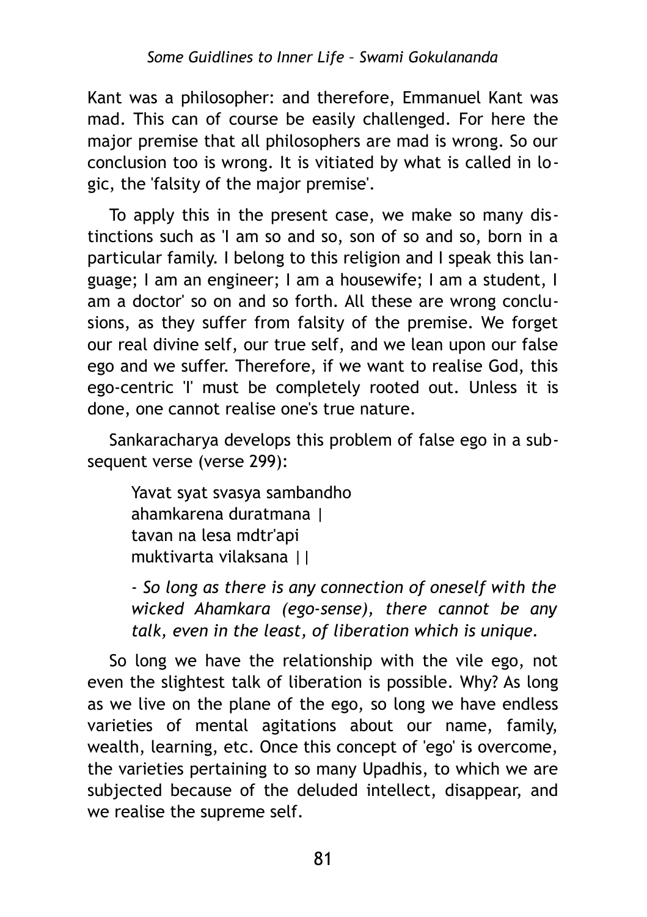Kant was a philosopher: and therefore, Emmanuel Kant was mad. This can of course be easily challenged. For here the major premise that all philosophers are mad is wrong. So our conclusion too is wrong. It is vitiated by what is called in logic, the 'falsity of the major premise'.

To apply this in the present case, we make so many distinctions such as 'I am so and so, son of so and so, born in a particular family. I belong to this religion and I speak this language; I am an engineer; I am a housewife; I am a student, I am a doctor' so on and so forth. All these are wrong conclusions, as they suffer from falsity of the premise. We forget our real divine self, our true self, and we lean upon our false ego and we suffer. Therefore, if we want to realise God, this ego-centric 'I' must be completely rooted out. Unless it is done, one cannot realise one's true nature.

Sankaracharya develops this problem of false ego in a subsequent verse (verse 299):

> Yavat syat svasya sambandho
> ahamkarena duratmana |
> tavan na lesa mdtr'api
> muktivarta vilaksana ||
>
> - *So long as there is any connection of oneself with the wicked Ahamkara (ego-sense), there cannot be any talk, even in the least, of liberation which is unique.*

So long we have the relationship with the vile ego, not even the slightest talk of liberation is possible. Why? As long as we live on the plane of the ego, so long we have endless varieties of mental agitations about our name, family, wealth, learning, etc. Once this concept of 'ego' is overcome, the varieties pertaining to so many Upadhis, to which we are subjected because of the deluded intellect, disappear, and we realise the supreme self.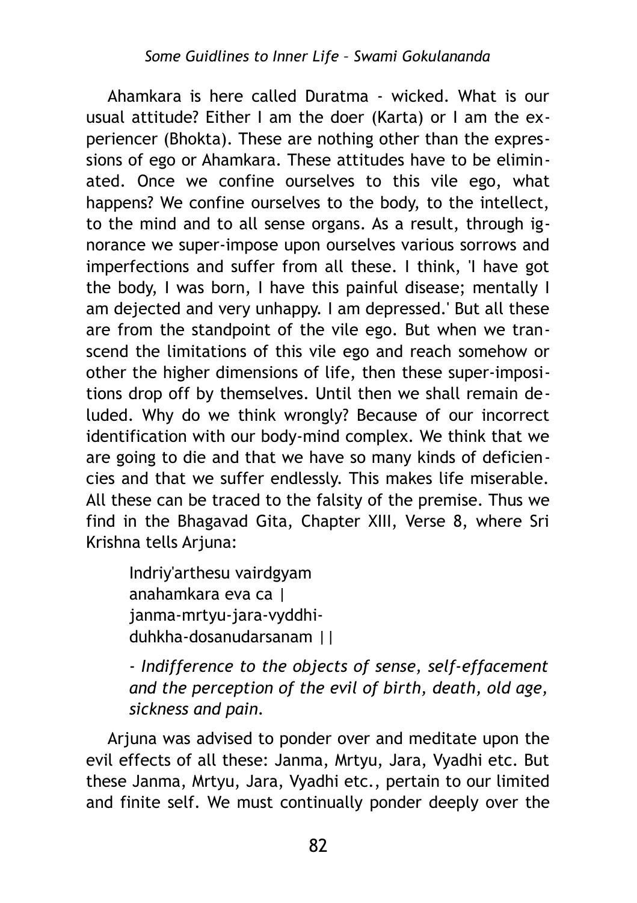Ahamkara is here called Duratma - wicked. What is our usual attitude? Either I am the doer (Karta) or I am the experiencer (Bhokta). These are nothing other than the expressions of ego or Ahamkara. These attitudes have to be eliminated. Once we confine ourselves to this vile ego, what happens? We confine ourselves to the body, to the intellect, to the mind and to all sense organs. As a result, through ignorance we super-impose upon ourselves various sorrows and imperfections and suffer from all these. I think, 'I have got the body, I was born, I have this painful disease; mentally I am dejected and very unhappy. I am depressed.' But all these are from the standpoint of the vile ego. But when we transcend the limitations of this vile ego and reach somehow or other the higher dimensions of life, then these super-impositions drop off by themselves. Until then we shall remain deluded. Why do we think wrongly? Because of our incorrect identification with our body-mind complex. We think that we are going to die and that we have so many kinds of deficiencies and that we suffer endlessly. This makes life miserable. All these can be traced to the falsity of the premise. Thus we find in the Bhagavad Gita, Chapter XIII, Verse 8, where Sri Krishna tells Arjuna:

> Indriy'arthesu vairdgyam
> anahamkara eva ca |
> janma-mrtyu-jara-vyddhi-
> duhkha-dosanudarsanam ||
>
> *- Indifference to the objects of sense, self-effacement and the perception of the evil of birth, death, old age, sickness and pain.*

Arjuna was advised to ponder over and meditate upon the evil effects of all these: Janma, Mrtyu, Jara, Vyadhi etc. But these Janma, Mrtyu, Jara, Vyadhi etc., pertain to our limited and finite self. We must continually ponder deeply over the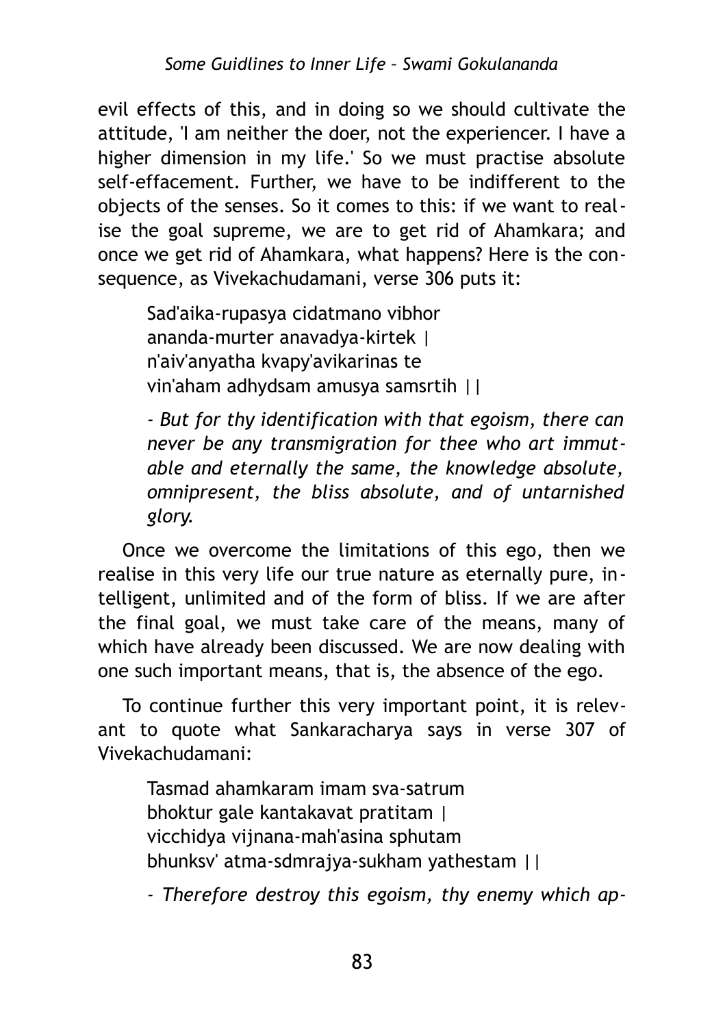evil effects of this, and in doing so we should cultivate the attitude, 'I am neither the doer, not the experiencer. I have a higher dimension in my life.' So we must practise absolute self-effacement. Further, we have to be indifferent to the objects of the senses. So it comes to this: if we want to realise the goal supreme, we are to get rid of Ahamkara; and once we get rid of Ahamkara, what happens? Here is the consequence, as Vivekachudamani, verse 306 puts it:

> Sad'aika-rupasya cidatmano vibhor
> ananda-murter anavadya-kirtek |
> n'aiv'anyatha kvapy'avikarinas te
> vin'aham adhydsam amusya samsrtih ||
>
> *- But for thy identification with that egoism, there can never be any transmigration for thee who art immutable and eternally the same, the knowledge absolute, omnipresent, the bliss absolute, and of untarnished glory.*

Once we overcome the limitations of this ego, then we realise in this very life our true nature as eternally pure, intelligent, unlimited and of the form of bliss. If we are after the final goal, we must take care of the means, many of which have already been discussed. We are now dealing with one such important means, that is, the absence of the ego.

To continue further this very important point, it is relevant to quote what Sankaracharya says in verse 307 of Vivekachudamani:

> Tasmad ahamkaram imam sva-satrum
> bhoktur gale kantakavat pratitam |
> vicchidya vijnana-mah'asina sphutam
> bhunksv' atma-sdmrajya-sukham yathestam ||
>
> *- Therefore destroy this egoism, thy enemy which ap-*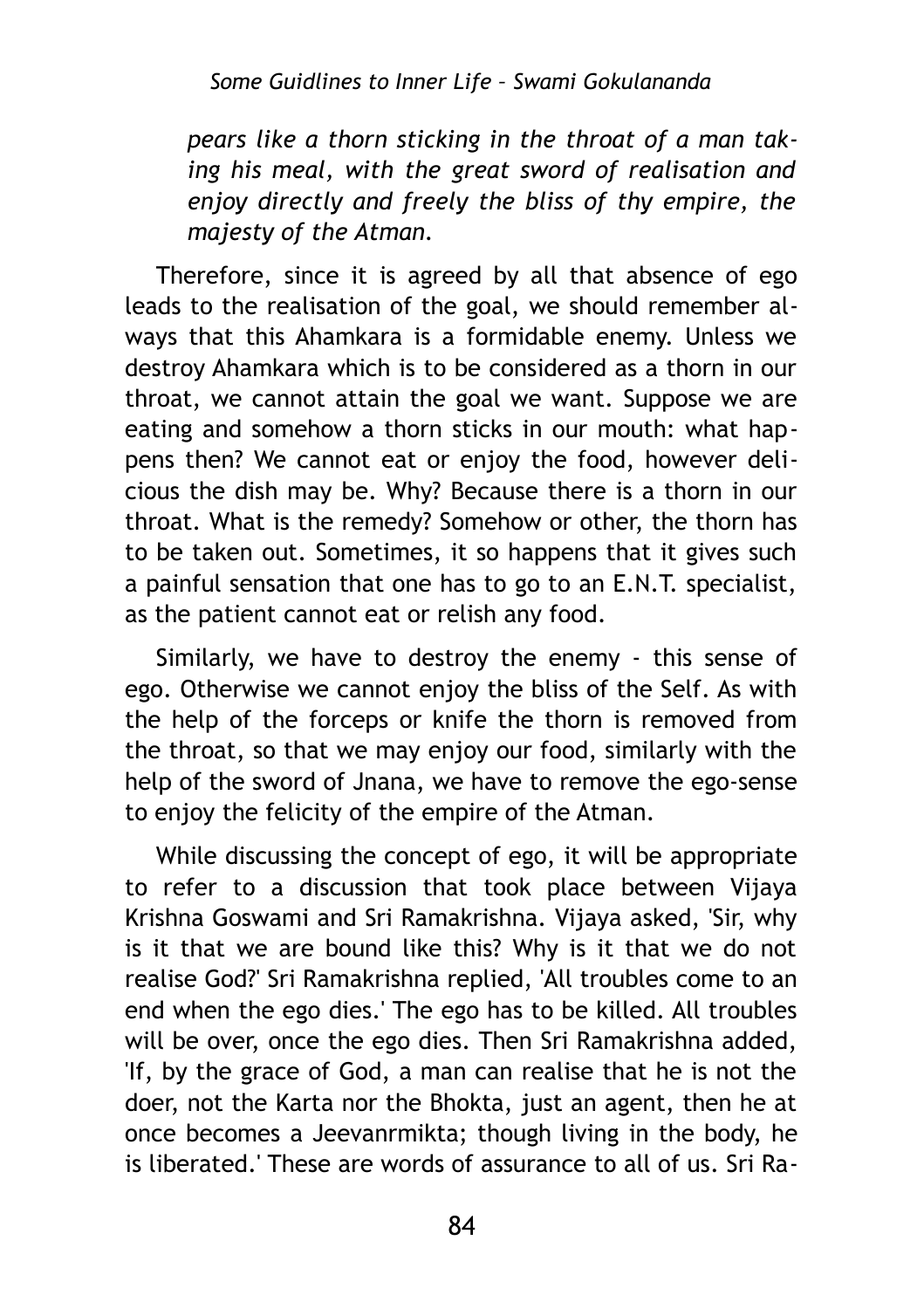*pears like a thorn sticking in the throat of a man taking his meal, with the great sword of realisation and enjoy directly and freely the bliss of thy empire, the majesty of the Atman.*

Therefore, since it is agreed by all that absence of ego leads to the realisation of the goal, we should remember always that this Ahamkara is a formidable enemy. Unless we destroy Ahamkara which is to be considered as a thorn in our throat, we cannot attain the goal we want. Suppose we are eating and somehow a thorn sticks in our mouth: what happens then? We cannot eat or enjoy the food, however delicious the dish may be. Why? Because there is a thorn in our throat. What is the remedy? Somehow or other, the thorn has to be taken out. Sometimes, it so happens that it gives such a painful sensation that one has to go to an E.N.T. specialist, as the patient cannot eat or relish any food.

Similarly, we have to destroy the enemy - this sense of ego. Otherwise we cannot enjoy the bliss of the Self. As with the help of the forceps or knife the thorn is removed from the throat, so that we may enjoy our food, similarly with the help of the sword of Jnana, we have to remove the ego-sense to enjoy the felicity of the empire of the Atman.

While discussing the concept of ego, it will be appropriate to refer to a discussion that took place between Vijaya Krishna Goswami and Sri Ramakrishna. Vijaya asked, 'Sir, why is it that we are bound like this? Why is it that we do not realise God?' Sri Ramakrishna replied, 'All troubles come to an end when the ego dies.' The ego has to be killed. All troubles will be over, once the ego dies. Then Sri Ramakrishna added, 'If, by the grace of God, a man can realise that he is not the doer, not the Karta nor the Bhokta, just an agent, then he at once becomes a Jeevanrmikta; though living in the body, he is liberated.' These are words of assurance to all of us. Sri Ra-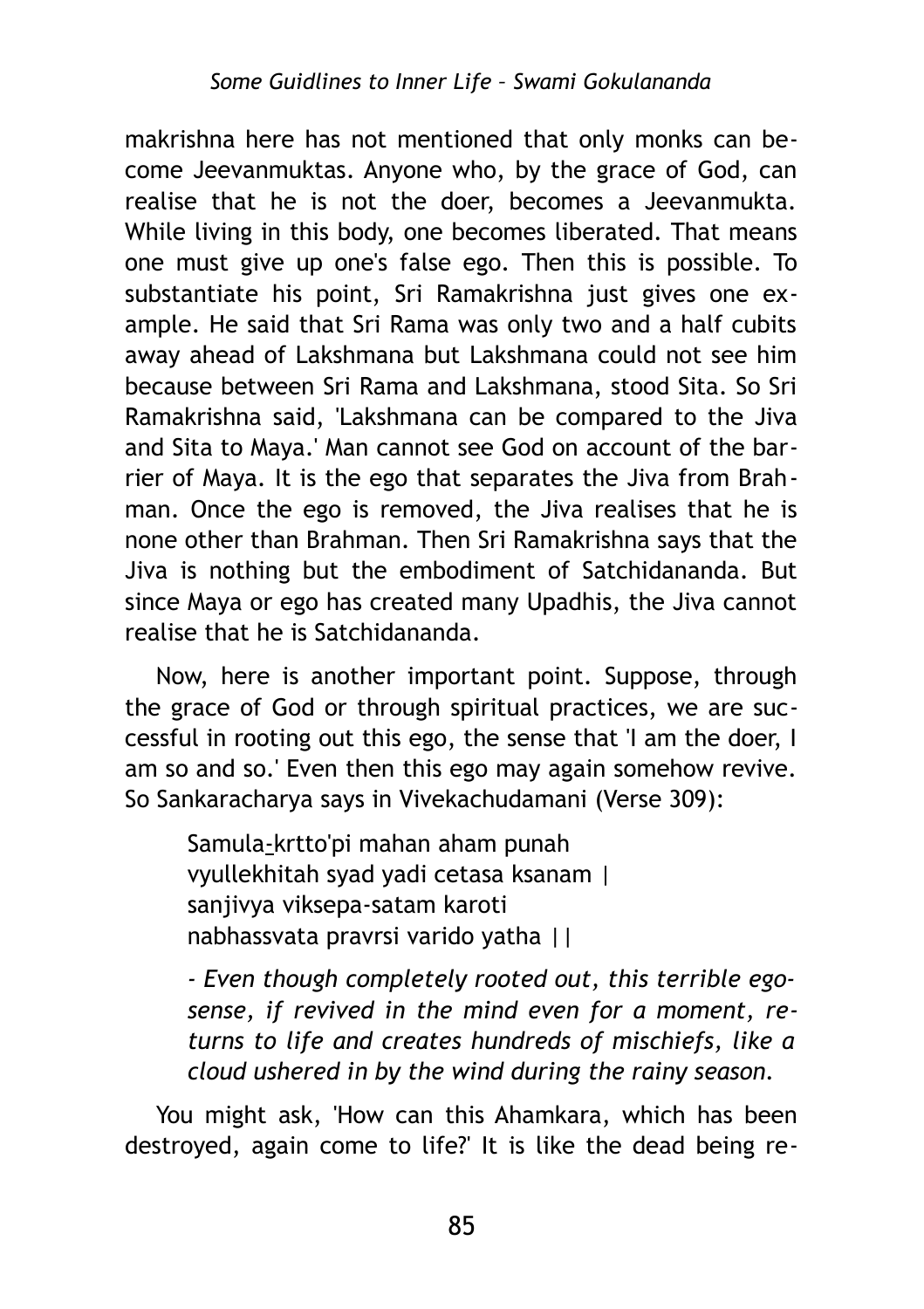makrishna here has not mentioned that only monks can become Jeevanmuktas. Anyone who, by the grace of God, can realise that he is not the doer, becomes a Jeevanmukta. While living in this body, one becomes liberated. That means one must give up one's false ego. Then this is possible. To substantiate his point, Sri Ramakrishna just gives one example. He said that Sri Rama was only two and a half cubits away ahead of Lakshmana but Lakshmana could not see him because between Sri Rama and Lakshmana, stood Sita. So Sri Ramakrishna said, 'Lakshmana can be compared to the Jiva and Sita to Maya.' Man cannot see God on account of the barrier of Maya. It is the ego that separates the Jiva from Brahman. Once the ego is removed, the Jiva realises that he is none other than Brahman. Then Sri Ramakrishna says that the Jiva is nothing but the embodiment of Satchidananda. But since Maya or ego has created many Upadhis, the Jiva cannot realise that he is Satchidananda.

Now, here is another important point. Suppose, through the grace of God or through spiritual practices, we are successful in rooting out this ego, the sense that 'I am the doer, I am so and so.' Even then this ego may again somehow revive. So Sankaracharya says in Vivekachudamani (Verse 309):

> Samula-krtto'pi mahan aham punah
> vyullekhitah syad yadi cetasa ksanam |
> sanjivya viksepa-satam karoti
> nabhassvata pravrsi varido yatha ||
>
> *- Even though completely rooted out, this terrible ego-sense, if revived in the mind even for a moment, returns to life and creates hundreds of mischiefs, like a cloud ushered in by the wind during the rainy season.*

You might ask, 'How can this Ahamkara, which has been destroyed, again come to life?' It is like the dead being re-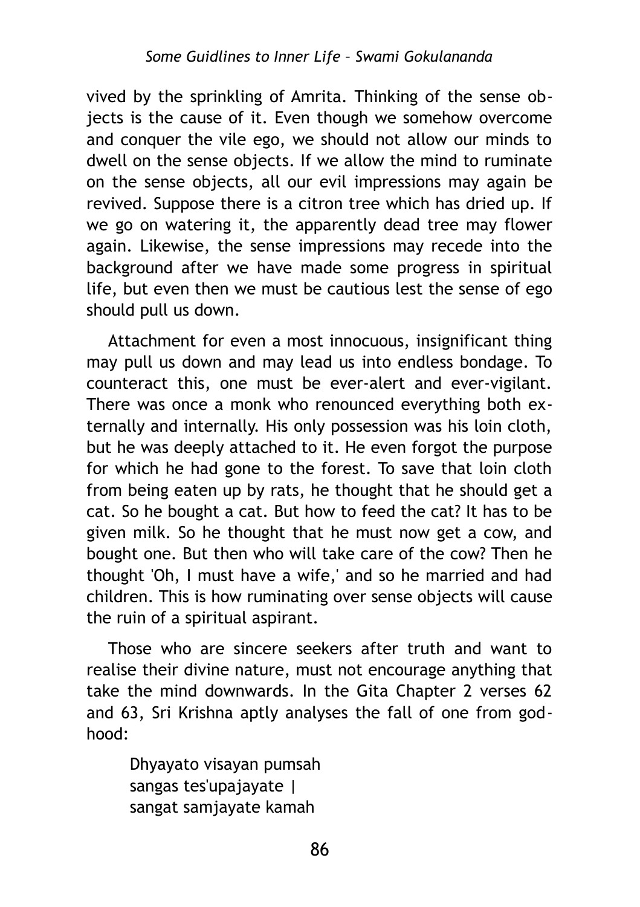vived by the sprinkling of Amrita. Thinking of the sense objects is the cause of it. Even though we somehow overcome and conquer the vile ego, we should not allow our minds to dwell on the sense objects. If we allow the mind to ruminate on the sense objects, all our evil impressions may again be revived. Suppose there is a citron tree which has dried up. If we go on watering it, the apparently dead tree may flower again. Likewise, the sense impressions may recede into the background after we have made some progress in spiritual life, but even then we must be cautious lest the sense of ego should pull us down.

Attachment for even a most innocuous, insignificant thing may pull us down and may lead us into endless bondage. To counteract this, one must be ever-alert and ever-vigilant. There was once a monk who renounced everything both externally and internally. His only possession was his loin cloth, but he was deeply attached to it. He even forgot the purpose for which he had gone to the forest. To save that loin cloth from being eaten up by rats, he thought that he should get a cat. So he bought a cat. But how to feed the cat? It has to be given milk. So he thought that he must now get a cow, and bought one. But then who will take care of the cow? Then he thought 'Oh, I must have a wife,' and so he married and had children. This is how ruminating over sense objects will cause the ruin of a spiritual aspirant.

Those who are sincere seekers after truth and want to realise their divine nature, must not encourage anything that take the mind downwards. In the Gita Chapter 2 verses 62 and 63, Sri Krishna aptly analyses the fall of one from godhood:

> Dhyayato visayan pumsah
> sangas tes'upajayate |
> sangat samjayate kamah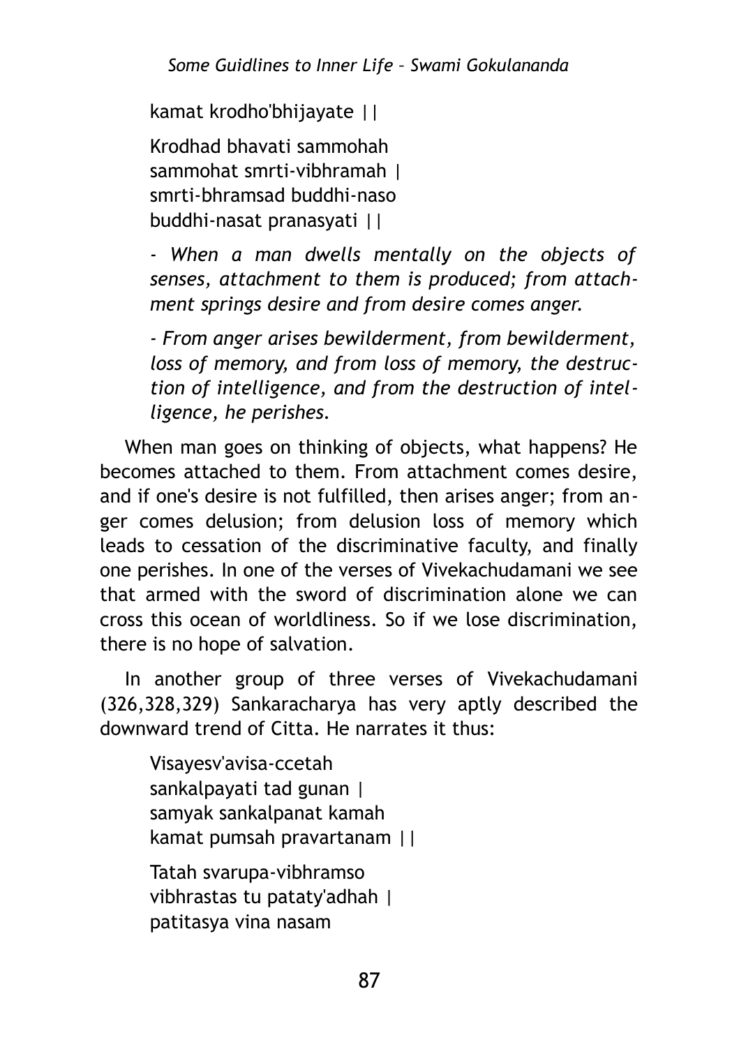kamat krodho'bhijayate ||

Krodhad bhavati sammohah
sammohat smrti-vibhramah |
smrti-bhramsad buddhi-naso
buddhi-nasat pranasyati ||

*- When a man dwells mentally on the objects of senses, attachment to them is produced; from attachment springs desire and from desire comes anger.*

*- From anger arises bewilderment, from bewilderment, loss of memory, and from loss of memory, the destruction of intelligence, and from the destruction of intelligence, he perishes.*

When man goes on thinking of objects, what happens? He becomes attached to them. From attachment comes desire, and if one's desire is not fulfilled, then arises anger; from anger comes delusion; from delusion loss of memory which leads to cessation of the discriminative faculty, and finally one perishes. In one of the verses of Vivekachudamani we see that armed with the sword of discrimination alone we can cross this ocean of worldliness. So if we lose discrimination, there is no hope of salvation.

In another group of three verses of Vivekachudamani (326,328,329) Sankaracharya has very aptly described the downward trend of Citta. He narrates it thus:

Visayesv'avisa-ccetah
sankalpayati tad gunan |
samyak sankalpanat kamah
kamat pumsah pravartanam ||

Tatah svarupa-vibhramso
vibhrastas tu pataty'adhah |
patitasya vina nasam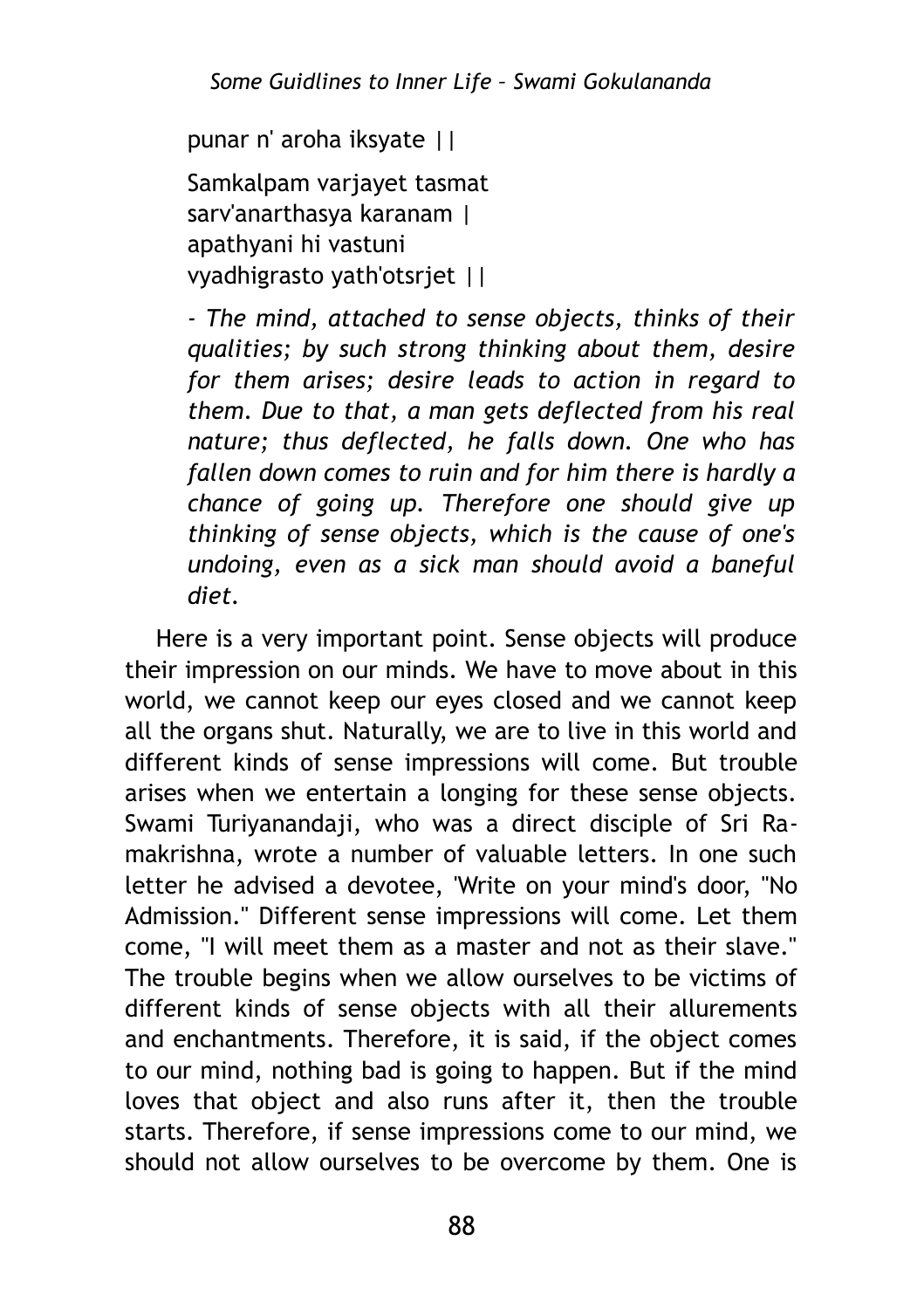punar n' aroha iksyate ||

Samkalpam varjayet tasmat
sarv'anarthasya karanam |
apathyani hi vastuni
vyadhigrasto yath'otsrjet ||

*- The mind, attached to sense objects, thinks of their qualities; by such strong thinking about them, desire for them arises; desire leads to action in regard to them. Due to that, a man gets deflected from his real nature; thus deflected, he falls down. One who has fallen down comes to ruin and for him there is hardly a chance of going up. Therefore one should give up thinking of sense objects, which is the cause of one's undoing, even as a sick man should avoid a baneful diet.*

Here is a very important point. Sense objects will produce their impression on our minds. We have to move about in this world, we cannot keep our eyes closed and we cannot keep all the organs shut. Naturally, we are to live in this world and different kinds of sense impressions will come. But trouble arises when we entertain a longing for these sense objects. Swami Turiyanandaji, who was a direct disciple of Sri Ramakrishna, wrote a number of valuable letters. In one such letter he advised a devotee, 'Write on your mind's door, "No Admission." Different sense impressions will come. Let them come, "I will meet them as a master and not as their slave." The trouble begins when we allow ourselves to be victims of different kinds of sense objects with all their allurements and enchantments. Therefore, it is said, if the object comes to our mind, nothing bad is going to happen. But if the mind loves that object and also runs after it, then the trouble starts. Therefore, if sense impressions come to our mind, we should not allow ourselves to be overcome by them. One is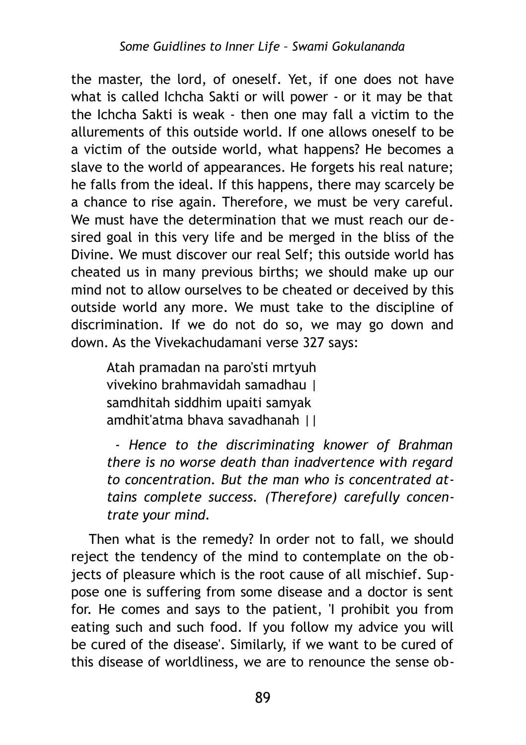the master, the lord, of oneself. Yet, if one does not have what is called Ichcha Sakti or will power - or it may be that the Ichcha Sakti is weak - then one may fall a victim to the allurements of this outside world. If one allows oneself to be a victim of the outside world, what happens? He becomes a slave to the world of appearances. He forgets his real nature; he falls from the ideal. If this happens, there may scarcely be a chance to rise again. Therefore, we must be very careful. We must have the determination that we must reach our desired goal in this very life and be merged in the bliss of the Divine. We must discover our real Self; this outside world has cheated us in many previous births; we should make up our mind not to allow ourselves to be cheated or deceived by this outside world any more. We must take to the discipline of discrimination. If we do not do so, we may go down and down. As the Vivekachudamani verse 327 says:

> Atah pramadan na paro'sti mrtyuh
> vivekino brahmavidah samadhau |
> samdhitah siddhim upaiti samyak
> amdhit'atma bhava savadhanah ||
>
> - *Hence to the discriminating knower of Brahman there is no worse death than inadvertence with regard to concentration. But the man who is concentrated attains complete success. (Therefore) carefully concentrate your mind.*

Then what is the remedy? In order not to fall, we should reject the tendency of the mind to contemplate on the objects of pleasure which is the root cause of all mischief. Suppose one is suffering from some disease and a doctor is sent for. He comes and says to the patient, 'I prohibit you from eating such and such food. If you follow my advice you will be cured of the disease'. Similarly, if we want to be cured of this disease of worldliness, we are to renounce the sense ob-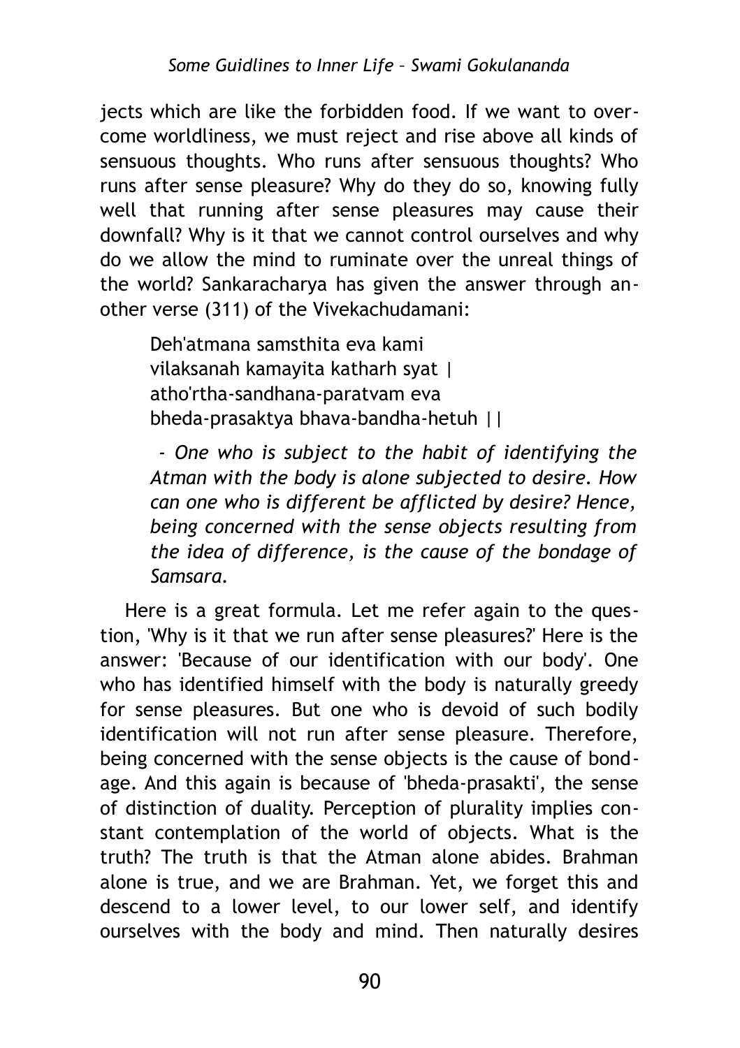jects which are like the forbidden food. If we want to overcome worldliness, we must reject and rise above all kinds of sensuous thoughts. Who runs after sensuous thoughts? Who runs after sense pleasure? Why do they do so, knowing fully well that running after sense pleasures may cause their downfall? Why is it that we cannot control ourselves and why do we allow the mind to ruminate over the unreal things of the world? Sankaracharya has given the answer through another verse (311) of the Vivekachudamani:

> Deh'atmana samsthita eva kami
> vilaksanah kamayita katharh syat |
> atho'rtha-sandhana-paratvam eva
> bheda-prasaktya bhava-bandha-hetuh ||
>
> *- One who is subject to the habit of identifying the Atman with the body is alone subjected to desire. How can one who is different be afflicted by desire? Hence, being concerned with the sense objects resulting from the idea of difference, is the cause of the bondage of Samsara.*

Here is a great formula. Let me refer again to the question, 'Why is it that we run after sense pleasures?' Here is the answer: 'Because of our identification with our body'. One who has identified himself with the body is naturally greedy for sense pleasures. But one who is devoid of such bodily identification will not run after sense pleasure. Therefore, being concerned with the sense objects is the cause of bondage. And this again is because of 'bheda-prasakti', the sense of distinction of duality. Perception of plurality implies constant contemplation of the world of objects. What is the truth? The truth is that the Atman alone abides. Brahman alone is true, and we are Brahman. Yet, we forget this and descend to a lower level, to our lower self, and identify ourselves with the body and mind. Then naturally desires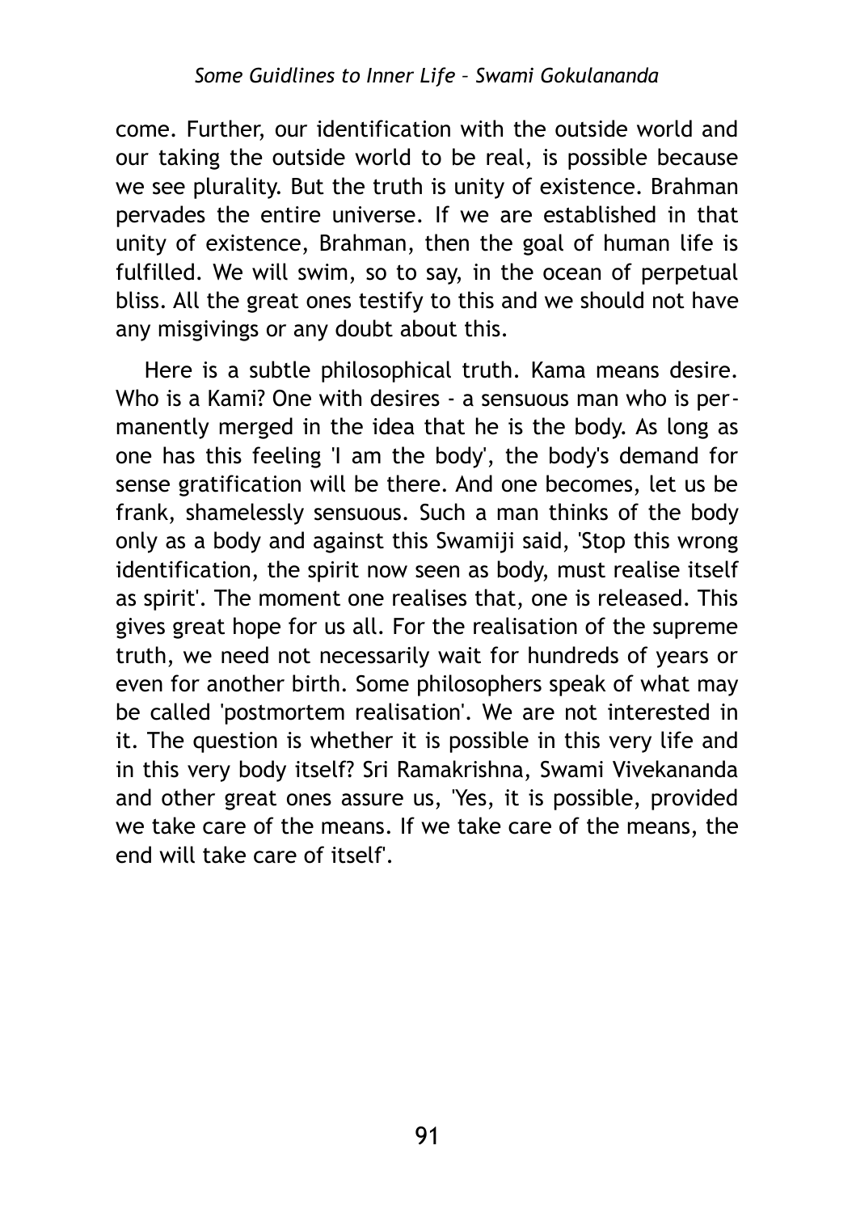come. Further, our identification with the outside world and our taking the outside world to be real, is possible because we see plurality. But the truth is unity of existence. Brahman pervades the entire universe. If we are established in that unity of existence, Brahman, then the goal of human life is fulfilled. We will swim, so to say, in the ocean of perpetual bliss. All the great ones testify to this and we should not have any misgivings or any doubt about this.

Here is a subtle philosophical truth. Kama means desire. Who is a Kami? One with desires - a sensuous man who is permanently merged in the idea that he is the body. As long as one has this feeling 'I am the body', the body's demand for sense gratification will be there. And one becomes, let us be frank, shamelessly sensuous. Such a man thinks of the body only as a body and against this Swamiji said, 'Stop this wrong identification, the spirit now seen as body, must realise itself as spirit'. The moment one realises that, one is released. This gives great hope for us all. For the realisation of the supreme truth, we need not necessarily wait for hundreds of years or even for another birth. Some philosophers speak of what may be called 'postmortem realisation'. We are not interested in it. The question is whether it is possible in this very life and in this very body itself? Sri Ramakrishna, Swami Vivekananda and other great ones assure us, 'Yes, it is possible, provided we take care of the means. If we take care of the means, the end will take care of itself'.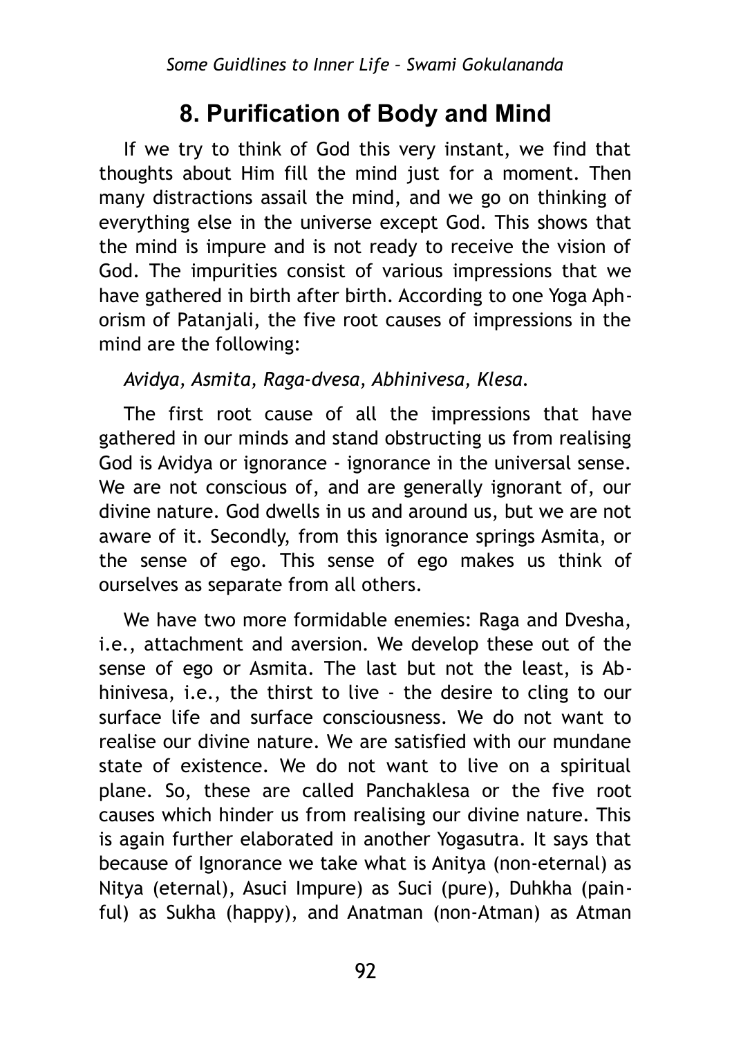## 8. Purification of Body and Mind

If we try to think of God this very instant, we find that thoughts about Him fill the mind just for a moment. Then many distractions assail the mind, and we go on thinking of everything else in the universe except God. This shows that the mind is impure and is not ready to receive the vision of God. The impurities consist of various impressions that we have gathered in birth after birth. According to one Yoga Aphorism of Patanjali, the five root causes of impressions in the mind are the following:

*Avidya, Asmita, Raga-dvesa, Abhinivesa, Klesa.*

The first root cause of all the impressions that have gathered in our minds and stand obstructing us from realising God is Avidya or ignorance - ignorance in the universal sense. We are not conscious of, and are generally ignorant of, our divine nature. God dwells in us and around us, but we are not aware of it. Secondly, from this ignorance springs Asmita, or the sense of ego. This sense of ego makes us think of ourselves as separate from all others.

We have two more formidable enemies: Raga and Dvesha, i.e., attachment and aversion. We develop these out of the sense of ego or Asmita. The last but not the least, is Abhinivesa, i.e., the thirst to live - the desire to cling to our surface life and surface consciousness. We do not want to realise our divine nature. We are satisfied with our mundane state of existence. We do not want to live on a spiritual plane. So, these are called Panchaklesa or the five root causes which hinder us from realising our divine nature. This is again further elaborated in another Yogasutra. It says that because of Ignorance we take what is Anitya (non-eternal) as Nitya (eternal), Asuci Impure) as Suci (pure), Duhkha (painful) as Sukha (happy), and Anatman (non-Atman) as Atman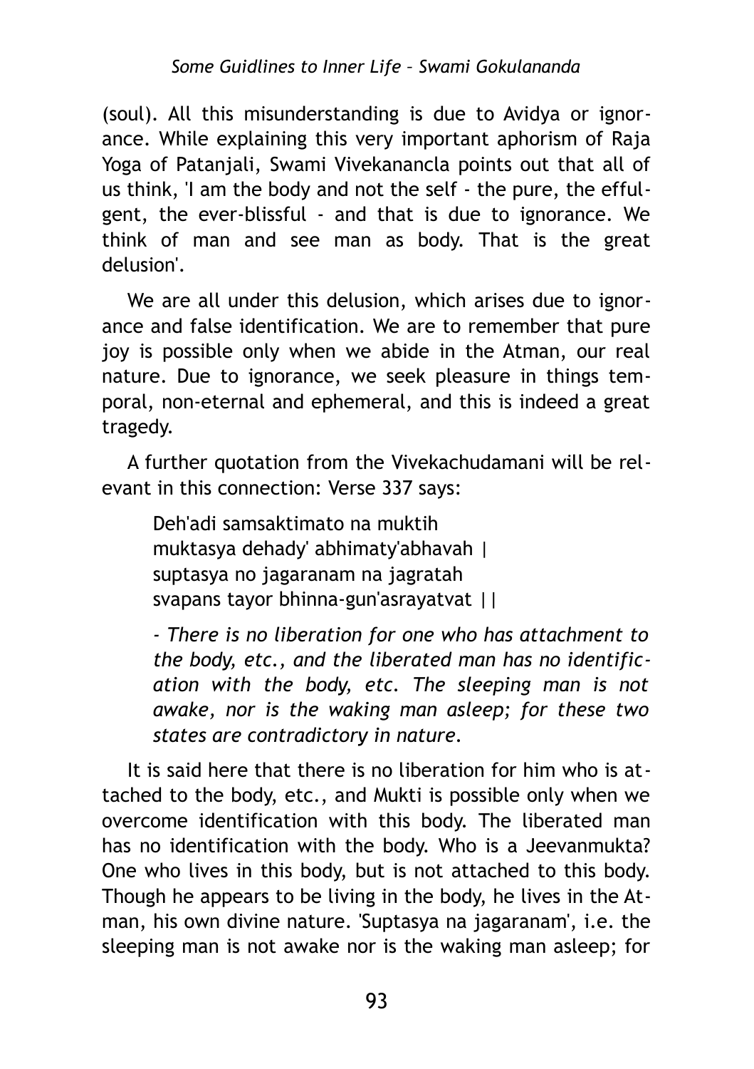(soul). All this misunderstanding is due to Avidya or ignorance. While explaining this very important aphorism of Raja Yoga of Patanjali, Swami Vivekanancla points out that all of us think, 'I am the body and not the self - the pure, the effulgent, the ever-blissful - and that is due to ignorance. We think of man and see man as body. That is the great delusion'.

We are all under this delusion, which arises due to ignorance and false identification. We are to remember that pure joy is possible only when we abide in the Atman, our real nature. Due to ignorance, we seek pleasure in things temporal, non-eternal and ephemeral, and this is indeed a great tragedy.

A further quotation from the Vivekachudamani will be relevant in this connection: Verse 337 says:

> Deh'adi samsaktimato na muktih
> muktasya dehady' abhimaty'abhavah |
> suptasya no jagaranam na jagratah
> svapans tayor bhinna-gun'asrayatvat ||
>
> *- There is no liberation for one who has attachment to the body, etc., and the liberated man has no identification with the body, etc. The sleeping man is not awake, nor is the waking man asleep; for these two states are contradictory in nature.*

It is said here that there is no liberation for him who is attached to the body, etc., and Mukti is possible only when we overcome identification with this body. The liberated man has no identification with the body. Who is a Jeevanmukta? One who lives in this body, but is not attached to this body. Though he appears to be living in the body, he lives in the Atman, his own divine nature. 'Suptasya na jagaranam', i.e. the sleeping man is not awake nor is the waking man asleep; for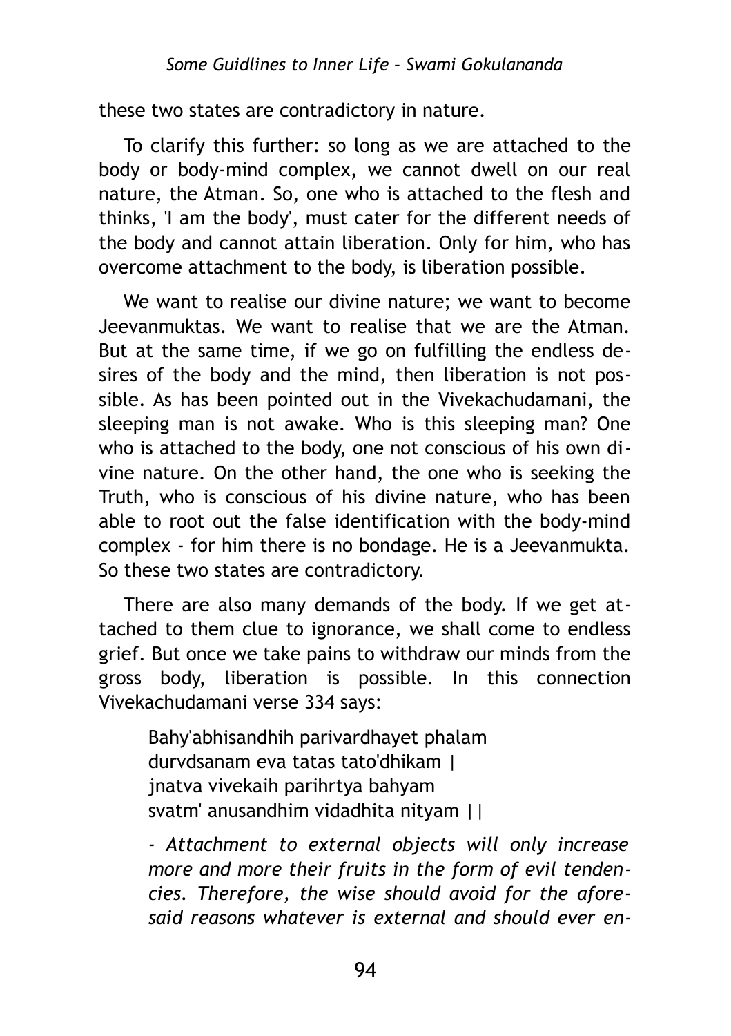these two states are contradictory in nature.

To clarify this further: so long as we are attached to the body or body-mind complex, we cannot dwell on our real nature, the Atman. So, one who is attached to the flesh and thinks, 'I am the body', must cater for the different needs of the body and cannot attain liberation. Only for him, who has overcome attachment to the body, is liberation possible.

We want to realise our divine nature; we want to become Jeevanmuktas. We want to realise that we are the Atman. But at the same time, if we go on fulfilling the endless desires of the body and the mind, then liberation is not possible. As has been pointed out in the Vivekachudamani, the sleeping man is not awake. Who is this sleeping man? One who is attached to the body, one not conscious of his own divine nature. On the other hand, the one who is seeking the Truth, who is conscious of his divine nature, who has been able to root out the false identification with the body-mind complex - for him there is no bondage. He is a Jeevanmukta. So these two states are contradictory.

There are also many demands of the body. If we get attached to them clue to ignorance, we shall come to endless grief. But once we take pains to withdraw our minds from the gross body, liberation is possible. In this connection Vivekachudamani verse 334 says:

> Bahy'abhisandhih parivardhayet phalam
> durvdsanam eva tatas tato'dhikam |
> jnatva vivekaih parihrtya bahyam
> svatm' anusandhim vidadhita nityam ||
>
> *- Attachment to external objects will only increase more and more their fruits in the form of evil tendencies. Therefore, the wise should avoid for the aforesaid reasons whatever is external and should ever en-*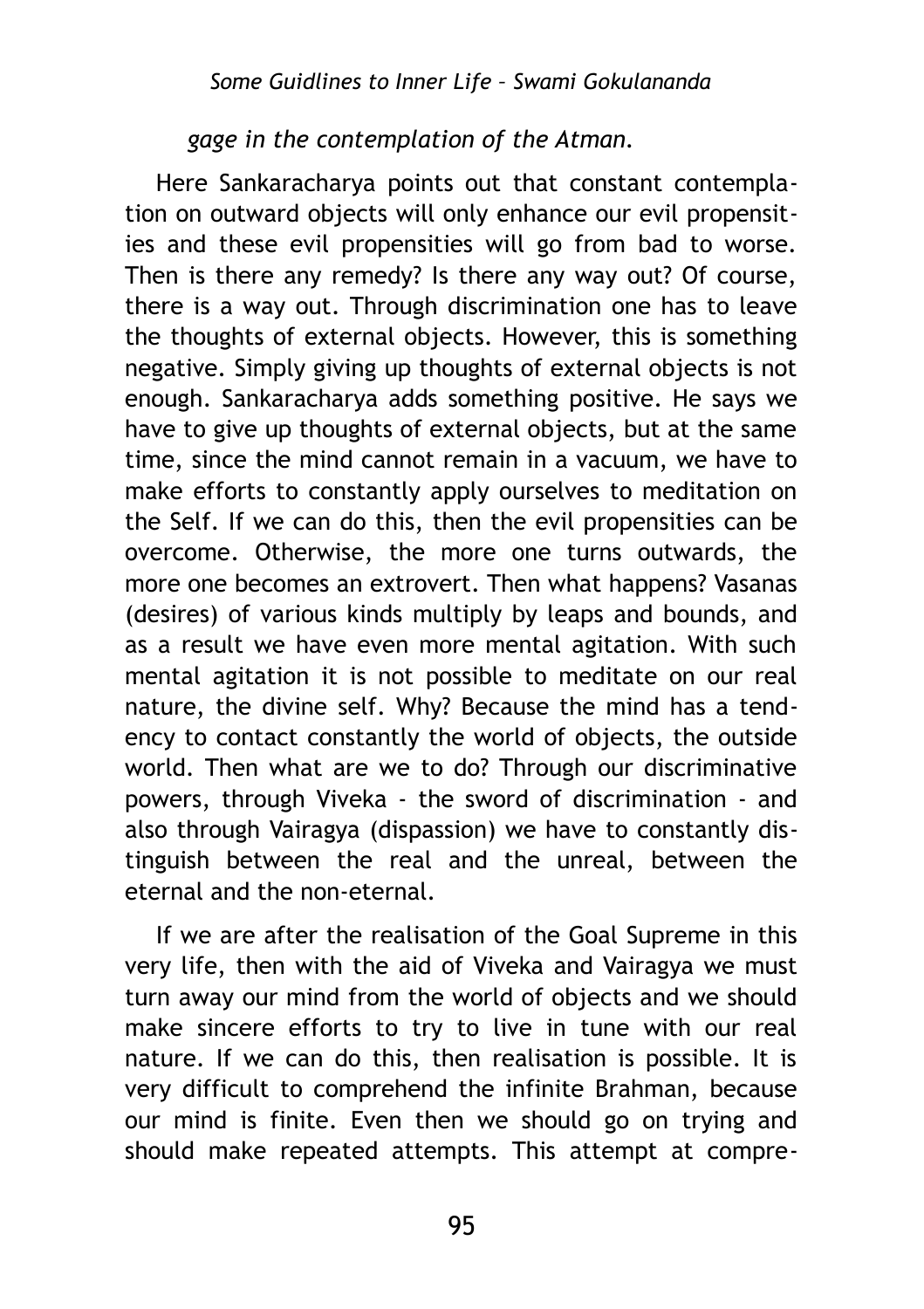*gage in the contemplation of the Atman.*

Here Sankaracharya points out that constant contemplation on outward objects will only enhance our evil propensities and these evil propensities will go from bad to worse. Then is there any remedy? Is there any way out? Of course, there is a way out. Through discrimination one has to leave the thoughts of external objects. However, this is something negative. Simply giving up thoughts of external objects is not enough. Sankaracharya adds something positive. He says we have to give up thoughts of external objects, but at the same time, since the mind cannot remain in a vacuum, we have to make efforts to constantly apply ourselves to meditation on the Self. If we can do this, then the evil propensities can be overcome. Otherwise, the more one turns outwards, the more one becomes an extrovert. Then what happens? Vasanas (desires) of various kinds multiply by leaps and bounds, and as a result we have even more mental agitation. With such mental agitation it is not possible to meditate on our real nature, the divine self. Why? Because the mind has a tendency to contact constantly the world of objects, the outside world. Then what are we to do? Through our discriminative powers, through Viveka - the sword of discrimination - and also through Vairagya (dispassion) we have to constantly distinguish between the real and the unreal, between the eternal and the non-eternal.

If we are after the realisation of the Goal Supreme in this very life, then with the aid of Viveka and Vairagya we must turn away our mind from the world of objects and we should make sincere efforts to try to live in tune with our real nature. If we can do this, then realisation is possible. It is very difficult to comprehend the infinite Brahman, because our mind is finite. Even then we should go on trying and should make repeated attempts. This attempt at compre-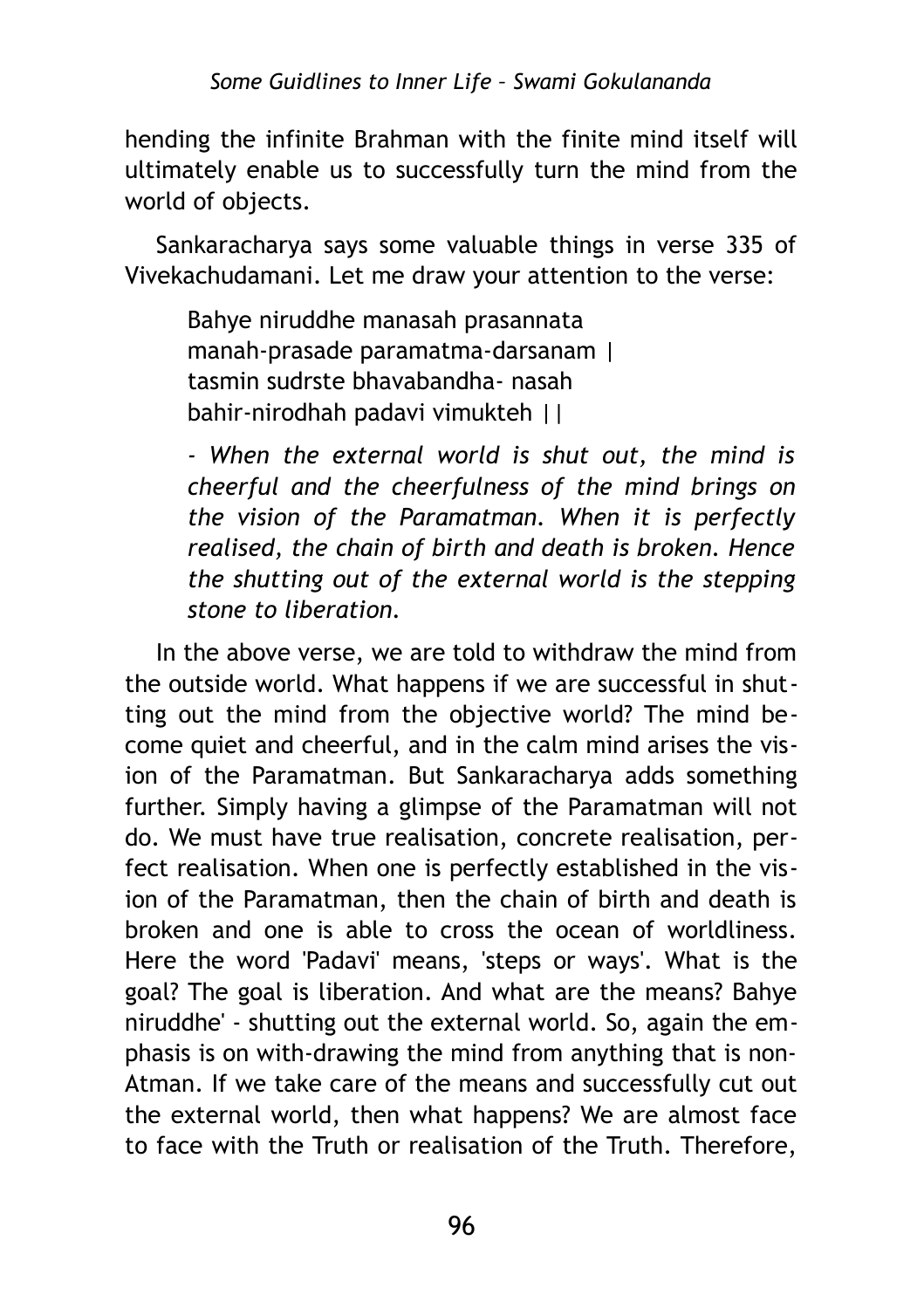hending the infinite Brahman with the finite mind itself will ultimately enable us to successfully turn the mind from the world of objects.

Sankaracharya says some valuable things in verse 335 of Vivekachudamani. Let me draw your attention to the verse:

> Bahye niruddhe manasah prasannata
> manah-prasade paramatma-darsanam |
> tasmin sudrste bhavabandha- nasah
> bahir-nirodhah padavi vimukteh ||
>
> *- When the external world is shut out, the mind is cheerful and the cheerfulness of the mind brings on the vision of the Paramatman. When it is perfectly realised, the chain of birth and death is broken. Hence the shutting out of the external world is the stepping stone to liberation.*

In the above verse, we are told to withdraw the mind from the outside world. What happens if we are successful in shutting out the mind from the objective world? The mind become quiet and cheerful, and in the calm mind arises the vision of the Paramatman. But Sankaracharya adds something further. Simply having a glimpse of the Paramatman will not do. We must have true realisation, concrete realisation, perfect realisation. When one is perfectly established in the vision of the Paramatman, then the chain of birth and death is broken and one is able to cross the ocean of worldliness. Here the word 'Padavi' means, 'steps or ways'. What is the goal? The goal is liberation. And what are the means? Bahye niruddhe' - shutting out the external world. So, again the emphasis is on with-drawing the mind from anything that is non-Atman. If we take care of the means and successfully cut out the external world, then what happens? We are almost face to face with the Truth or realisation of the Truth. Therefore,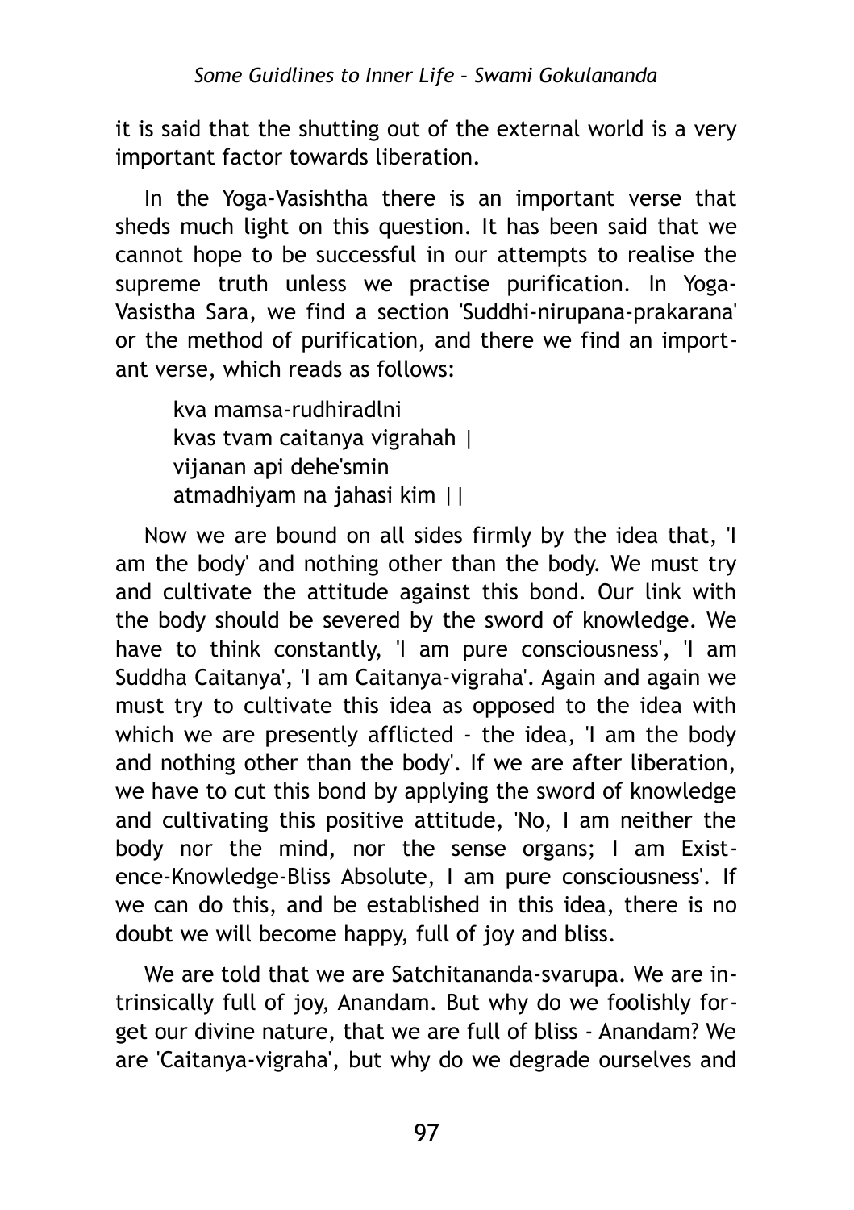it is said that the shutting out of the external world is a very important factor towards liberation.

In the Yoga-Vasishtha there is an important verse that sheds much light on this question. It has been said that we cannot hope to be successful in our attempts to realise the supreme truth unless we practise purification. In Yoga-Vasistha Sara, we find a section 'Suddhi-nirupana-prakarana' or the method of purification, and there we find an important verse, which reads as follows:

> kva mamsa-rudhiradlni
> kvas tvam caitanya vigrahah |
> vijanan api dehe'smin
> atmadhiyam na jahasi kim ||

Now we are bound on all sides firmly by the idea that, 'I am the body' and nothing other than the body. We must try and cultivate the attitude against this bond. Our link with the body should be severed by the sword of knowledge. We have to think constantly, 'I am pure consciousness', 'I am Suddha Caitanya', 'I am Caitanya-vigraha'. Again and again we must try to cultivate this idea as opposed to the idea with which we are presently afflicted - the idea, 'I am the body and nothing other than the body'. If we are after liberation, we have to cut this bond by applying the sword of knowledge and cultivating this positive attitude, 'No, I am neither the body nor the mind, nor the sense organs; I am Existence-Knowledge-Bliss Absolute, I am pure consciousness'. If we can do this, and be established in this idea, there is no doubt we will become happy, full of joy and bliss.

We are told that we are Satchitananda-svarupa. We are intrinsically full of joy, Anandam. But why do we foolishly forget our divine nature, that we are full of bliss - Anandam? We are 'Caitanya-vigraha', but why do we degrade ourselves and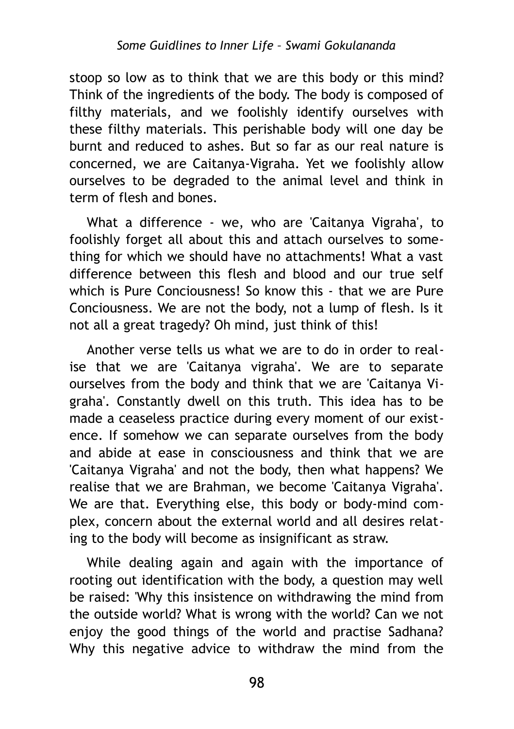stoop so low as to think that we are this body or this mind? Think of the ingredients of the body. The body is composed of filthy materials, and we foolishly identify ourselves with these filthy materials. This perishable body will one day be burnt and reduced to ashes. But so far as our real nature is concerned, we are Caitanya-Vigraha. Yet we foolishly allow ourselves to be degraded to the animal level and think in term of flesh and bones.

What a difference - we, who are 'Caitanya Vigraha', to foolishly forget all about this and attach ourselves to something for which we should have no attachments! What a vast difference between this flesh and blood and our true self which is Pure Conciousness! So know this - that we are Pure Conciousness. We are not the body, not a lump of flesh. Is it not all a great tragedy? Oh mind, just think of this!

Another verse tells us what we are to do in order to realise that we are 'Caitanya vigraha'. We are to separate ourselves from the body and think that we are 'Caitanya Vigraha'. Constantly dwell on this truth. This idea has to be made a ceaseless practice during every moment of our existence. If somehow we can separate ourselves from the body and abide at ease in consciousness and think that we are 'Caitanya Vigraha' and not the body, then what happens? We realise that we are Brahman, we become 'Caitanya Vigraha'. We are that. Everything else, this body or body-mind complex, concern about the external world and all desires relating to the body will become as insignificant as straw.

While dealing again and again with the importance of rooting out identification with the body, a question may well be raised: 'Why this insistence on withdrawing the mind from the outside world? What is wrong with the world? Can we not enjoy the good things of the world and practise Sadhana? Why this negative advice to withdraw the mind from the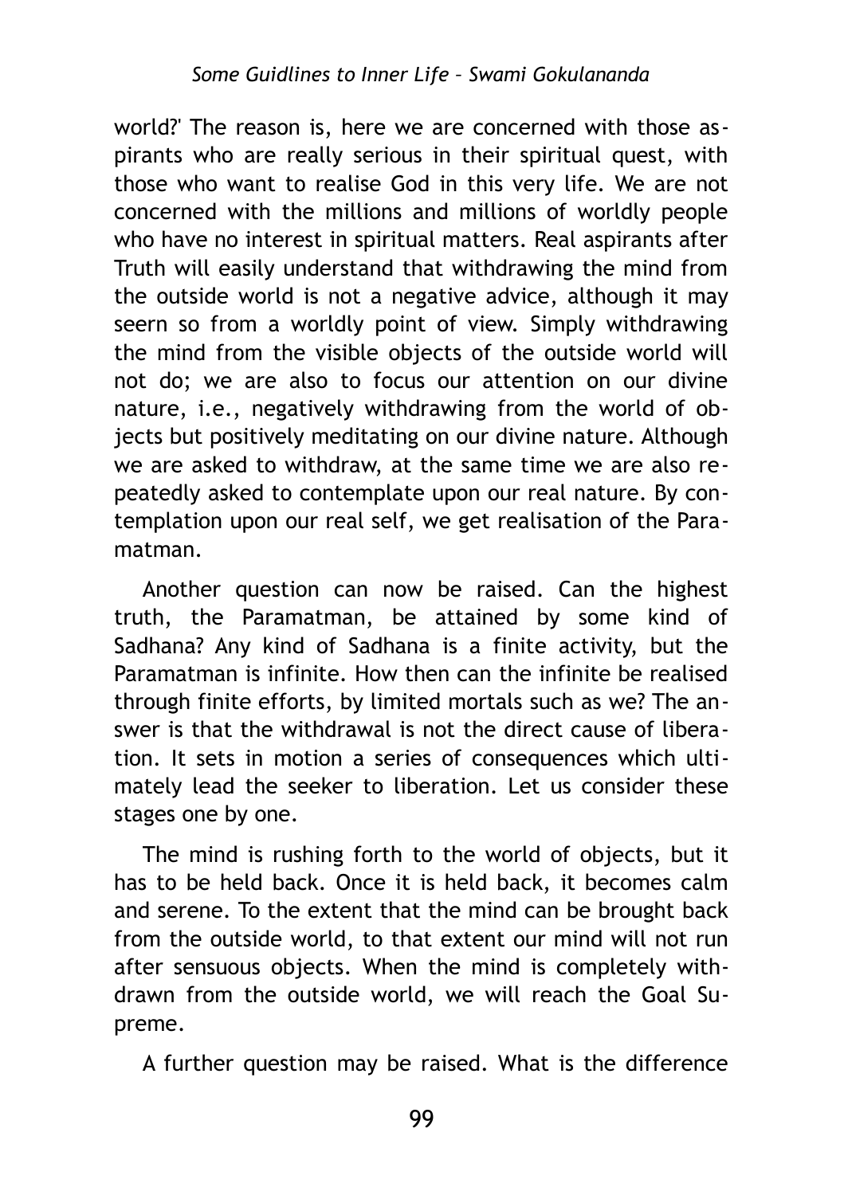world?' The reason is, here we are concerned with those aspirants who are really serious in their spiritual quest, with those who want to realise God in this very life. We are not concerned with the millions and millions of worldly people who have no interest in spiritual matters. Real aspirants after Truth will easily understand that withdrawing the mind from the outside world is not a negative advice, although it may seern so from a worldly point of view. Simply withdrawing the mind from the visible objects of the outside world will not do; we are also to focus our attention on our divine nature, i.e., negatively withdrawing from the world of objects but positively meditating on our divine nature. Although we are asked to withdraw, at the same time we are also repeatedly asked to contemplate upon our real nature. By contemplation upon our real self, we get realisation of the Paramatman.

Another question can now be raised. Can the highest truth, the Paramatman, be attained by some kind of Sadhana? Any kind of Sadhana is a finite activity, but the Paramatman is infinite. How then can the infinite be realised through finite efforts, by limited mortals such as we? The answer is that the withdrawal is not the direct cause of liberation. It sets in motion a series of consequences which ultimately lead the seeker to liberation. Let us consider these stages one by one.

The mind is rushing forth to the world of objects, but it has to be held back. Once it is held back, it becomes calm and serene. To the extent that the mind can be brought back from the outside world, to that extent our mind will not run after sensuous objects. When the mind is completely withdrawn from the outside world, we will reach the Goal Supreme.

A further question may be raised. What is the difference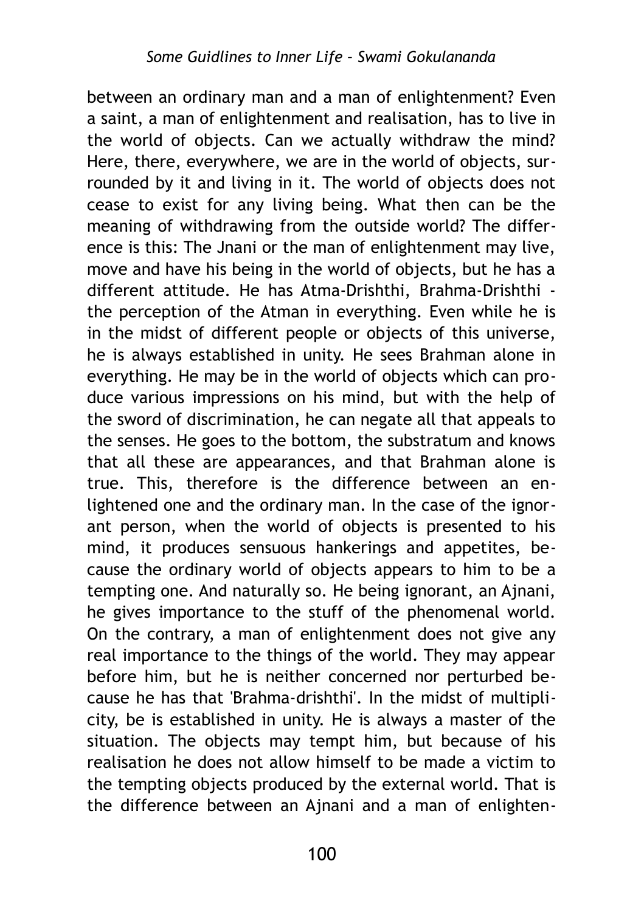between an ordinary man and a man of enlightenment? Even a saint, a man of enlightenment and realisation, has to live in the world of objects. Can we actually withdraw the mind? Here, there, everywhere, we are in the world of objects, surrounded by it and living in it. The world of objects does not cease to exist for any living being. What then can be the meaning of withdrawing from the outside world? The difference is this: The Jnani or the man of enlightenment may live, move and have his being in the world of objects, but he has a different attitude. He has Atma-Drishthi, Brahma-Drishthi - the perception of the Atman in everything. Even while he is in the midst of different people or objects of this universe, he is always established in unity. He sees Brahman alone in everything. He may be in the world of objects which can produce various impressions on his mind, but with the help of the sword of discrimination, he can negate all that appeals to the senses. He goes to the bottom, the substratum and knows that all these are appearances, and that Brahman alone is true. This, therefore is the difference between an enlightened one and the ordinary man. In the case of the ignorant person, when the world of objects is presented to his mind, it produces sensuous hankerings and appetites, because the ordinary world of objects appears to him to be a tempting one. And naturally so. He being ignorant, an Ajnani, he gives importance to the stuff of the phenomenal world. On the contrary, a man of enlightenment does not give any real importance to the things of the world. They may appear before him, but he is neither concerned nor perturbed because he has that 'Brahma-drishthi'. In the midst of multiplicity, be is established in unity. He is always a master of the situation. The objects may tempt him, but because of his realisation he does not allow himself to be made a victim to the tempting objects produced by the external world. That is the difference between an Ajnani and a man of enlighten-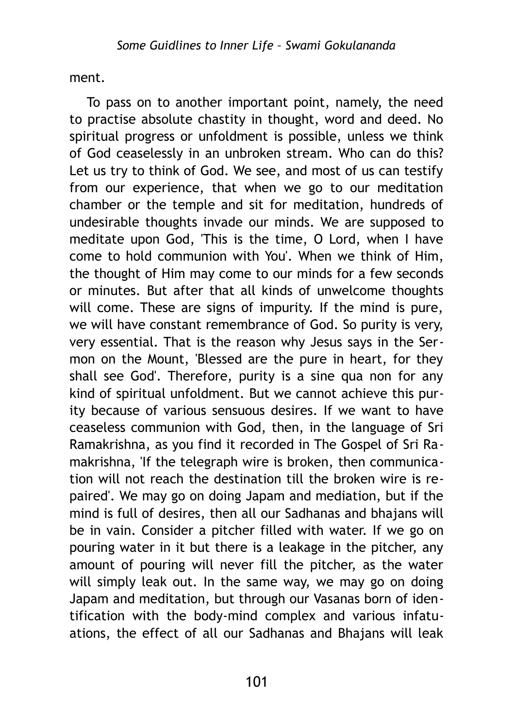ment.

To pass on to another important point, namely, the need to practise absolute chastity in thought, word and deed. No spiritual progress or unfoldment is possible, unless we think of God ceaselessly in an unbroken stream. Who can do this? Let us try to think of God. We see, and most of us can testify from our experience, that when we go to our meditation chamber or the temple and sit for meditation, hundreds of undesirable thoughts invade our minds. We are supposed to meditate upon God, 'This is the time, O Lord, when I have come to hold communion with You'. When we think of Him, the thought of Him may come to our minds for a few seconds or minutes. But after that all kinds of unwelcome thoughts will come. These are signs of impurity. If the mind is pure, we will have constant remembrance of God. So purity is very, very essential. That is the reason why Jesus says in the Sermon on the Mount, 'Blessed are the pure in heart, for they shall see God'. Therefore, purity is a sine qua non for any kind of spiritual unfoldment. But we cannot achieve this purity because of various sensuous desires. If we want to have ceaseless communion with God, then, in the language of Sri Ramakrishna, as you find it recorded in The Gospel of Sri Ramakrishna, 'If the telegraph wire is broken, then communication will not reach the destination till the broken wire is repaired'. We may go on doing Japam and mediation, but if the mind is full of desires, then all our Sadhanas and bhajans will be in vain. Consider a pitcher filled with water. If we go on pouring water in it but there is a leakage in the pitcher, any amount of pouring will never fill the pitcher, as the water will simply leak out. In the same way, we may go on doing Japam and meditation, but through our Vasanas born of identification with the body-mind complex and various infatuations, the effect of all our Sadhanas and Bhajans will leak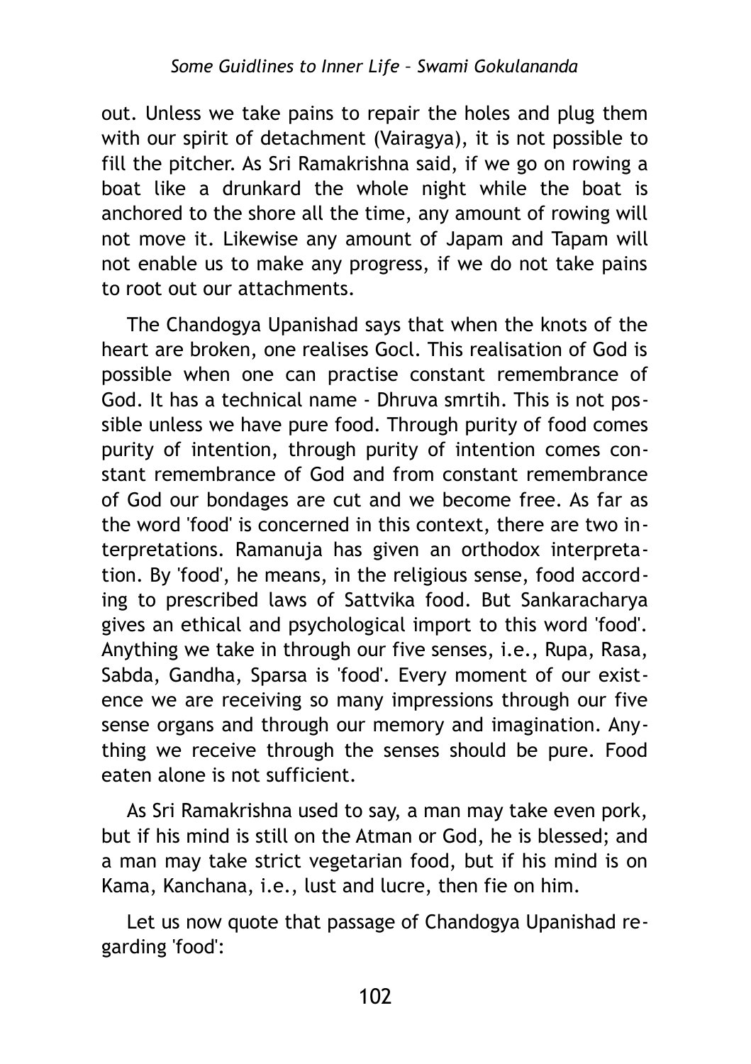out. Unless we take pains to repair the holes and plug them with our spirit of detachment (Vairagya), it is not possible to fill the pitcher. As Sri Ramakrishna said, if we go on rowing a boat like a drunkard the whole night while the boat is anchored to the shore all the time, any amount of rowing will not move it. Likewise any amount of Japam and Tapam will not enable us to make any progress, if we do not take pains to root out our attachments.

The Chandogya Upanishad says that when the knots of the heart are broken, one realises Gocl. This realisation of God is possible when one can practise constant remembrance of God. It has a technical name - Dhruva smrtih. This is not possible unless we have pure food. Through purity of food comes purity of intention, through purity of intention comes constant remembrance of God and from constant remembrance of God our bondages are cut and we become free. As far as the word 'food' is concerned in this context, there are two interpretations. Ramanuja has given an orthodox interpretation. By 'food', he means, in the religious sense, food according to prescribed laws of Sattvika food. But Sankaracharya gives an ethical and psychological import to this word 'food'. Anything we take in through our five senses, i.e., Rupa, Rasa, Sabda, Gandha, Sparsa is 'food'. Every moment of our existence we are receiving so many impressions through our five sense organs and through our memory and imagination. Anything we receive through the senses should be pure. Food eaten alone is not sufficient.

As Sri Ramakrishna used to say, a man may take even pork, but if his mind is still on the Atman or God, he is blessed; and a man may take strict vegetarian food, but if his mind is on Kama, Kanchana, i.e., lust and lucre, then fie on him.

Let us now quote that passage of Chandogya Upanishad regarding 'food':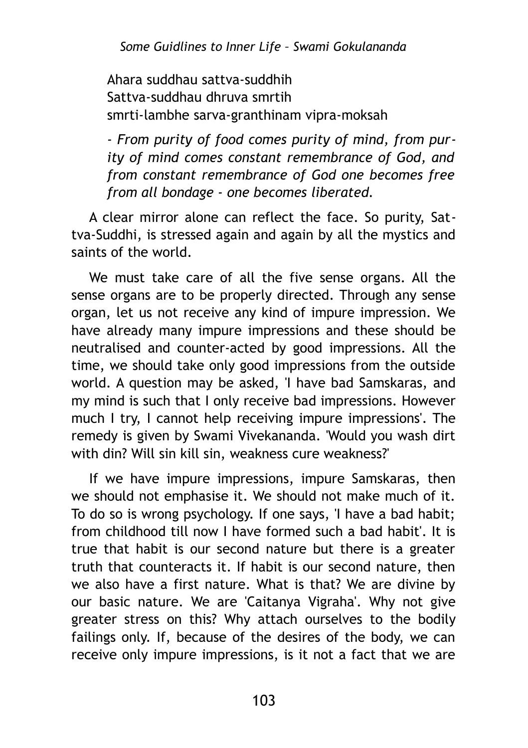Ahara suddhau sattva-suddhih
Sattva-suddhau dhruva smrtih
smrti-lambhe sarva-granthinam vipra-moksah

*- From purity of food comes purity of mind, from purity of mind comes constant remembrance of God, and from constant remembrance of God one becomes free from all bondage - one becomes liberated.*

A clear mirror alone can reflect the face. So purity, Sattva-Suddhi, is stressed again and again by all the mystics and saints of the world.

We must take care of all the five sense organs. All the sense organs are to be properly directed. Through any sense organ, let us not receive any kind of impure impression. We have already many impure impressions and these should be neutralised and counter-acted by good impressions. All the time, we should take only good impressions from the outside world. A question may be asked, 'I have bad Samskaras, and my mind is such that I only receive bad impressions. However much I try, I cannot help receiving impure impressions'. The remedy is given by Swami Vivekananda. 'Would you wash dirt with din? Will sin kill sin, weakness cure weakness?'

If we have impure impressions, impure Samskaras, then we should not emphasise it. We should not make much of it. To do so is wrong psychology. If one says, 'I have a bad habit; from childhood till now I have formed such a bad habit'. It is true that habit is our second nature but there is a greater truth that counteracts it. If habit is our second nature, then we also have a first nature. What is that? We are divine by our basic nature. We are 'Caitanya Vigraha'. Why not give greater stress on this? Why attach ourselves to the bodily failings only. If, because of the desires of the body, we can receive only impure impressions, is it not a fact that we are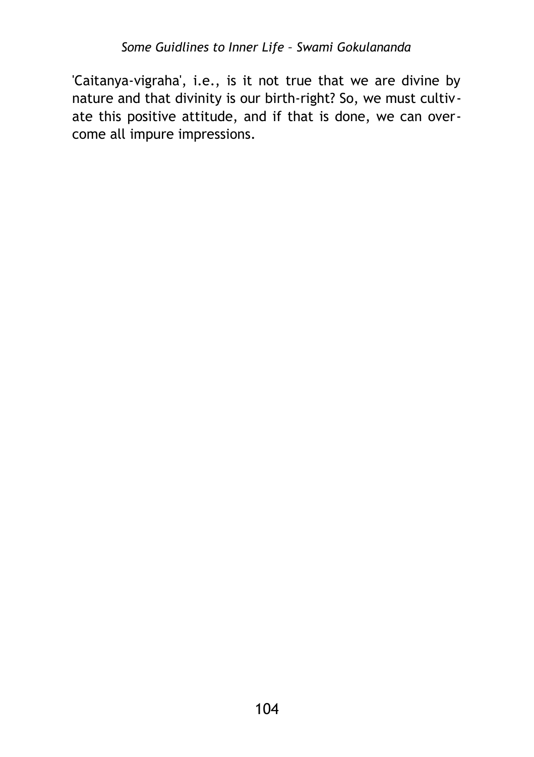'Caitanya-vigraha', i.e., is it not true that we are divine by nature and that divinity is our birth-right? So, we must cultivate this positive attitude, and if that is done, we can overcome all impure impressions.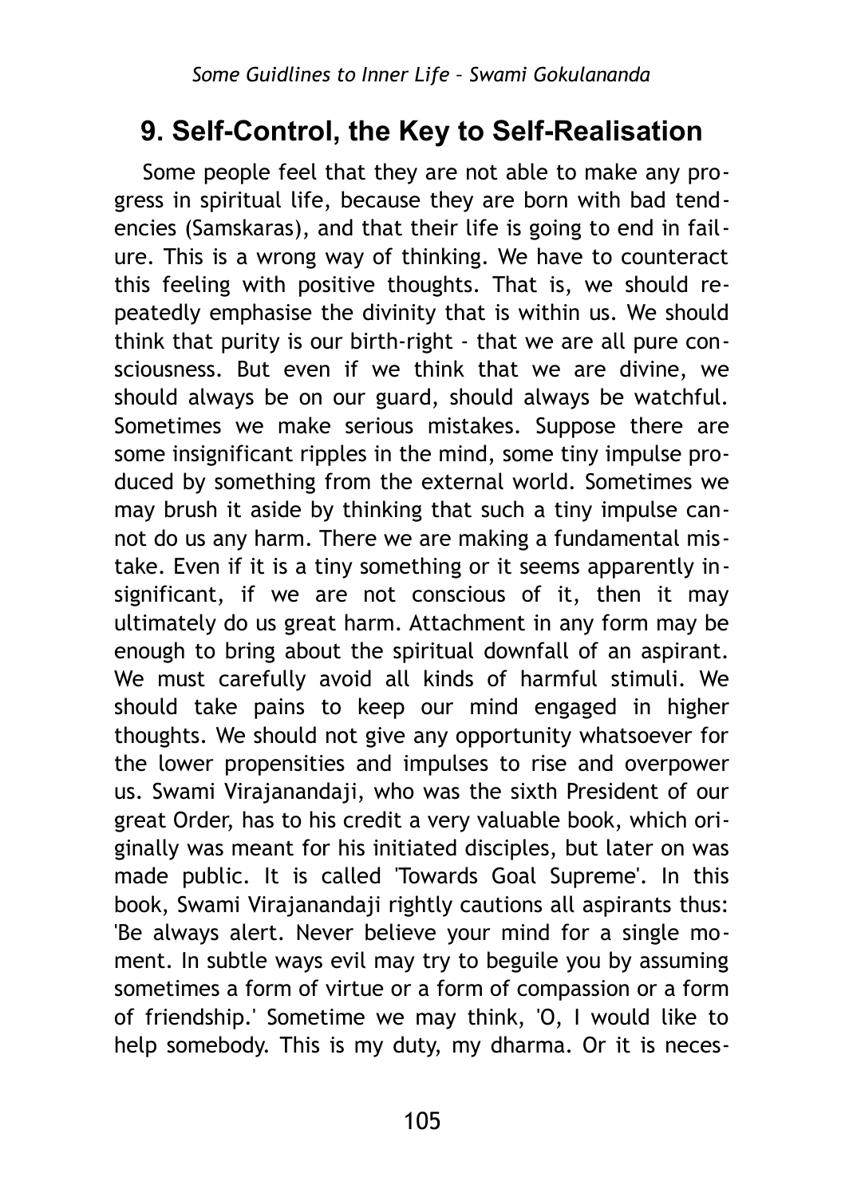## 9. Self-Control, the Key to Self-Realisation

Some people feel that they are not able to make any progress in spiritual life, because they are born with bad tendencies (Samskaras), and that their life is going to end in failure. This is a wrong way of thinking. We have to counteract this feeling with positive thoughts. That is, we should repeatedly emphasise the divinity that is within us. We should think that purity is our birth-right - that we are all pure consciousness. But even if we think that we are divine, we should always be on our guard, should always be watchful. Sometimes we make serious mistakes. Suppose there are some insignificant ripples in the mind, some tiny impulse produced by something from the external world. Sometimes we may brush it aside by thinking that such a tiny impulse cannot do us any harm. There we are making a fundamental mistake. Even if it is a tiny something or it seems apparently insignificant, if we are not conscious of it, then it may ultimately do us great harm. Attachment in any form may be enough to bring about the spiritual downfall of an aspirant. We must carefully avoid all kinds of harmful stimuli. We should take pains to keep our mind engaged in higher thoughts. We should not give any opportunity whatsoever for the lower propensities and impulses to rise and overpower us. Swami Virajanandaji, who was the sixth President of our great Order, has to his credit a very valuable book, which originally was meant for his initiated disciples, but later on was made public. It is called 'Towards Goal Supreme'. In this book, Swami Virajanandaji rightly cautions all aspirants thus: 'Be always alert. Never believe your mind for a single moment. In subtle ways evil may try to beguile you by assuming sometimes a form of virtue or a form of compassion or a form of friendship.' Sometime we may think, 'O, I would like to help somebody. This is my duty, my dharma. Or it is neces-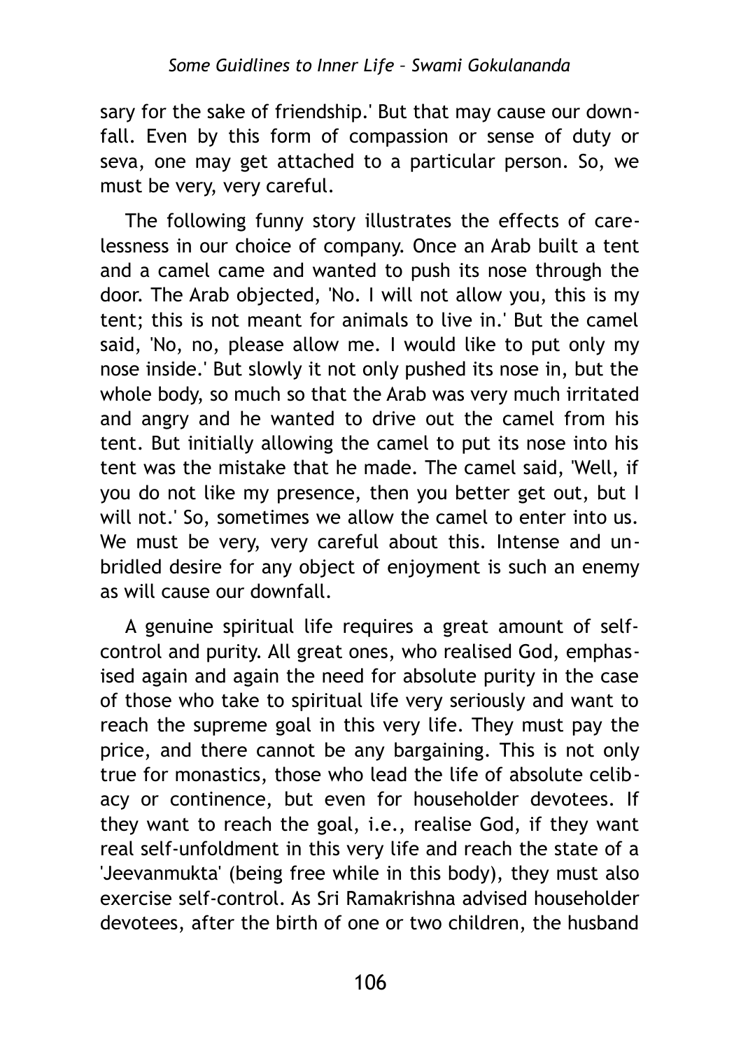sary for the sake of friendship.' But that may cause our downfall. Even by this form of compassion or sense of duty or seva, one may get attached to a particular person. So, we must be very, very careful.

The following funny story illustrates the effects of carelessness in our choice of company. Once an Arab built a tent and a camel came and wanted to push its nose through the door. The Arab objected, 'No. I will not allow you, this is my tent; this is not meant for animals to live in.' But the camel said, 'No, no, please allow me. I would like to put only my nose inside.' But slowly it not only pushed its nose in, but the whole body, so much so that the Arab was very much irritated and angry and he wanted to drive out the camel from his tent. But initially allowing the camel to put its nose into his tent was the mistake that he made. The camel said, 'Well, if you do not like my presence, then you better get out, but I will not.' So, sometimes we allow the camel to enter into us. We must be very, very careful about this. Intense and unbridled desire for any object of enjoyment is such an enemy as will cause our downfall.

A genuine spiritual life requires a great amount of self-control and purity. All great ones, who realised God, emphasised again and again the need for absolute purity in the case of those who take to spiritual life very seriously and want to reach the supreme goal in this very life. They must pay the price, and there cannot be any bargaining. This is not only true for monastics, those who lead the life of absolute celibacy or continence, but even for householder devotees. If they want to reach the goal, i.e., realise God, if they want real self-unfoldment in this very life and reach the state of a 'Jeevanmukta' (being free while in this body), they must also exercise self-control. As Sri Ramakrishna advised householder devotees, after the birth of one or two children, the husband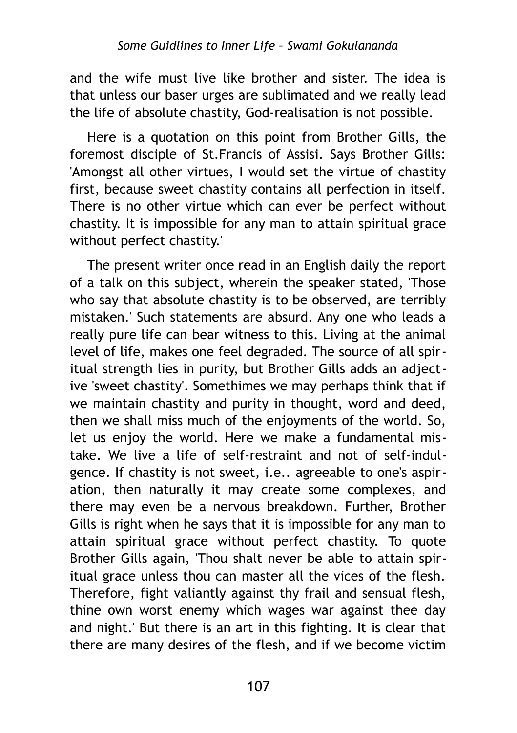and the wife must live like brother and sister. The idea is that unless our baser urges are sublimated and we really lead the life of absolute chastity, God-realisation is not possible.

Here is a quotation on this point from Brother Gills, the foremost disciple of St.Francis of Assisi. Says Brother Gills: 'Amongst all other virtues, I would set the virtue of chastity first, because sweet chastity contains all perfection in itself. There is no other virtue which can ever be perfect without chastity. It is impossible for any man to attain spiritual grace without perfect chastity.'

The present writer once read in an English daily the report of a talk on this subject, wherein the speaker stated, 'Those who say that absolute chastity is to be observed, are terribly mistaken.' Such statements are absurd. Any one who leads a really pure life can bear witness to this. Living at the animal level of life, makes one feel degraded. The source of all spiritual strength lies in purity, but Brother Gills adds an adjective 'sweet chastity'. Somethimes we may perhaps think that if we maintain chastity and purity in thought, word and deed, then we shall miss much of the enjoyments of the world. So, let us enjoy the world. Here we make a fundamental mistake. We live a life of self-restraint and not of self-indulgence. If chastity is not sweet, i.e.. agreeable to one's aspiration, then naturally it may create some complexes, and there may even be a nervous breakdown. Further, Brother Gills is right when he says that it is impossible for any man to attain spiritual grace without perfect chastity. To quote Brother Gills again, 'Thou shalt never be able to attain spiritual grace unless thou can master all the vices of the flesh. Therefore, fight valiantly against thy frail and sensual flesh, thine own worst enemy which wages war against thee day and night.' But there is an art in this fighting. It is clear that there are many desires of the flesh, and if we become victim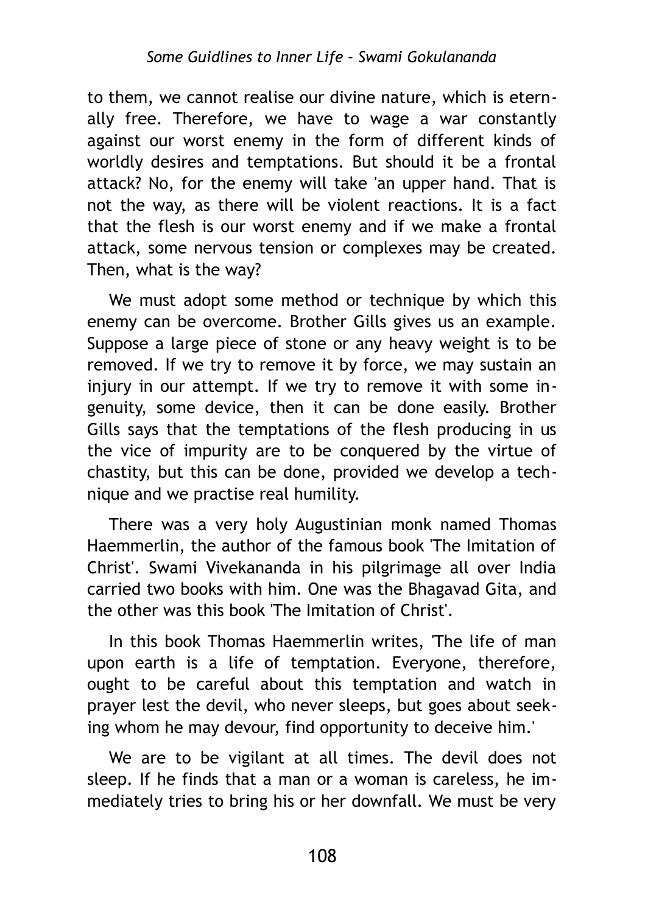to them, we cannot realise our divine nature, which is eternally free. Therefore, we have to wage a war constantly against our worst enemy in the form of different kinds of worldly desires and temptations. But should it be a frontal attack? No, for the enemy will take 'an upper hand. That is not the way, as there will be violent reactions. It is a fact that the flesh is our worst enemy and if we make a frontal attack, some nervous tension or complexes may be created. Then, what is the way?

We must adopt some method or technique by which this enemy can be overcome. Brother Gills gives us an example. Suppose a large piece of stone or any heavy weight is to be removed. If we try to remove it by force, we may sustain an injury in our attempt. If we try to remove it with some ingenuity, some device, then it can be done easily. Brother Gills says that the temptations of the flesh producing in us the vice of impurity are to be conquered by the virtue of chastity, but this can be done, provided we develop a technique and we practise real humility.

There was a very holy Augustinian monk named Thomas Haemmerlin, the author of the famous book 'The Imitation of Christ'. Swami Vivekananda in his pilgrimage all over India carried two books with him. One was the Bhagavad Gita, and the other was this book 'The Imitation of Christ'.

In this book Thomas Haemmerlin writes, 'The life of man upon earth is a life of temptation. Everyone, therefore, ought to be careful about this temptation and watch in prayer lest the devil, who never sleeps, but goes about seeking whom he may devour, find opportunity to deceive him.'

We are to be vigilant at all times. The devil does not sleep. If he finds that a man or a woman is careless, he immediately tries to bring his or her downfall. We must be very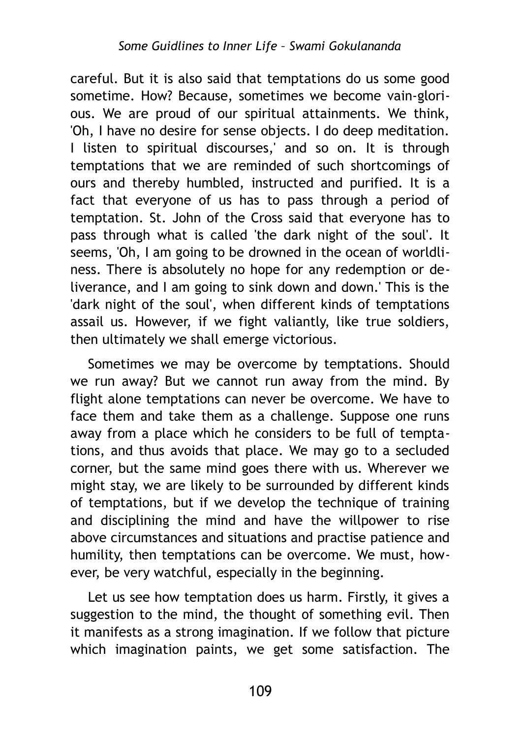careful. But it is also said that temptations do us some good sometime. How? Because, sometimes we become vain-glorious. We are proud of our spiritual attainments. We think, 'Oh, I have no desire for sense objects. I do deep meditation. I listen to spiritual discourses,' and so on. It is through temptations that we are reminded of such shortcomings of ours and thereby humbled, instructed and purified. It is a fact that everyone of us has to pass through a period of temptation. St. John of the Cross said that everyone has to pass through what is called 'the dark night of the soul'. It seems, 'Oh, I am going to be drowned in the ocean of worldliness. There is absolutely no hope for any redemption or deliverance, and I am going to sink down and down.' This is the 'dark night of the soul', when different kinds of temptations assail us. However, if we fight valiantly, like true soldiers, then ultimately we shall emerge victorious.

Sometimes we may be overcome by temptations. Should we run away? But we cannot run away from the mind. By flight alone temptations can never be overcome. We have to face them and take them as a challenge. Suppose one runs away from a place which he considers to be full of temptations, and thus avoids that place. We may go to a secluded corner, but the same mind goes there with us. Wherever we might stay, we are likely to be surrounded by different kinds of temptations, but if we develop the technique of training and disciplining the mind and have the willpower to rise above circumstances and situations and practise patience and humility, then temptations can be overcome. We must, however, be very watchful, especially in the beginning.

Let us see how temptation does us harm. Firstly, it gives a suggestion to the mind, the thought of something evil. Then it manifests as a strong imagination. If we follow that picture which imagination paints, we get some satisfaction. The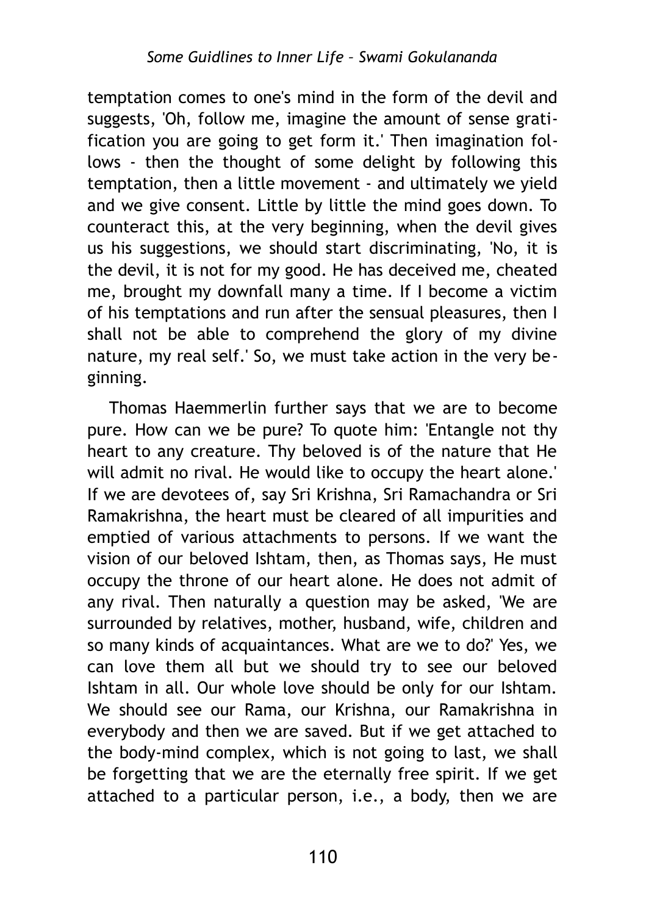temptation comes to one's mind in the form of the devil and suggests, 'Oh, follow me, imagine the amount of sense gratification you are going to get form it.' Then imagination follows - then the thought of some delight by following this temptation, then a little movement - and ultimately we yield and we give consent. Little by little the mind goes down. To counteract this, at the very beginning, when the devil gives us his suggestions, we should start discriminating, 'No, it is the devil, it is not for my good. He has deceived me, cheated me, brought my downfall many a time. If I become a victim of his temptations and run after the sensual pleasures, then I shall not be able to comprehend the glory of my divine nature, my real self.' So, we must take action in the very beginning.

Thomas Haemmerlin further says that we are to become pure. How can we be pure? To quote him: 'Entangle not thy heart to any creature. Thy beloved is of the nature that He will admit no rival. He would like to occupy the heart alone.' If we are devotees of, say Sri Krishna, Sri Ramachandra or Sri Ramakrishna, the heart must be cleared of all impurities and emptied of various attachments to persons. If we want the vision of our beloved Ishtam, then, as Thomas says, He must occupy the throne of our heart alone. He does not admit of any rival. Then naturally a question may be asked, 'We are surrounded by relatives, mother, husband, wife, children and so many kinds of acquaintances. What are we to do?' Yes, we can love them all but we should try to see our beloved Ishtam in all. Our whole love should be only for our Ishtam. We should see our Rama, our Krishna, our Ramakrishna in everybody and then we are saved. But if we get attached to the body-mind complex, which is not going to last, we shall be forgetting that we are the eternally free spirit. If we get attached to a particular person, i.e., a body, then we are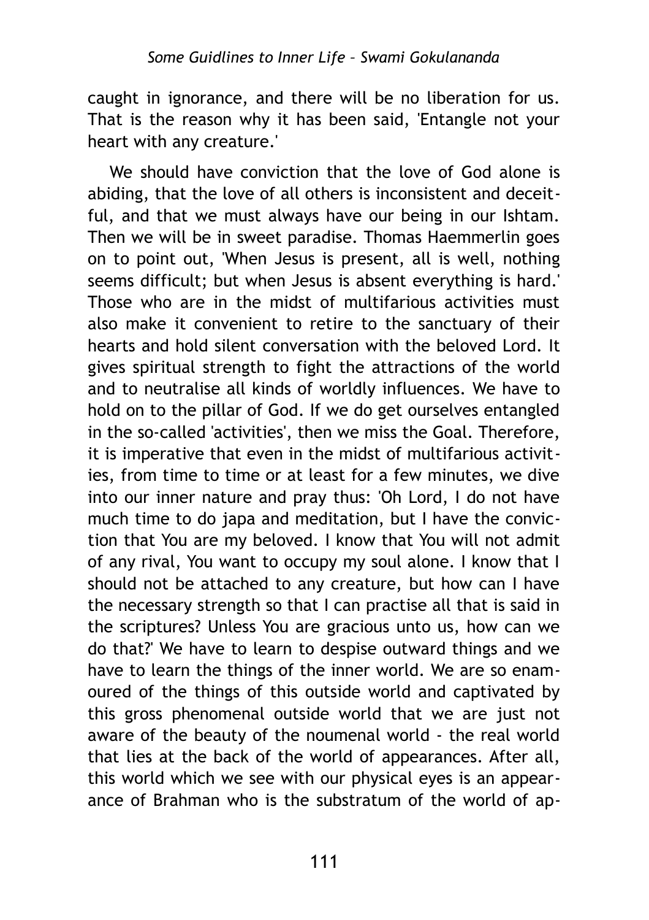caught in ignorance, and there will be no liberation for us. That is the reason why it has been said, 'Entangle not your heart with any creature.'

We should have conviction that the love of God alone is abiding, that the love of all others is inconsistent and deceitful, and that we must always have our being in our Ishtam. Then we will be in sweet paradise. Thomas Haemmerlin goes on to point out, 'When Jesus is present, all is well, nothing seems difficult; but when Jesus is absent everything is hard.' Those who are in the midst of multifarious activities must also make it convenient to retire to the sanctuary of their hearts and hold silent conversation with the beloved Lord. It gives spiritual strength to fight the attractions of the world and to neutralise all kinds of worldly influences. We have to hold on to the pillar of God. If we do get ourselves entangled in the so-called 'activities', then we miss the Goal. Therefore, it is imperative that even in the midst of multifarious activities, from time to time or at least for a few minutes, we dive into our inner nature and pray thus: 'Oh Lord, I do not have much time to do japa and meditation, but I have the conviction that You are my beloved. I know that You will not admit of any rival, You want to occupy my soul alone. I know that I should not be attached to any creature, but how can I have the necessary strength so that I can practise all that is said in the scriptures? Unless You are gracious unto us, how can we do that?' We have to learn to despise outward things and we have to learn the things of the inner world. We are so enamoured of the things of this outside world and captivated by this gross phenomenal outside world that we are just not aware of the beauty of the noumenal world - the real world that lies at the back of the world of appearances. After all, this world which we see with our physical eyes is an appearance of Brahman who is the substratum of the world of ap-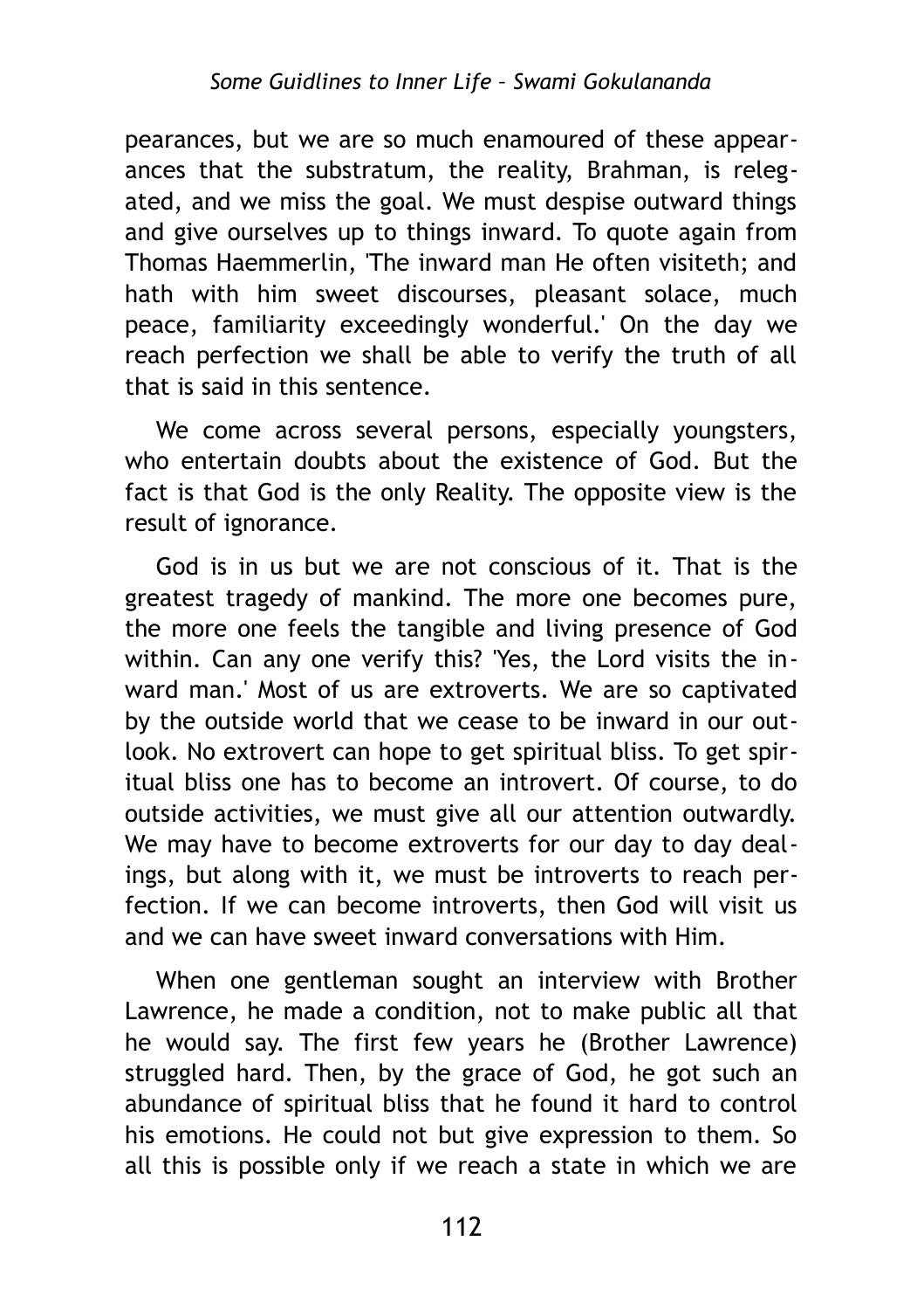pearances, but we are so much enamoured of these appearances that the substratum, the reality, Brahman, is relegated, and we miss the goal. We must despise outward things and give ourselves up to things inward. To quote again from Thomas Haemmerlin, 'The inward man He often visiteth; and hath with him sweet discourses, pleasant solace, much peace, familiarity exceedingly wonderful.' On the day we reach perfection we shall be able to verify the truth of all that is said in this sentence.

We come across several persons, especially youngsters, who entertain doubts about the existence of God. But the fact is that God is the only Reality. The opposite view is the result of ignorance.

God is in us but we are not conscious of it. That is the greatest tragedy of mankind. The more one becomes pure, the more one feels the tangible and living presence of God within. Can any one verify this? 'Yes, the Lord visits the inward man.' Most of us are extroverts. We are so captivated by the outside world that we cease to be inward in our outlook. No extrovert can hope to get spiritual bliss. To get spiritual bliss one has to become an introvert. Of course, to do outside activities, we must give all our attention outwardly. We may have to become extroverts for our day to day dealings, but along with it, we must be introverts to reach perfection. If we can become introverts, then God will visit us and we can have sweet inward conversations with Him.

When one gentleman sought an interview with Brother Lawrence, he made a condition, not to make public all that he would say. The first few years he (Brother Lawrence) struggled hard. Then, by the grace of God, he got such an abundance of spiritual bliss that he found it hard to control his emotions. He could not but give expression to them. So all this is possible only if we reach a state in which we are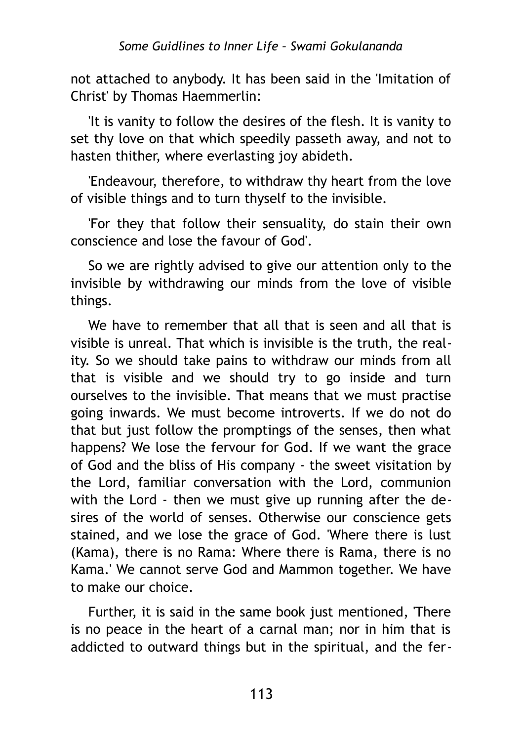not attached to anybody. It has been said in the 'Imitation of Christ' by Thomas Haemmerlin:

'It is vanity to follow the desires of the flesh. It is vanity to set thy love on that which speedily passeth away, and not to hasten thither, where everlasting joy abideth.

'Endeavour, therefore, to withdraw thy heart from the love of visible things and to turn thyself to the invisible.

'For they that follow their sensuality, do stain their own conscience and lose the favour of God'.

So we are rightly advised to give our attention only to the invisible by withdrawing our minds from the love of visible things.

We have to remember that all that is seen and all that is visible is unreal. That which is invisible is the truth, the reality. So we should take pains to withdraw our minds from all that is visible and we should try to go inside and turn ourselves to the invisible. That means that we must practise going inwards. We must become introverts. If we do not do that but just follow the promptings of the senses, then what happens? We lose the fervour for God. If we want the grace of God and the bliss of His company - the sweet visitation by the Lord, familiar conversation with the Lord, communion with the Lord - then we must give up running after the desires of the world of senses. Otherwise our conscience gets stained, and we lose the grace of God. 'Where there is lust (Kama), there is no Rama: Where there is Rama, there is no Kama.' We cannot serve God and Mammon together. We have to make our choice.

Further, it is said in the same book just mentioned, 'There is no peace in the heart of a carnal man; nor in him that is addicted to outward things but in the spiritual, and the fer-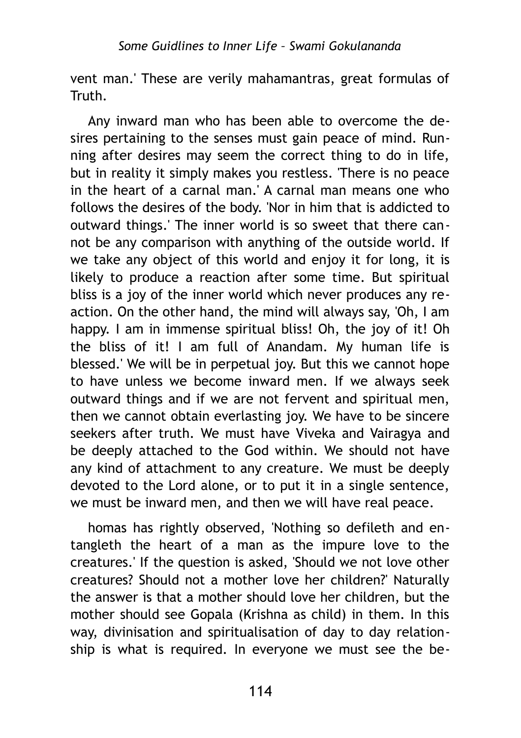vent man.' These are verily mahamantras, great formulas of Truth.

Any inward man who has been able to overcome the desires pertaining to the senses must gain peace of mind. Running after desires may seem the correct thing to do in life, but in reality it simply makes you restless. 'There is no peace in the heart of a carnal man.' A carnal man means one who follows the desires of the body. 'Nor in him that is addicted to outward things.' The inner world is so sweet that there cannot be any comparison with anything of the outside world. If we take any object of this world and enjoy it for long, it is likely to produce a reaction after some time. But spiritual bliss is a joy of the inner world which never produces any reaction. On the other hand, the mind will always say, 'Oh, I am happy. I am in immense spiritual bliss! Oh, the joy of it! Oh the bliss of it! I am full of Anandam. My human life is blessed.' We will be in perpetual joy. But this we cannot hope to have unless we become inward men. If we always seek outward things and if we are not fervent and spiritual men, then we cannot obtain everlasting joy. We have to be sincere seekers after truth. We must have Viveka and Vairagya and be deeply attached to the God within. We should not have any kind of attachment to any creature. We must be deeply devoted to the Lord alone, or to put it in a single sentence, we must be inward men, and then we will have real peace.

homas has rightly observed, 'Nothing so defileth and entangleth the heart of a man as the impure love to the creatures.' If the question is asked, 'Should we not love other creatures? Should not a mother love her children?' Naturally the answer is that a mother should love her children, but the mother should see Gopala (Krishna as child) in them. In this way, divinisation and spiritualisation of day to day relationship is what is required. In everyone we must see the be-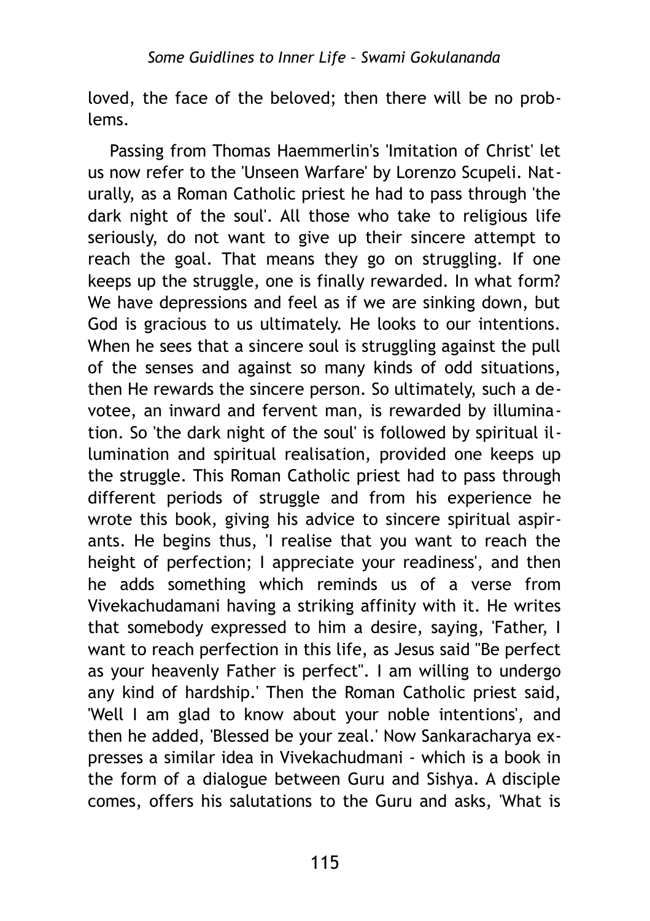loved, the face of the beloved; then there will be no problems.

Passing from Thomas Haemmerlin's 'Imitation of Christ' let us now refer to the 'Unseen Warfare' by Lorenzo Scupeli. Naturally, as a Roman Catholic priest he had to pass through 'the dark night of the soul'. All those who take to religious life seriously, do not want to give up their sincere attempt to reach the goal. That means they go on struggling. If one keeps up the struggle, one is finally rewarded. In what form? We have depressions and feel as if we are sinking down, but God is gracious to us ultimately. He looks to our intentions. When he sees that a sincere soul is struggling against the pull of the senses and against so many kinds of odd situations, then He rewards the sincere person. So ultimately, such a devotee, an inward and fervent man, is rewarded by illumination. So 'the dark night of the soul' is followed by spiritual illumination and spiritual realisation, provided one keeps up the struggle. This Roman Catholic priest had to pass through different periods of struggle and from his experience he wrote this book, giving his advice to sincere spiritual aspirants. He begins thus, 'I realise that you want to reach the height of perfection; I appreciate your readiness', and then he adds something which reminds us of a verse from Vivekachudamani having a striking affinity with it. He writes that somebody expressed to him a desire, saying, 'Father, I want to reach perfection in this life, as Jesus said "Be perfect as your heavenly Father is perfect". I am willing to undergo any kind of hardship.' Then the Roman Catholic priest said, 'Well I am glad to know about your noble intentions', and then he added, 'Blessed be your zeal.' Now Sankaracharya expresses a similar idea in Vivekachudmani - which is a book in the form of a dialogue between Guru and Sishya. A disciple comes, offers his salutations to the Guru and asks, 'What is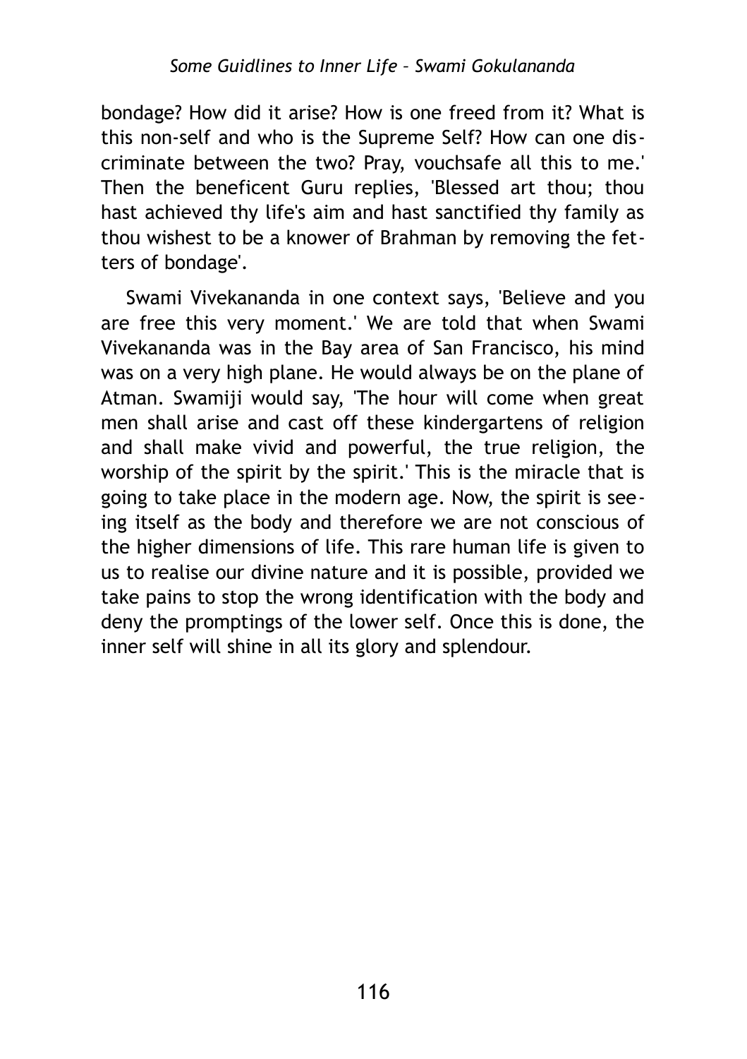bondage? How did it arise? How is one freed from it? What is this non-self and who is the Supreme Self? How can one discriminate between the two? Pray, vouchsafe all this to me.' Then the beneficent Guru replies, 'Blessed art thou; thou hast achieved thy life's aim and hast sanctified thy family as thou wishest to be a knower of Brahman by removing the fetters of bondage'.

Swami Vivekananda in one context says, 'Believe and you are free this very moment.' We are told that when Swami Vivekananda was in the Bay area of San Francisco, his mind was on a very high plane. He would always be on the plane of Atman. Swamiji would say, 'The hour will come when great men shall arise and cast off these kindergartens of religion and shall make vivid and powerful, the true religion, the worship of the spirit by the spirit.' This is the miracle that is going to take place in the modern age. Now, the spirit is seeing itself as the body and therefore we are not conscious of the higher dimensions of life. This rare human life is given to us to realise our divine nature and it is possible, provided we take pains to stop the wrong identification with the body and deny the promptings of the lower self. Once this is done, the inner self will shine in all its glory and splendour.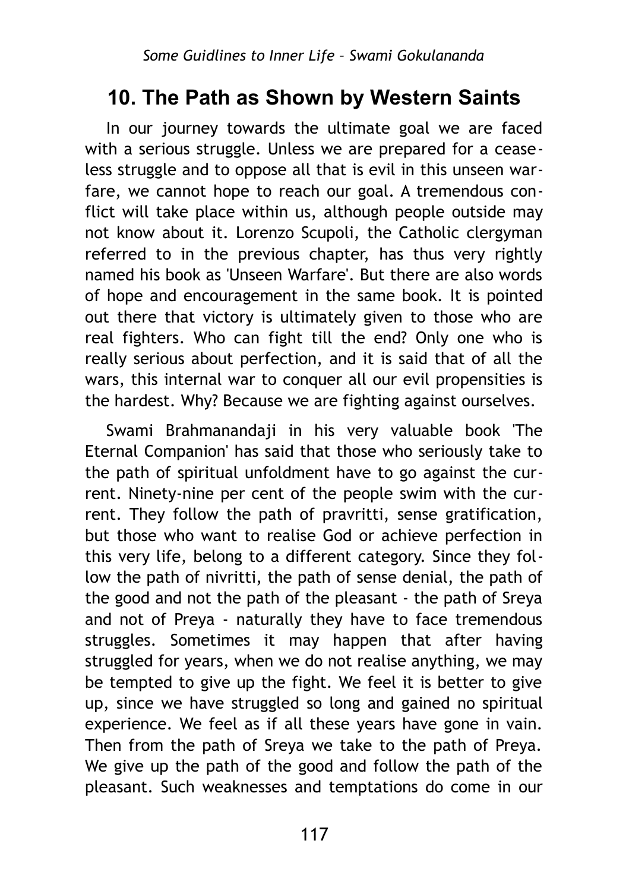## 10. The Path as Shown by Western Saints

In our journey towards the ultimate goal we are faced with a serious struggle. Unless we are prepared for a ceaseless struggle and to oppose all that is evil in this unseen warfare, we cannot hope to reach our goal. A tremendous conflict will take place within us, although people outside may not know about it. Lorenzo Scupoli, the Catholic clergyman referred to in the previous chapter, has thus very rightly named his book as 'Unseen Warfare'. But there are also words of hope and encouragement in the same book. It is pointed out there that victory is ultimately given to those who are real fighters. Who can fight till the end? Only one who is really serious about perfection, and it is said that of all the wars, this internal war to conquer all our evil propensities is the hardest. Why? Because we are fighting against ourselves.

Swami Brahmanandaji in his very valuable book 'The Eternal Companion' has said that those who seriously take to the path of spiritual unfoldment have to go against the current. Ninety-nine per cent of the people swim with the current. They follow the path of pravritti, sense gratification, but those who want to realise God or achieve perfection in this very life, belong to a different category. Since they follow the path of nivritti, the path of sense denial, the path of the good and not the path of the pleasant - the path of Sreya and not of Preya - naturally they have to face tremendous struggles. Sometimes it may happen that after having struggled for years, when we do not realise anything, we may be tempted to give up the fight. We feel it is better to give up, since we have struggled so long and gained no spiritual experience. We feel as if all these years have gone in vain. Then from the path of Sreya we take to the path of Preya. We give up the path of the good and follow the path of the pleasant. Such weaknesses and temptations do come in our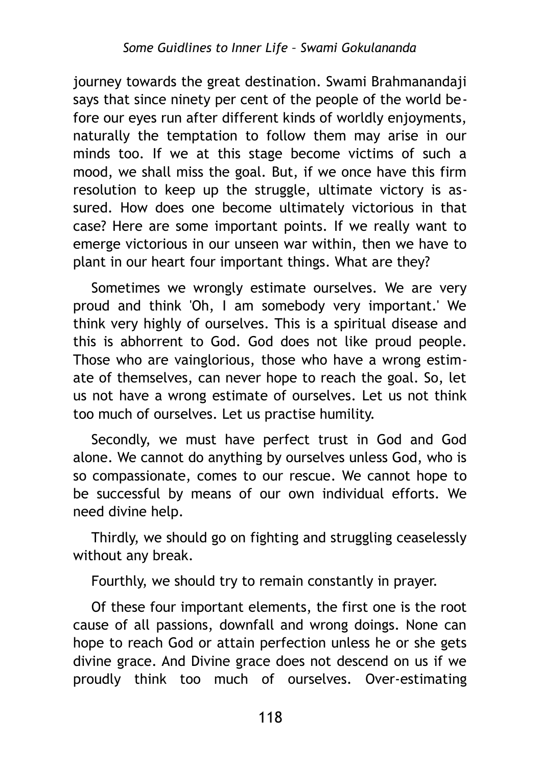journey towards the great destination. Swami Brahmanandaji says that since ninety per cent of the people of the world before our eyes run after different kinds of worldly enjoyments, naturally the temptation to follow them may arise in our minds too. If we at this stage become victims of such a mood, we shall miss the goal. But, if we once have this firm resolution to keep up the struggle, ultimate victory is assured. How does one become ultimately victorious in that case? Here are some important points. If we really want to emerge victorious in our unseen war within, then we have to plant in our heart four important things. What are they?

Sometimes we wrongly estimate ourselves. We are very proud and think 'Oh, I am somebody very important.' We think very highly of ourselves. This is a spiritual disease and this is abhorrent to God. God does not like proud people. Those who are vainglorious, those who have a wrong estimate of themselves, can never hope to reach the goal. So, let us not have a wrong estimate of ourselves. Let us not think too much of ourselves. Let us practise humility.

Secondly, we must have perfect trust in God and God alone. We cannot do anything by ourselves unless God, who is so compassionate, comes to our rescue. We cannot hope to be successful by means of our own individual efforts. We need divine help.

Thirdly, we should go on fighting and struggling ceaselessly without any break.

Fourthly, we should try to remain constantly in prayer.

Of these four important elements, the first one is the root cause of all passions, downfall and wrong doings. None can hope to reach God or attain perfection unless he or she gets divine grace. And Divine grace does not descend on us if we proudly think too much of ourselves. Over-estimating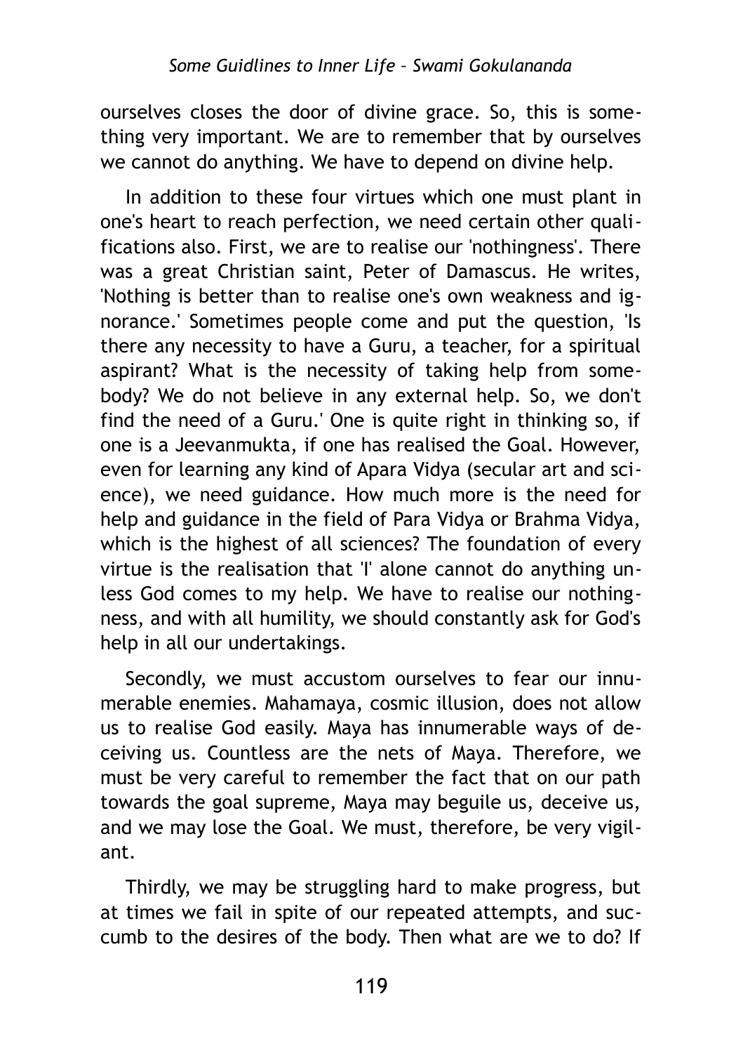ourselves closes the door of divine grace. So, this is something very important. We are to remember that by ourselves we cannot do anything. We have to depend on divine help.

In addition to these four virtues which one must plant in one's heart to reach perfection, we need certain other qualifications also. First, we are to realise our 'nothingness'. There was a great Christian saint, Peter of Damascus. He writes, 'Nothing is better than to realise one's own weakness and ignorance.' Sometimes people come and put the question, 'Is there any necessity to have a Guru, a teacher, for a spiritual aspirant? What is the necessity of taking help from somebody? We do not believe in any external help. So, we don't find the need of a Guru.' One is quite right in thinking so, if one is a Jeevanmukta, if one has realised the Goal. However, even for learning any kind of Apara Vidya (secular art and science), we need guidance. How much more is the need for help and guidance in the field of Para Vidya or Brahma Vidya, which is the highest of all sciences? The foundation of every virtue is the realisation that 'I' alone cannot do anything unless God comes to my help. We have to realise our nothingness, and with all humility, we should constantly ask for God's help in all our undertakings.

Secondly, we must accustom ourselves to fear our innumerable enemies. Mahamaya, cosmic illusion, does not allow us to realise God easily. Maya has innumerable ways of deceiving us. Countless are the nets of Maya. Therefore, we must be very careful to remember the fact that on our path towards the goal supreme, Maya may beguile us, deceive us, and we may lose the Goal. We must, therefore, be very vigilant.

Thirdly, we may be struggling hard to make progress, but at times we fail in spite of our repeated attempts, and succumb to the desires of the body. Then what are we to do? If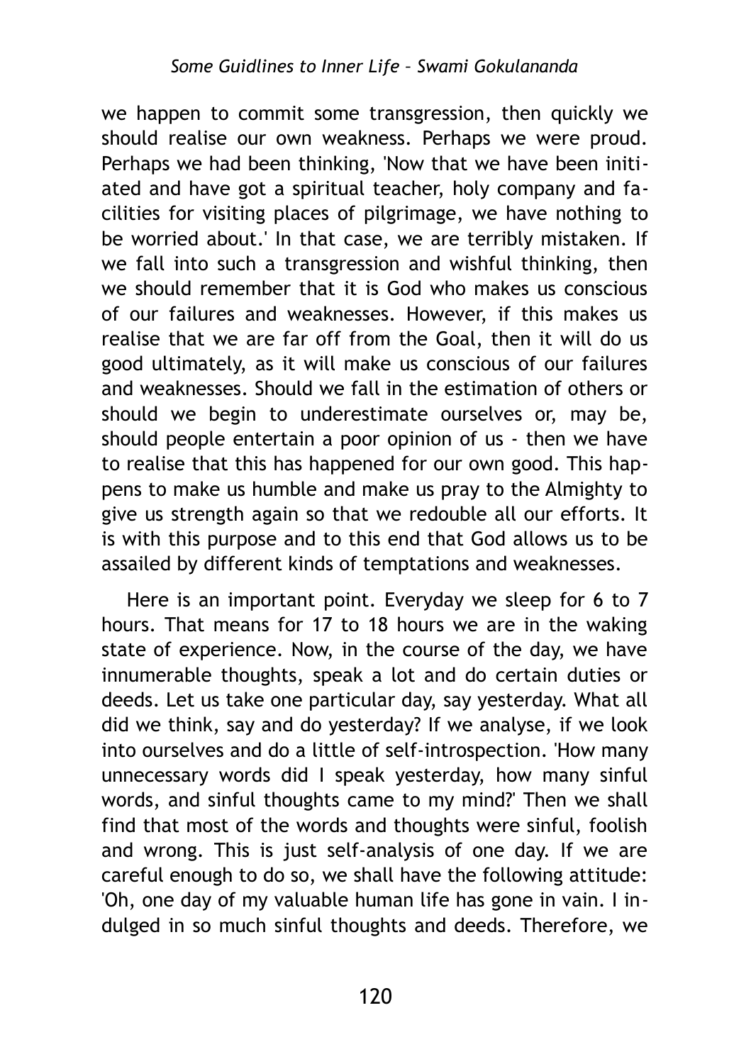we happen to commit some transgression, then quickly we should realise our own weakness. Perhaps we were proud. Perhaps we had been thinking, 'Now that we have been initiated and have got a spiritual teacher, holy company and facilities for visiting places of pilgrimage, we have nothing to be worried about.' In that case, we are terribly mistaken. If we fall into such a transgression and wishful thinking, then we should remember that it is God who makes us conscious of our failures and weaknesses. However, if this makes us realise that we are far off from the Goal, then it will do us good ultimately, as it will make us conscious of our failures and weaknesses. Should we fall in the estimation of others or should we begin to underestimate ourselves or, may be, should people entertain a poor opinion of us - then we have to realise that this has happened for our own good. This happens to make us humble and make us pray to the Almighty to give us strength again so that we redouble all our efforts. It is with this purpose and to this end that God allows us to be assailed by different kinds of temptations and weaknesses.

Here is an important point. Everyday we sleep for 6 to 7 hours. That means for 17 to 18 hours we are in the waking state of experience. Now, in the course of the day, we have innumerable thoughts, speak a lot and do certain duties or deeds. Let us take one particular day, say yesterday. What all did we think, say and do yesterday? If we analyse, if we look into ourselves and do a little of self-introspection. 'How many unnecessary words did I speak yesterday, how many sinful words, and sinful thoughts came to my mind?' Then we shall find that most of the words and thoughts were sinful, foolish and wrong. This is just self-analysis of one day. If we are careful enough to do so, we shall have the following attitude: 'Oh, one day of my valuable human life has gone in vain. I indulged in so much sinful thoughts and deeds. Therefore, we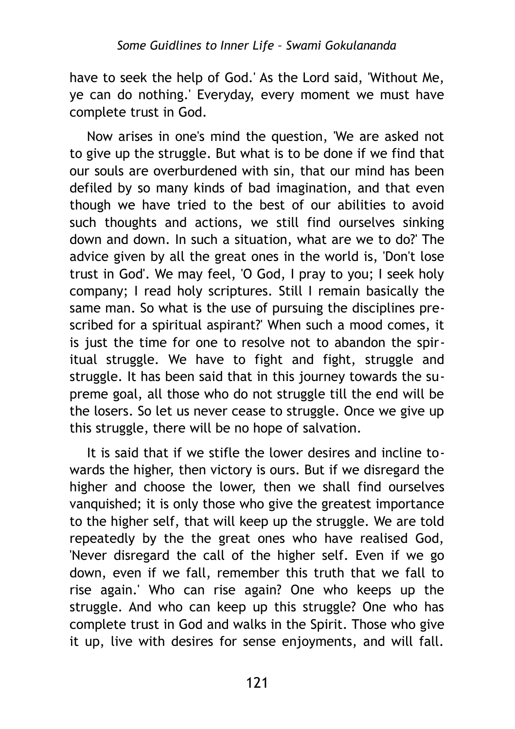have to seek the help of God.' As the Lord said, 'Without Me, ye can do nothing.' Everyday, every moment we must have complete trust in God.

Now arises in one's mind the question, 'We are asked not to give up the struggle. But what is to be done if we find that our souls are overburdened with sin, that our mind has been defiled by so many kinds of bad imagination, and that even though we have tried to the best of our abilities to avoid such thoughts and actions, we still find ourselves sinking down and down. In such a situation, what are we to do?' The advice given by all the great ones in the world is, 'Don't lose trust in God'. We may feel, 'O God, I pray to you; I seek holy company; I read holy scriptures. Still I remain basically the same man. So what is the use of pursuing the disciplines prescribed for a spiritual aspirant?' When such a mood comes, it is just the time for one to resolve not to abandon the spiritual struggle. We have to fight and fight, struggle and struggle. It has been said that in this journey towards the supreme goal, all those who do not struggle till the end will be the losers. So let us never cease to struggle. Once we give up this struggle, there will be no hope of salvation.

It is said that if we stifle the lower desires and incline towards the higher, then victory is ours. But if we disregard the higher and choose the lower, then we shall find ourselves vanquished; it is only those who give the greatest importance to the higher self, that will keep up the struggle. We are told repeatedly by the the great ones who have realised God, 'Never disregard the call of the higher self. Even if we go down, even if we fall, remember this truth that we fall to rise again.' Who can rise again? One who keeps up the struggle. And who can keep up this struggle? One who has complete trust in God and walks in the Spirit. Those who give it up, live with desires for sense enjoyments, and will fall.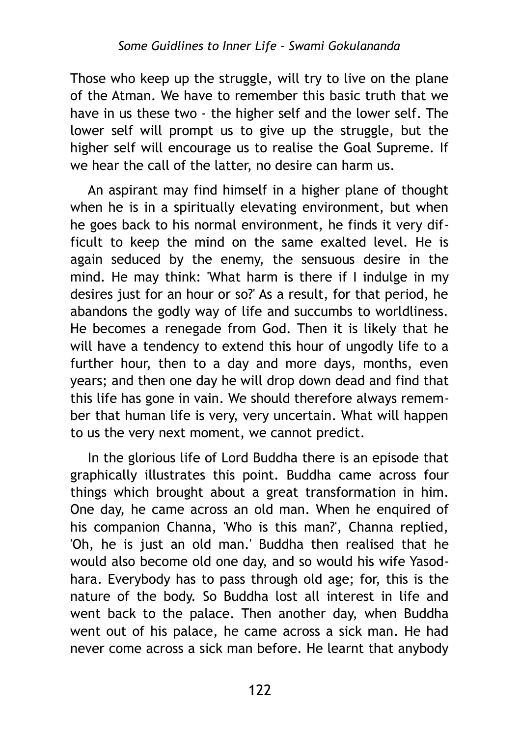Those who keep up the struggle, will try to live on the plane of the Atman. We have to remember this basic truth that we have in us these two - the higher self and the lower self. The lower self will prompt us to give up the struggle, but the higher self will encourage us to realise the Goal Supreme. If we hear the call of the latter, no desire can harm us.

An aspirant may find himself in a higher plane of thought when he is in a spiritually elevating environment, but when he goes back to his normal environment, he finds it very difficult to keep the mind on the same exalted level. He is again seduced by the enemy, the sensuous desire in the mind. He may think: 'What harm is there if I indulge in my desires just for an hour or so?' As a result, for that period, he abandons the godly way of life and succumbs to worldliness. He becomes a renegade from God. Then it is likely that he will have a tendency to extend this hour of ungodly life to a further hour, then to a day and more days, months, even years; and then one day he will drop down dead and find that this life has gone in vain. We should therefore always remember that human life is very, very uncertain. What will happen to us the very next moment, we cannot predict.

In the glorious life of Lord Buddha there is an episode that graphically illustrates this point. Buddha came across four things which brought about a great transformation in him. One day, he came across an old man. When he enquired of his companion Channa, 'Who is this man?', Channa replied, 'Oh, he is just an old man.' Buddha then realised that he would also become old one day, and so would his wife Yasodhara. Everybody has to pass through old age; for, this is the nature of the body. So Buddha lost all interest in life and went back to the palace. Then another day, when Buddha went out of his palace, he came across a sick man. He had never come across a sick man before. He learnt that anybody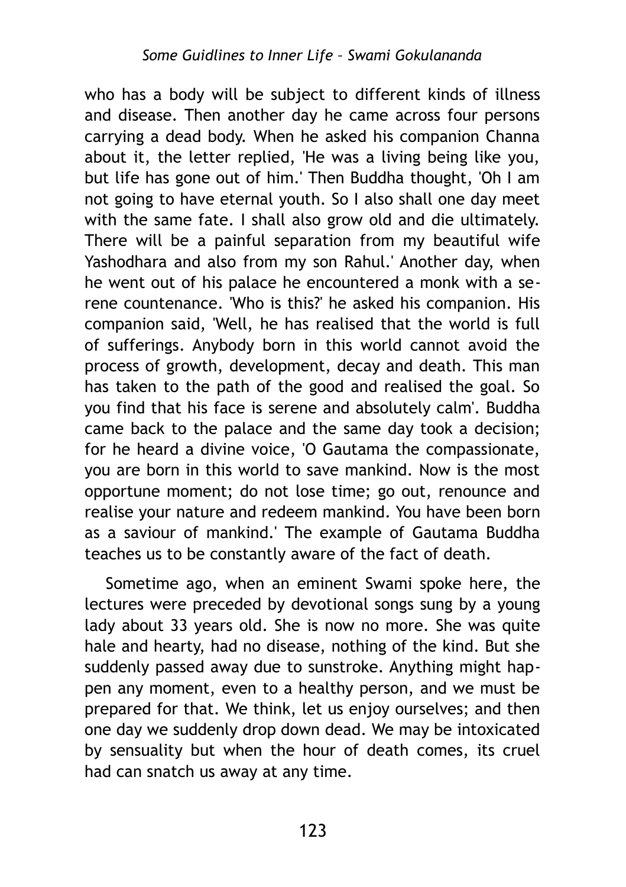who has a body will be subject to different kinds of illness and disease. Then another day he came across four persons carrying a dead body. When he asked his companion Channa about it, the letter replied, 'He was a living being like you, but life has gone out of him.' Then Buddha thought, 'Oh I am not going to have eternal youth. So I also shall one day meet with the same fate. I shall also grow old and die ultimately. There will be a painful separation from my beautiful wife Yashodhara and also from my son Rahul.' Another day, when he went out of his palace he encountered a monk with a serene countenance. 'Who is this?' he asked his companion. His companion said, 'Well, he has realised that the world is full of sufferings. Anybody born in this world cannot avoid the process of growth, development, decay and death. This man has taken to the path of the good and realised the goal. So you find that his face is serene and absolutely calm'. Buddha came back to the palace and the same day took a decision; for he heard a divine voice, 'O Gautama the compassionate, you are born in this world to save mankind. Now is the most opportune moment; do not lose time; go out, renounce and realise your nature and redeem mankind. You have been born as a saviour of mankind.' The example of Gautama Buddha teaches us to be constantly aware of the fact of death.

Sometime ago, when an eminent Swami spoke here, the lectures were preceded by devotional songs sung by a young lady about 33 years old. She is now no more. She was quite hale and hearty, had no disease, nothing of the kind. But she suddenly passed away due to sunstroke. Anything might happen any moment, even to a healthy person, and we must be prepared for that. We think, let us enjoy ourselves; and then one day we suddenly drop down dead. We may be intoxicated by sensuality but when the hour of death comes, its cruel had can snatch us away at any time.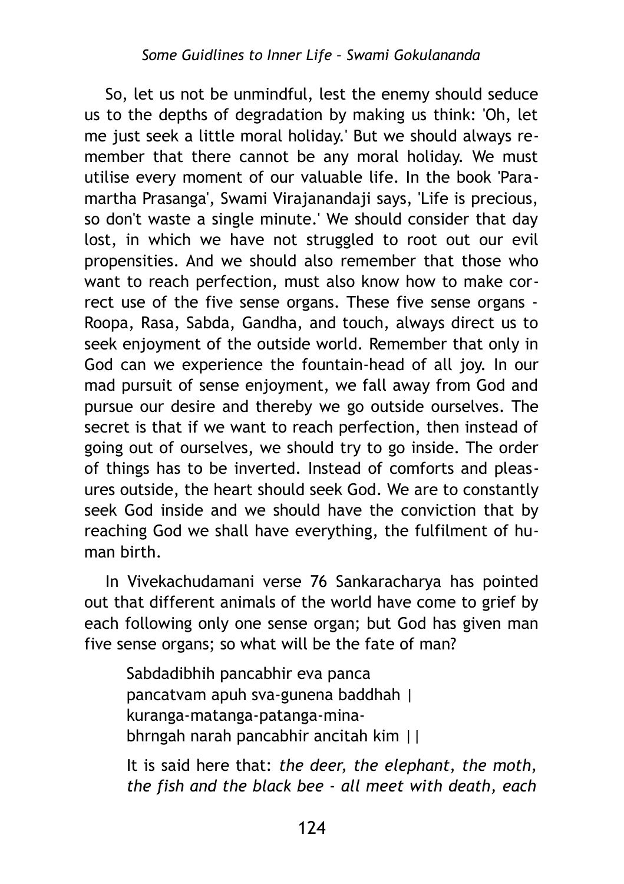So, let us not be unmindful, lest the enemy should seduce us to the depths of degradation by making us think: 'Oh, let me just seek a little moral holiday.' But we should always remember that there cannot be any moral holiday. We must utilise every moment of our valuable life. In the book 'Paramartha Prasanga', Swami Virajanandaji says, 'Life is precious, so don't waste a single minute.' We should consider that day lost, in which we have not struggled to root out our evil propensities. And we should also remember that those who want to reach perfection, must also know how to make correct use of the five sense organs. These five sense organs - Roopa, Rasa, Sabda, Gandha, and touch, always direct us to seek enjoyment of the outside world. Remember that only in God can we experience the fountain-head of all joy. In our mad pursuit of sense enjoyment, we fall away from God and pursue our desire and thereby we go outside ourselves. The secret is that if we want to reach perfection, then instead of going out of ourselves, we should try to go inside. The order of things has to be inverted. Instead of comforts and pleasures outside, the heart should seek God. We are to constantly seek God inside and we should have the conviction that by reaching God we shall have everything, the fulfilment of human birth.

In Vivekachudamani verse 76 Sankaracharya has pointed out that different animals of the world have come to grief by each following only one sense organ; but God has given man five sense organs; so what will be the fate of man?

> Sabdadibhih pancabhir eva panca
> pancatvam apuh sva-gunena baddhah |
> kuranga-matanga-patanga-mina-
> bhrngah narah pancabhir ancitah kim ||

> It is said here that: *the deer, the elephant, the moth, the fish and the black bee - all meet with death, each*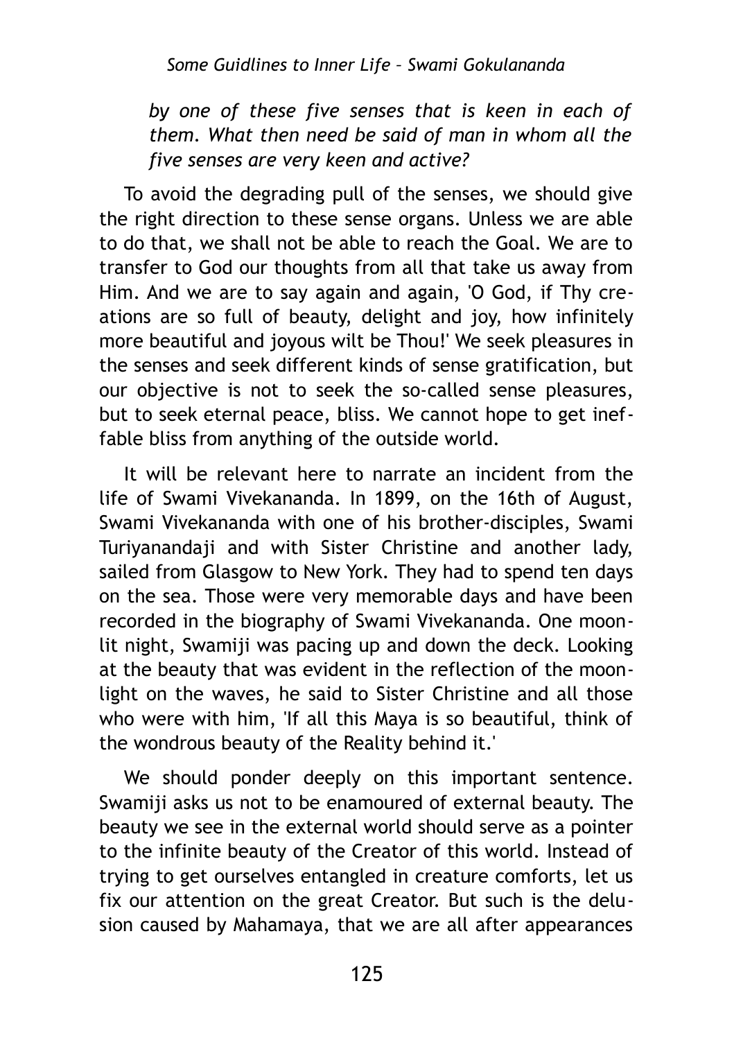*by one of these five senses that is keen in each of them. What then need be said of man in whom all the five senses are very keen and active?*

To avoid the degrading pull of the senses, we should give the right direction to these sense organs. Unless we are able to do that, we shall not be able to reach the Goal. We are to transfer to God our thoughts from all that take us away from Him. And we are to say again and again, 'O God, if Thy creations are so full of beauty, delight and joy, how infinitely more beautiful and joyous wilt be Thou!' We seek pleasures in the senses and seek different kinds of sense gratification, but our objective is not to seek the so-called sense pleasures, but to seek eternal peace, bliss. We cannot hope to get ineffable bliss from anything of the outside world.

It will be relevant here to narrate an incident from the life of Swami Vivekananda. In 1899, on the 16th of August, Swami Vivekananda with one of his brother-disciples, Swami Turiyanandaji and with Sister Christine and another lady, sailed from Glasgow to New York. They had to spend ten days on the sea. Those were very memorable days and have been recorded in the biography of Swami Vivekananda. One moonlit night, Swamiji was pacing up and down the deck. Looking at the beauty that was evident in the reflection of the moonlight on the waves, he said to Sister Christine and all those who were with him, 'If all this Maya is so beautiful, think of the wondrous beauty of the Reality behind it.'

We should ponder deeply on this important sentence. Swamiji asks us not to be enamoured of external beauty. The beauty we see in the external world should serve as a pointer to the infinite beauty of the Creator of this world. Instead of trying to get ourselves entangled in creature comforts, let us fix our attention on the great Creator. But such is the delusion caused by Mahamaya, that we are all after appearances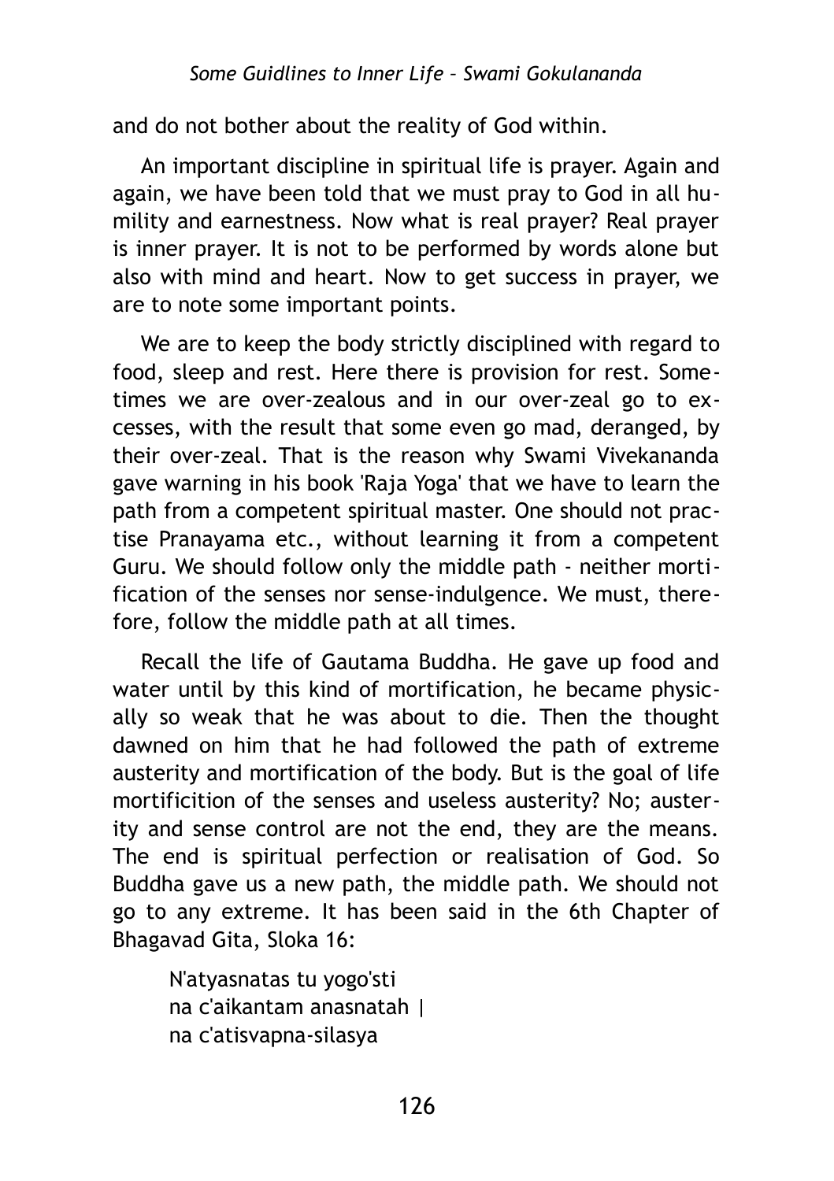and do not bother about the reality of God within.

An important discipline in spiritual life is prayer. Again and again, we have been told that we must pray to God in all humility and earnestness. Now what is real prayer? Real prayer is inner prayer. It is not to be performed by words alone but also with mind and heart. Now to get success in prayer, we are to note some important points.

We are to keep the body strictly disciplined with regard to food, sleep and rest. Here there is provision for rest. Sometimes we are over-zealous and in our over-zeal go to excesses, with the result that some even go mad, deranged, by their over-zeal. That is the reason why Swami Vivekananda gave warning in his book 'Raja Yoga' that we have to learn the path from a competent spiritual master. One should not practise Pranayama etc., without learning it from a competent Guru. We should follow only the middle path - neither mortification of the senses nor sense-indulgence. We must, therefore, follow the middle path at all times.

Recall the life of Gautama Buddha. He gave up food and water until by this kind of mortification, he became physically so weak that he was about to die. Then the thought dawned on him that he had followed the path of extreme austerity and mortification of the body. But is the goal of life mortificition of the senses and useless austerity? No; austerity and sense control are not the end, they are the means. The end is spiritual perfection or realisation of God. So Buddha gave us a new path, the middle path. We should not go to any extreme. It has been said in the 6th Chapter of Bhagavad Gita, Sloka 16:

> N'atyasnatas tu yogo'sti
> na c'aikantam anasnatah |
> na c'atisvapna-silasya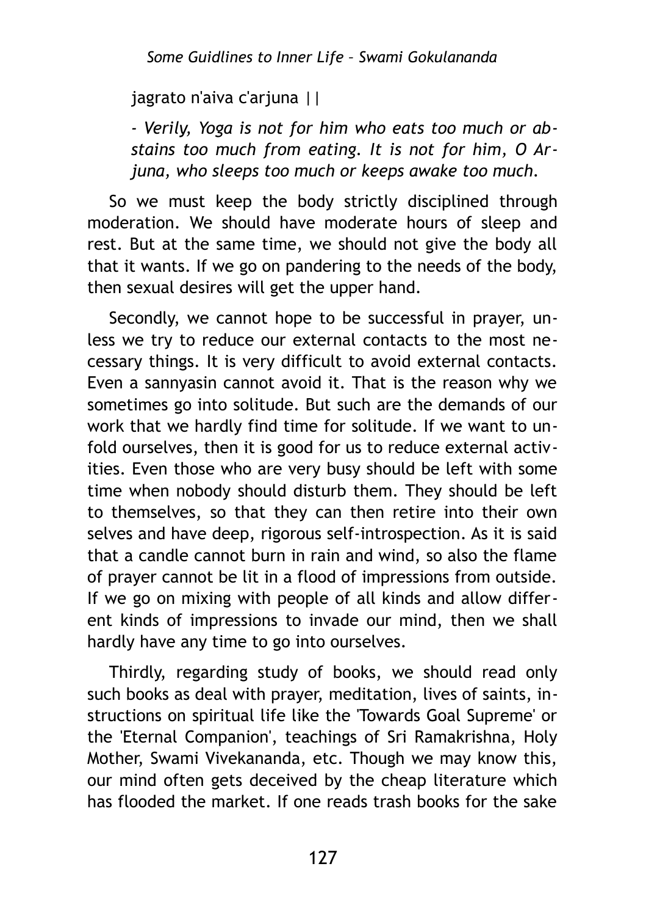jagrato n'aiva c'arjuna ||

*- Verily, Yoga is not for him who eats too much or abstains too much from eating. It is not for him, O Arjuna, who sleeps too much or keeps awake too much.*

So we must keep the body strictly disciplined through moderation. We should have moderate hours of sleep and rest. But at the same time, we should not give the body all that it wants. If we go on pandering to the needs of the body, then sexual desires will get the upper hand.

Secondly, we cannot hope to be successful in prayer, unless we try to reduce our external contacts to the most necessary things. It is very difficult to avoid external contacts. Even a sannyasin cannot avoid it. That is the reason why we sometimes go into solitude. But such are the demands of our work that we hardly find time for solitude. If we want to unfold ourselves, then it is good for us to reduce external activities. Even those who are very busy should be left with some time when nobody should disturb them. They should be left to themselves, so that they can then retire into their own selves and have deep, rigorous self-introspection. As it is said that a candle cannot burn in rain and wind, so also the flame of prayer cannot be lit in a flood of impressions from outside. If we go on mixing with people of all kinds and allow different kinds of impressions to invade our mind, then we shall hardly have any time to go into ourselves.

Thirdly, regarding study of books, we should read only such books as deal with prayer, meditation, lives of saints, instructions on spiritual life like the 'Towards Goal Supreme' or the 'Eternal Companion', teachings of Sri Ramakrishna, Holy Mother, Swami Vivekananda, etc. Though we may know this, our mind often gets deceived by the cheap literature which has flooded the market. If one reads trash books for the sake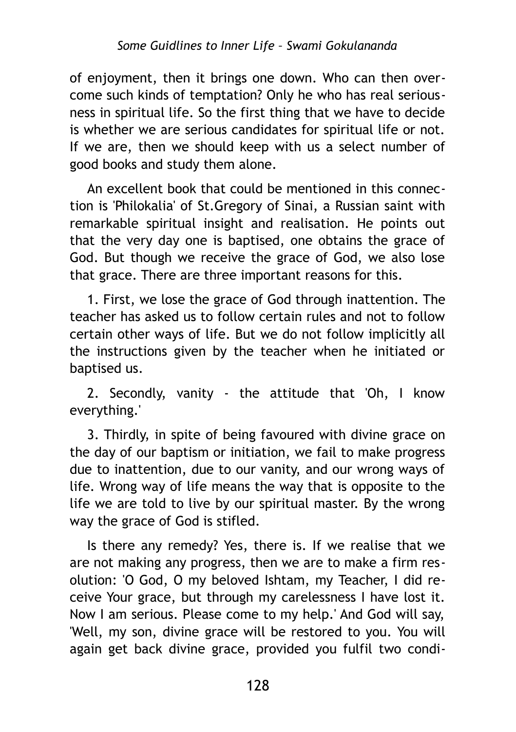of enjoyment, then it brings one down. Who can then overcome such kinds of temptation? Only he who has real seriousness in spiritual life. So the first thing that we have to decide is whether we are serious candidates for spiritual life or not. If we are, then we should keep with us a select number of good books and study them alone.

An excellent book that could be mentioned in this connection is 'Philokalia' of St.Gregory of Sinai, a Russian saint with remarkable spiritual insight and realisation. He points out that the very day one is baptised, one obtains the grace of God. But though we receive the grace of God, we also lose that grace. There are three important reasons for this.

1. First, we lose the grace of God through inattention. The teacher has asked us to follow certain rules and not to follow certain other ways of life. But we do not follow implicitly all the instructions given by the teacher when he initiated or baptised us.

2. Secondly, vanity - the attitude that 'Oh, I know everything.'

3. Thirdly, in spite of being favoured with divine grace on the day of our baptism or initiation, we fail to make progress due to inattention, due to our vanity, and our wrong ways of life. Wrong way of life means the way that is opposite to the life we are told to live by our spiritual master. By the wrong way the grace of God is stifled.

Is there any remedy? Yes, there is. If we realise that we are not making any progress, then we are to make a firm resolution: 'O God, O my beloved Ishtam, my Teacher, I did receive Your grace, but through my carelessness I have lost it. Now I am serious. Please come to my help.' And God will say, 'Well, my son, divine grace will be restored to you. You will again get back divine grace, provided you fulfil two condi-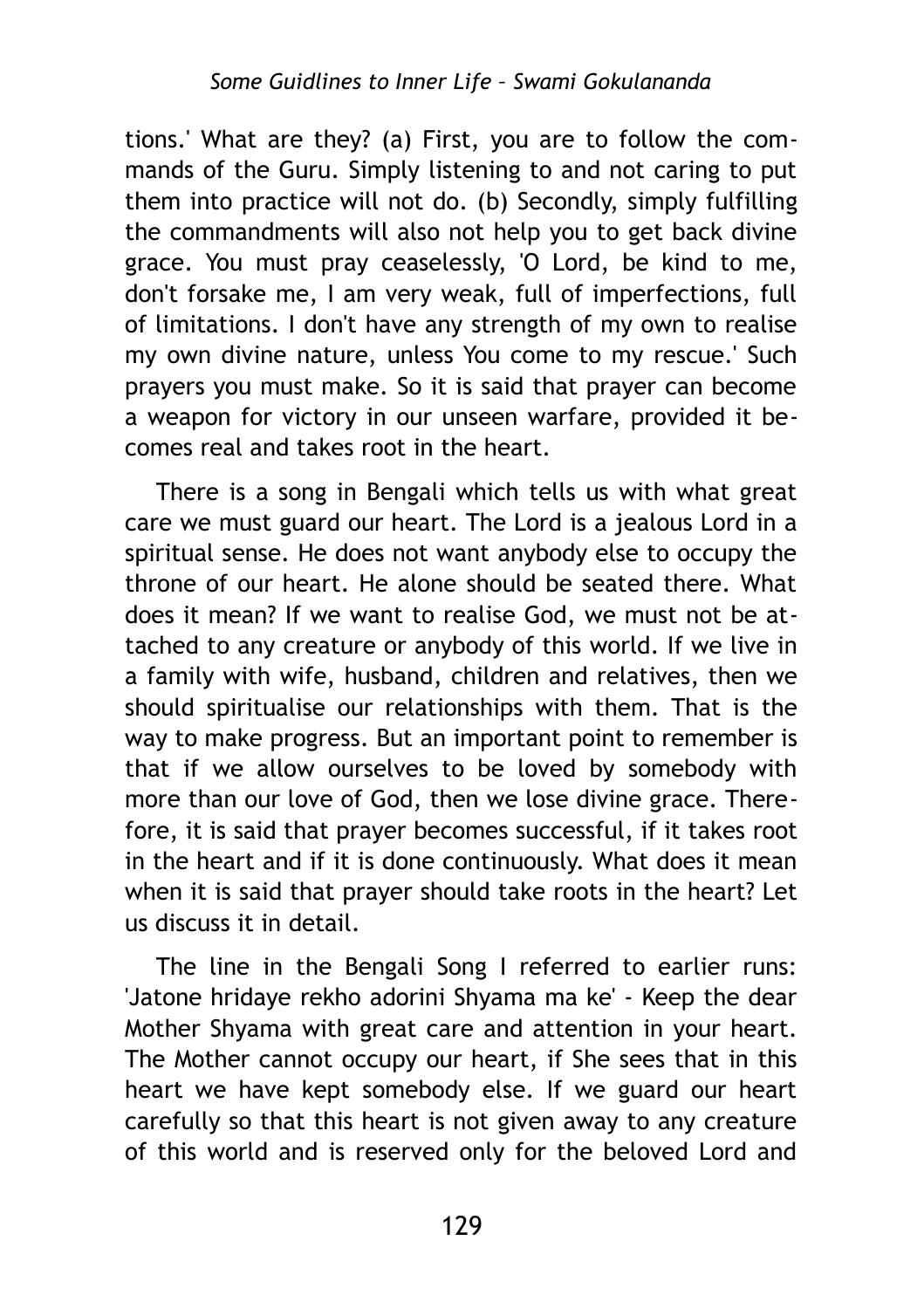tions.' What are they? (a) First, you are to follow the commands of the Guru. Simply listening to and not caring to put them into practice will not do. (b) Secondly, simply fulfilling the commandments will also not help you to get back divine grace. You must pray ceaselessly, 'O Lord, be kind to me, don't forsake me, I am very weak, full of imperfections, full of limitations. I don't have any strength of my own to realise my own divine nature, unless You come to my rescue.' Such prayers you must make. So it is said that prayer can become a weapon for victory in our unseen warfare, provided it becomes real and takes root in the heart.

There is a song in Bengali which tells us with what great care we must guard our heart. The Lord is a jealous Lord in a spiritual sense. He does not want anybody else to occupy the throne of our heart. He alone should be seated there. What does it mean? If we want to realise God, we must not be attached to any creature or anybody of this world. If we live in a family with wife, husband, children and relatives, then we should spiritualise our relationships with them. That is the way to make progress. But an important point to remember is that if we allow ourselves to be loved by somebody with more than our love of God, then we lose divine grace. Therefore, it is said that prayer becomes successful, if it takes root in the heart and if it is done continuously. What does it mean when it is said that prayer should take roots in the heart? Let us discuss it in detail.

The line in the Bengali Song I referred to earlier runs: 'Jatone hridaye rekho adorini Shyama ma ke' - Keep the dear Mother Shyama with great care and attention in your heart. The Mother cannot occupy our heart, if She sees that in this heart we have kept somebody else. If we guard our heart carefully so that this heart is not given away to any creature of this world and is reserved only for the beloved Lord and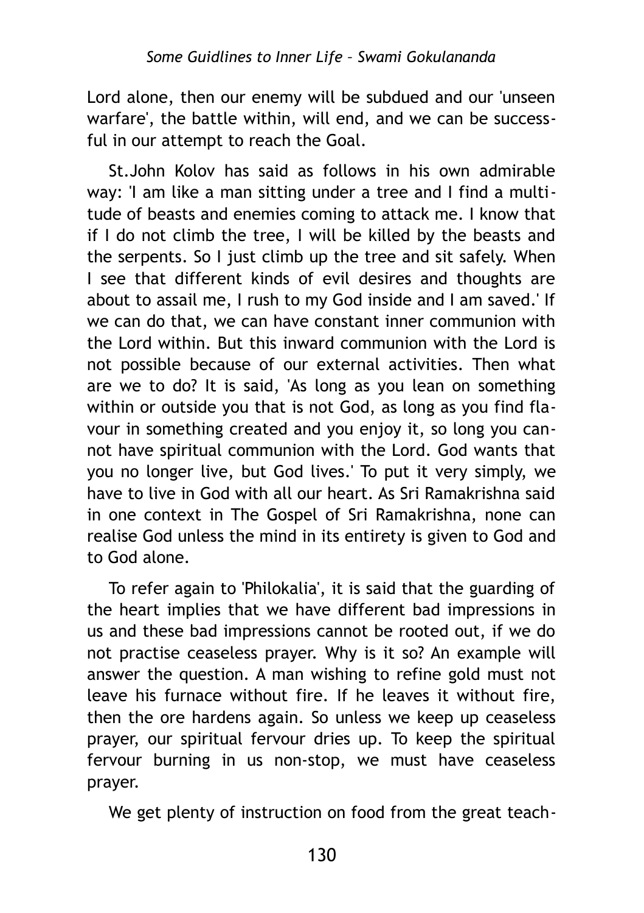Lord alone, then our enemy will be subdued and our 'unseen warfare', the battle within, will end, and we can be successful in our attempt to reach the Goal.

St.John Kolov has said as follows in his own admirable way: 'I am like a man sitting under a tree and I find a multitude of beasts and enemies coming to attack me. I know that if I do not climb the tree, I will be killed by the beasts and the serpents. So I just climb up the tree and sit safely. When I see that different kinds of evil desires and thoughts are about to assail me, I rush to my God inside and I am saved.' If we can do that, we can have constant inner communion with the Lord within. But this inward communion with the Lord is not possible because of our external activities. Then what are we to do? It is said, 'As long as you lean on something within or outside you that is not God, as long as you find flavour in something created and you enjoy it, so long you cannot have spiritual communion with the Lord. God wants that you no longer live, but God lives.' To put it very simply, we have to live in God with all our heart. As Sri Ramakrishna said in one context in The Gospel of Sri Ramakrishna, none can realise God unless the mind in its entirety is given to God and to God alone.

To refer again to 'Philokalia', it is said that the guarding of the heart implies that we have different bad impressions in us and these bad impressions cannot be rooted out, if we do not practise ceaseless prayer. Why is it so? An example will answer the question. A man wishing to refine gold must not leave his furnace without fire. If he leaves it without fire, then the ore hardens again. So unless we keep up ceaseless prayer, our spiritual fervour dries up. To keep the spiritual fervour burning in us non-stop, we must have ceaseless prayer.

We get plenty of instruction on food from the great teach-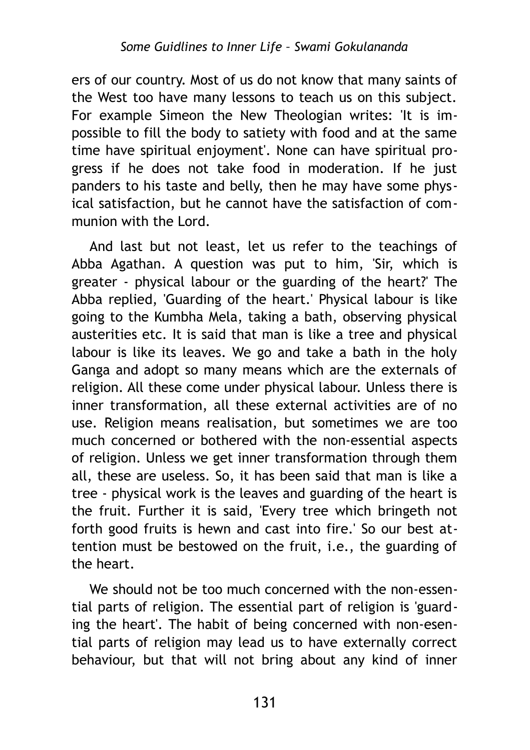ers of our country. Most of us do not know that many saints of the West too have many lessons to teach us on this subject. For example Simeon the New Theologian writes: 'It is impossible to fill the body to satiety with food and at the same time have spiritual enjoyment'. None can have spiritual progress if he does not take food in moderation. If he just panders to his taste and belly, then he may have some physical satisfaction, but he cannot have the satisfaction of communion with the Lord.

And last but not least, let us refer to the teachings of Abba Agathan. A question was put to him, 'Sir, which is greater - physical labour or the guarding of the heart?' The Abba replied, 'Guarding of the heart.' Physical labour is like going to the Kumbha Mela, taking a bath, observing physical austerities etc. It is said that man is like a tree and physical labour is like its leaves. We go and take a bath in the holy Ganga and adopt so many means which are the externals of religion. All these come under physical labour. Unless there is inner transformation, all these external activities are of no use. Religion means realisation, but sometimes we are too much concerned or bothered with the non-essential aspects of religion. Unless we get inner transformation through them all, these are useless. So, it has been said that man is like a tree - physical work is the leaves and guarding of the heart is the fruit. Further it is said, 'Every tree which bringeth not forth good fruits is hewn and cast into fire.' So our best attention must be bestowed on the fruit, i.e., the guarding of the heart.

We should not be too much concerned with the non-essential parts of religion. The essential part of religion is 'guarding the heart'. The habit of being concerned with non-esential parts of religion may lead us to have externally correct behaviour, but that will not bring about any kind of inner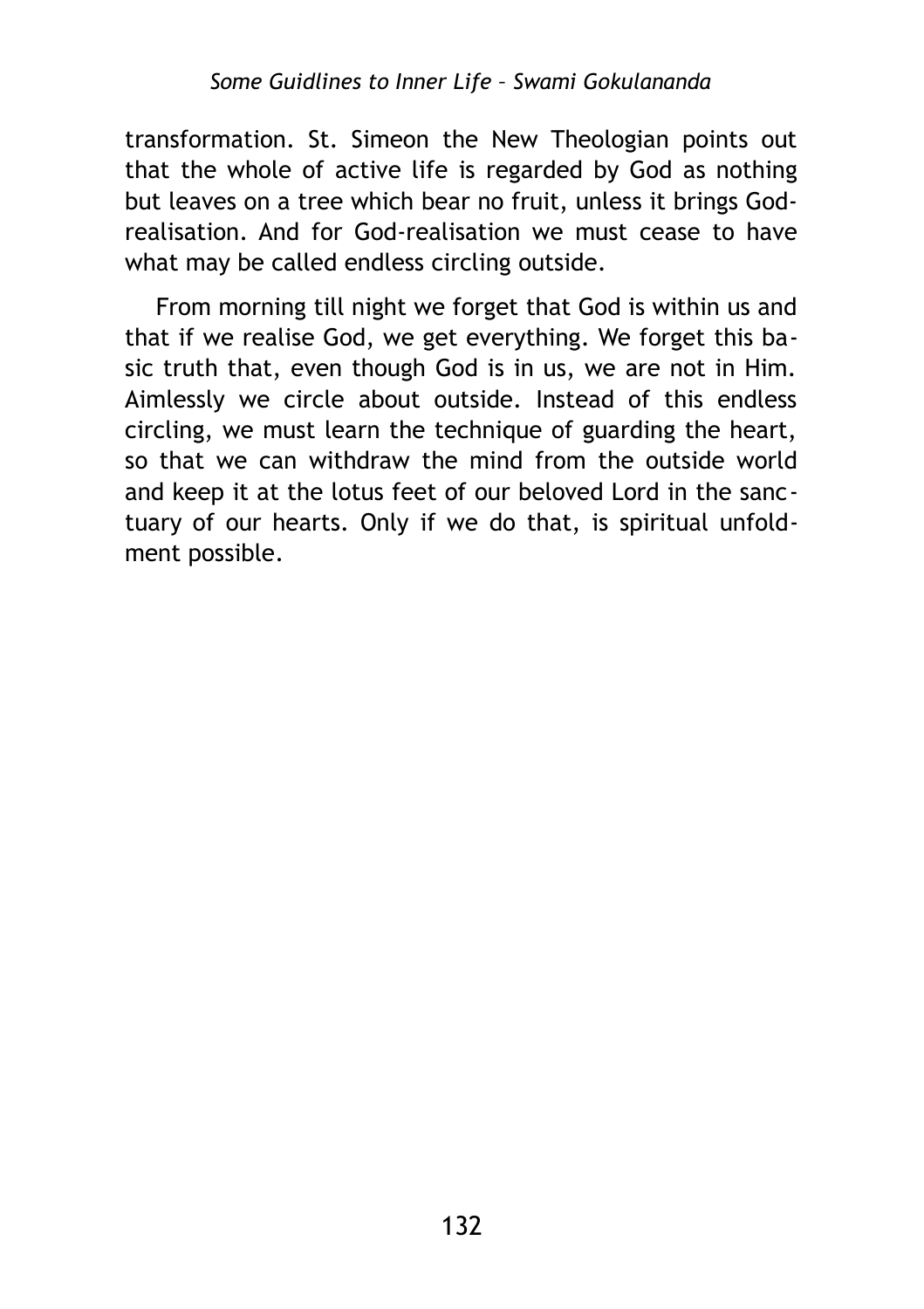transformation. St. Simeon the New Theologian points out that the whole of active life is regarded by God as nothing but leaves on a tree which bear no fruit, unless it brings God-realisation. And for God-realisation we must cease to have what may be called endless circling outside.

From morning till night we forget that God is within us and that if we realise God, we get everything. We forget this basic truth that, even though God is in us, we are not in Him. Aimlessly we circle about outside. Instead of this endless circling, we must learn the technique of guarding the heart, so that we can withdraw the mind from the outside world and keep it at the lotus feet of our beloved Lord in the sanctuary of our hearts. Only if we do that, is spiritual unfoldment possible.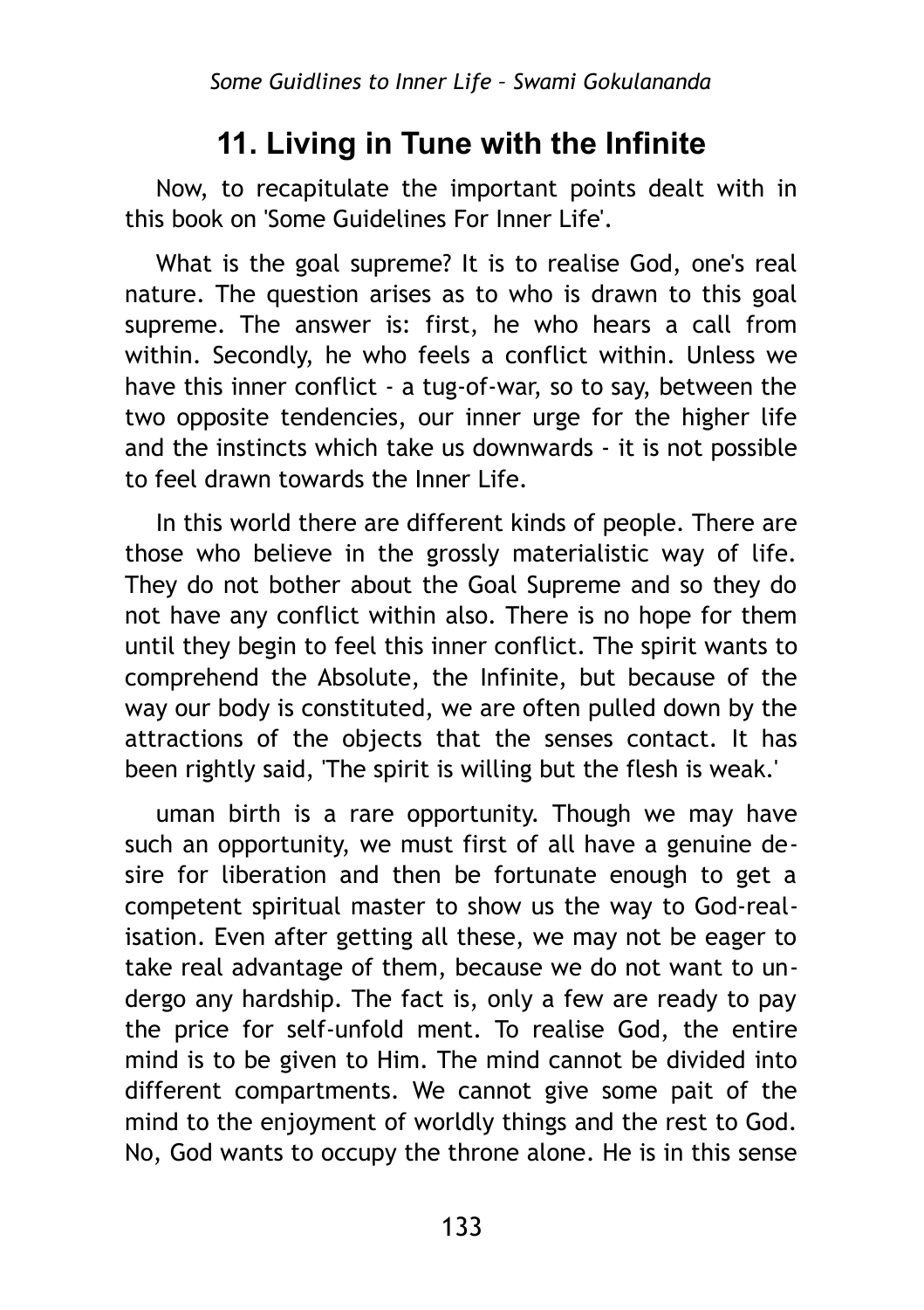## 11. Living in Tune with the Infinite

Now, to recapitulate the important points dealt with in this book on 'Some Guidelines For Inner Life'.

What is the goal supreme? It is to realise God, one's real nature. The question arises as to who is drawn to this goal supreme. The answer is: first, he who hears a call from within. Secondly, he who feels a conflict within. Unless we have this inner conflict - a tug-of-war, so to say, between the two opposite tendencies, our inner urge for the higher life and the instincts which take us downwards - it is not possible to feel drawn towards the Inner Life.

In this world there are different kinds of people. There are those who believe in the grossly materialistic way of life. They do not bother about the Goal Supreme and so they do not have any conflict within also. There is no hope for them until they begin to feel this inner conflict. The spirit wants to comprehend the Absolute, the Infinite, but because of the way our body is constituted, we are often pulled down by the attractions of the objects that the senses contact. It has been rightly said, 'The spirit is willing but the flesh is weak.'

uman birth is a rare opportunity. Though we may have such an opportunity, we must first of all have a genuine desire for liberation and then be fortunate enough to get a competent spiritual master to show us the way to God-realisation. Even after getting all these, we may not be eager to take real advantage of them, because we do not want to undergo any hardship. The fact is, only a few are ready to pay the price for self-unfold ment. To realise God, the entire mind is to be given to Him. The mind cannot be divided into different compartments. We cannot give some pait of the mind to the enjoyment of worldly things and the rest to God. No, God wants to occupy the throne alone. He is in this sense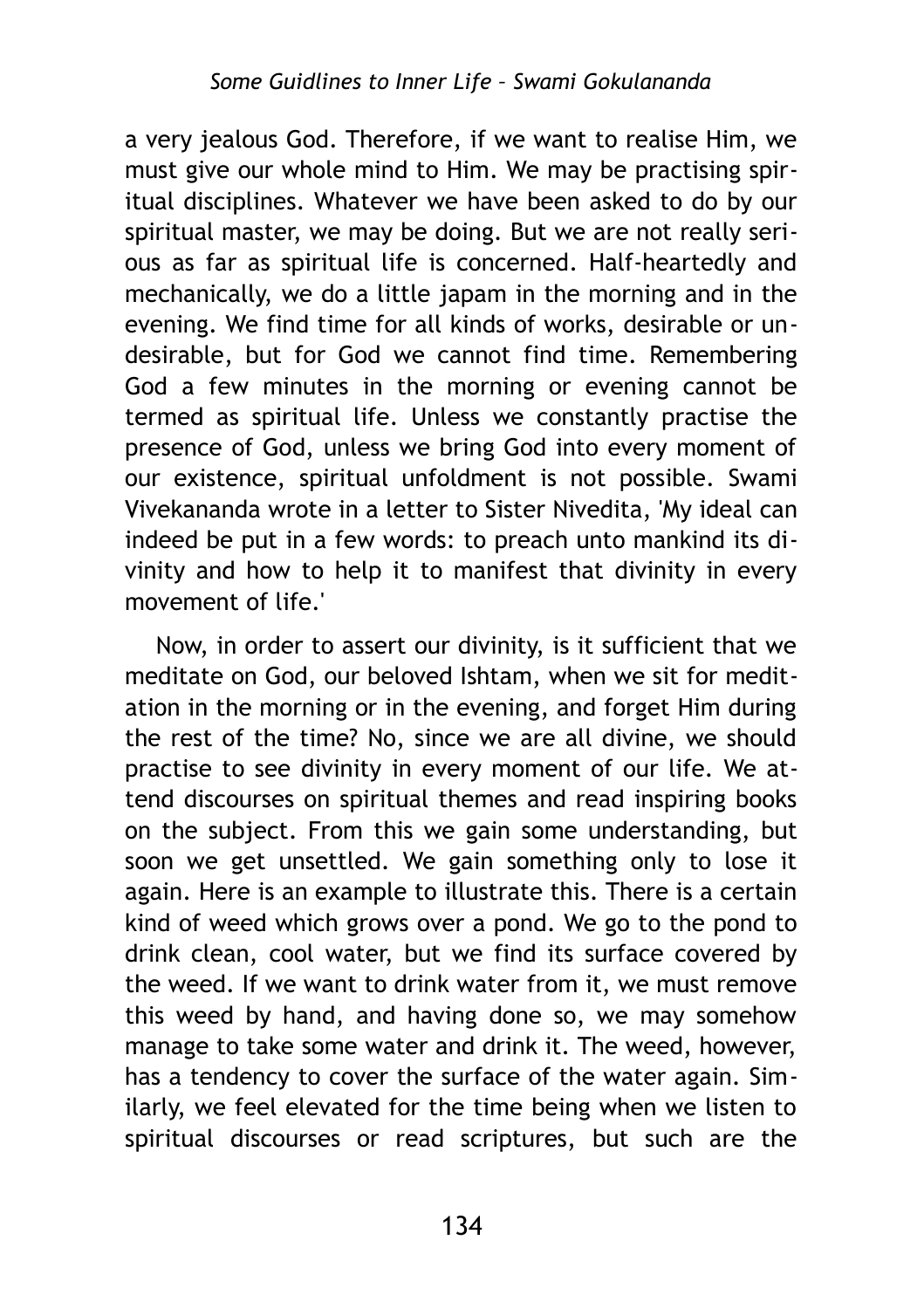a very jealous God. Therefore, if we want to realise Him, we must give our whole mind to Him. We may be practising spiritual disciplines. Whatever we have been asked to do by our spiritual master, we may be doing. But we are not really serious as far as spiritual life is concerned. Half-heartedly and mechanically, we do a little japam in the morning and in the evening. We find time for all kinds of works, desirable or undesirable, but for God we cannot find time. Remembering God a few minutes in the morning or evening cannot be termed as spiritual life. Unless we constantly practise the presence of God, unless we bring God into every moment of our existence, spiritual unfoldment is not possible. Swami Vivekananda wrote in a letter to Sister Nivedita, 'My ideal can indeed be put in a few words: to preach unto mankind its divinity and how to help it to manifest that divinity in every movement of life.'

Now, in order to assert our divinity, is it sufficient that we meditate on God, our beloved Ishtam, when we sit for meditation in the morning or in the evening, and forget Him during the rest of the time? No, since we are all divine, we should practise to see divinity in every moment of our life. We attend discourses on spiritual themes and read inspiring books on the subject. From this we gain some understanding, but soon we get unsettled. We gain something only to lose it again. Here is an example to illustrate this. There is a certain kind of weed which grows over a pond. We go to the pond to drink clean, cool water, but we find its surface covered by the weed. If we want to drink water from it, we must remove this weed by hand, and having done so, we may somehow manage to take some water and drink it. The weed, however, has a tendency to cover the surface of the water again. Similarly, we feel elevated for the time being when we listen to spiritual discourses or read scriptures, but such are the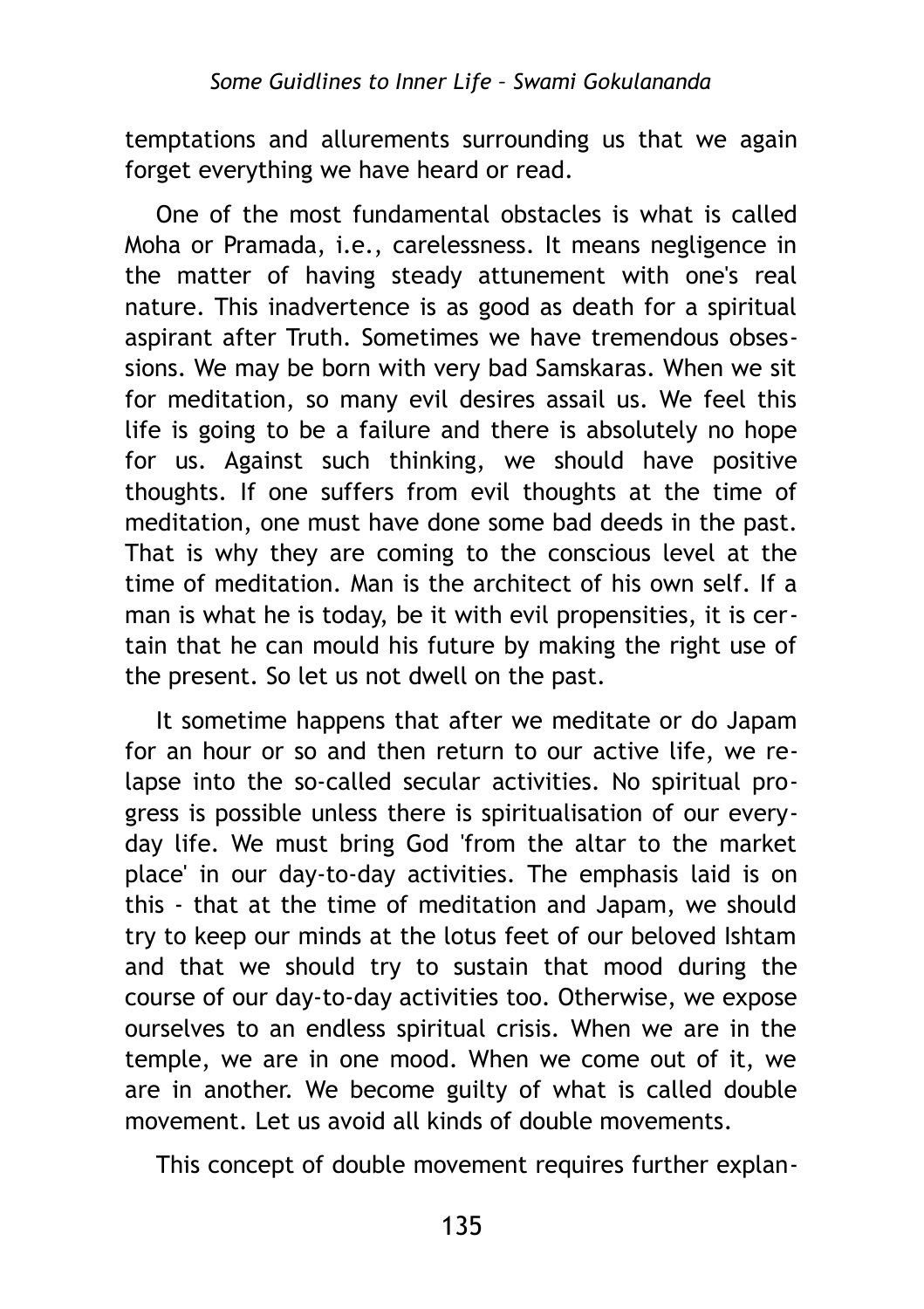temptations and allurements surrounding us that we again forget everything we have heard or read.

One of the most fundamental obstacles is what is called Moha or Pramada, i.e., carelessness. It means negligence in the matter of having steady attunement with one's real nature. This inadvertence is as good as death for a spiritual aspirant after Truth. Sometimes we have tremendous obsessions. We may be born with very bad Samskaras. When we sit for meditation, so many evil desires assail us. We feel this life is going to be a failure and there is absolutely no hope for us. Against such thinking, we should have positive thoughts. If one suffers from evil thoughts at the time of meditation, one must have done some bad deeds in the past. That is why they are coming to the conscious level at the time of meditation. Man is the architect of his own self. If a man is what he is today, be it with evil propensities, it is certain that he can mould his future by making the right use of the present. So let us not dwell on the past.

It sometime happens that after we meditate or do Japam for an hour or so and then return to our active life, we relapse into the so-called secular activities. No spiritual progress is possible unless there is spiritualisation of our everyday life. We must bring God 'from the altar to the market place' in our day-to-day activities. The emphasis laid is on this - that at the time of meditation and Japam, we should try to keep our minds at the lotus feet of our beloved Ishtam and that we should try to sustain that mood during the course of our day-to-day activities too. Otherwise, we expose ourselves to an endless spiritual crisis. When we are in the temple, we are in one mood. When we come out of it, we are in another. We become guilty of what is called double movement. Let us avoid all kinds of double movements.

This concept of double movement requires further explan-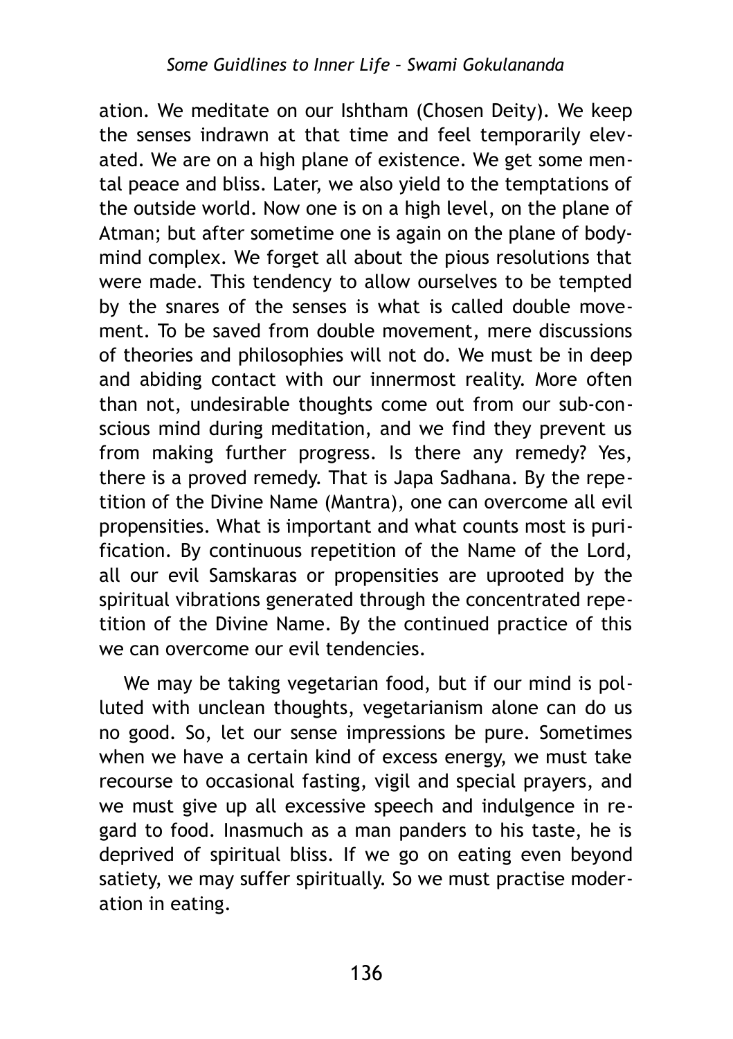ation. We meditate on our Ishtham (Chosen Deity). We keep the senses indrawn at that time and feel temporarily elevated. We are on a high plane of existence. We get some mental peace and bliss. Later, we also yield to the temptations of the outside world. Now one is on a high level, on the plane of Atman; but after sometime one is again on the plane of body-mind complex. We forget all about the pious resolutions that were made. This tendency to allow ourselves to be tempted by the snares of the senses is what is called double movement. To be saved from double movement, mere discussions of theories and philosophies will not do. We must be in deep and abiding contact with our innermost reality. More often than not, undesirable thoughts come out from our sub-conscious mind during meditation, and we find they prevent us from making further progress. Is there any remedy? Yes, there is a proved remedy. That is Japa Sadhana. By the repetition of the Divine Name (Mantra), one can overcome all evil propensities. What is important and what counts most is purification. By continuous repetition of the Name of the Lord, all our evil Samskaras or propensities are uprooted by the spiritual vibrations generated through the concentrated repetition of the Divine Name. By the continued practice of this we can overcome our evil tendencies.

We may be taking vegetarian food, but if our mind is polluted with unclean thoughts, vegetarianism alone can do us no good. So, let our sense impressions be pure. Sometimes when we have a certain kind of excess energy, we must take recourse to occasional fasting, vigil and special prayers, and we must give up all excessive speech and indulgence in regard to food. Inasmuch as a man panders to his taste, he is deprived of spiritual bliss. If we go on eating even beyond satiety, we may suffer spiritually. So we must practise moderation in eating.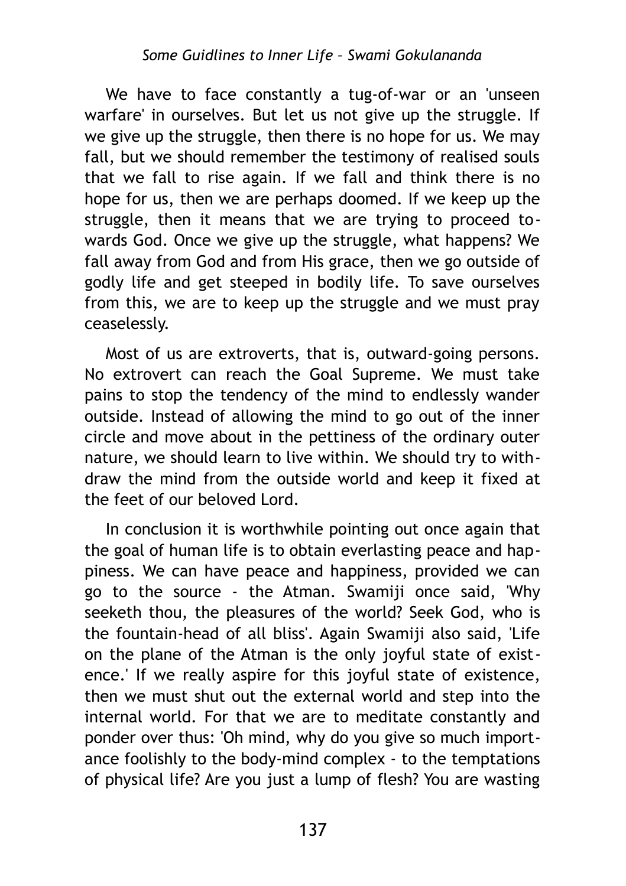We have to face constantly a tug-of-war or an 'unseen warfare' in ourselves. But let us not give up the struggle. If we give up the struggle, then there is no hope for us. We may fall, but we should remember the testimony of realised souls that we fall to rise again. If we fall and think there is no hope for us, then we are perhaps doomed. If we keep up the struggle, then it means that we are trying to proceed towards God. Once we give up the struggle, what happens? We fall away from God and from His grace, then we go outside of godly life and get steeped in bodily life. To save ourselves from this, we are to keep up the struggle and we must pray ceaselessly.

Most of us are extroverts, that is, outward-going persons. No extrovert can reach the Goal Supreme. We must take pains to stop the tendency of the mind to endlessly wander outside. Instead of allowing the mind to go out of the inner circle and move about in the pettiness of the ordinary outer nature, we should learn to live within. We should try to withdraw the mind from the outside world and keep it fixed at the feet of our beloved Lord.

In conclusion it is worthwhile pointing out once again that the goal of human life is to obtain everlasting peace and happiness. We can have peace and happiness, provided we can go to the source - the Atman. Swamiji once said, 'Why seeketh thou, the pleasures of the world? Seek God, who is the fountain-head of all bliss'. Again Swamiji also said, 'Life on the plane of the Atman is the only joyful state of existence.' If we really aspire for this joyful state of existence, then we must shut out the external world and step into the internal world. For that we are to meditate constantly and ponder over thus: 'Oh mind, why do you give so much importance foolishly to the body-mind complex - to the temptations of physical life? Are you just a lump of flesh? You are wasting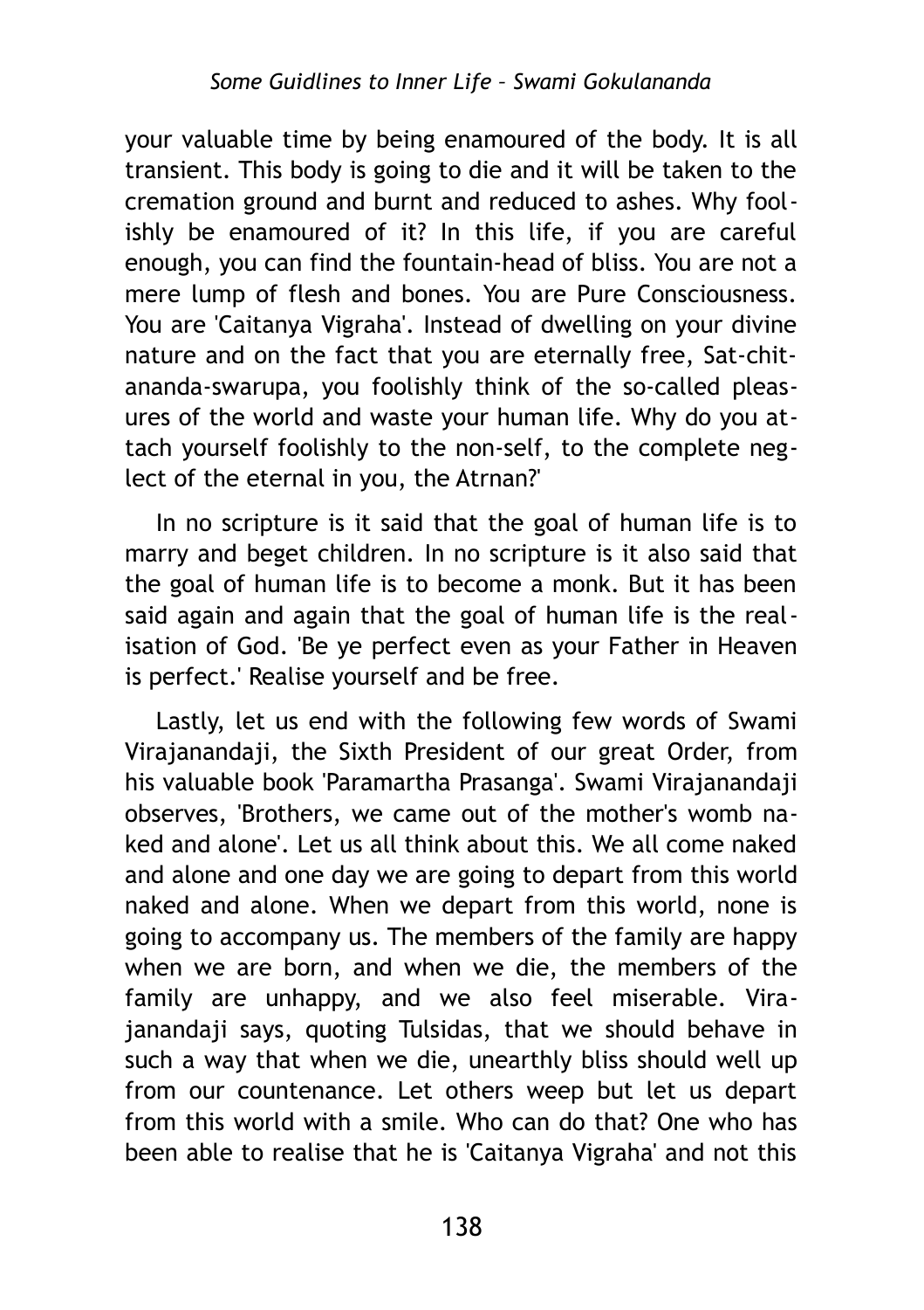your valuable time by being enamoured of the body. It is all transient. This body is going to die and it will be taken to the cremation ground and burnt and reduced to ashes. Why foolishly be enamoured of it? In this life, if you are careful enough, you can find the fountain-head of bliss. You are not a mere lump of flesh and bones. You are Pure Consciousness. You are 'Caitanya Vigraha'. Instead of dwelling on your divine nature and on the fact that you are eternally free, Sat-chit-ananda-swarupa, you foolishly think of the so-called pleasures of the world and waste your human life. Why do you attach yourself foolishly to the non-self, to the complete neglect of the eternal in you, the Atrnan?'

In no scripture is it said that the goal of human life is to marry and beget children. In no scripture is it also said that the goal of human life is to become a monk. But it has been said again and again that the goal of human life is the realisation of God. 'Be ye perfect even as your Father in Heaven is perfect.' Realise yourself and be free.

Lastly, let us end with the following few words of Swami Virajanandaji, the Sixth President of our great Order, from his valuable book 'Paramartha Prasanga'. Swami Virajanandaji observes, 'Brothers, we came out of the mother's womb naked and alone'. Let us all think about this. We all come naked and alone and one day we are going to depart from this world naked and alone. When we depart from this world, none is going to accompany us. The members of the family are happy when we are born, and when we die, the members of the family are unhappy, and we also feel miserable. Virajanandaji says, quoting Tulsidas, that we should behave in such a way that when we die, unearthly bliss should well up from our countenance. Let others weep but let us depart from this world with a smile. Who can do that? One who has been able to realise that he is 'Caitanya Vigraha' and not this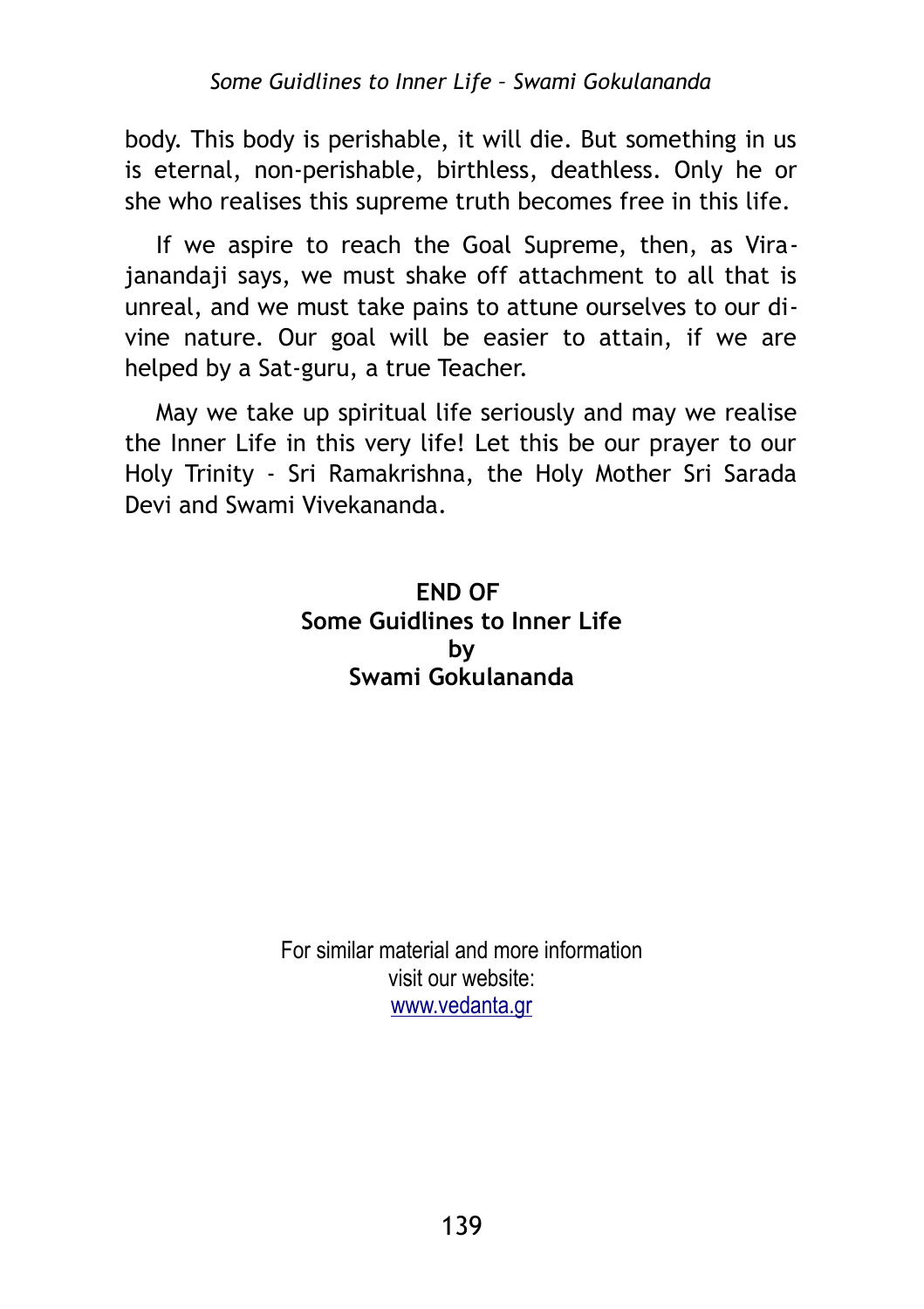body. This body is perishable, it will die. But something in us is eternal, non-perishable, birthless, deathless. Only he or she who realises this supreme truth becomes free in this life.

If we aspire to reach the Goal Supreme, then, as Virajanandaji says, we must shake off attachment to all that is unreal, and we must take pains to attune ourselves to our divine nature. Our goal will be easier to attain, if we are helped by a Sat-guru, a true Teacher.

May we take up spiritual life seriously and may we realise the Inner Life in this very life! Let this be our prayer to our Holy Trinity - Sri Ramakrishna, the Holy Mother Sri Sarada Devi and Swami Vivekananda.

**END OF**
**Some Guidlines to Inner Life**
**by**
**Swami Gokulananda**

For similar material and more information
visit our website:
www.vedanta.gr